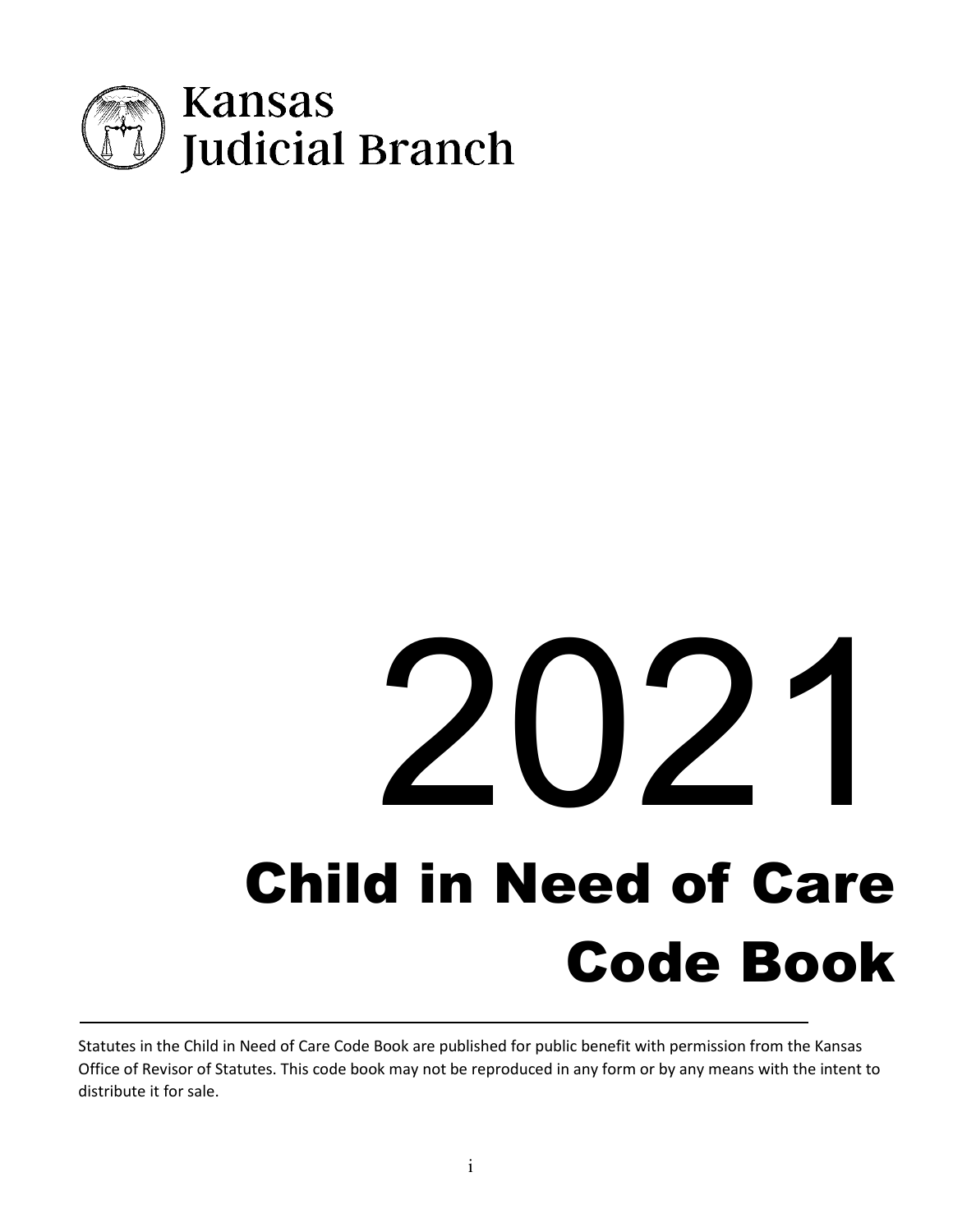Kansas
Judicial Branch

# 2021

# Child in Need of Care Code Book

Statutes in the Child in Need of Care Code Book are published for public benefit with permission from the Kansas Office of Revisor of Statutes. This code book may not be reproduced in any form or by any means with the intent to distribute it for sale.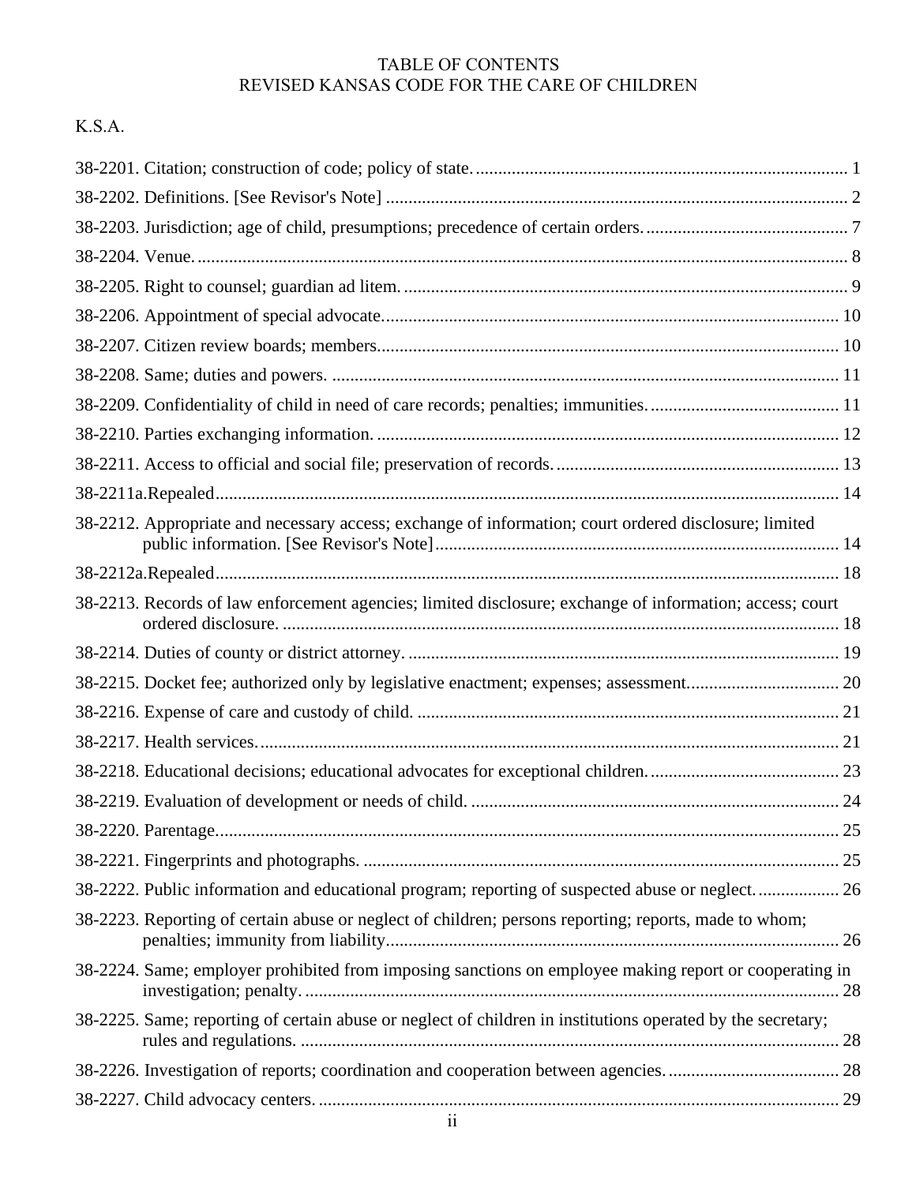# TABLE OF CONTENTS
# REVISED KANSAS CODE FOR THE CARE OF CHILDREN

K.S.A.

38-2201. Citation; construction of code; policy of state. .......... 1

38-2202. Definitions. [See Revisor's Note] .......... 2

38-2203. Jurisdiction; age of child, presumptions; precedence of certain orders. .......... 7

38-2204. Venue. .......... 8

38-2205. Right to counsel; guardian ad litem. .......... 9

38-2206. Appointment of special advocate. .......... 10

38-2207. Citizen review boards; members. .......... 10

38-2208. Same; duties and powers. .......... 11

38-2209. Confidentiality of child in need of care records; penalties; immunities. .......... 11

38-2210. Parties exchanging information. .......... 12

38-2211. Access to official and social file; preservation of records. .......... 13

38-2211a.Repealed .......... 14

38-2212. Appropriate and necessary access; exchange of information; court ordered disclosure; limited public information. [See Revisor's Note] .......... 14

38-2212a.Repealed .......... 18

38-2213. Records of law enforcement agencies; limited disclosure; exchange of information; access; court ordered disclosure. .......... 18

38-2214. Duties of county or district attorney. .......... 19

38-2215. Docket fee; authorized only by legislative enactment; expenses; assessment. .......... 20

38-2216. Expense of care and custody of child. .......... 21

38-2217. Health services. .......... 21

38-2218. Educational decisions; educational advocates for exceptional children. .......... 23

38-2219. Evaluation of development or needs of child. .......... 24

38-2220. Parentage. .......... 25

38-2221. Fingerprints and photographs. .......... 25

38-2222. Public information and educational program; reporting of suspected abuse or neglect. .......... 26

38-2223. Reporting of certain abuse or neglect of children; persons reporting; reports, made to whom; penalties; immunity from liability .......... 26

38-2224. Same; employer prohibited from imposing sanctions on employee making report or cooperating in investigation; penalty. .......... 28

38-2225. Same; reporting of certain abuse or neglect of children in institutions operated by the secretary; rules and regulations. .......... 28

38-2226. Investigation of reports; coordination and cooperation between agencies. .......... 28

38-2227. Child advocacy centers. .......... 29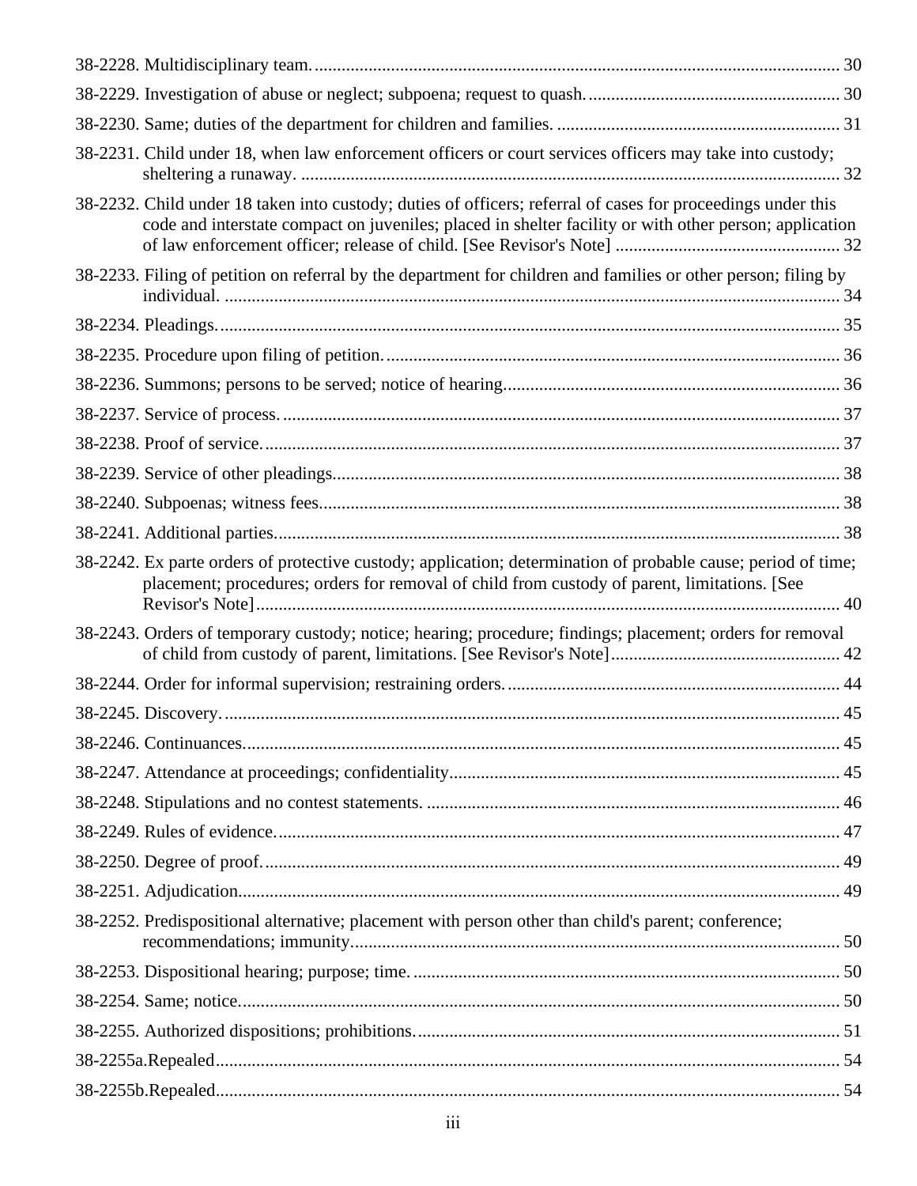38-2228. Multidisciplinary team. .................................................................................................................. 30

38-2229. Investigation of abuse or neglect; subpoena; request to quash. ....................................................... 30

38-2230. Same; duties of the department for children and families. ............................................................. 31

38-2231. Child under 18, when law enforcement officers or court services officers may take into custody; sheltering a runaway. ..................................................................................................................... 32

38-2232. Child under 18 taken into custody; duties of officers; referral of cases for proceedings under this code and interstate compact on juveniles; placed in shelter facility or with other person; application of law enforcement officer; release of child. [See Revisor's Note] ................................................. 32

38-2233. Filing of petition on referral by the department for children and families or other person; filing by individual. ..................................................................................................................................... 34

38-2234. Pleadings. ....................................................................................................................................... 35

38-2235. Procedure upon filing of petition. .................................................................................................. 36

38-2236. Summons; persons to be served; notice of hearing. ........................................................................ 36

38-2237. Service of process. ......................................................................................................................... 37

38-2238. Proof of service. ............................................................................................................................. 37

38-2239. Service of other pleadings. ............................................................................................................. 38

38-2240. Subpoenas; witness fees. ................................................................................................................ 38

38-2241. Additional parties. .......................................................................................................................... 38

38-2242. Ex parte orders of protective custody; application; determination of probable cause; period of time; placement; procedures; orders for removal of child from custody of parent, limitations. [See Revisor's Note] ............................................................................................................................... 40

38-2243. Orders of temporary custody; notice; hearing; procedure; findings; placement; orders for removal of child from custody of parent, limitations. [See Revisor's Note] .................................................. 42

38-2244. Order for informal supervision; restraining orders. ........................................................................ 44

38-2245. Discovery. ....................................................................................................................................... 45

38-2246. Continuances. ................................................................................................................................. 45

38-2247. Attendance at proceedings; confidentiality. .................................................................................... 45

38-2248. Stipulations and no contest statements. .......................................................................................... 46

38-2249. Rules of evidence. .......................................................................................................................... 47

38-2250. Degree of proof. ............................................................................................................................. 49

38-2251. Adjudication. .................................................................................................................................. 49

38-2252. Predispositional alternative; placement with person other than child's parent; conference; recommendations; immunity. .......................................................................................................... 50

38-2253. Dispositional hearing; purpose; time. ............................................................................................. 50

38-2254. Same; notice. .................................................................................................................................. 50

38-2255. Authorized dispositions; prohibitions. ............................................................................................ 51

38-2255a.Repealed ........................................................................................................................................ 54

38-2255b.Repealed ........................................................................................................................................ 54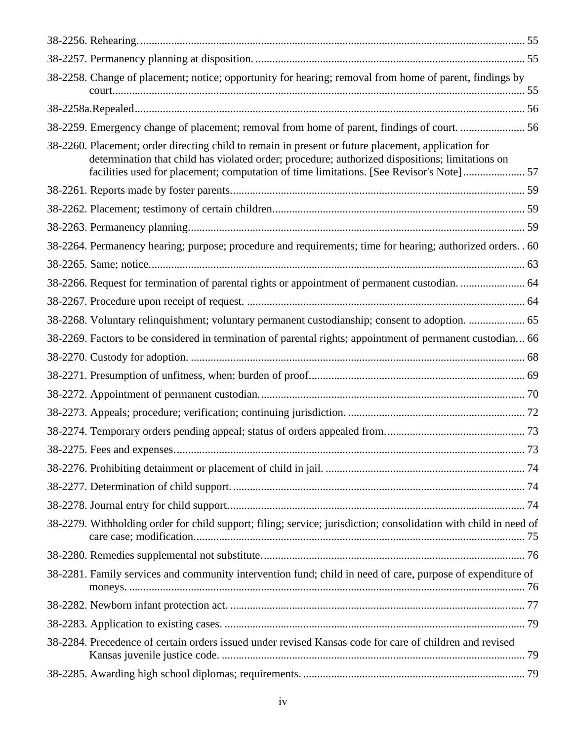38-2256. Rehearing. ........................................................................................................................................ 55

38-2257. Permanency planning at disposition. ................................................................................................ 55

38-2258. Change of placement; notice; opportunity for hearing; removal from home of parent, findings by court................................................................................................................................................... 55

38-2258a.Repealed.......................................................................................................................................... 56

38-2259. Emergency change of placement; removal from home of parent, findings of court. ....................... 56

38-2260. Placement; order directing child to remain in present or future placement, application for determination that child has violated order; procedure; authorized dispositions; limitations on facilities used for placement; computation of time limitations. [See Revisor's Note]...................... 57

38-2261. Reports made by foster parents........................................................................................................ 59

38-2262. Placement; testimony of certain children......................................................................................... 59

38-2263. Permanency planning....................................................................................................................... 59

38-2264. Permanency hearing; purpose; procedure and requirements; time for hearing; authorized orders. . 60

38-2265. Same; notice..................................................................................................................................... 63

38-2266. Request for termination of parental rights or appointment of permanent custodian. ....................... 64

38-2267. Procedure upon receipt of request. ................................................................................................... 64

38-2268. Voluntary relinquishment; voluntary permanent custodianship; consent to adoption. .................... 65

38-2269. Factors to be considered in termination of parental rights; appointment of permanent custodian... 66

38-2270. Custody for adoption. ....................................................................................................................... 68

38-2271. Presumption of unfitness, when; burden of proof............................................................................ 69

38-2272. Appointment of permanent custodian.............................................................................................. 70

38-2273. Appeals; procedure; verification; continuing jurisdiction. ............................................................... 72

38-2274. Temporary orders pending appeal; status of orders appealed from.................................................. 73

38-2275. Fees and expenses............................................................................................................................ 73

38-2276. Prohibiting detainment or placement of child in jail. ....................................................................... 74

38-2277. Determination of child support......................................................................................................... 74

38-2278. Journal entry for child support......................................................................................................... 74

38-2279. Withholding order for child support; filing; service; jurisdiction; consolidation with child in need of care case; modification...................................................................................................................... 75

38-2280. Remedies supplemental not substitute.............................................................................................. 76

38-2281. Family services and community intervention fund; child in need of care, purpose of expenditure of moneys. ............................................................................................................................................ 76

38-2282. Newborn infant protection act. ......................................................................................................... 77

38-2283. Application to existing cases. ........................................................................................................... 79

38-2284. Precedence of certain orders issued under revised Kansas code for care of children and revised Kansas juvenile justice code. ............................................................................................................ 79

38-2285. Awarding high school diplomas; requirements. ............................................................................... 79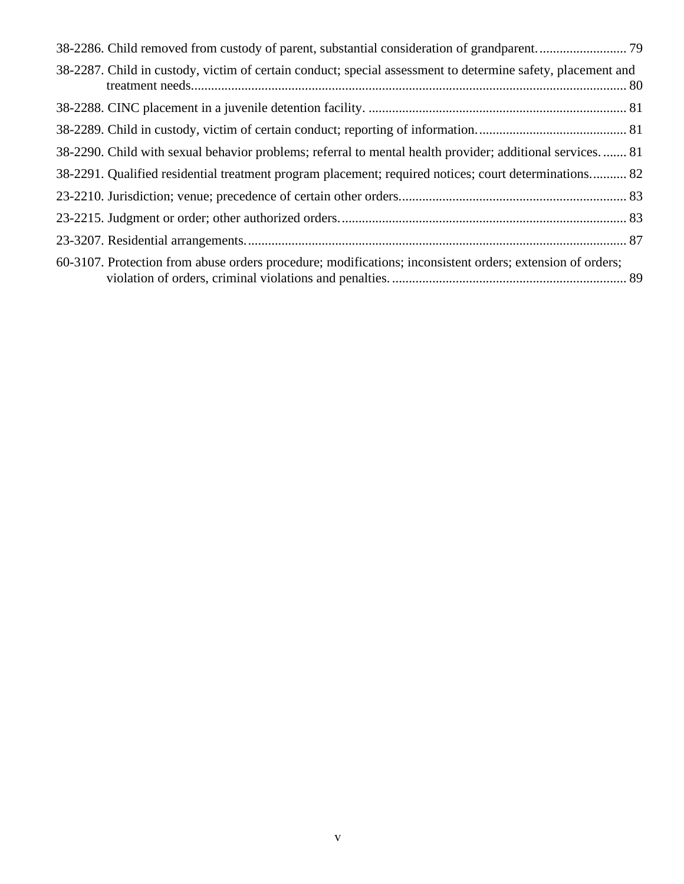38-2286. Child removed from custody of parent, substantial consideration of grandparent. .......................... 79

38-2287. Child in custody, victim of certain conduct; special assessment to determine safety, placement and treatment needs. ................................................................................................................................ 80

38-2288. CINC placement in a juvenile detention facility. ............................................................................ 81

38-2289. Child in custody, victim of certain conduct; reporting of information. ............................................ 81

38-2290. Child with sexual behavior problems; referral to mental health provider; additional services. ....... 81

38-2291. Qualified residential treatment program placement; required notices; court determinations. .......... 82

23-2210. Jurisdiction; venue; precedence of certain other orders. .................................................................. 83

23-2215. Judgment or order; other authorized orders. .................................................................................... 83

23-3207. Residential arrangements. ............................................................................................................... 87

60-3107. Protection from abuse orders procedure; modifications; inconsistent orders; extension of orders; violation of orders, criminal violations and penalties. ..................................................................... 89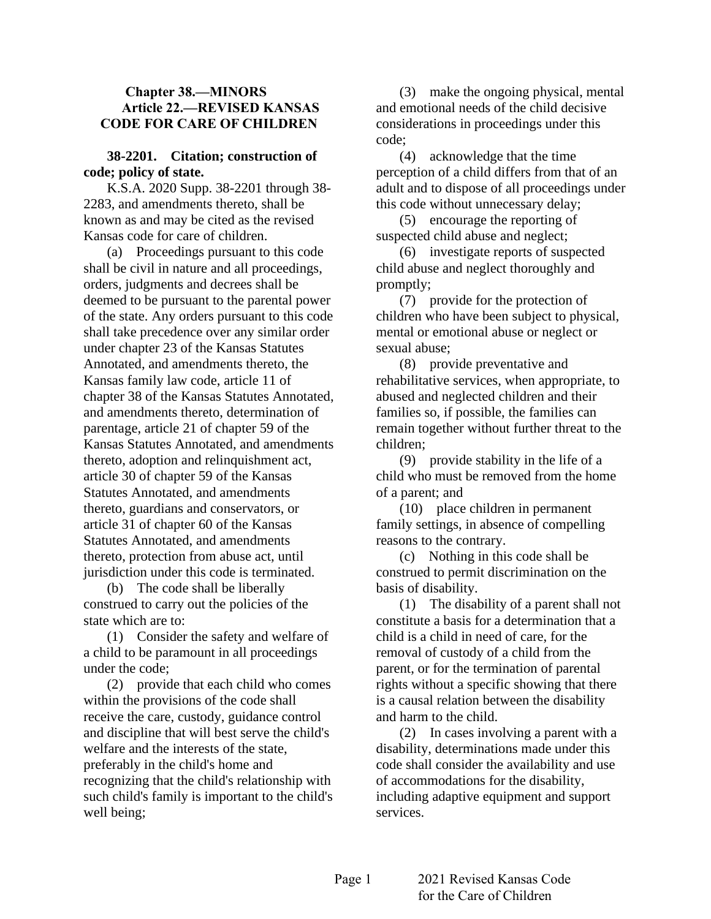## Chapter 38.—MINORS
### Article 22.—REVISED KANSAS CODE FOR CARE OF CHILDREN

**38-2201. Citation; construction of code; policy of state.**

K.S.A. 2020 Supp. 38-2201 through 38-2283, and amendments thereto, shall be known as and may be cited as the revised Kansas code for care of children.

(a) Proceedings pursuant to this code shall be civil in nature and all proceedings, orders, judgments and decrees shall be deemed to be pursuant to the parental power of the state. Any orders pursuant to this code shall take precedence over any similar order under chapter 23 of the Kansas Statutes Annotated, and amendments thereto, the Kansas family law code, article 11 of chapter 38 of the Kansas Statutes Annotated, and amendments thereto, determination of parentage, article 21 of chapter 59 of the Kansas Statutes Annotated, and amendments thereto, adoption and relinquishment act, article 30 of chapter 59 of the Kansas Statutes Annotated, and amendments thereto, guardians and conservators, or article 31 of chapter 60 of the Kansas Statutes Annotated, and amendments thereto, protection from abuse act, until jurisdiction under this code is terminated.

(b) The code shall be liberally construed to carry out the policies of the state which are to:

(1) Consider the safety and welfare of a child to be paramount in all proceedings under the code;

(2) provide that each child who comes within the provisions of the code shall receive the care, custody, guidance control and discipline that will best serve the child's welfare and the interests of the state, preferably in the child's home and recognizing that the child's relationship with such child's family is important to the child's well being;

(3) make the ongoing physical, mental and emotional needs of the child decisive considerations in proceedings under this code;

(4) acknowledge that the time perception of a child differs from that of an adult and to dispose of all proceedings under this code without unnecessary delay;

(5) encourage the reporting of suspected child abuse and neglect;

(6) investigate reports of suspected child abuse and neglect thoroughly and promptly;

(7) provide for the protection of children who have been subject to physical, mental or emotional abuse or neglect or sexual abuse;

(8) provide preventative and rehabilitative services, when appropriate, to abused and neglected children and their families so, if possible, the families can remain together without further threat to the children;

(9) provide stability in the life of a child who must be removed from the home of a parent; and

(10) place children in permanent family settings, in absence of compelling reasons to the contrary.

(c) Nothing in this code shall be construed to permit discrimination on the basis of disability.

(1) The disability of a parent shall not constitute a basis for a determination that a child is a child in need of care, for the removal of custody of a child from the parent, or for the termination of parental rights without a specific showing that there is a causal relation between the disability and harm to the child.

(2) In cases involving a parent with a disability, determinations made under this code shall consider the availability and use of accommodations for the disability, including adaptive equipment and support services.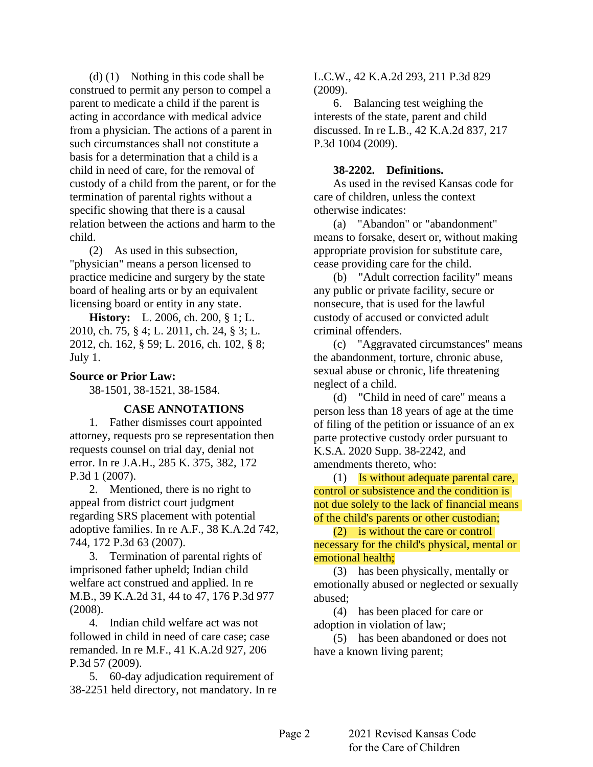(d) (1) Nothing in this code shall be construed to permit any person to compel a parent to medicate a child if the parent is acting in accordance with medical advice from a physician. The actions of a parent in such circumstances shall not constitute a basis for a determination that a child is a child in need of care, for the removal of custody of a child from the parent, or for the termination of parental rights without a specific showing that there is a causal relation between the actions and harm to the child.

(2) As used in this subsection, "physician" means a person licensed to practice medicine and surgery by the state board of healing arts or by an equivalent licensing board or entity in any state.

**History:** L. 2006, ch. 200, § 1; L. 2010, ch. 75, § 4; L. 2011, ch. 24, § 3; L. 2012, ch. 162, § 59; L. 2016, ch. 102, § 8; July 1.

**Source or Prior Law:**

38-1501, 38-1521, 38-1584.

**CASE ANNOTATIONS**

1. Father dismisses court appointed attorney, requests pro se representation then requests counsel on trial day, denial not error. In re J.A.H., 285 K. 375, 382, 172 P.3d 1 (2007).

2. Mentioned, there is no right to appeal from district court judgment regarding SRS placement with potential adoptive families. In re A.F., 38 K.A.2d 742, 744, 172 P.3d 63 (2007).

3. Termination of parental rights of imprisoned father upheld; Indian child welfare act construed and applied. In re M.B., 39 K.A.2d 31, 44 to 47, 176 P.3d 977 (2008).

4. Indian child welfare act was not followed in child in need of care case; case remanded. In re M.F., 41 K.A.2d 927, 206 P.3d 57 (2009).

5. 60-day adjudication requirement of 38-2251 held directory, not mandatory. In re L.C.W., 42 K.A.2d 293, 211 P.3d 829 (2009).

6. Balancing test weighing the interests of the state, parent and child discussed. In re L.B., 42 K.A.2d 837, 217 P.3d 1004 (2009).

**38-2202. Definitions.**

As used in the revised Kansas code for care of children, unless the context otherwise indicates:

(a) "Abandon" or "abandonment" means to forsake, desert or, without making appropriate provision for substitute care, cease providing care for the child.

(b) "Adult correction facility" means any public or private facility, secure or nonsecure, that is used for the lawful custody of accused or convicted adult criminal offenders.

(c) "Aggravated circumstances" means the abandonment, torture, chronic abuse, sexual abuse or chronic, life threatening neglect of a child.

(d) "Child in need of care" means a person less than 18 years of age at the time of filing of the petition or issuance of an ex parte protective custody order pursuant to K.S.A. 2020 Supp. 38-2242, and amendments thereto, who:

(1) Is without adequate parental care, control or subsistence and the condition is not due solely to the lack of financial means of the child's parents or other custodian;

(2) is without the care or control necessary for the child's physical, mental or emotional health;

(3) has been physically, mentally or emotionally abused or neglected or sexually abused;

(4) has been placed for care or adoption in violation of law;

(5) has been abandoned or does not have a known living parent;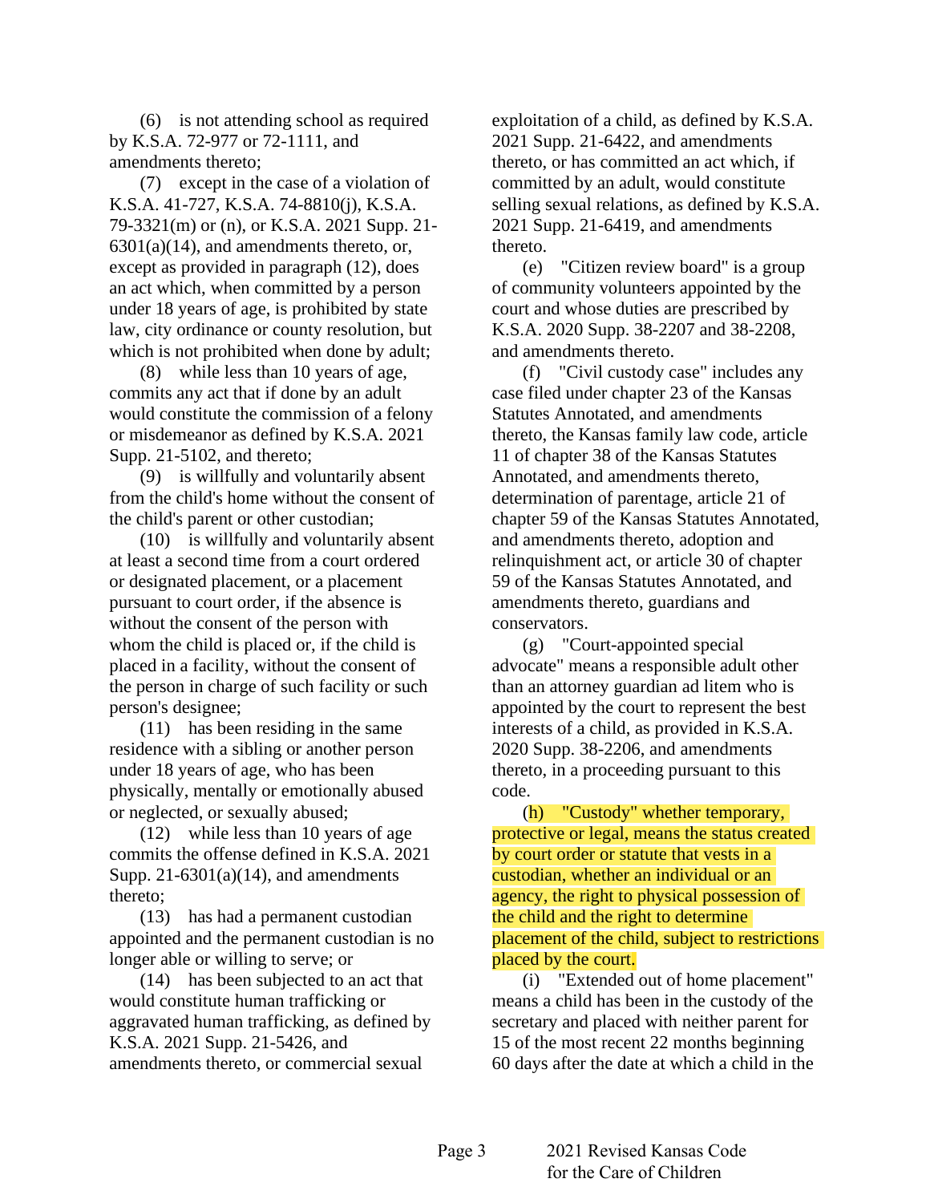(6) is not attending school as required by K.S.A. 72-977 or 72-1111, and amendments thereto;

(7) except in the case of a violation of K.S.A. 41-727, K.S.A. 74-8810(j), K.S.A. 79-3321(m) or (n), or K.S.A. 2021 Supp. 21-6301(a)(14), and amendments thereto, or, except as provided in paragraph (12), does an act which, when committed by a person under 18 years of age, is prohibited by state law, city ordinance or county resolution, but which is not prohibited when done by adult;

(8) while less than 10 years of age, commits any act that if done by an adult would constitute the commission of a felony or misdemeanor as defined by K.S.A. 2021 Supp. 21-5102, and thereto;

(9) is willfully and voluntarily absent from the child's home without the consent of the child's parent or other custodian;

(10) is willfully and voluntarily absent at least a second time from a court ordered or designated placement, or a placement pursuant to court order, if the absence is without the consent of the person with whom the child is placed or, if the child is placed in a facility, without the consent of the person in charge of such facility or such person's designee;

(11) has been residing in the same residence with a sibling or another person under 18 years of age, who has been physically, mentally or emotionally abused or neglected, or sexually abused;

(12) while less than 10 years of age commits the offense defined in K.S.A. 2021 Supp. 21-6301(a)(14), and amendments thereto;

(13) has had a permanent custodian appointed and the permanent custodian is no longer able or willing to serve; or

(14) has been subjected to an act that would constitute human trafficking or aggravated human trafficking, as defined by K.S.A. 2021 Supp. 21-5426, and amendments thereto, or commercial sexual exploitation of a child, as defined by K.S.A. 2021 Supp. 21-6422, and amendments thereto, or has committed an act which, if committed by an adult, would constitute selling sexual relations, as defined by K.S.A. 2021 Supp. 21-6419, and amendments thereto.

(e) "Citizen review board" is a group of community volunteers appointed by the court and whose duties are prescribed by K.S.A. 2020 Supp. 38-2207 and 38-2208, and amendments thereto.

(f) "Civil custody case" includes any case filed under chapter 23 of the Kansas Statutes Annotated, and amendments thereto, the Kansas family law code, article 11 of chapter 38 of the Kansas Statutes Annotated, and amendments thereto, determination of parentage, article 21 of chapter 59 of the Kansas Statutes Annotated, and amendments thereto, adoption and relinquishment act, or article 30 of chapter 59 of the Kansas Statutes Annotated, and amendments thereto, guardians and conservators.

(g) "Court-appointed special advocate" means a responsible adult other than an attorney guardian ad litem who is appointed by the court to represent the best interests of a child, as provided in K.S.A. 2020 Supp. 38-2206, and amendments thereto, in a proceeding pursuant to this code.

(h) "Custody" whether temporary, protective or legal, means the status created by court order or statute that vests in a custodian, whether an individual or an agency, the right to physical possession of the child and the right to determine placement of the child, subject to restrictions placed by the court.

(i) "Extended out of home placement" means a child has been in the custody of the secretary and placed with neither parent for 15 of the most recent 22 months beginning 60 days after the date at which a child in the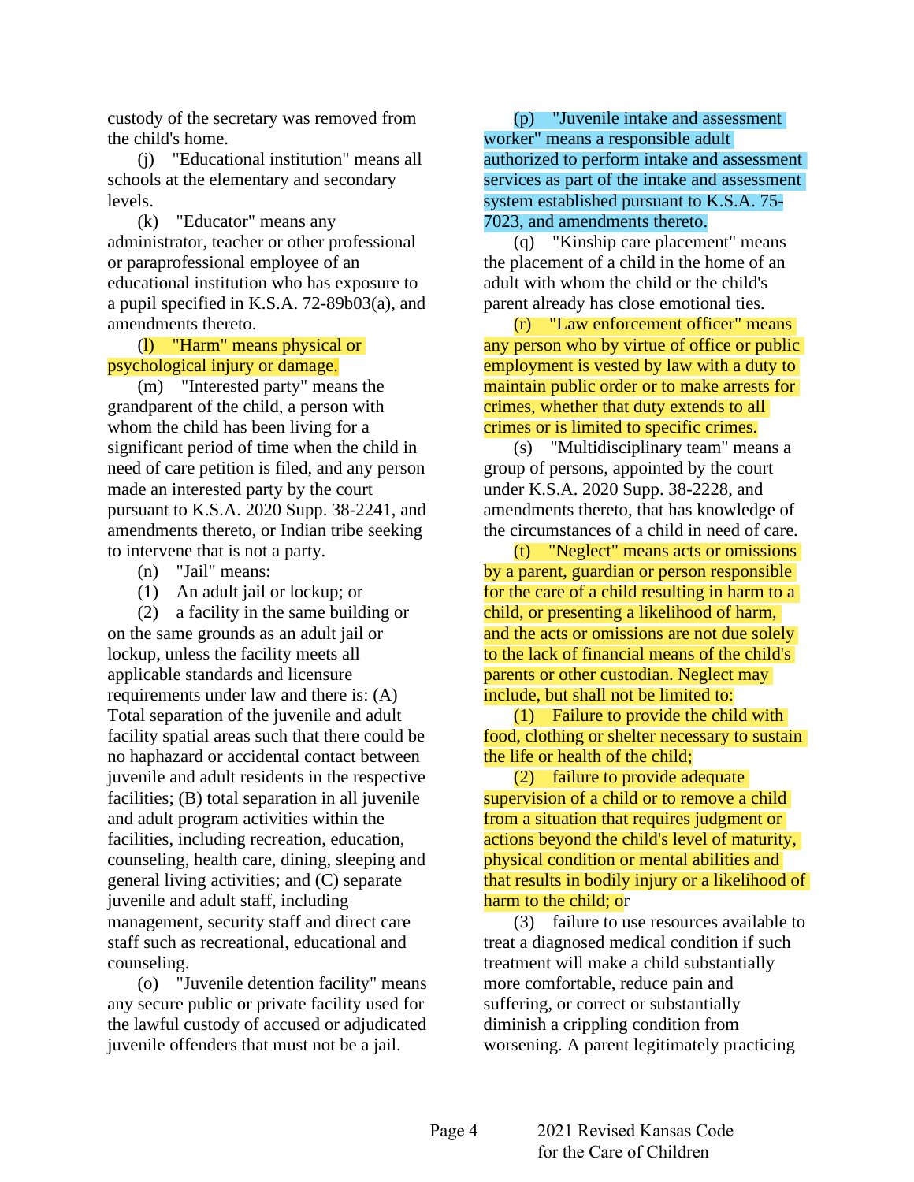custody of the secretary was removed from the child's home.

(j) "Educational institution" means all schools at the elementary and secondary levels.

(k) "Educator" means any administrator, teacher or other professional or paraprofessional employee of an educational institution who has exposure to a pupil specified in K.S.A. 72-89b03(a), and amendments thereto.

(l) "Harm" means physical or psychological injury or damage.

(m) "Interested party" means the grandparent of the child, a person with whom the child has been living for a significant period of time when the child in need of care petition is filed, and any person made an interested party by the court pursuant to K.S.A. 2020 Supp. 38-2241, and amendments thereto, or Indian tribe seeking to intervene that is not a party.

(n) "Jail" means:

(1) An adult jail or lockup; or

(2) a facility in the same building or on the same grounds as an adult jail or lockup, unless the facility meets all applicable standards and licensure requirements under law and there is: (A) Total separation of the juvenile and adult facility spatial areas such that there could be no haphazard or accidental contact between juvenile and adult residents in the respective facilities; (B) total separation in all juvenile and adult program activities within the facilities, including recreation, education, counseling, health care, dining, sleeping and general living activities; and (C) separate juvenile and adult staff, including management, security staff and direct care staff such as recreational, educational and counseling.

(o) "Juvenile detention facility" means any secure public or private facility used for the lawful custody of accused or adjudicated juvenile offenders that must not be a jail.

(p) "Juvenile intake and assessment worker" means a responsible adult authorized to perform intake and assessment services as part of the intake and assessment system established pursuant to K.S.A. 75-7023, and amendments thereto.

(q) "Kinship care placement" means the placement of a child in the home of an adult with whom the child or the child's parent already has close emotional ties.

(r) "Law enforcement officer" means any person who by virtue of office or public employment is vested by law with a duty to maintain public order or to make arrests for crimes, whether that duty extends to all crimes or is limited to specific crimes.

(s) "Multidisciplinary team" means a group of persons, appointed by the court under K.S.A. 2020 Supp. 38-2228, and amendments thereto, that has knowledge of the circumstances of a child in need of care.

(t) "Neglect" means acts or omissions by a parent, guardian or person responsible for the care of a child resulting in harm to a child, or presenting a likelihood of harm, and the acts or omissions are not due solely to the lack of financial means of the child's parents or other custodian. Neglect may include, but shall not be limited to:

(1) Failure to provide the child with food, clothing or shelter necessary to sustain the life or health of the child;

(2) failure to provide adequate supervision of a child or to remove a child from a situation that requires judgment or actions beyond the child's level of maturity, physical condition or mental abilities and that results in bodily injury or a likelihood of harm to the child; or

(3) failure to use resources available to treat a diagnosed medical condition if such treatment will make a child substantially more comfortable, reduce pain and suffering, or correct or substantially diminish a crippling condition from worsening. A parent legitimately practicing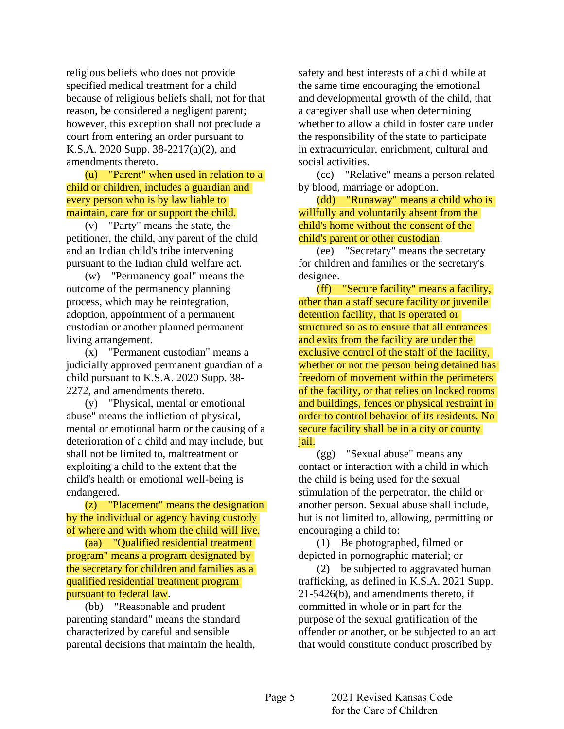religious beliefs who does not provide specified medical treatment for a child because of religious beliefs shall, not for that reason, be considered a negligent parent; however, this exception shall not preclude a court from entering an order pursuant to K.S.A. 2020 Supp. 38-2217(a)(2), and amendments thereto.

(u) "Parent" when used in relation to a child or children, includes a guardian and every person who is by law liable to maintain, care for or support the child.

(v) "Party" means the state, the petitioner, the child, any parent of the child and an Indian child's tribe intervening pursuant to the Indian child welfare act.

(w) "Permanency goal" means the outcome of the permanency planning process, which may be reintegration, adoption, appointment of a permanent custodian or another planned permanent living arrangement.

(x) "Permanent custodian" means a judicially approved permanent guardian of a child pursuant to K.S.A. 2020 Supp. 38-2272, and amendments thereto.

(y) "Physical, mental or emotional abuse" means the infliction of physical, mental or emotional harm or the causing of a deterioration of a child and may include, but shall not be limited to, maltreatment or exploiting a child to the extent that the child's health or emotional well-being is endangered.

(z) "Placement" means the designation by the individual or agency having custody of where and with whom the child will live.

(aa) "Qualified residential treatment program" means a program designated by the secretary for children and families as a qualified residential treatment program pursuant to federal law.

(bb) "Reasonable and prudent parenting standard" means the standard characterized by careful and sensible parental decisions that maintain the health, safety and best interests of a child while at the same time encouraging the emotional and developmental growth of the child, that a caregiver shall use when determining whether to allow a child in foster care under the responsibility of the state to participate in extracurricular, enrichment, cultural and social activities.

(cc) "Relative" means a person related by blood, marriage or adoption.

(dd) "Runaway" means a child who is willfully and voluntarily absent from the child's home without the consent of the child's parent or other custodian.

(ee) "Secretary" means the secretary for children and families or the secretary's designee.

(ff) "Secure facility" means a facility, other than a staff secure facility or juvenile detention facility, that is operated or structured so as to ensure that all entrances and exits from the facility are under the exclusive control of the staff of the facility, whether or not the person being detained has freedom of movement within the perimeters of the facility, or that relies on locked rooms and buildings, fences or physical restraint in order to control behavior of its residents. No secure facility shall be in a city or county jail.

(gg) "Sexual abuse" means any contact or interaction with a child in which the child is being used for the sexual stimulation of the perpetrator, the child or another person. Sexual abuse shall include, but is not limited to, allowing, permitting or encouraging a child to:

(1) Be photographed, filmed or depicted in pornographic material; or

(2) be subjected to aggravated human trafficking, as defined in K.S.A. 2021 Supp. 21-5426(b), and amendments thereto, if committed in whole or in part for the purpose of the sexual gratification of the offender or another, or be subjected to an act that would constitute conduct proscribed by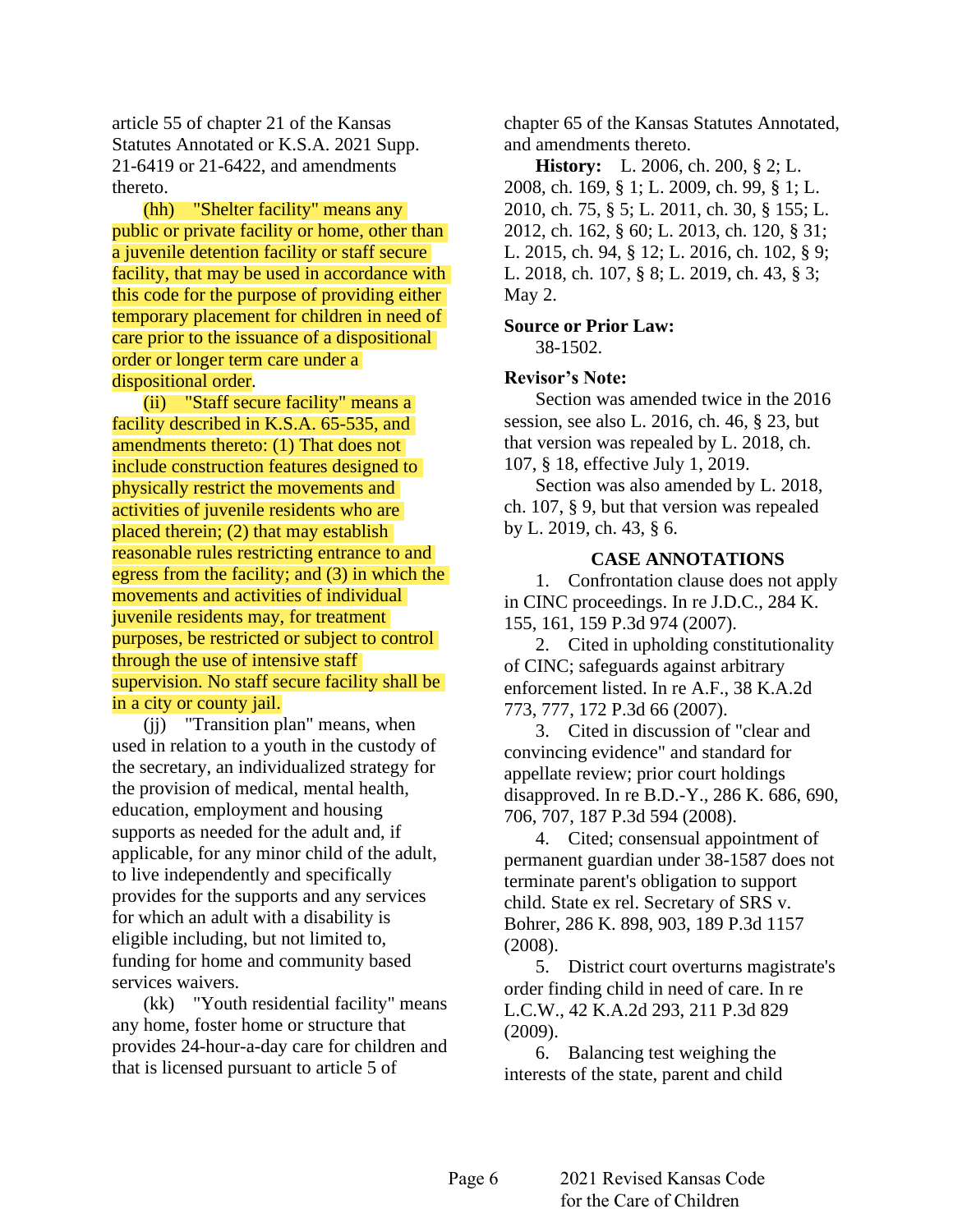article 55 of chapter 21 of the Kansas Statutes Annotated or K.S.A. 2021 Supp. 21-6419 or 21-6422, and amendments thereto.

(hh) "Shelter facility" means any public or private facility or home, other than a juvenile detention facility or staff secure facility, that may be used in accordance with this code for the purpose of providing either temporary placement for children in need of care prior to the issuance of a dispositional order or longer term care under a dispositional order.

(ii) "Staff secure facility" means a facility described in K.S.A. 65-535, and amendments thereto: (1) That does not include construction features designed to physically restrict the movements and activities of juvenile residents who are placed therein; (2) that may establish reasonable rules restricting entrance to and egress from the facility; and (3) in which the movements and activities of individual juvenile residents may, for treatment purposes, be restricted or subject to control through the use of intensive staff supervision. No staff secure facility shall be in a city or county jail.

(jj) "Transition plan" means, when used in relation to a youth in the custody of the secretary, an individualized strategy for the provision of medical, mental health, education, employment and housing supports as needed for the adult and, if applicable, for any minor child of the adult, to live independently and specifically provides for the supports and any services for which an adult with a disability is eligible including, but not limited to, funding for home and community based services waivers.

(kk) "Youth residential facility" means any home, foster home or structure that provides 24-hour-a-day care for children and that is licensed pursuant to article 5 of chapter 65 of the Kansas Statutes Annotated, and amendments thereto.

**History:** L. 2006, ch. 200, § 2; L. 2008, ch. 169, § 1; L. 2009, ch. 99, § 1; L. 2010, ch. 75, § 5; L. 2011, ch. 30, § 155; L. 2012, ch. 162, § 60; L. 2013, ch. 120, § 31; L. 2015, ch. 94, § 12; L. 2016, ch. 102, § 9; L. 2018, ch. 107, § 8; L. 2019, ch. 43, § 3; May 2.

**Source or Prior Law:**

38-1502.

**Revisor's Note:**

Section was amended twice in the 2016 session, see also L. 2016, ch. 46, § 23, but that version was repealed by L. 2018, ch. 107, § 18, effective July 1, 2019.

Section was also amended by L. 2018, ch. 107, § 9, but that version was repealed by L. 2019, ch. 43, § 6.

**CASE ANNOTATIONS**

1. Confrontation clause does not apply in CINC proceedings. In re J.D.C., 284 K. 155, 161, 159 P.3d 974 (2007).

2. Cited in upholding constitutionality of CINC; safeguards against arbitrary enforcement listed. In re A.F., 38 K.A.2d 773, 777, 172 P.3d 66 (2007).

3. Cited in discussion of "clear and convincing evidence" and standard for appellate review; prior court holdings disapproved. In re B.D.-Y., 286 K. 686, 690, 706, 707, 187 P.3d 594 (2008).

4. Cited; consensual appointment of permanent guardian under 38-1587 does not terminate parent's obligation to support child. State ex rel. Secretary of SRS v. Bohrer, 286 K. 898, 903, 189 P.3d 1157 (2008).

5. District court overturns magistrate's order finding child in need of care. In re L.C.W., 42 K.A.2d 293, 211 P.3d 829 (2009).

6. Balancing test weighing the interests of the state, parent and child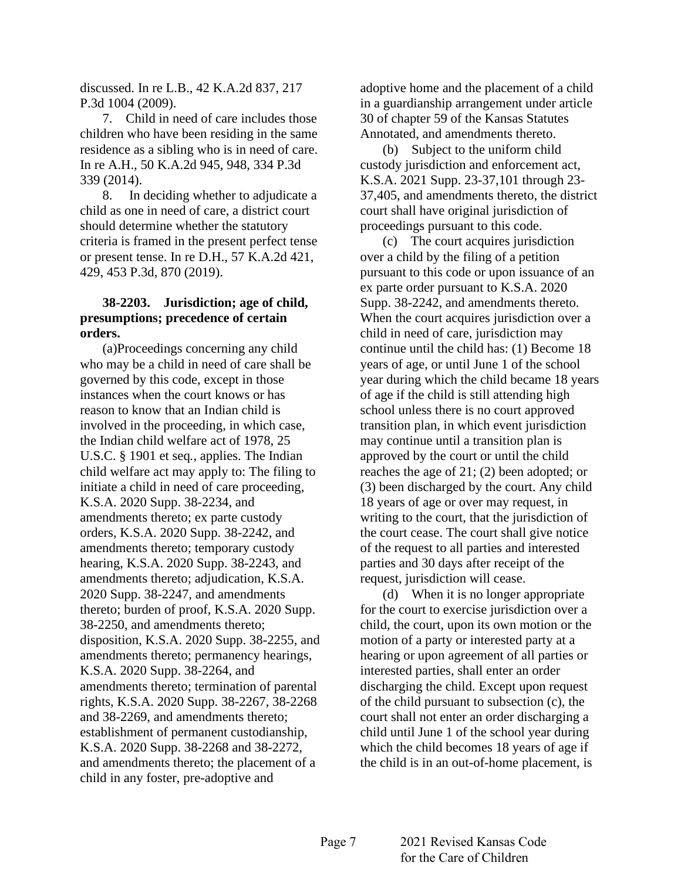discussed. In re L.B., 42 K.A.2d 837, 217 P.3d 1004 (2009).

7. Child in need of care includes those children who have been residing in the same residence as a sibling who is in need of care. In re A.H., 50 K.A.2d 945, 948, 334 P.3d 339 (2014).

8. In deciding whether to adjudicate a child as one in need of care, a district court should determine whether the statutory criteria is framed in the present perfect tense or present tense. In re D.H., 57 K.A.2d 421, 429, 453 P.3d, 870 (2019).

**38-2203. Jurisdiction; age of child, presumptions; precedence of certain orders.**

(a)Proceedings concerning any child who may be a child in need of care shall be governed by this code, except in those instances when the court knows or has reason to know that an Indian child is involved in the proceeding, in which case, the Indian child welfare act of 1978, 25 U.S.C. § 1901 et seq*.*, applies. The Indian child welfare act may apply to: The filing to initiate a child in need of care proceeding, K.S.A. 2020 Supp. 38-2234, and amendments thereto; ex parte custody orders, K.S.A. 2020 Supp. 38-2242, and amendments thereto; temporary custody hearing, K.S.A. 2020 Supp. 38-2243, and amendments thereto; adjudication, K.S.A. 2020 Supp. 38-2247, and amendments thereto; burden of proof, K.S.A. 2020 Supp. 38-2250, and amendments thereto; disposition, K.S.A. 2020 Supp. 38-2255, and amendments thereto; permanency hearings, K.S.A. 2020 Supp. 38-2264, and amendments thereto; termination of parental rights, K.S.A. 2020 Supp. 38-2267, 38-2268 and 38-2269, and amendments thereto; establishment of permanent custodianship, K.S.A. 2020 Supp. 38-2268 and 38-2272, and amendments thereto; the placement of a child in any foster, pre-adoptive and adoptive home and the placement of a child in a guardianship arrangement under article 30 of chapter 59 of the Kansas Statutes Annotated, and amendments thereto.

(b) Subject to the uniform child custody jurisdiction and enforcement act, K.S.A. 2021 Supp. 23-37,101 through 23-37,405, and amendments thereto, the district court shall have original jurisdiction of proceedings pursuant to this code.

(c) The court acquires jurisdiction over a child by the filing of a petition pursuant to this code or upon issuance of an ex parte order pursuant to K.S.A. 2020 Supp. 38-2242, and amendments thereto. When the court acquires jurisdiction over a child in need of care, jurisdiction may continue until the child has: (1) Become 18 years of age, or until June 1 of the school year during which the child became 18 years of age if the child is still attending high school unless there is no court approved transition plan, in which event jurisdiction may continue until a transition plan is approved by the court or until the child reaches the age of 21; (2) been adopted; or (3) been discharged by the court. Any child 18 years of age or over may request, in writing to the court, that the jurisdiction of the court cease. The court shall give notice of the request to all parties and interested parties and 30 days after receipt of the request, jurisdiction will cease.

(d) When it is no longer appropriate for the court to exercise jurisdiction over a child, the court, upon its own motion or the motion of a party or interested party at a hearing or upon agreement of all parties or interested parties, shall enter an order discharging the child. Except upon request of the child pursuant to subsection (c), the court shall not enter an order discharging a child until June 1 of the school year during which the child becomes 18 years of age if the child is in an out-of-home placement, is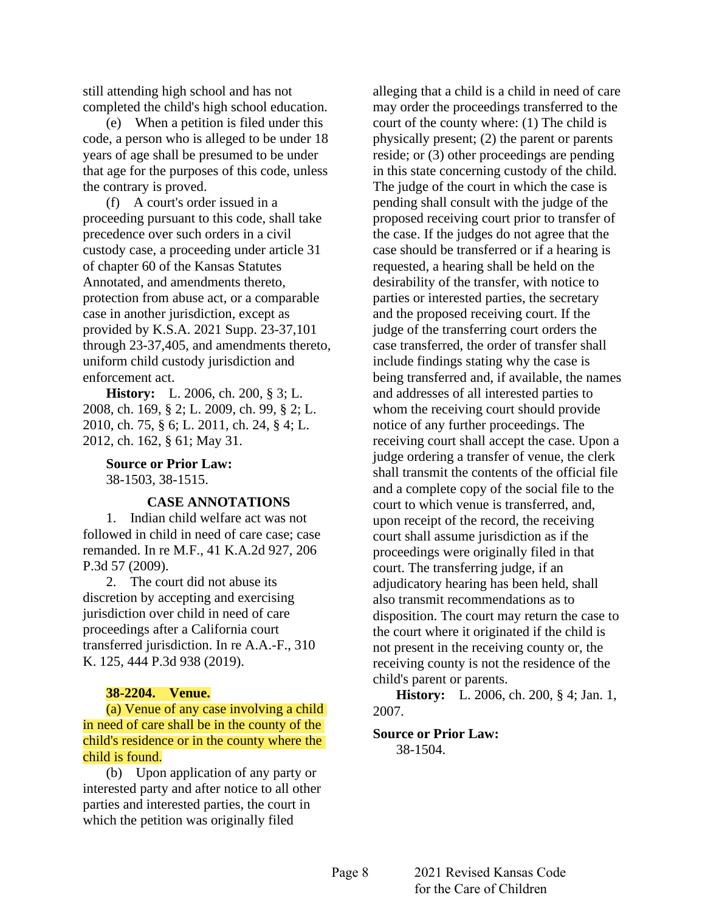still attending high school and has not completed the child's high school education.

(e) When a petition is filed under this code, a person who is alleged to be under 18 years of age shall be presumed to be under that age for the purposes of this code, unless the contrary is proved.

(f) A court's order issued in a proceeding pursuant to this code, shall take precedence over such orders in a civil custody case, a proceeding under article 31 of chapter 60 of the Kansas Statutes Annotated, and amendments thereto, protection from abuse act, or a comparable case in another jurisdiction, except as provided by K.S.A. 2021 Supp. 23-37,101 through 23-37,405, and amendments thereto, uniform child custody jurisdiction and enforcement act.

**History:** L. 2006, ch. 200, § 3; L. 2008, ch. 169, § 2; L. 2009, ch. 99, § 2; L. 2010, ch. 75, § 6; L. 2011, ch. 24, § 4; L. 2012, ch. 162, § 61; May 31.

**Source or Prior Law:**
38-1503, 38-1515.

**CASE ANNOTATIONS**

1. Indian child welfare act was not followed in child in need of care case; case remanded. In re M.F., 41 K.A.2d 927, 206 P.3d 57 (2009).

2. The court did not abuse its discretion by accepting and exercising jurisdiction over child in need of care proceedings after a California court transferred jurisdiction. In re A.A.-F., 310 K. 125, 444 P.3d 938 (2019).

**38-2204. Venue.**

(a) Venue of any case involving a child in need of care shall be in the county of the child's residence or in the county where the child is found.

(b) Upon application of any party or interested party and after notice to all other parties and interested parties, the court in which the petition was originally filed alleging that a child is a child in need of care may order the proceedings transferred to the court of the county where: (1) The child is physically present; (2) the parent or parents reside; or (3) other proceedings are pending in this state concerning custody of the child. The judge of the court in which the case is pending shall consult with the judge of the proposed receiving court prior to transfer of the case. If the judges do not agree that the case should be transferred or if a hearing is requested, a hearing shall be held on the desirability of the transfer, with notice to parties or interested parties, the secretary and the proposed receiving court. If the judge of the transferring court orders the case transferred, the order of transfer shall include findings stating why the case is being transferred and, if available, the names and addresses of all interested parties to whom the receiving court should provide notice of any further proceedings. The receiving court shall accept the case. Upon a judge ordering a transfer of venue, the clerk shall transmit the contents of the official file and a complete copy of the social file to the court to which venue is transferred, and, upon receipt of the record, the receiving court shall assume jurisdiction as if the proceedings were originally filed in that court. The transferring judge, if an adjudicatory hearing has been held, shall also transmit recommendations as to disposition. The court may return the case to the court where it originated if the child is not present in the receiving county or, the receiving county is not the residence of the child's parent or parents.

**History:** L. 2006, ch. 200, § 4; Jan. 1, 2007.

**Source or Prior Law:**
38-1504.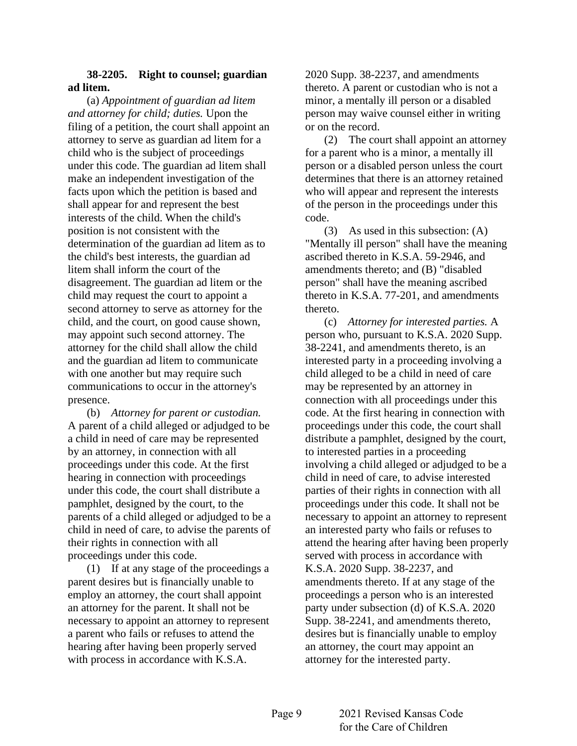**38-2205. Right to counsel; guardian ad litem.**

(a) *Appointment of guardian ad litem and attorney for child; duties.* Upon the filing of a petition, the court shall appoint an attorney to serve as guardian ad litem for a child who is the subject of proceedings under this code. The guardian ad litem shall make an independent investigation of the facts upon which the petition is based and shall appear for and represent the best interests of the child. When the child's position is not consistent with the determination of the guardian ad litem as to the child's best interests, the guardian ad litem shall inform the court of the disagreement. The guardian ad litem or the child may request the court to appoint a second attorney to serve as attorney for the child, and the court, on good cause shown, may appoint such second attorney. The attorney for the child shall allow the child and the guardian ad litem to communicate with one another but may require such communications to occur in the attorney's presence.

(b) *Attorney for parent or custodian.* A parent of a child alleged or adjudged to be a child in need of care may be represented by an attorney, in connection with all proceedings under this code. At the first hearing in connection with proceedings under this code, the court shall distribute a pamphlet, designed by the court, to the parents of a child alleged or adjudged to be a child in need of care, to advise the parents of their rights in connection with all proceedings under this code.

(1) If at any stage of the proceedings a parent desires but is financially unable to employ an attorney, the court shall appoint an attorney for the parent. It shall not be necessary to appoint an attorney to represent a parent who fails or refuses to attend the hearing after having been properly served with process in accordance with K.S.A. 2020 Supp. 38-2237, and amendments thereto. A parent or custodian who is not a minor, a mentally ill person or a disabled person may waive counsel either in writing or on the record.

(2) The court shall appoint an attorney for a parent who is a minor, a mentally ill person or a disabled person unless the court determines that there is an attorney retained who will appear and represent the interests of the person in the proceedings under this code.

(3) As used in this subsection: (A) "Mentally ill person" shall have the meaning ascribed thereto in K.S.A. 59-2946, and amendments thereto; and (B) "disabled person" shall have the meaning ascribed thereto in K.S.A. 77-201, and amendments thereto.

(c) *Attorney for interested parties.* A person who, pursuant to K.S.A. 2020 Supp. 38-2241, and amendments thereto, is an interested party in a proceeding involving a child alleged to be a child in need of care may be represented by an attorney in connection with all proceedings under this code. At the first hearing in connection with proceedings under this code, the court shall distribute a pamphlet, designed by the court, to interested parties in a proceeding involving a child alleged or adjudged to be a child in need of care, to advise interested parties of their rights in connection with all proceedings under this code. It shall not be necessary to appoint an attorney to represent an interested party who fails or refuses to attend the hearing after having been properly served with process in accordance with K.S.A. 2020 Supp. 38-2237, and amendments thereto. If at any stage of the proceedings a person who is an interested party under subsection (d) of K.S.A. 2020 Supp. 38-2241, and amendments thereto, desires but is financially unable to employ an attorney, the court may appoint an attorney for the interested party.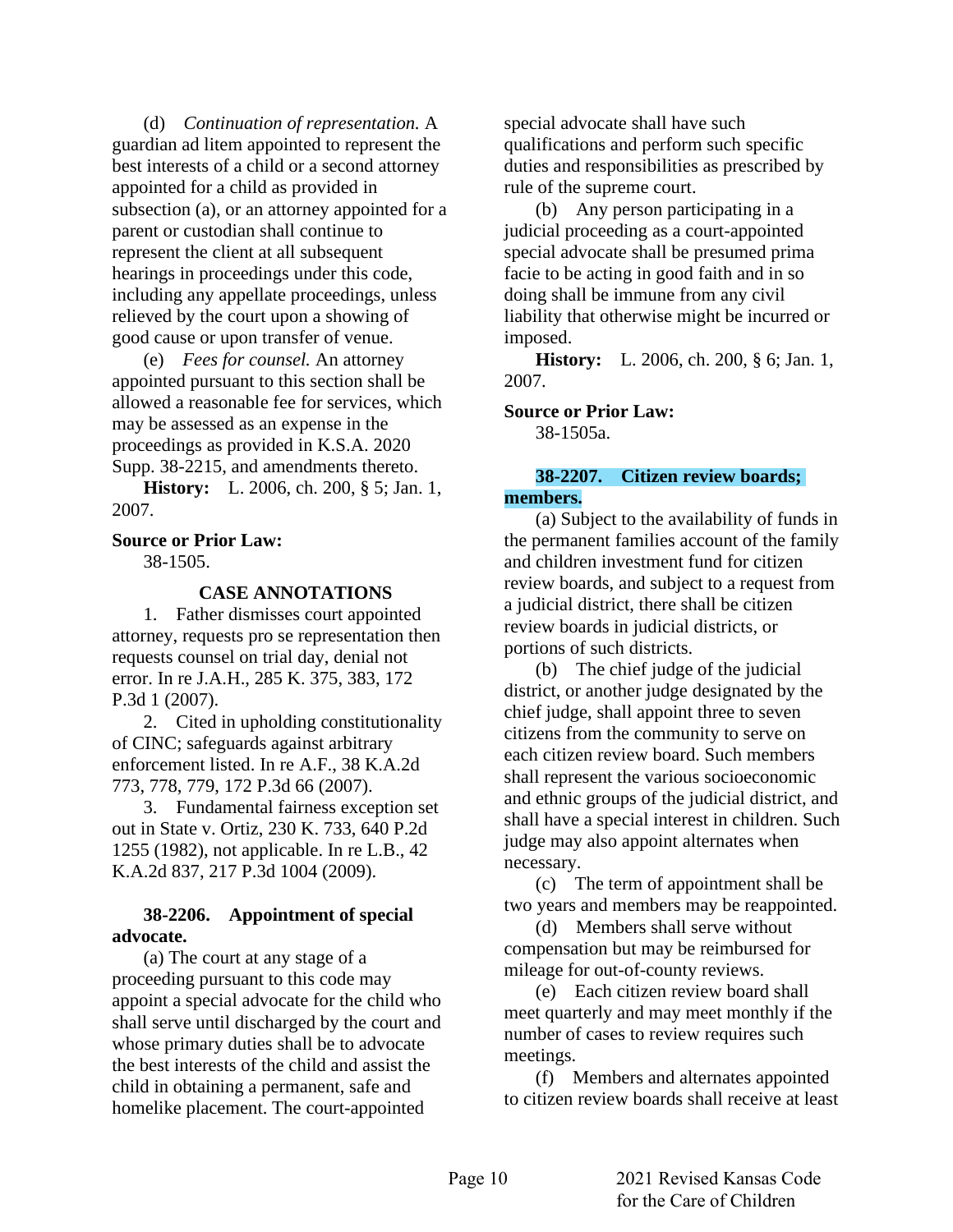(d) *Continuation of representation.* A guardian ad litem appointed to represent the best interests of a child or a second attorney appointed for a child as provided in subsection (a), or an attorney appointed for a parent or custodian shall continue to represent the client at all subsequent hearings in proceedings under this code, including any appellate proceedings, unless relieved by the court upon a showing of good cause or upon transfer of venue.

(e) *Fees for counsel.* An attorney appointed pursuant to this section shall be allowed a reasonable fee for services, which may be assessed as an expense in the proceedings as provided in K.S.A. 2020 Supp. 38-2215, and amendments thereto.

**History:** L. 2006, ch. 200, § 5; Jan. 1, 2007.

**Source or Prior Law:**
38-1505.

**CASE ANNOTATIONS**

1. Father dismisses court appointed attorney, requests pro se representation then requests counsel on trial day, denial not error. In re J.A.H., 285 K. 375, 383, 172 P.3d 1 (2007).

2. Cited in upholding constitutionality of CINC; safeguards against arbitrary enforcement listed. In re A.F., 38 K.A.2d 773, 778, 779, 172 P.3d 66 (2007).

3. Fundamental fairness exception set out in State v. Ortiz, 230 K. 733, 640 P.2d 1255 (1982), not applicable. In re L.B., 42 K.A.2d 837, 217 P.3d 1004 (2009).

**38-2206. Appointment of special advocate.**

(a) The court at any stage of a proceeding pursuant to this code may appoint a special advocate for the child who shall serve until discharged by the court and whose primary duties shall be to advocate the best interests of the child and assist the child in obtaining a permanent, safe and homelike placement. The court-appointed special advocate shall have such qualifications and perform such specific duties and responsibilities as prescribed by rule of the supreme court.

(b) Any person participating in a judicial proceeding as a court-appointed special advocate shall be presumed prima facie to be acting in good faith and in so doing shall be immune from any civil liability that otherwise might be incurred or imposed.

**History:** L. 2006, ch. 200, § 6; Jan. 1, 2007.

**Source or Prior Law:**
38-1505a.

**38-2207. Citizen review boards; members.**

(a) Subject to the availability of funds in the permanent families account of the family and children investment fund for citizen review boards, and subject to a request from a judicial district, there shall be citizen review boards in judicial districts, or portions of such districts.

(b) The chief judge of the judicial district, or another judge designated by the chief judge, shall appoint three to seven citizens from the community to serve on each citizen review board. Such members shall represent the various socioeconomic and ethnic groups of the judicial district, and shall have a special interest in children. Such judge may also appoint alternates when necessary.

(c) The term of appointment shall be two years and members may be reappointed.

(d) Members shall serve without compensation but may be reimbursed for mileage for out-of-county reviews.

(e) Each citizen review board shall meet quarterly and may meet monthly if the number of cases to review requires such meetings.

(f) Members and alternates appointed to citizen review boards shall receive at least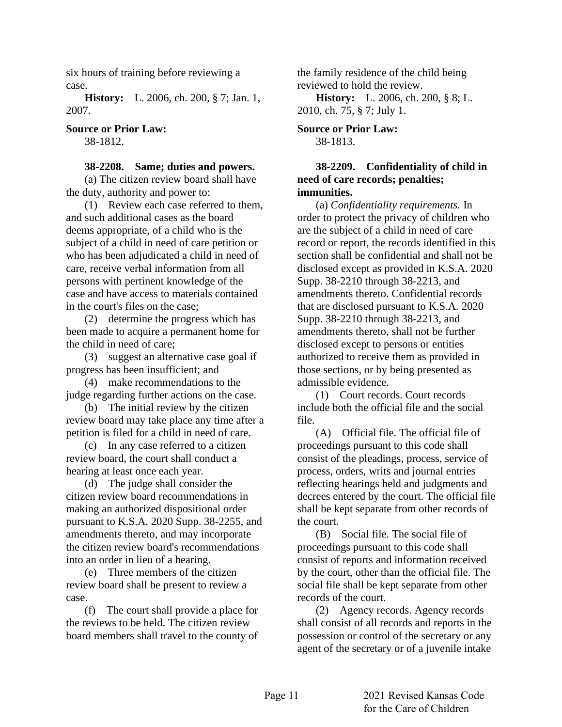six hours of training before reviewing a case.

**History:** L. 2006, ch. 200, § 7; Jan. 1, 2007.

**Source or Prior Law:**
38-1812.

**38-2208. Same; duties and powers.**

(a) The citizen review board shall have the duty, authority and power to:

(1) Review each case referred to them, and such additional cases as the board deems appropriate, of a child who is the subject of a child in need of care petition or who has been adjudicated a child in need of care, receive verbal information from all persons with pertinent knowledge of the case and have access to materials contained in the court's files on the case;

(2) determine the progress which has been made to acquire a permanent home for the child in need of care;

(3) suggest an alternative case goal if progress has been insufficient; and

(4) make recommendations to the judge regarding further actions on the case.

(b) The initial review by the citizen review board may take place any time after a petition is filed for a child in need of care.

(c) In any case referred to a citizen review board, the court shall conduct a hearing at least once each year.

(d) The judge shall consider the citizen review board recommendations in making an authorized dispositional order pursuant to K.S.A. 2020 Supp. 38-2255, and amendments thereto, and may incorporate the citizen review board's recommendations into an order in lieu of a hearing.

(e) Three members of the citizen review board shall be present to review a case.

(f) The court shall provide a place for the reviews to be held. The citizen review board members shall travel to the county of the family residence of the child being reviewed to hold the review.

**History:** L. 2006, ch. 200, § 8; L. 2010, ch. 75, § 7; July 1.

**Source or Prior Law:**
38-1813.

**38-2209. Confidentiality of child in need of care records; penalties; immunities.**

(a) *Confidentiality requirements.* In order to protect the privacy of children who are the subject of a child in need of care record or report, the records identified in this section shall be confidential and shall not be disclosed except as provided in K.S.A. 2020 Supp. 38-2210 through 38-2213, and amendments thereto. Confidential records that are disclosed pursuant to K.S.A. 2020 Supp. 38-2210 through 38-2213, and amendments thereto, shall not be further disclosed except to persons or entities authorized to receive them as provided in those sections, or by being presented as admissible evidence.

(1) Court records. Court records include both the official file and the social file.

(A) Official file. The official file of proceedings pursuant to this code shall consist of the pleadings, process, service of process, orders, writs and journal entries reflecting hearings held and judgments and decrees entered by the court. The official file shall be kept separate from other records of the court.

(B) Social file. The social file of proceedings pursuant to this code shall consist of reports and information received by the court, other than the official file. The social file shall be kept separate from other records of the court.

(2) Agency records. Agency records shall consist of all records and reports in the possession or control of the secretary or any agent of the secretary or of a juvenile intake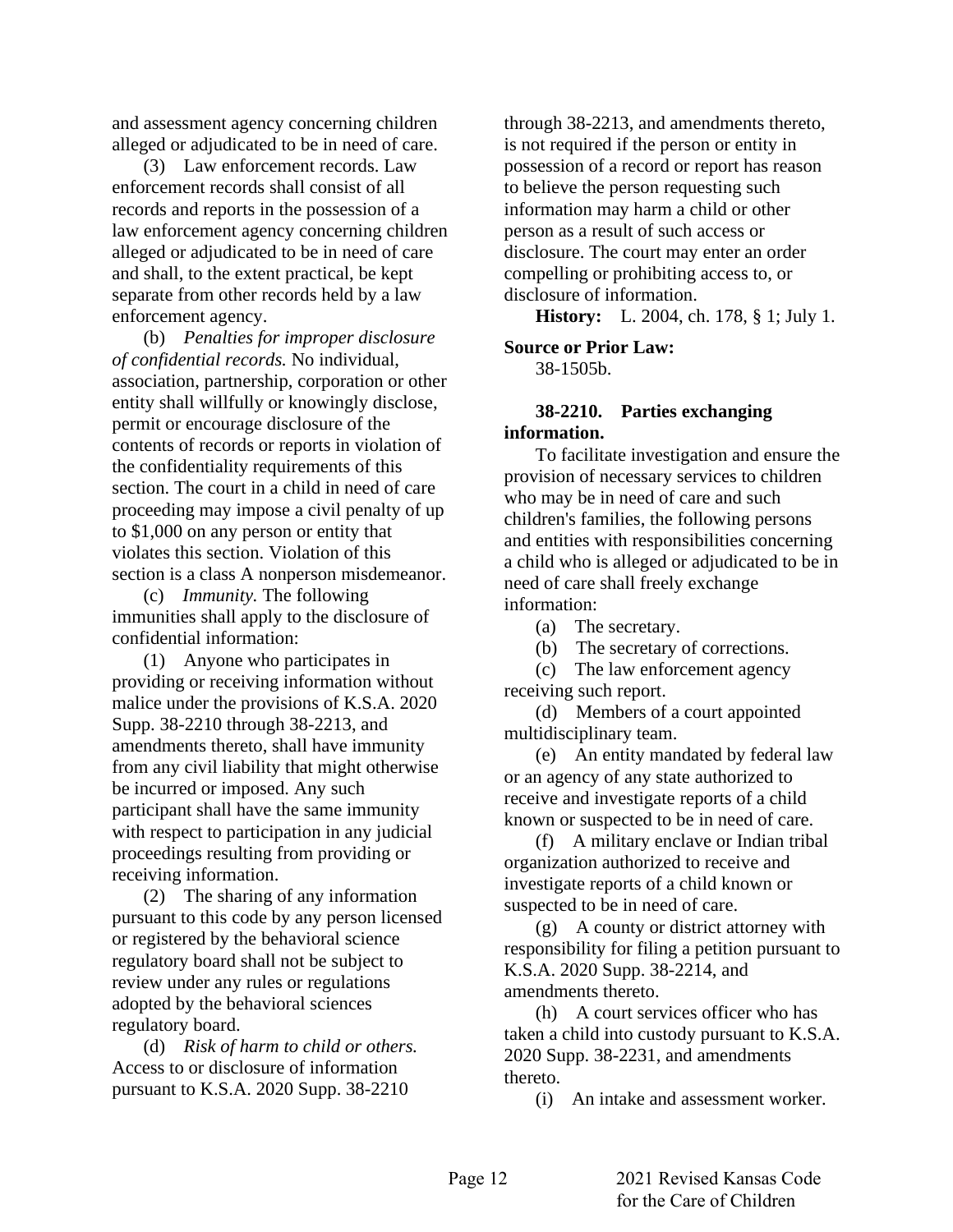and assessment agency concerning children alleged or adjudicated to be in need of care.

(3) Law enforcement records. Law enforcement records shall consist of all records and reports in the possession of a law enforcement agency concerning children alleged or adjudicated to be in need of care and shall, to the extent practical, be kept separate from other records held by a law enforcement agency.

(b) *Penalties for improper disclosure of confidential records.* No individual, association, partnership, corporation or other entity shall willfully or knowingly disclose, permit or encourage disclosure of the contents of records or reports in violation of the confidentiality requirements of this section. The court in a child in need of care proceeding may impose a civil penalty of up to $1,000 on any person or entity that violates this section. Violation of this section is a class A nonperson misdemeanor.

(c) *Immunity.* The following immunities shall apply to the disclosure of confidential information:

(1) Anyone who participates in providing or receiving information without malice under the provisions of K.S.A. 2020 Supp. 38-2210 through 38-2213, and amendments thereto, shall have immunity from any civil liability that might otherwise be incurred or imposed. Any such participant shall have the same immunity with respect to participation in any judicial proceedings resulting from providing or receiving information.

(2) The sharing of any information pursuant to this code by any person licensed or registered by the behavioral science regulatory board shall not be subject to review under any rules or regulations adopted by the behavioral sciences regulatory board.

(d) *Risk of harm to child or others.* Access to or disclosure of information pursuant to K.S.A. 2020 Supp. 38-2210 through 38-2213, and amendments thereto, is not required if the person or entity in possession of a record or report has reason to believe the person requesting such information may harm a child or other person as a result of such access or disclosure. The court may enter an order compelling or prohibiting access to, or disclosure of information.

**History:** L. 2004, ch. 178, § 1; July 1.

**Source or Prior Law:**
38-1505b.

**38-2210. Parties exchanging information.**

To facilitate investigation and ensure the provision of necessary services to children who may be in need of care and such children's families, the following persons and entities with responsibilities concerning a child who is alleged or adjudicated to be in need of care shall freely exchange information:

(a) The secretary.

(b) The secretary of corrections.

(c) The law enforcement agency receiving such report.

(d) Members of a court appointed multidisciplinary team.

(e) An entity mandated by federal law or an agency of any state authorized to receive and investigate reports of a child known or suspected to be in need of care.

(f) A military enclave or Indian tribal organization authorized to receive and investigate reports of a child known or suspected to be in need of care.

(g) A county or district attorney with responsibility for filing a petition pursuant to K.S.A. 2020 Supp. 38-2214, and amendments thereto.

(h) A court services officer who has taken a child into custody pursuant to K.S.A. 2020 Supp. 38-2231, and amendments thereto.

(i) An intake and assessment worker.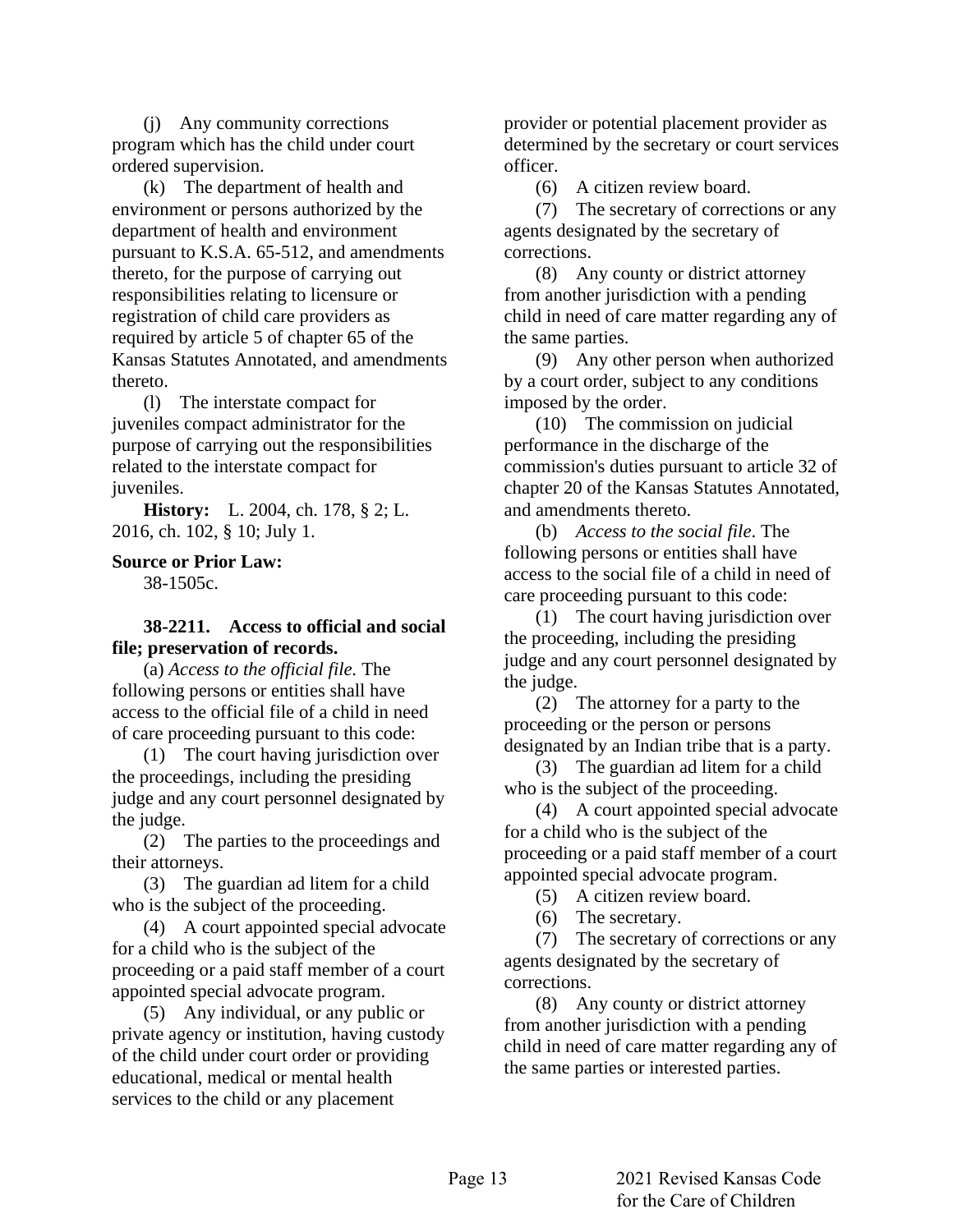(j) Any community corrections program which has the child under court ordered supervision.

(k) The department of health and environment or persons authorized by the department of health and environment pursuant to K.S.A. 65-512, and amendments thereto, for the purpose of carrying out responsibilities relating to licensure or registration of child care providers as required by article 5 of chapter 65 of the Kansas Statutes Annotated, and amendments thereto.

(l) The interstate compact for juveniles compact administrator for the purpose of carrying out the responsibilities related to the interstate compact for juveniles.

**History:** L. 2004, ch. 178, § 2; L. 2016, ch. 102, § 10; July 1.

**Source or Prior Law:**

38-1505c.

**38-2211. Access to official and social file; preservation of records.**

(a) *Access to the official file.* The following persons or entities shall have access to the official file of a child in need of care proceeding pursuant to this code:

(1) The court having jurisdiction over the proceedings, including the presiding judge and any court personnel designated by the judge.

(2) The parties to the proceedings and their attorneys.

(3) The guardian ad litem for a child who is the subject of the proceeding.

(4) A court appointed special advocate for a child who is the subject of the proceeding or a paid staff member of a court appointed special advocate program.

(5) Any individual, or any public or private agency or institution, having custody of the child under court order or providing educational, medical or mental health services to the child or any placement provider or potential placement provider as determined by the secretary or court services officer.

(6) A citizen review board.

(7) The secretary of corrections or any agents designated by the secretary of corrections.

(8) Any county or district attorney from another jurisdiction with a pending child in need of care matter regarding any of the same parties.

(9) Any other person when authorized by a court order, subject to any conditions imposed by the order.

(10) The commission on judicial performance in the discharge of the commission's duties pursuant to article 32 of chapter 20 of the Kansas Statutes Annotated, and amendments thereto.

(b) *Access to the social file*. The following persons or entities shall have access to the social file of a child in need of care proceeding pursuant to this code:

(1) The court having jurisdiction over the proceeding, including the presiding judge and any court personnel designated by the judge.

(2) The attorney for a party to the proceeding or the person or persons designated by an Indian tribe that is a party.

(3) The guardian ad litem for a child who is the subject of the proceeding.

(4) A court appointed special advocate for a child who is the subject of the proceeding or a paid staff member of a court appointed special advocate program.

(5) A citizen review board.

(6) The secretary.

(7) The secretary of corrections or any agents designated by the secretary of corrections.

(8) Any county or district attorney from another jurisdiction with a pending child in need of care matter regarding any of the same parties or interested parties.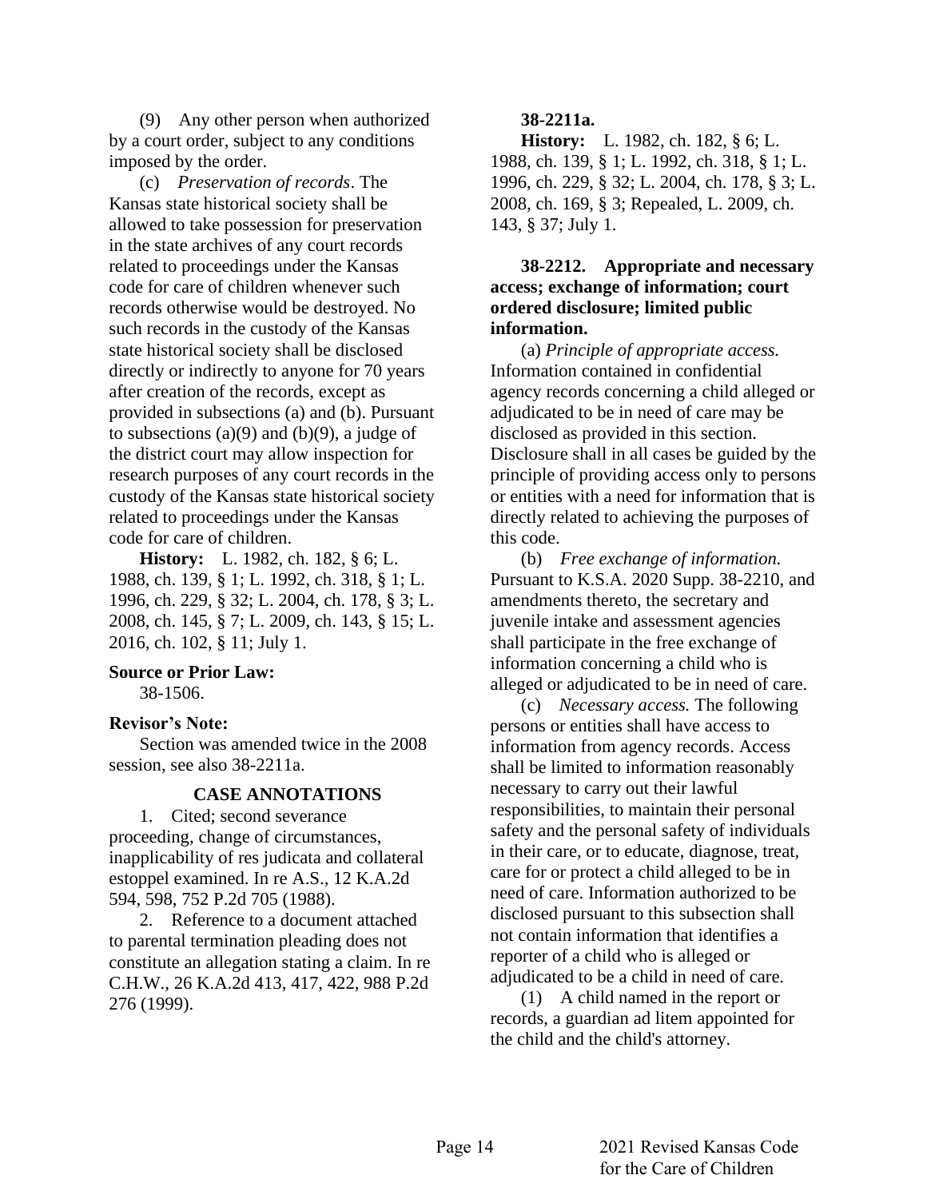(9) Any other person when authorized by a court order, subject to any conditions imposed by the order.

(c) *Preservation of records*. The Kansas state historical society shall be allowed to take possession for preservation in the state archives of any court records related to proceedings under the Kansas code for care of children whenever such records otherwise would be destroyed. No such records in the custody of the Kansas state historical society shall be disclosed directly or indirectly to anyone for 70 years after creation of the records, except as provided in subsections (a) and (b). Pursuant to subsections (a)(9) and (b)(9), a judge of the district court may allow inspection for research purposes of any court records in the custody of the Kansas state historical society related to proceedings under the Kansas code for care of children.

**History:** L. 1982, ch. 182, § 6; L. 1988, ch. 139, § 1; L. 1992, ch. 318, § 1; L. 1996, ch. 229, § 32; L. 2004, ch. 178, § 3; L. 2008, ch. 145, § 7; L. 2009, ch. 143, § 15; L. 2016, ch. 102, § 11; July 1.

**Source or Prior Law:**

38-1506.

**Revisor's Note:**

Section was amended twice in the 2008 session, see also 38-2211a.

**CASE ANNOTATIONS**

1. Cited; second severance proceeding, change of circumstances, inapplicability of res judicata and collateral estoppel examined. In re A.S., 12 K.A.2d 594, 598, 752 P.2d 705 (1988).

2. Reference to a document attached to parental termination pleading does not constitute an allegation stating a claim. In re C.H.W., 26 K.A.2d 413, 417, 422, 988 P.2d 276 (1999).

**38-2211a.**

**History:** L. 1982, ch. 182, § 6; L. 1988, ch. 139, § 1; L. 1992, ch. 318, § 1; L. 1996, ch. 229, § 32; L. 2004, ch. 178, § 3; L. 2008, ch. 169, § 3; Repealed, L. 2009, ch. 143, § 37; July 1.

**38-2212. Appropriate and necessary access; exchange of information; court ordered disclosure; limited public information.**

(a) *Principle of appropriate access.* Information contained in confidential agency records concerning a child alleged or adjudicated to be in need of care may be disclosed as provided in this section. Disclosure shall in all cases be guided by the principle of providing access only to persons or entities with a need for information that is directly related to achieving the purposes of this code.

(b) *Free exchange of information.* Pursuant to K.S.A. 2020 Supp. 38-2210, and amendments thereto, the secretary and juvenile intake and assessment agencies shall participate in the free exchange of information concerning a child who is alleged or adjudicated to be in need of care.

(c) *Necessary access.* The following persons or entities shall have access to information from agency records. Access shall be limited to information reasonably necessary to carry out their lawful responsibilities, to maintain their personal safety and the personal safety of individuals in their care, or to educate, diagnose, treat, care for or protect a child alleged to be in need of care. Information authorized to be disclosed pursuant to this subsection shall not contain information that identifies a reporter of a child who is alleged or adjudicated to be a child in need of care.

(1) A child named in the report or records, a guardian ad litem appointed for the child and the child's attorney.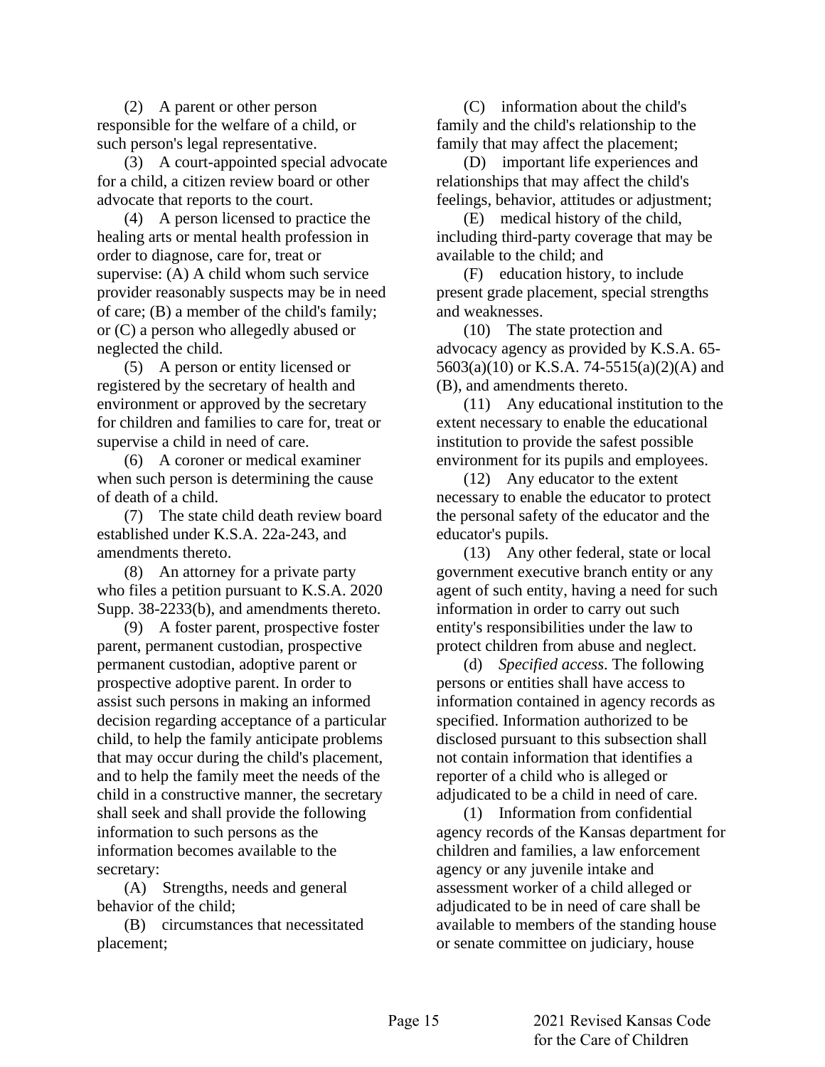(2) A parent or other person responsible for the welfare of a child, or such person's legal representative.

(3) A court-appointed special advocate for a child, a citizen review board or other advocate that reports to the court.

(4) A person licensed to practice the healing arts or mental health profession in order to diagnose, care for, treat or supervise: (A) A child whom such service provider reasonably suspects may be in need of care; (B) a member of the child's family; or (C) a person who allegedly abused or neglected the child.

(5) A person or entity licensed or registered by the secretary of health and environment or approved by the secretary for children and families to care for, treat or supervise a child in need of care.

(6) A coroner or medical examiner when such person is determining the cause of death of a child.

(7) The state child death review board established under K.S.A. 22a-243, and amendments thereto.

(8) An attorney for a private party who files a petition pursuant to K.S.A. 2020 Supp. 38-2233(b), and amendments thereto.

(9) A foster parent, prospective foster parent, permanent custodian, prospective permanent custodian, adoptive parent or prospective adoptive parent. In order to assist such persons in making an informed decision regarding acceptance of a particular child, to help the family anticipate problems that may occur during the child's placement, and to help the family meet the needs of the child in a constructive manner, the secretary shall seek and shall provide the following information to such persons as the information becomes available to the secretary:

(A) Strengths, needs and general behavior of the child;

(B) circumstances that necessitated placement;

(C) information about the child's family and the child's relationship to the family that may affect the placement;

(D) important life experiences and relationships that may affect the child's feelings, behavior, attitudes or adjustment;

(E) medical history of the child, including third-party coverage that may be available to the child; and

(F) education history, to include present grade placement, special strengths and weaknesses.

(10) The state protection and advocacy agency as provided by K.S.A. 65-5603(a)(10) or K.S.A. 74-5515(a)(2)(A) and (B), and amendments thereto.

(11) Any educational institution to the extent necessary to enable the educational institution to provide the safest possible environment for its pupils and employees.

(12) Any educator to the extent necessary to enable the educator to protect the personal safety of the educator and the educator's pupils.

(13) Any other federal, state or local government executive branch entity or any agent of such entity, having a need for such information in order to carry out such entity's responsibilities under the law to protect children from abuse and neglect.

(d) *Specified access*. The following persons or entities shall have access to information contained in agency records as specified. Information authorized to be disclosed pursuant to this subsection shall not contain information that identifies a reporter of a child who is alleged or adjudicated to be a child in need of care.

(1) Information from confidential agency records of the Kansas department for children and families, a law enforcement agency or any juvenile intake and assessment worker of a child alleged or adjudicated to be in need of care shall be available to members of the standing house or senate committee on judiciary, house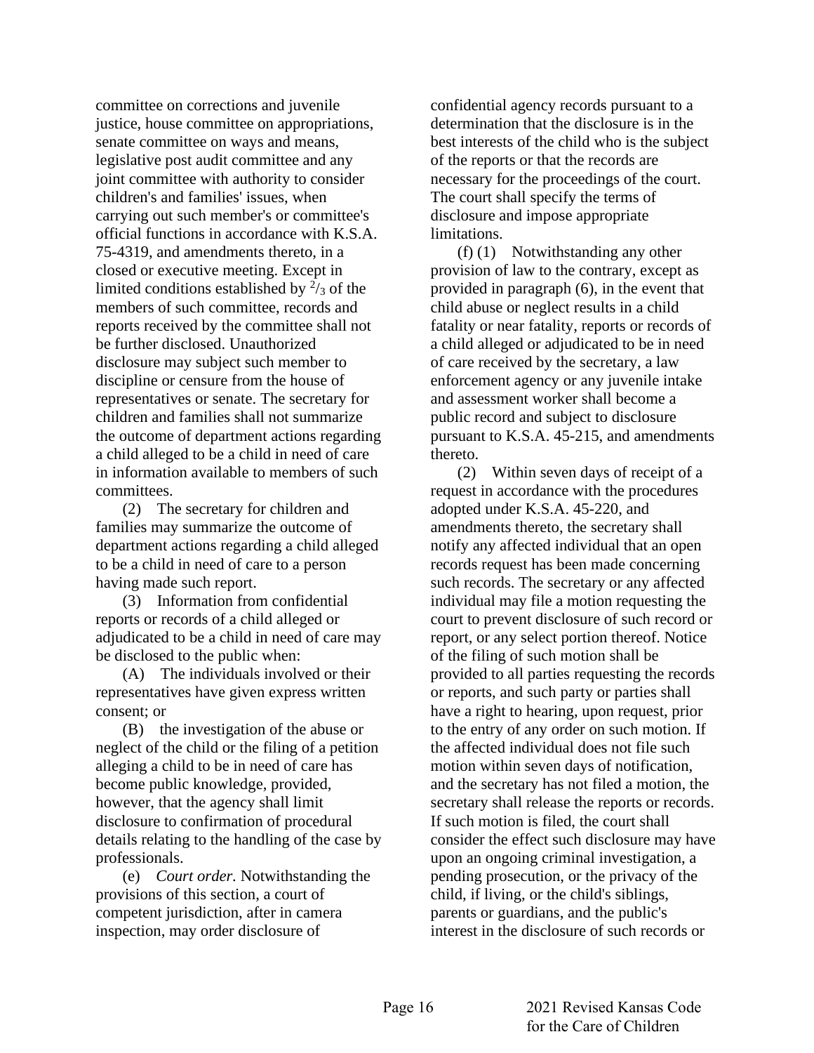committee on corrections and juvenile justice, house committee on appropriations, senate committee on ways and means, legislative post audit committee and any joint committee with authority to consider children's and families' issues, when carrying out such member's or committee's official functions in accordance with K.S.A. 75-4319, and amendments thereto, in a closed or executive meeting. Except in limited conditions established by $^{2}/_{3}$ of the members of such committee, records and reports received by the committee shall not be further disclosed. Unauthorized disclosure may subject such member to discipline or censure from the house of representatives or senate. The secretary for children and families shall not summarize the outcome of department actions regarding a child alleged to be a child in need of care in information available to members of such committees.

(2) The secretary for children and families may summarize the outcome of department actions regarding a child alleged to be a child in need of care to a person having made such report.

(3) Information from confidential reports or records of a child alleged or adjudicated to be a child in need of care may be disclosed to the public when:

(A) The individuals involved or their representatives have given express written consent; or

(B) the investigation of the abuse or neglect of the child or the filing of a petition alleging a child to be in need of care has become public knowledge, provided, however, that the agency shall limit disclosure to confirmation of procedural details relating to the handling of the case by professionals.

(e) *Court order.* Notwithstanding the provisions of this section, a court of competent jurisdiction, after in camera inspection, may order disclosure of confidential agency records pursuant to a determination that the disclosure is in the best interests of the child who is the subject of the reports or that the records are necessary for the proceedings of the court. The court shall specify the terms of disclosure and impose appropriate limitations.

(f) (1) Notwithstanding any other provision of law to the contrary, except as provided in paragraph (6), in the event that child abuse or neglect results in a child fatality or near fatality, reports or records of a child alleged or adjudicated to be in need of care received by the secretary, a law enforcement agency or any juvenile intake and assessment worker shall become a public record and subject to disclosure pursuant to K.S.A. 45-215, and amendments thereto.

(2) Within seven days of receipt of a request in accordance with the procedures adopted under K.S.A. 45-220, and amendments thereto, the secretary shall notify any affected individual that an open records request has been made concerning such records. The secretary or any affected individual may file a motion requesting the court to prevent disclosure of such record or report, or any select portion thereof. Notice of the filing of such motion shall be provided to all parties requesting the records or reports, and such party or parties shall have a right to hearing, upon request, prior to the entry of any order on such motion. If the affected individual does not file such motion within seven days of notification, and the secretary has not filed a motion, the secretary shall release the reports or records. If such motion is filed, the court shall consider the effect such disclosure may have upon an ongoing criminal investigation, a pending prosecution, or the privacy of the child, if living, or the child's siblings, parents or guardians, and the public's interest in the disclosure of such records or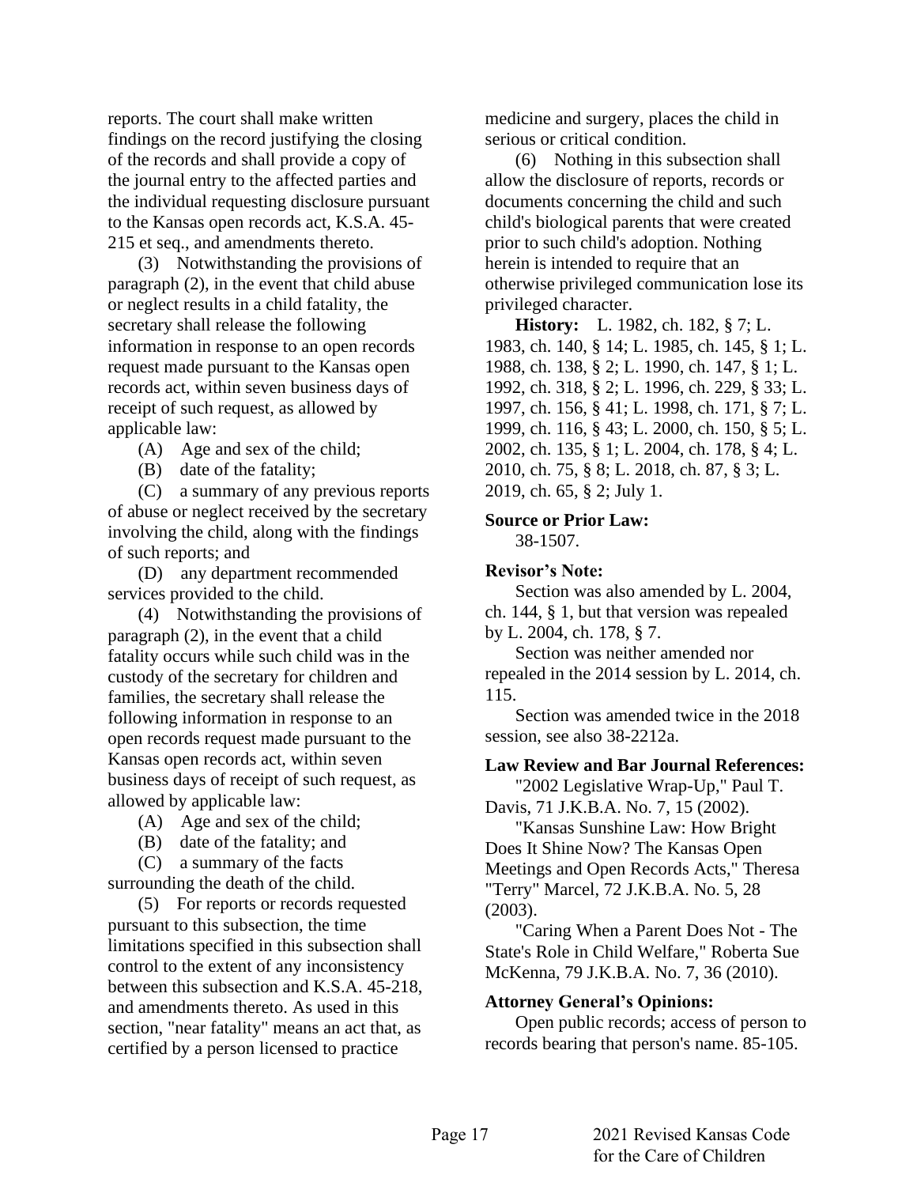reports. The court shall make written findings on the record justifying the closing of the records and shall provide a copy of the journal entry to the affected parties and the individual requesting disclosure pursuant to the Kansas open records act, K.S.A. 45-215 et seq., and amendments thereto.

(3) Notwithstanding the provisions of paragraph (2), in the event that child abuse or neglect results in a child fatality, the secretary shall release the following information in response to an open records request made pursuant to the Kansas open records act, within seven business days of receipt of such request, as allowed by applicable law:

(A) Age and sex of the child;

(B) date of the fatality;

(C) a summary of any previous reports of abuse or neglect received by the secretary involving the child, along with the findings of such reports; and

(D) any department recommended services provided to the child.

(4) Notwithstanding the provisions of paragraph (2), in the event that a child fatality occurs while such child was in the custody of the secretary for children and families, the secretary shall release the following information in response to an open records request made pursuant to the Kansas open records act, within seven business days of receipt of such request, as allowed by applicable law:

(A) Age and sex of the child;

(B) date of the fatality; and

(C) a summary of the facts surrounding the death of the child.

(5) For reports or records requested pursuant to this subsection, the time limitations specified in this subsection shall control to the extent of any inconsistency between this subsection and K.S.A. 45-218, and amendments thereto. As used in this section, "near fatality" means an act that, as certified by a person licensed to practice medicine and surgery, places the child in serious or critical condition.

(6) Nothing in this subsection shall allow the disclosure of reports, records or documents concerning the child and such child's biological parents that were created prior to such child's adoption. Nothing herein is intended to require that an otherwise privileged communication lose its privileged character.

**History:** L. 1982, ch. 182, § 7; L. 1983, ch. 140, § 14; L. 1985, ch. 145, § 1; L. 1988, ch. 138, § 2; L. 1990, ch. 147, § 1; L. 1992, ch. 318, § 2; L. 1996, ch. 229, § 33; L. 1997, ch. 156, § 41; L. 1998, ch. 171, § 7; L. 1999, ch. 116, § 43; L. 2000, ch. 150, § 5; L. 2002, ch. 135, § 1; L. 2004, ch. 178, § 4; L. 2010, ch. 75, § 8; L. 2018, ch. 87, § 3; L. 2019, ch. 65, § 2; July 1.

**Source or Prior Law:**

38-1507.

**Revisor's Note:**

Section was also amended by L. 2004, ch. 144, § 1, but that version was repealed by L. 2004, ch. 178, § 7.

Section was neither amended nor repealed in the 2014 session by L. 2014, ch. 115.

Section was amended twice in the 2018 session, see also 38-2212a.

**Law Review and Bar Journal References:**

"2002 Legislative Wrap-Up," Paul T. Davis, 71 J.K.B.A. No. 7, 15 (2002).

"Kansas Sunshine Law: How Bright Does It Shine Now? The Kansas Open Meetings and Open Records Acts," Theresa "Terry" Marcel, 72 J.K.B.A. No. 5, 28 (2003).

"Caring When a Parent Does Not - The State's Role in Child Welfare," Roberta Sue McKenna, 79 J.K.B.A. No. 7, 36 (2010).

**Attorney General's Opinions:**

Open public records; access of person to records bearing that person's name. 85-105.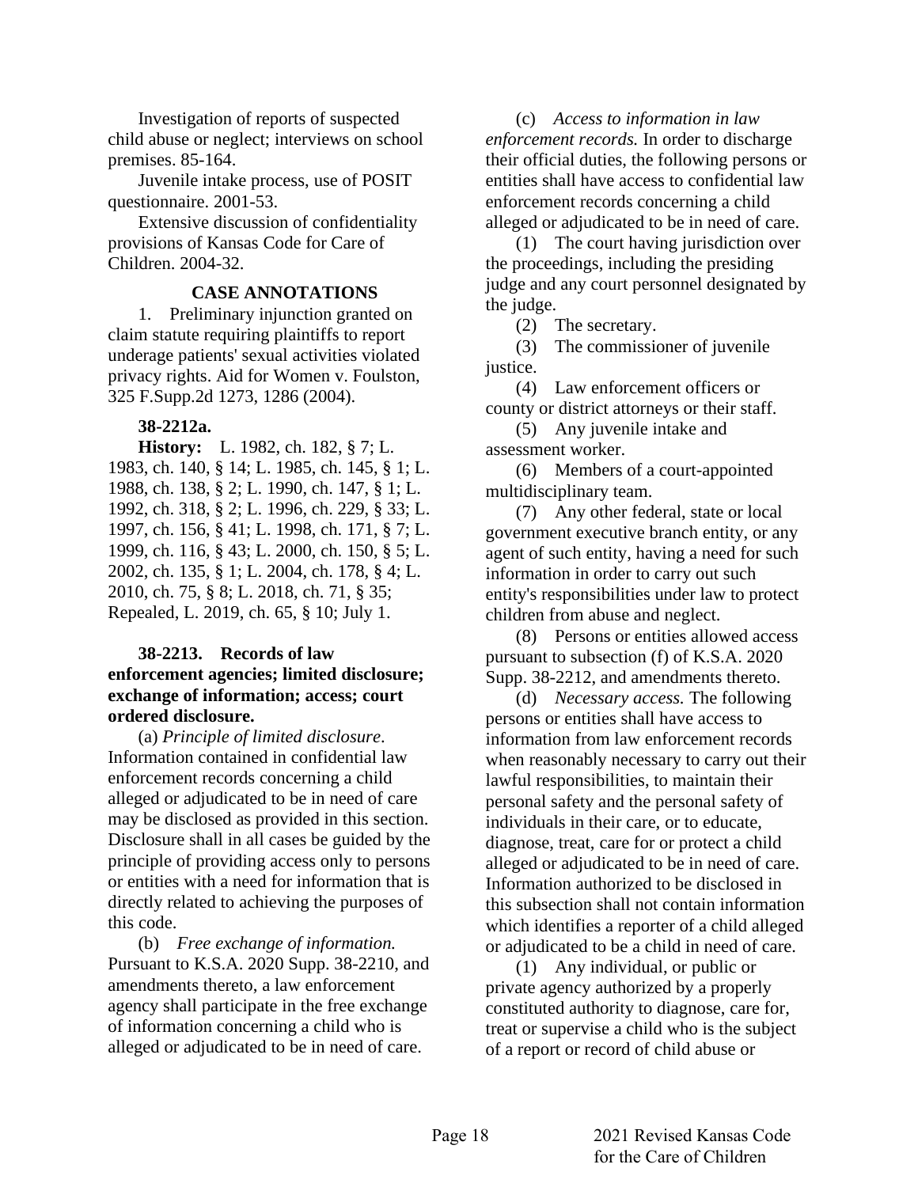Investigation of reports of suspected child abuse or neglect; interviews on school premises. 85-164.

Juvenile intake process, use of POSIT questionnaire. 2001-53.

Extensive discussion of confidentiality provisions of Kansas Code for Care of Children. 2004-32.

**CASE ANNOTATIONS**

1. Preliminary injunction granted on claim statute requiring plaintiffs to report underage patients' sexual activities violated privacy rights. Aid for Women v. Foulston, 325 F.Supp.2d 1273, 1286 (2004).

**38-2212a.**

**History:** L. 1982, ch. 182, § 7; L. 1983, ch. 140, § 14; L. 1985, ch. 145, § 1; L. 1988, ch. 138, § 2; L. 1990, ch. 147, § 1; L. 1992, ch. 318, § 2; L. 1996, ch. 229, § 33; L. 1997, ch. 156, § 41; L. 1998, ch. 171, § 7; L. 1999, ch. 116, § 43; L. 2000, ch. 150, § 5; L. 2002, ch. 135, § 1; L. 2004, ch. 178, § 4; L. 2010, ch. 75, § 8; L. 2018, ch. 71, § 35; Repealed, L. 2019, ch. 65, § 10; July 1.

**38-2213. Records of law enforcement agencies; limited disclosure; exchange of information; access; court ordered disclosure.**

(a) *Principle of limited disclosure*. Information contained in confidential law enforcement records concerning a child alleged or adjudicated to be in need of care may be disclosed as provided in this section. Disclosure shall in all cases be guided by the principle of providing access only to persons or entities with a need for information that is directly related to achieving the purposes of this code.

(b) *Free exchange of information.* Pursuant to K.S.A. 2020 Supp. 38-2210, and amendments thereto, a law enforcement agency shall participate in the free exchange of information concerning a child who is alleged or adjudicated to be in need of care.

(c) *Access to information in law enforcement records.* In order to discharge their official duties, the following persons or entities shall have access to confidential law enforcement records concerning a child alleged or adjudicated to be in need of care.

(1) The court having jurisdiction over the proceedings, including the presiding judge and any court personnel designated by the judge.

(2) The secretary.

(3) The commissioner of juvenile justice.

(4) Law enforcement officers or county or district attorneys or their staff.

(5) Any juvenile intake and assessment worker.

(6) Members of a court-appointed multidisciplinary team.

(7) Any other federal, state or local government executive branch entity, or any agent of such entity, having a need for such information in order to carry out such entity's responsibilities under law to protect children from abuse and neglect.

(8) Persons or entities allowed access pursuant to subsection (f) of K.S.A. 2020 Supp. 38-2212, and amendments thereto.

(d) *Necessary access.* The following persons or entities shall have access to information from law enforcement records when reasonably necessary to carry out their lawful responsibilities, to maintain their personal safety and the personal safety of individuals in their care, or to educate, diagnose, treat, care for or protect a child alleged or adjudicated to be in need of care. Information authorized to be disclosed in this subsection shall not contain information which identifies a reporter of a child alleged or adjudicated to be a child in need of care.

(1) Any individual, or public or private agency authorized by a properly constituted authority to diagnose, care for, treat or supervise a child who is the subject of a report or record of child abuse or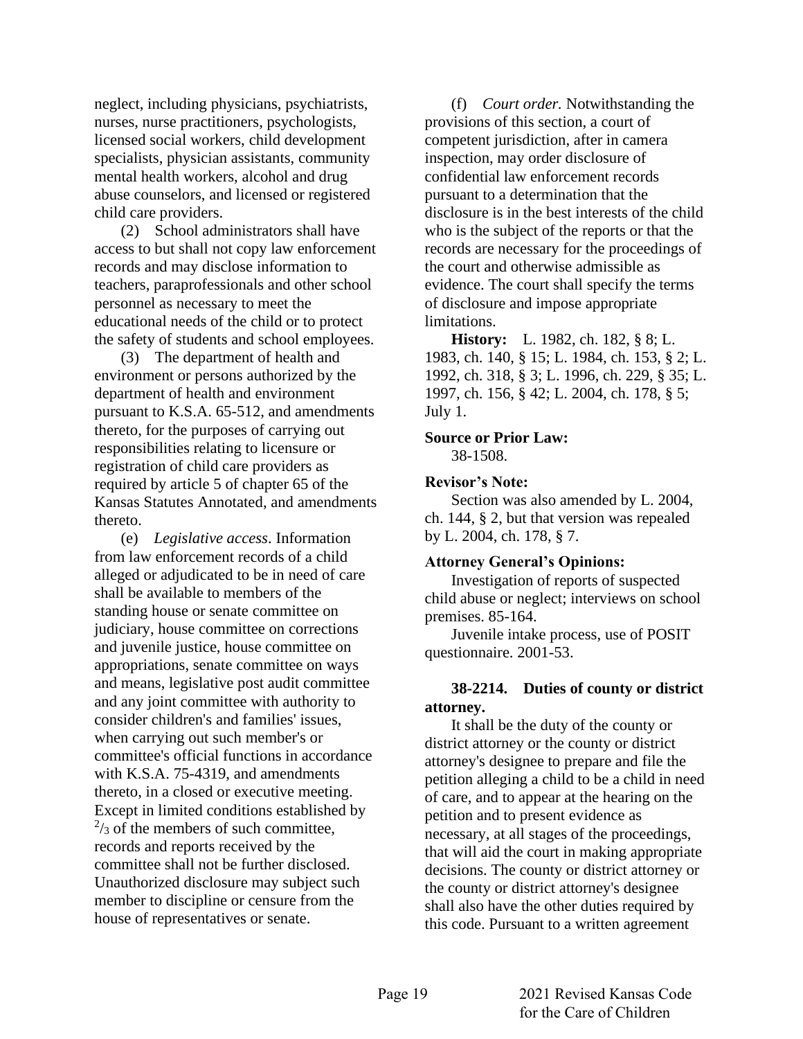neglect, including physicians, psychiatrists, nurses, nurse practitioners, psychologists, licensed social workers, child development specialists, physician assistants, community mental health workers, alcohol and drug abuse counselors, and licensed or registered child care providers.

(2) School administrators shall have access to but shall not copy law enforcement records and may disclose information to teachers, paraprofessionals and other school personnel as necessary to meet the educational needs of the child or to protect the safety of students and school employees.

(3) The department of health and environment or persons authorized by the department of health and environment pursuant to K.S.A. 65-512, and amendments thereto, for the purposes of carrying out responsibilities relating to licensure or registration of child care providers as required by article 5 of chapter 65 of the Kansas Statutes Annotated, and amendments thereto.

(e) *Legislative access*. Information from law enforcement records of a child alleged or adjudicated to be in need of care shall be available to members of the standing house or senate committee on judiciary, house committee on corrections and juvenile justice, house committee on appropriations, senate committee on ways and means, legislative post audit committee and any joint committee with authority to consider children's and families' issues, when carrying out such member's or committee's official functions in accordance with K.S.A. 75-4319, and amendments thereto, in a closed or executive meeting. Except in limited conditions established by $^{2}/_{3}$ of the members of such committee, records and reports received by the committee shall not be further disclosed. Unauthorized disclosure may subject such member to discipline or censure from the house of representatives or senate.

(f) *Court order.* Notwithstanding the provisions of this section, a court of competent jurisdiction, after in camera inspection, may order disclosure of confidential law enforcement records pursuant to a determination that the disclosure is in the best interests of the child who is the subject of the reports or that the records are necessary for the proceedings of the court and otherwise admissible as evidence. The court shall specify the terms of disclosure and impose appropriate limitations.

**History:** L. 1982, ch. 182, § 8; L. 1983, ch. 140, § 15; L. 1984, ch. 153, § 2; L. 1992, ch. 318, § 3; L. 1996, ch. 229, § 35; L. 1997, ch. 156, § 42; L. 2004, ch. 178, § 5; July 1.

**Source or Prior Law:**

38-1508.

**Revisor's Note:**

Section was also amended by L. 2004, ch. 144, § 2, but that version was repealed by L. 2004, ch. 178, § 7.

**Attorney General's Opinions:**

Investigation of reports of suspected child abuse or neglect; interviews on school premises. 85-164.

Juvenile intake process, use of POSIT questionnaire. 2001-53.

**38-2214. Duties of county or district attorney.**

It shall be the duty of the county or district attorney or the county or district attorney's designee to prepare and file the petition alleging a child to be a child in need of care, and to appear at the hearing on the petition and to present evidence as necessary, at all stages of the proceedings, that will aid the court in making appropriate decisions. The county or district attorney or the county or district attorney's designee shall also have the other duties required by this code. Pursuant to a written agreement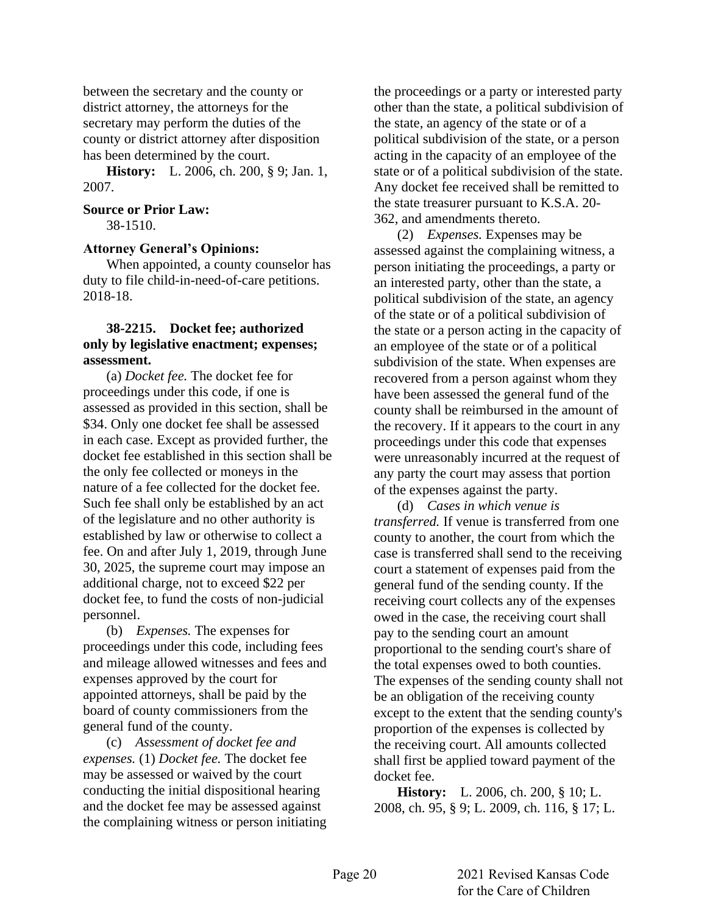between the secretary and the county or district attorney, the attorneys for the secretary may perform the duties of the county or district attorney after disposition has been determined by the court.

**History:** L. 2006, ch. 200, § 9; Jan. 1, 2007.

**Source or Prior Law:**

38-1510.

**Attorney General's Opinions:**

When appointed, a county counselor has duty to file child-in-need-of-care petitions. 2018-18.

**38-2215. Docket fee; authorized only by legislative enactment; expenses; assessment.**

(a) *Docket fee.* The docket fee for proceedings under this code, if one is assessed as provided in this section, shall be $34. Only one docket fee shall be assessed in each case. Except as provided further, the docket fee established in this section shall be the only fee collected or moneys in the nature of a fee collected for the docket fee. Such fee shall only be established by an act of the legislature and no other authority is established by law or otherwise to collect a fee. On and after July 1, 2019, through June 30, 2025, the supreme court may impose an additional charge, not to exceed $22 per docket fee, to fund the costs of non-judicial personnel.

(b) *Expenses.* The expenses for proceedings under this code, including fees and mileage allowed witnesses and fees and expenses approved by the court for appointed attorneys, shall be paid by the board of county commissioners from the general fund of the county.

(c) *Assessment of docket fee and expenses.* (1) *Docket fee.* The docket fee may be assessed or waived by the court conducting the initial dispositional hearing and the docket fee may be assessed against the complaining witness or person initiating the proceedings or a party or interested party other than the state, a political subdivision of the state, an agency of the state or of a political subdivision of the state, or a person acting in the capacity of an employee of the state or of a political subdivision of the state. Any docket fee received shall be remitted to the state treasurer pursuant to K.S.A. 20-362, and amendments thereto.

(2) *Expenses.* Expenses may be assessed against the complaining witness, a person initiating the proceedings, a party or an interested party, other than the state, a political subdivision of the state, an agency of the state or of a political subdivision of the state or a person acting in the capacity of an employee of the state or of a political subdivision of the state. When expenses are recovered from a person against whom they have been assessed the general fund of the county shall be reimbursed in the amount of the recovery. If it appears to the court in any proceedings under this code that expenses were unreasonably incurred at the request of any party the court may assess that portion of the expenses against the party.

(d) *Cases in which venue is transferred.* If venue is transferred from one county to another, the court from which the case is transferred shall send to the receiving court a statement of expenses paid from the general fund of the sending county. If the receiving court collects any of the expenses owed in the case, the receiving court shall pay to the sending court an amount proportional to the sending court's share of the total expenses owed to both counties. The expenses of the sending county shall not be an obligation of the receiving county except to the extent that the sending county's proportion of the expenses is collected by the receiving court. All amounts collected shall first be applied toward payment of the docket fee.

**History:** L. 2006, ch. 200, § 10; L. 2008, ch. 95, § 9; L. 2009, ch. 116, § 17; L.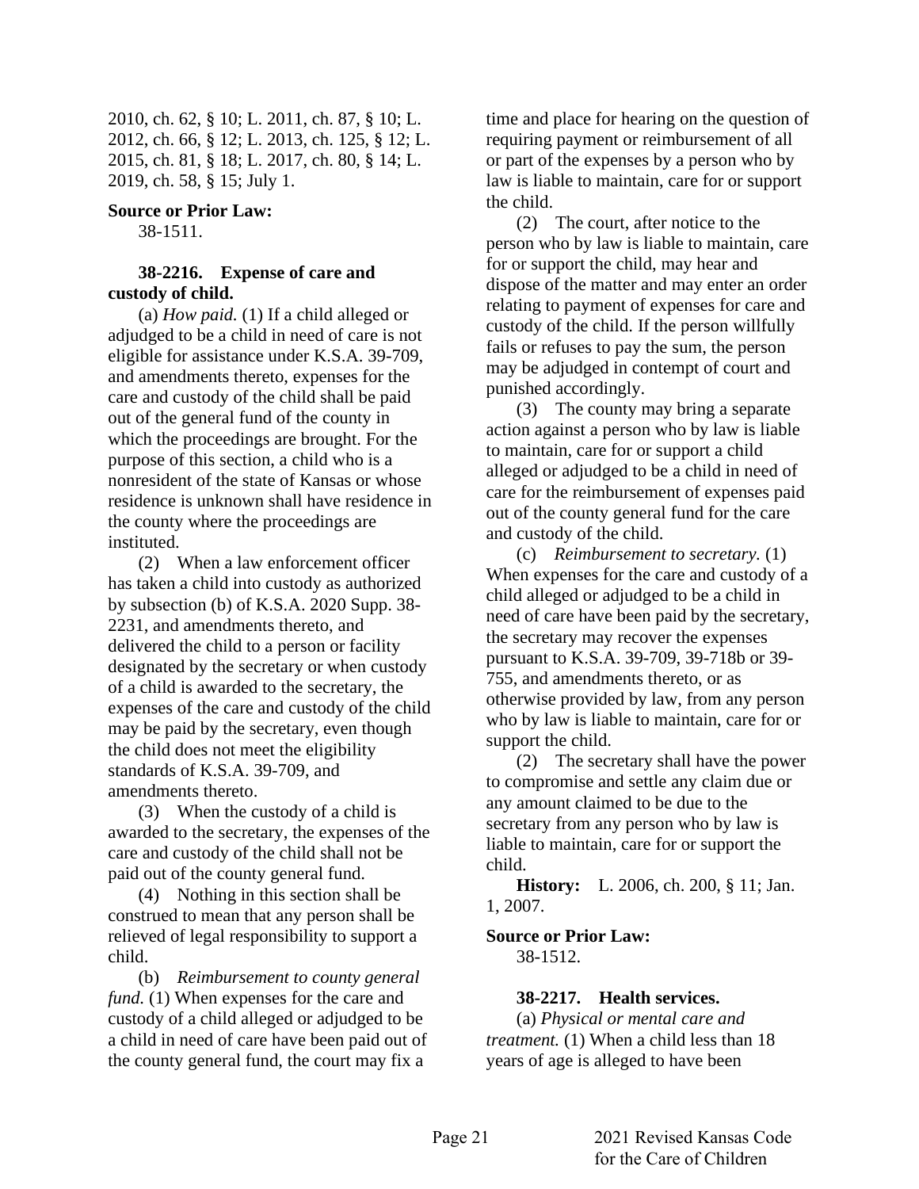2010, ch. 62, § 10; L. 2011, ch. 87, § 10; L. 2012, ch. 66, § 12; L. 2013, ch. 125, § 12; L. 2015, ch. 81, § 18; L. 2017, ch. 80, § 14; L. 2019, ch. 58, § 15; July 1.

**Source or Prior Law:**
38-1511.

**38-2216. Expense of care and custody of child.**

(a) *How paid.* (1) If a child alleged or adjudged to be a child in need of care is not eligible for assistance under K.S.A. 39-709, and amendments thereto, expenses for the care and custody of the child shall be paid out of the general fund of the county in which the proceedings are brought. For the purpose of this section, a child who is a nonresident of the state of Kansas or whose residence is unknown shall have residence in the county where the proceedings are instituted.

(2) When a law enforcement officer has taken a child into custody as authorized by subsection (b) of K.S.A. 2020 Supp. 38-2231, and amendments thereto, and delivered the child to a person or facility designated by the secretary or when custody of a child is awarded to the secretary, the expenses of the care and custody of the child may be paid by the secretary, even though the child does not meet the eligibility standards of K.S.A. 39-709, and amendments thereto.

(3) When the custody of a child is awarded to the secretary, the expenses of the care and custody of the child shall not be paid out of the county general fund.

(4) Nothing in this section shall be construed to mean that any person shall be relieved of legal responsibility to support a child.

(b) *Reimbursement to county general fund.* (1) When expenses for the care and custody of a child alleged or adjudged to be a child in need of care have been paid out of the county general fund, the court may fix a time and place for hearing on the question of requiring payment or reimbursement of all or part of the expenses by a person who by law is liable to maintain, care for or support the child.

(2) The court, after notice to the person who by law is liable to maintain, care for or support the child, may hear and dispose of the matter and may enter an order relating to payment of expenses for care and custody of the child. If the person willfully fails or refuses to pay the sum, the person may be adjudged in contempt of court and punished accordingly.

(3) The county may bring a separate action against a person who by law is liable to maintain, care for or support a child alleged or adjudged to be a child in need of care for the reimbursement of expenses paid out of the county general fund for the care and custody of the child.

(c) *Reimbursement to secretary.* (1) When expenses for the care and custody of a child alleged or adjudged to be a child in need of care have been paid by the secretary, the secretary may recover the expenses pursuant to K.S.A. 39-709, 39-718b or 39-755, and amendments thereto, or as otherwise provided by law, from any person who by law is liable to maintain, care for or support the child.

(2) The secretary shall have the power to compromise and settle any claim due or any amount claimed to be due to the secretary from any person who by law is liable to maintain, care for or support the child.

**History:** L. 2006, ch. 200, § 11; Jan. 1, 2007.

**Source or Prior Law:**
38-1512.

**38-2217. Health services.**

(a) *Physical or mental care and treatment.* (1) When a child less than 18 years of age is alleged to have been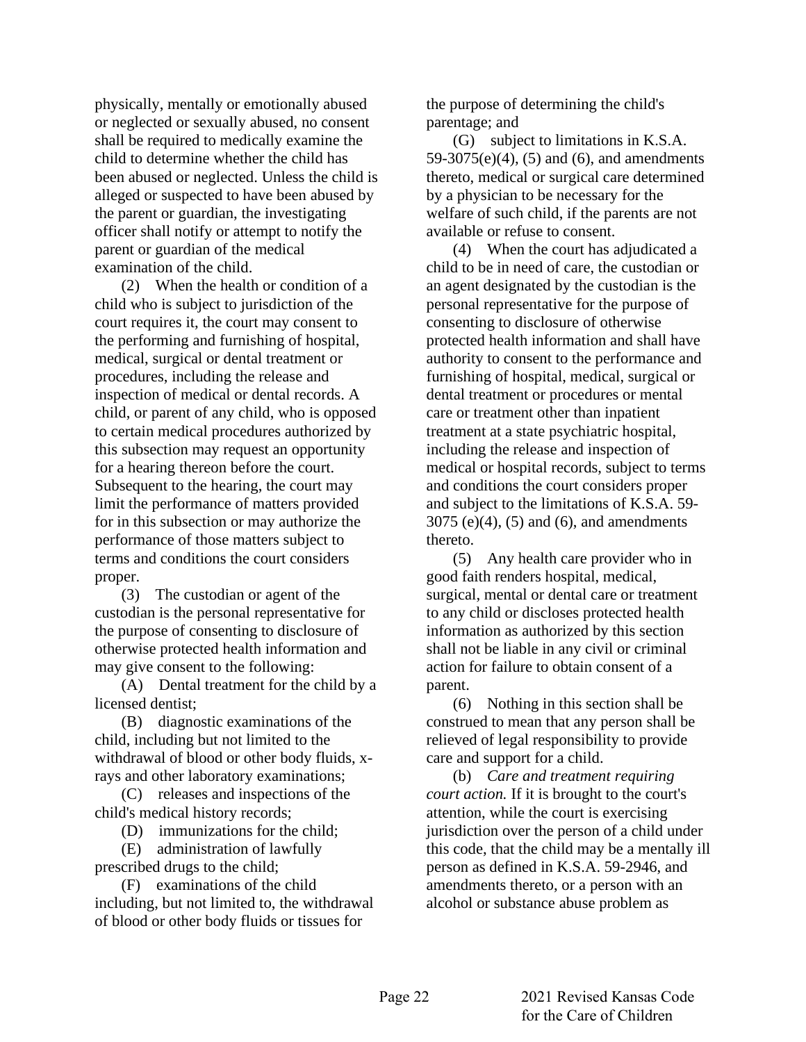physically, mentally or emotionally abused or neglected or sexually abused, no consent shall be required to medically examine the child to determine whether the child has been abused or neglected. Unless the child is alleged or suspected to have been abused by the parent or guardian, the investigating officer shall notify or attempt to notify the parent or guardian of the medical examination of the child.

(2) When the health or condition of a child who is subject to jurisdiction of the court requires it, the court may consent to the performing and furnishing of hospital, medical, surgical or dental treatment or procedures, including the release and inspection of medical or dental records. A child, or parent of any child, who is opposed to certain medical procedures authorized by this subsection may request an opportunity for a hearing thereon before the court. Subsequent to the hearing, the court may limit the performance of matters provided for in this subsection or may authorize the performance of those matters subject to terms and conditions the court considers proper.

(3) The custodian or agent of the custodian is the personal representative for the purpose of consenting to disclosure of otherwise protected health information and may give consent to the following:

(A) Dental treatment for the child by a licensed dentist;

(B) diagnostic examinations of the child, including but not limited to the withdrawal of blood or other body fluids, x-rays and other laboratory examinations;

(C) releases and inspections of the child's medical history records;

(D) immunizations for the child;

(E) administration of lawfully prescribed drugs to the child;

(F) examinations of the child including, but not limited to, the withdrawal of blood or other body fluids or tissues for the purpose of determining the child's parentage; and

(G) subject to limitations in K.S.A. 59-3075(e)(4), (5) and (6), and amendments thereto, medical or surgical care determined by a physician to be necessary for the welfare of such child, if the parents are not available or refuse to consent.

(4) When the court has adjudicated a child to be in need of care, the custodian or an agent designated by the custodian is the personal representative for the purpose of consenting to disclosure of otherwise protected health information and shall have authority to consent to the performance and furnishing of hospital, medical, surgical or dental treatment or procedures or mental care or treatment other than inpatient treatment at a state psychiatric hospital, including the release and inspection of medical or hospital records, subject to terms and conditions the court considers proper and subject to the limitations of K.S.A. 59-3075 (e)(4), (5) and (6), and amendments thereto.

(5) Any health care provider who in good faith renders hospital, medical, surgical, mental or dental care or treatment to any child or discloses protected health information as authorized by this section shall not be liable in any civil or criminal action for failure to obtain consent of a parent.

(6) Nothing in this section shall be construed to mean that any person shall be relieved of legal responsibility to provide care and support for a child.

(b) *Care and treatment requiring court action.* If it is brought to the court's attention, while the court is exercising jurisdiction over the person of a child under this code, that the child may be a mentally ill person as defined in K.S.A. 59-2946, and amendments thereto, or a person with an alcohol or substance abuse problem as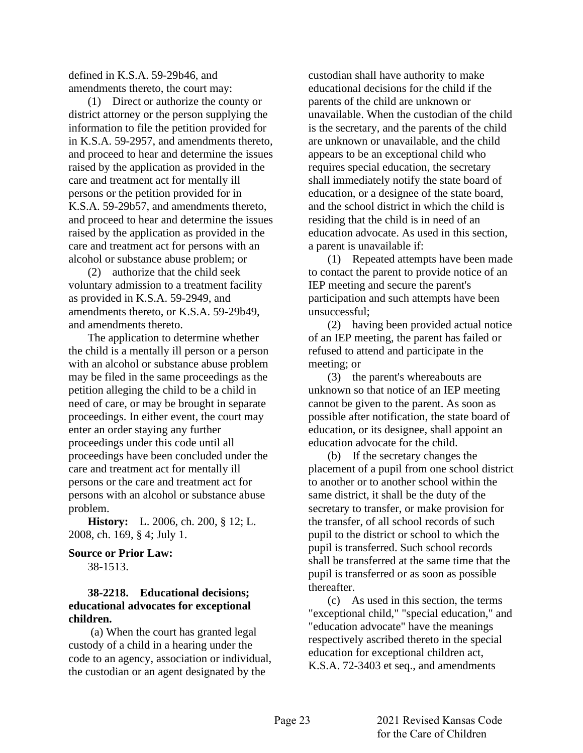defined in K.S.A. 59-29b46, and amendments thereto, the court may:

(1) Direct or authorize the county or district attorney or the person supplying the information to file the petition provided for in K.S.A. 59-2957, and amendments thereto, and proceed to hear and determine the issues raised by the application as provided in the care and treatment act for mentally ill persons or the petition provided for in K.S.A. 59-29b57, and amendments thereto, and proceed to hear and determine the issues raised by the application as provided in the care and treatment act for persons with an alcohol or substance abuse problem; or

(2) authorize that the child seek voluntary admission to a treatment facility as provided in K.S.A. 59-2949, and amendments thereto, or K.S.A. 59-29b49, and amendments thereto.

The application to determine whether the child is a mentally ill person or a person with an alcohol or substance abuse problem may be filed in the same proceedings as the petition alleging the child to be a child in need of care, or may be brought in separate proceedings. In either event, the court may enter an order staying any further proceedings under this code until all proceedings have been concluded under the care and treatment act for mentally ill persons or the care and treatment act for persons with an alcohol or substance abuse problem.

**History:** L. 2006, ch. 200, § 12; L. 2008, ch. 169, § 4; July 1.

**Source or Prior Law:**

38-1513.

**38-2218. Educational decisions; educational advocates for exceptional children.**

(a) When the court has granted legal custody of a child in a hearing under the code to an agency, association or individual, the custodian or an agent designated by the custodian shall have authority to make educational decisions for the child if the parents of the child are unknown or unavailable. When the custodian of the child is the secretary, and the parents of the child are unknown or unavailable, and the child appears to be an exceptional child who requires special education, the secretary shall immediately notify the state board of education, or a designee of the state board, and the school district in which the child is residing that the child is in need of an education advocate. As used in this section, a parent is unavailable if:

(1) Repeated attempts have been made to contact the parent to provide notice of an IEP meeting and secure the parent's participation and such attempts have been unsuccessful;

(2) having been provided actual notice of an IEP meeting, the parent has failed or refused to attend and participate in the meeting; or

(3) the parent's whereabouts are unknown so that notice of an IEP meeting cannot be given to the parent. As soon as possible after notification, the state board of education, or its designee, shall appoint an education advocate for the child.

(b) If the secretary changes the placement of a pupil from one school district to another or to another school within the same district, it shall be the duty of the secretary to transfer, or make provision for the transfer, of all school records of such pupil to the district or school to which the pupil is transferred. Such school records shall be transferred at the same time that the pupil is transferred or as soon as possible thereafter.

(c) As used in this section, the terms "exceptional child," "special education," and "education advocate" have the meanings respectively ascribed thereto in the special education for exceptional children act, K.S.A. 72-3403 et seq., and amendments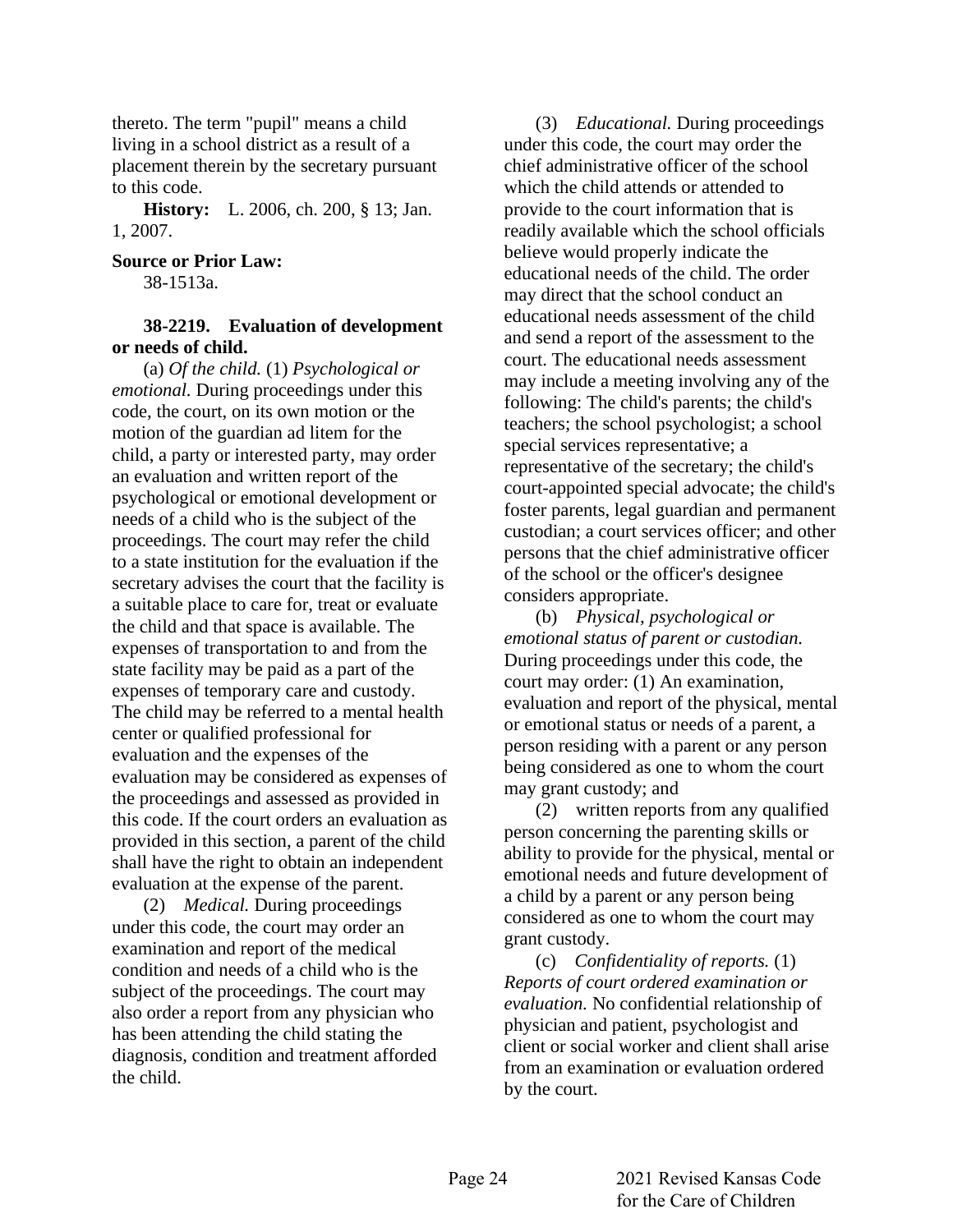thereto. The term "pupil" means a child living in a school district as a result of a placement therein by the secretary pursuant to this code.

**History:** L. 2006, ch. 200, § 13; Jan. 1, 2007.

**Source or Prior Law:**

38-1513a.

**38-2219. Evaluation of development or needs of child.**

(a) *Of the child.* (1) *Psychological or emotional.* During proceedings under this code, the court, on its own motion or the motion of the guardian ad litem for the child, a party or interested party, may order an evaluation and written report of the psychological or emotional development or needs of a child who is the subject of the proceedings. The court may refer the child to a state institution for the evaluation if the secretary advises the court that the facility is a suitable place to care for, treat or evaluate the child and that space is available. The expenses of transportation to and from the state facility may be paid as a part of the expenses of temporary care and custody. The child may be referred to a mental health center or qualified professional for evaluation and the expenses of the evaluation may be considered as expenses of the proceedings and assessed as provided in this code. If the court orders an evaluation as provided in this section, a parent of the child shall have the right to obtain an independent evaluation at the expense of the parent.

(2) *Medical.* During proceedings under this code, the court may order an examination and report of the medical condition and needs of a child who is the subject of the proceedings. The court may also order a report from any physician who has been attending the child stating the diagnosis, condition and treatment afforded the child.

(3) *Educational.* During proceedings under this code, the court may order the chief administrative officer of the school which the child attends or attended to provide to the court information that is readily available which the school officials believe would properly indicate the educational needs of the child. The order may direct that the school conduct an educational needs assessment of the child and send a report of the assessment to the court. The educational needs assessment may include a meeting involving any of the following: The child's parents; the child's teachers; the school psychologist; a school special services representative; a representative of the secretary; the child's court-appointed special advocate; the child's foster parents, legal guardian and permanent custodian; a court services officer; and other persons that the chief administrative officer of the school or the officer's designee considers appropriate.

(b) *Physical, psychological or emotional status of parent or custodian.* During proceedings under this code, the court may order: (1) An examination, evaluation and report of the physical, mental or emotional status or needs of a parent, a person residing with a parent or any person being considered as one to whom the court may grant custody; and

(2) written reports from any qualified person concerning the parenting skills or ability to provide for the physical, mental or emotional needs and future development of a child by a parent or any person being considered as one to whom the court may grant custody.

(c) *Confidentiality of reports.* (1) *Reports of court ordered examination or evaluation.* No confidential relationship of physician and patient, psychologist and client or social worker and client shall arise from an examination or evaluation ordered by the court.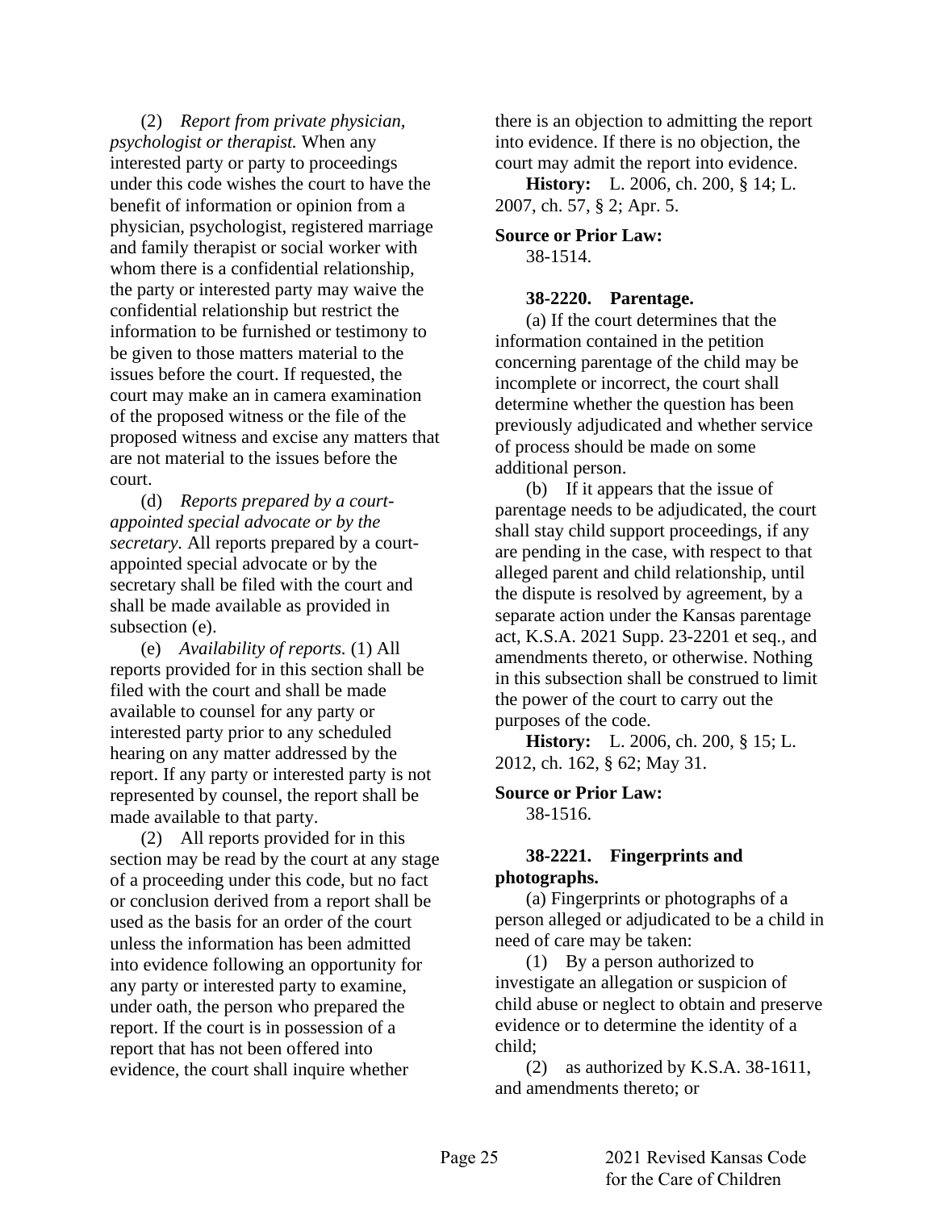(2) *Report from private physician, psychologist or therapist.* When any interested party or party to proceedings under this code wishes the court to have the benefit of information or opinion from a physician, psychologist, registered marriage and family therapist or social worker with whom there is a confidential relationship, the party or interested party may waive the confidential relationship but restrict the information to be furnished or testimony to be given to those matters material to the issues before the court. If requested, the court may make an in camera examination of the proposed witness or the file of the proposed witness and excise any matters that are not material to the issues before the court.

(d) *Reports prepared by a court-appointed special advocate or by the secretary.* All reports prepared by a court-appointed special advocate or by the secretary shall be filed with the court and shall be made available as provided in subsection (e).

(e) *Availability of reports.* (1) All reports provided for in this section shall be filed with the court and shall be made available to counsel for any party or interested party prior to any scheduled hearing on any matter addressed by the report. If any party or interested party is not represented by counsel, the report shall be made available to that party.

(2) All reports provided for in this section may be read by the court at any stage of a proceeding under this code, but no fact or conclusion derived from a report shall be used as the basis for an order of the court unless the information has been admitted into evidence following an opportunity for any party or interested party to examine, under oath, the person who prepared the report. If the court is in possession of a report that has not been offered into evidence, the court shall inquire whether there is an objection to admitting the report into evidence. If there is no objection, the court may admit the report into evidence.

**History:** L. 2006, ch. 200, § 14; L. 2007, ch. 57, § 2; Apr. 5.

**Source or Prior Law:**
38-1514.

**38-2220. Parentage.**

(a) If the court determines that the information contained in the petition concerning parentage of the child may be incomplete or incorrect, the court shall determine whether the question has been previously adjudicated and whether service of process should be made on some additional person.

(b) If it appears that the issue of parentage needs to be adjudicated, the court shall stay child support proceedings, if any are pending in the case, with respect to that alleged parent and child relationship, until the dispute is resolved by agreement, by a separate action under the Kansas parentage act, K.S.A. 2021 Supp. 23-2201 et seq., and amendments thereto, or otherwise. Nothing in this subsection shall be construed to limit the power of the court to carry out the purposes of the code.

**History:** L. 2006, ch. 200, § 15; L. 2012, ch. 162, § 62; May 31.

**Source or Prior Law:**
38-1516.

**38-2221. Fingerprints and photographs.**

(a) Fingerprints or photographs of a person alleged or adjudicated to be a child in need of care may be taken:

(1) By a person authorized to investigate an allegation or suspicion of child abuse or neglect to obtain and preserve evidence or to determine the identity of a child;

(2) as authorized by K.S.A. 38-1611, and amendments thereto; or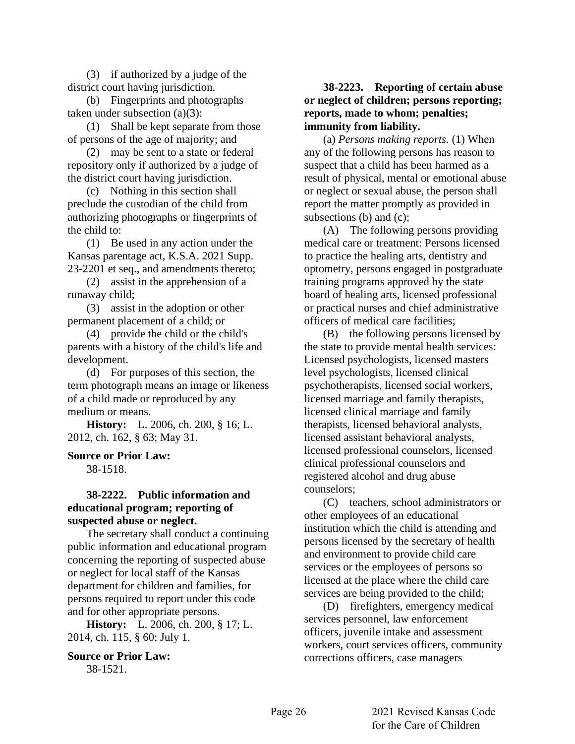(3) if authorized by a judge of the district court having jurisdiction.

(b) Fingerprints and photographs taken under subsection (a)(3):

(1) Shall be kept separate from those of persons of the age of majority; and

(2) may be sent to a state or federal repository only if authorized by a judge of the district court having jurisdiction.

(c) Nothing in this section shall preclude the custodian of the child from authorizing photographs or fingerprints of the child to:

(1) Be used in any action under the Kansas parentage act, K.S.A. 2021 Supp. 23-2201 et seq., and amendments thereto;

(2) assist in the apprehension of a runaway child;

(3) assist in the adoption or other permanent placement of a child; or

(4) provide the child or the child's parents with a history of the child's life and development.

(d) For purposes of this section, the term photograph means an image or likeness of a child made or reproduced by any medium or means.

**History:** L. 2006, ch. 200, § 16; L. 2012, ch. 162, § 63; May 31.

**Source or Prior Law:**
38-1518.

**38-2222. Public information and educational program; reporting of suspected abuse or neglect.**

The secretary shall conduct a continuing public information and educational program concerning the reporting of suspected abuse or neglect for local staff of the Kansas department for children and families, for persons required to report under this code and for other appropriate persons.

**History:** L. 2006, ch. 200, § 17; L. 2014, ch. 115, § 60; July 1.

**Source or Prior Law:**
38-1521.

**38-2223. Reporting of certain abuse or neglect of children; persons reporting; reports, made to whom; penalties; immunity from liability.**

(a) *Persons making reports.* (1) When any of the following persons has reason to suspect that a child has been harmed as a result of physical, mental or emotional abuse or neglect or sexual abuse, the person shall report the matter promptly as provided in subsections (b) and (c);

(A) The following persons providing medical care or treatment: Persons licensed to practice the healing arts, dentistry and optometry, persons engaged in postgraduate training programs approved by the state board of healing arts, licensed professional or practical nurses and chief administrative officers of medical care facilities;

(B) the following persons licensed by the state to provide mental health services: Licensed psychologists, licensed masters level psychologists, licensed clinical psychotherapists, licensed social workers, licensed marriage and family therapists, licensed clinical marriage and family therapists, licensed behavioral analysts, licensed assistant behavioral analysts, licensed professional counselors, licensed clinical professional counselors and registered alcohol and drug abuse counselors;

(C) teachers, school administrators or other employees of an educational institution which the child is attending and persons licensed by the secretary of health and environment to provide child care services or the employees of persons so licensed at the place where the child care services are being provided to the child;

(D) firefighters, emergency medical services personnel, law enforcement officers, juvenile intake and assessment workers, court services officers, community corrections officers, case managers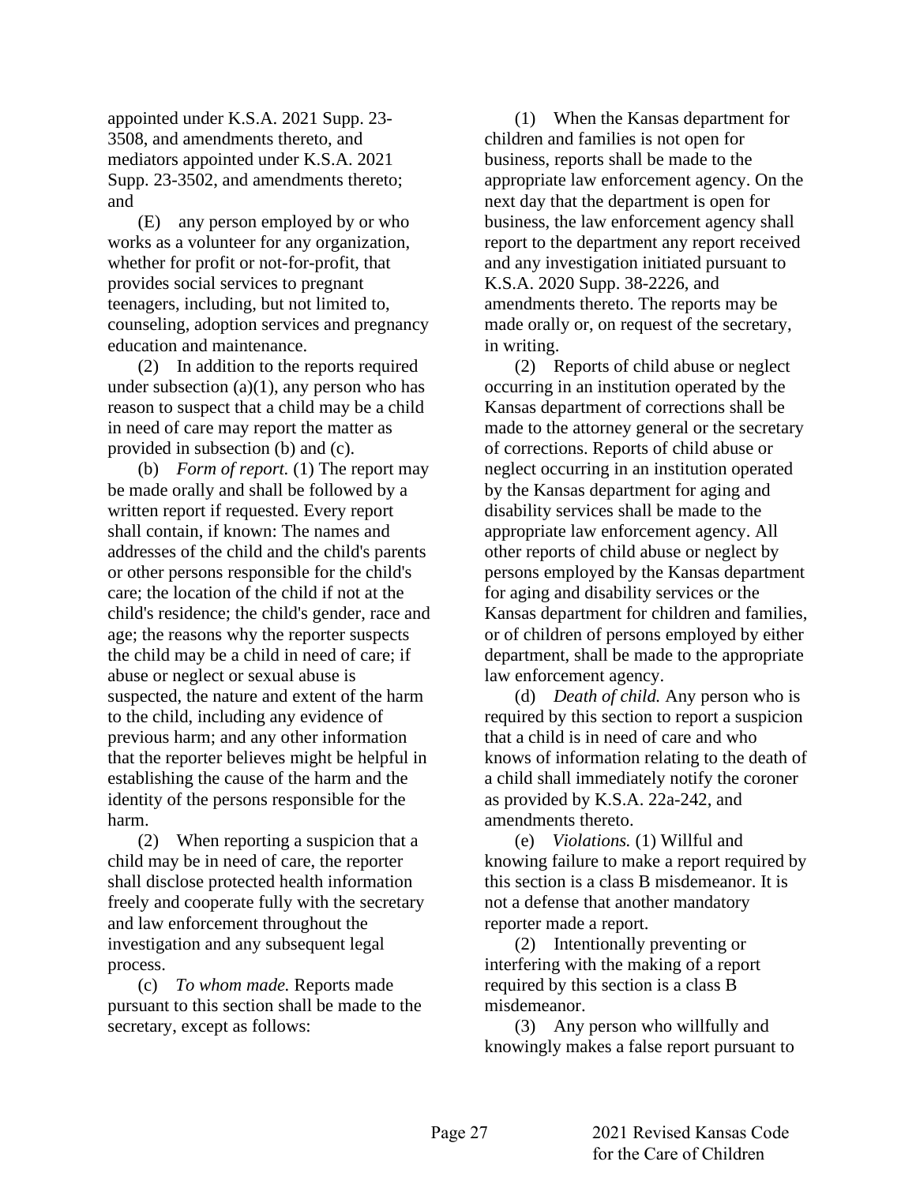appointed under K.S.A. 2021 Supp. 23-3508, and amendments thereto, and mediators appointed under K.S.A. 2021 Supp. 23-3502, and amendments thereto; and

(E) any person employed by or who works as a volunteer for any organization, whether for profit or not-for-profit, that provides social services to pregnant teenagers, including, but not limited to, counseling, adoption services and pregnancy education and maintenance.

(2) In addition to the reports required under subsection (a)(1), any person who has reason to suspect that a child may be a child in need of care may report the matter as provided in subsection (b) and (c).

(b) *Form of report.* (1) The report may be made orally and shall be followed by a written report if requested. Every report shall contain, if known: The names and addresses of the child and the child's parents or other persons responsible for the child's care; the location of the child if not at the child's residence; the child's gender, race and age; the reasons why the reporter suspects the child may be a child in need of care; if abuse or neglect or sexual abuse is suspected, the nature and extent of the harm to the child, including any evidence of previous harm; and any other information that the reporter believes might be helpful in establishing the cause of the harm and the identity of the persons responsible for the harm.

(2) When reporting a suspicion that a child may be in need of care, the reporter shall disclose protected health information freely and cooperate fully with the secretary and law enforcement throughout the investigation and any subsequent legal process.

(c) *To whom made.* Reports made pursuant to this section shall be made to the secretary, except as follows:

(1) When the Kansas department for children and families is not open for business, reports shall be made to the appropriate law enforcement agency. On the next day that the department is open for business, the law enforcement agency shall report to the department any report received and any investigation initiated pursuant to K.S.A. 2020 Supp. 38-2226, and amendments thereto. The reports may be made orally or, on request of the secretary, in writing.

(2) Reports of child abuse or neglect occurring in an institution operated by the Kansas department of corrections shall be made to the attorney general or the secretary of corrections. Reports of child abuse or neglect occurring in an institution operated by the Kansas department for aging and disability services shall be made to the appropriate law enforcement agency. All other reports of child abuse or neglect by persons employed by the Kansas department for aging and disability services or the Kansas department for children and families, or of children of persons employed by either department, shall be made to the appropriate law enforcement agency.

(d) *Death of child.* Any person who is required by this section to report a suspicion that a child is in need of care and who knows of information relating to the death of a child shall immediately notify the coroner as provided by K.S.A. 22a-242, and amendments thereto.

(e) *Violations.* (1) Willful and knowing failure to make a report required by this section is a class B misdemeanor. It is not a defense that another mandatory reporter made a report.

(2) Intentionally preventing or interfering with the making of a report required by this section is a class B misdemeanor.

(3) Any person who willfully and knowingly makes a false report pursuant to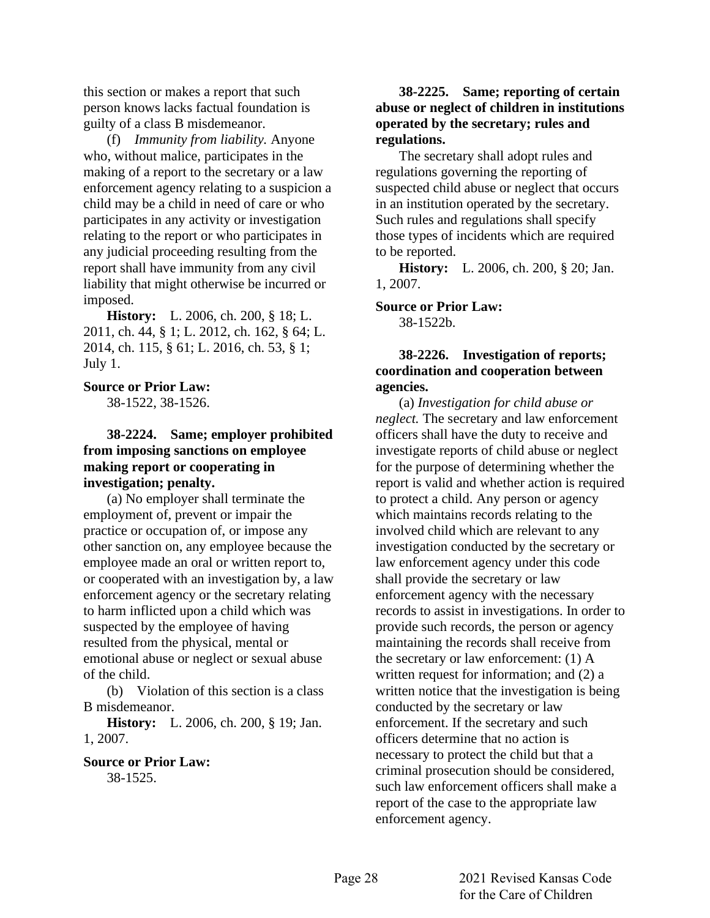this section or makes a report that such person knows lacks factual foundation is guilty of a class B misdemeanor.

(f) *Immunity from liability.* Anyone who, without malice, participates in the making of a report to the secretary or a law enforcement agency relating to a suspicion a child may be a child in need of care or who participates in any activity or investigation relating to the report or who participates in any judicial proceeding resulting from the report shall have immunity from any civil liability that might otherwise be incurred or imposed.

**History:** L. 2006, ch. 200, § 18; L. 2011, ch. 44, § 1; L. 2012, ch. 162, § 64; L. 2014, ch. 115, § 61; L. 2016, ch. 53, § 1; July 1.

**Source or Prior Law:**
38-1522, 38-1526.

**38-2224. Same; employer prohibited from imposing sanctions on employee making report or cooperating in investigation; penalty.**

(a) No employer shall terminate the employment of, prevent or impair the practice or occupation of, or impose any other sanction on, any employee because the employee made an oral or written report to, or cooperated with an investigation by, a law enforcement agency or the secretary relating to harm inflicted upon a child which was suspected by the employee of having resulted from the physical, mental or emotional abuse or neglect or sexual abuse of the child.

(b) Violation of this section is a class B misdemeanor.

**History:** L. 2006, ch. 200, § 19; Jan. 1, 2007.

**Source or Prior Law:**
38-1525.

**38-2225. Same; reporting of certain abuse or neglect of children in institutions operated by the secretary; rules and regulations.**

The secretary shall adopt rules and regulations governing the reporting of suspected child abuse or neglect that occurs in an institution operated by the secretary. Such rules and regulations shall specify those types of incidents which are required to be reported.

**History:** L. 2006, ch. 200, § 20; Jan. 1, 2007.

**Source or Prior Law:**
38-1522b.

**38-2226. Investigation of reports; coordination and cooperation between agencies.**

(a) *Investigation for child abuse or neglect.* The secretary and law enforcement officers shall have the duty to receive and investigate reports of child abuse or neglect for the purpose of determining whether the report is valid and whether action is required to protect a child. Any person or agency which maintains records relating to the involved child which are relevant to any investigation conducted by the secretary or law enforcement agency under this code shall provide the secretary or law enforcement agency with the necessary records to assist in investigations. In order to provide such records, the person or agency maintaining the records shall receive from the secretary or law enforcement: (1) A written request for information; and (2) a written notice that the investigation is being conducted by the secretary or law enforcement. If the secretary and such officers determine that no action is necessary to protect the child but that a criminal prosecution should be considered, such law enforcement officers shall make a report of the case to the appropriate law enforcement agency.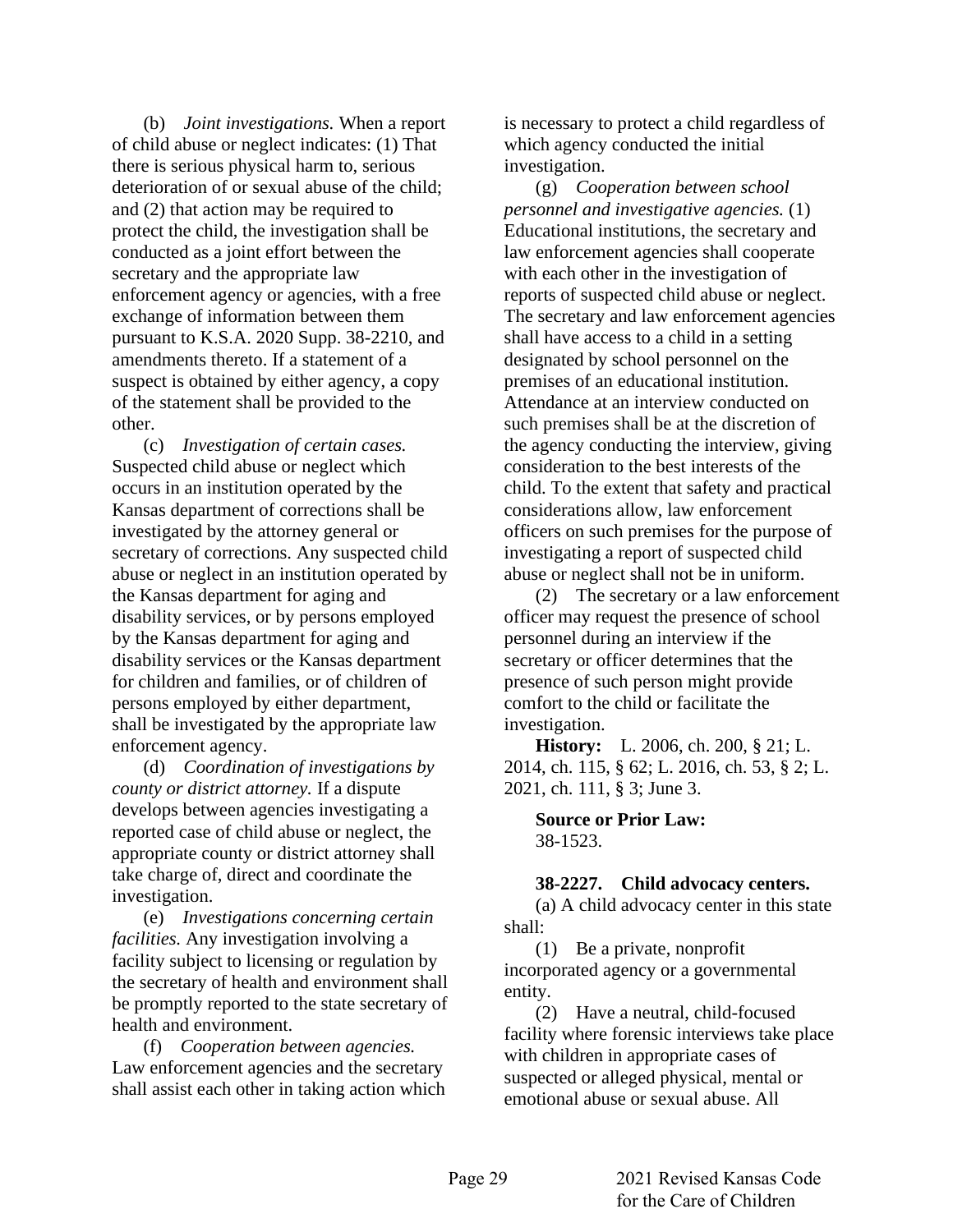(b) *Joint investigations.* When a report of child abuse or neglect indicates: (1) That there is serious physical harm to, serious deterioration of or sexual abuse of the child; and (2) that action may be required to protect the child, the investigation shall be conducted as a joint effort between the secretary and the appropriate law enforcement agency or agencies, with a free exchange of information between them pursuant to K.S.A. 2020 Supp. 38-2210, and amendments thereto. If a statement of a suspect is obtained by either agency, a copy of the statement shall be provided to the other.

(c) *Investigation of certain cases.* Suspected child abuse or neglect which occurs in an institution operated by the Kansas department of corrections shall be investigated by the attorney general or secretary of corrections. Any suspected child abuse or neglect in an institution operated by the Kansas department for aging and disability services, or by persons employed by the Kansas department for aging and disability services or the Kansas department for children and families, or of children of persons employed by either department, shall be investigated by the appropriate law enforcement agency.

(d) *Coordination of investigations by county or district attorney.* If a dispute develops between agencies investigating a reported case of child abuse or neglect, the appropriate county or district attorney shall take charge of, direct and coordinate the investigation.

(e) *Investigations concerning certain facilities.* Any investigation involving a facility subject to licensing or regulation by the secretary of health and environment shall be promptly reported to the state secretary of health and environment.

(f) *Cooperation between agencies.* Law enforcement agencies and the secretary shall assist each other in taking action which is necessary to protect a child regardless of which agency conducted the initial investigation.

(g) *Cooperation between school personnel and investigative agencies.* (1) Educational institutions, the secretary and law enforcement agencies shall cooperate with each other in the investigation of reports of suspected child abuse or neglect. The secretary and law enforcement agencies shall have access to a child in a setting designated by school personnel on the premises of an educational institution. Attendance at an interview conducted on such premises shall be at the discretion of the agency conducting the interview, giving consideration to the best interests of the child. To the extent that safety and practical considerations allow, law enforcement officers on such premises for the purpose of investigating a report of suspected child abuse or neglect shall not be in uniform.

(2) The secretary or a law enforcement officer may request the presence of school personnel during an interview if the secretary or officer determines that the presence of such person might provide comfort to the child or facilitate the investigation.

**History:** L. 2006, ch. 200, § 21; L. 2014, ch. 115, § 62; L. 2016, ch. 53, § 2; L. 2021, ch. 111, § 3; June 3.

**Source or Prior Law:**
38-1523.

**38-2227. Child advocacy centers.**

(a) A child advocacy center in this state shall:

(1) Be a private, nonprofit incorporated agency or a governmental entity.

(2) Have a neutral, child-focused facility where forensic interviews take place with children in appropriate cases of suspected or alleged physical, mental or emotional abuse or sexual abuse. All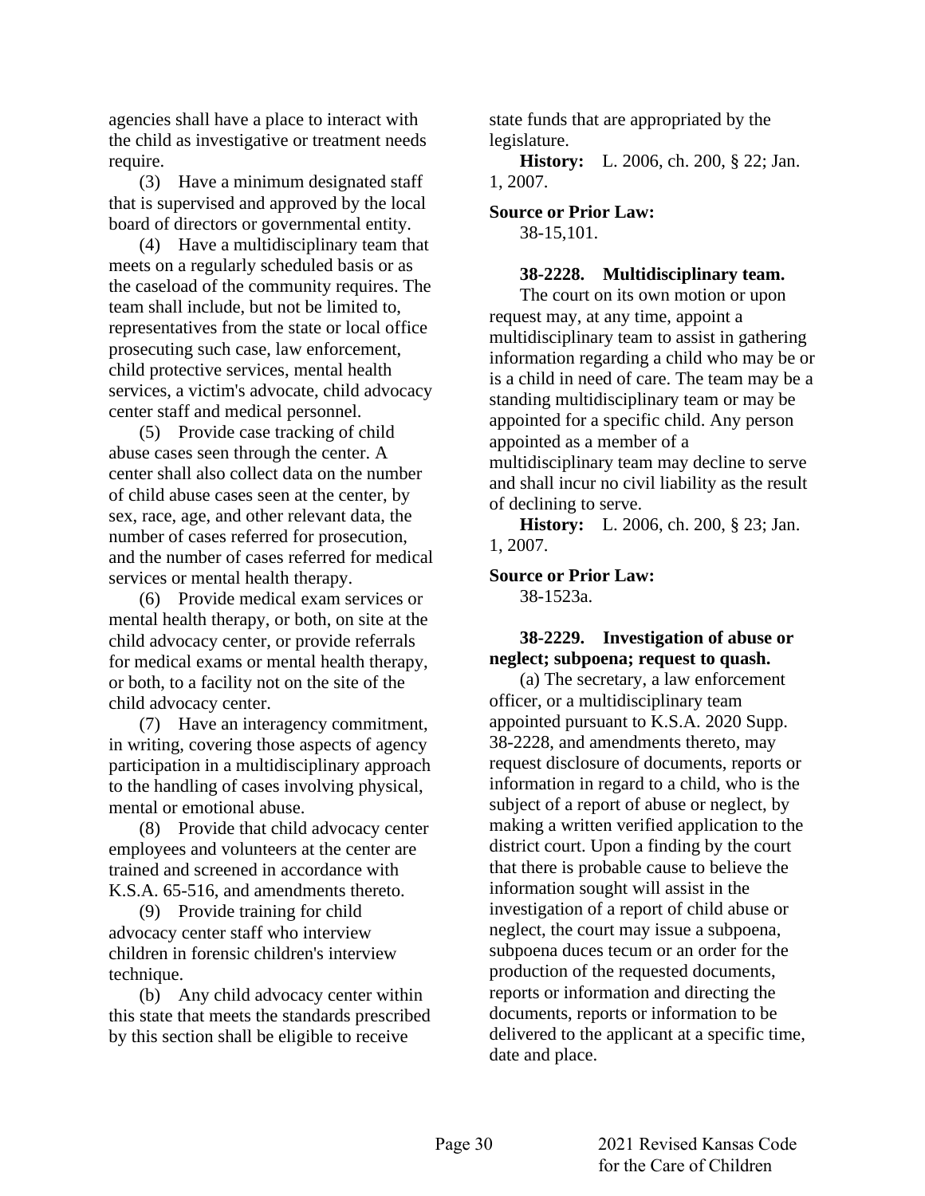agencies shall have a place to interact with the child as investigative or treatment needs require.

(3) Have a minimum designated staff that is supervised and approved by the local board of directors or governmental entity.

(4) Have a multidisciplinary team that meets on a regularly scheduled basis or as the caseload of the community requires. The team shall include, but not be limited to, representatives from the state or local office prosecuting such case, law enforcement, child protective services, mental health services, a victim's advocate, child advocacy center staff and medical personnel.

(5) Provide case tracking of child abuse cases seen through the center. A center shall also collect data on the number of child abuse cases seen at the center, by sex, race, age, and other relevant data, the number of cases referred for prosecution, and the number of cases referred for medical services or mental health therapy.

(6) Provide medical exam services or mental health therapy, or both, on site at the child advocacy center, or provide referrals for medical exams or mental health therapy, or both, to a facility not on the site of the child advocacy center.

(7) Have an interagency commitment, in writing, covering those aspects of agency participation in a multidisciplinary approach to the handling of cases involving physical, mental or emotional abuse.

(8) Provide that child advocacy center employees and volunteers at the center are trained and screened in accordance with K.S.A. 65-516, and amendments thereto.

(9) Provide training for child advocacy center staff who interview children in forensic children's interview technique.

(b) Any child advocacy center within this state that meets the standards prescribed by this section shall be eligible to receive state funds that are appropriated by the legislature.

**History:** L. 2006, ch. 200, § 22; Jan. 1, 2007.

**Source or Prior Law:**

38-15,101.

**38-2228. Multidisciplinary team.**

The court on its own motion or upon request may, at any time, appoint a multidisciplinary team to assist in gathering information regarding a child who may be or is a child in need of care. The team may be a standing multidisciplinary team or may be appointed for a specific child. Any person appointed as a member of a multidisciplinary team may decline to serve and shall incur no civil liability as the result of declining to serve.

**History:** L. 2006, ch. 200, § 23; Jan. 1, 2007.

**Source or Prior Law:**

38-1523a.

**38-2229. Investigation of abuse or neglect; subpoena; request to quash.**

(a) The secretary, a law enforcement officer, or a multidisciplinary team appointed pursuant to K.S.A. 2020 Supp. 38-2228, and amendments thereto, may request disclosure of documents, reports or information in regard to a child, who is the subject of a report of abuse or neglect, by making a written verified application to the district court. Upon a finding by the court that there is probable cause to believe the information sought will assist in the investigation of a report of child abuse or neglect, the court may issue a subpoena, subpoena duces tecum or an order for the production of the requested documents, reports or information and directing the documents, reports or information to be delivered to the applicant at a specific time, date and place.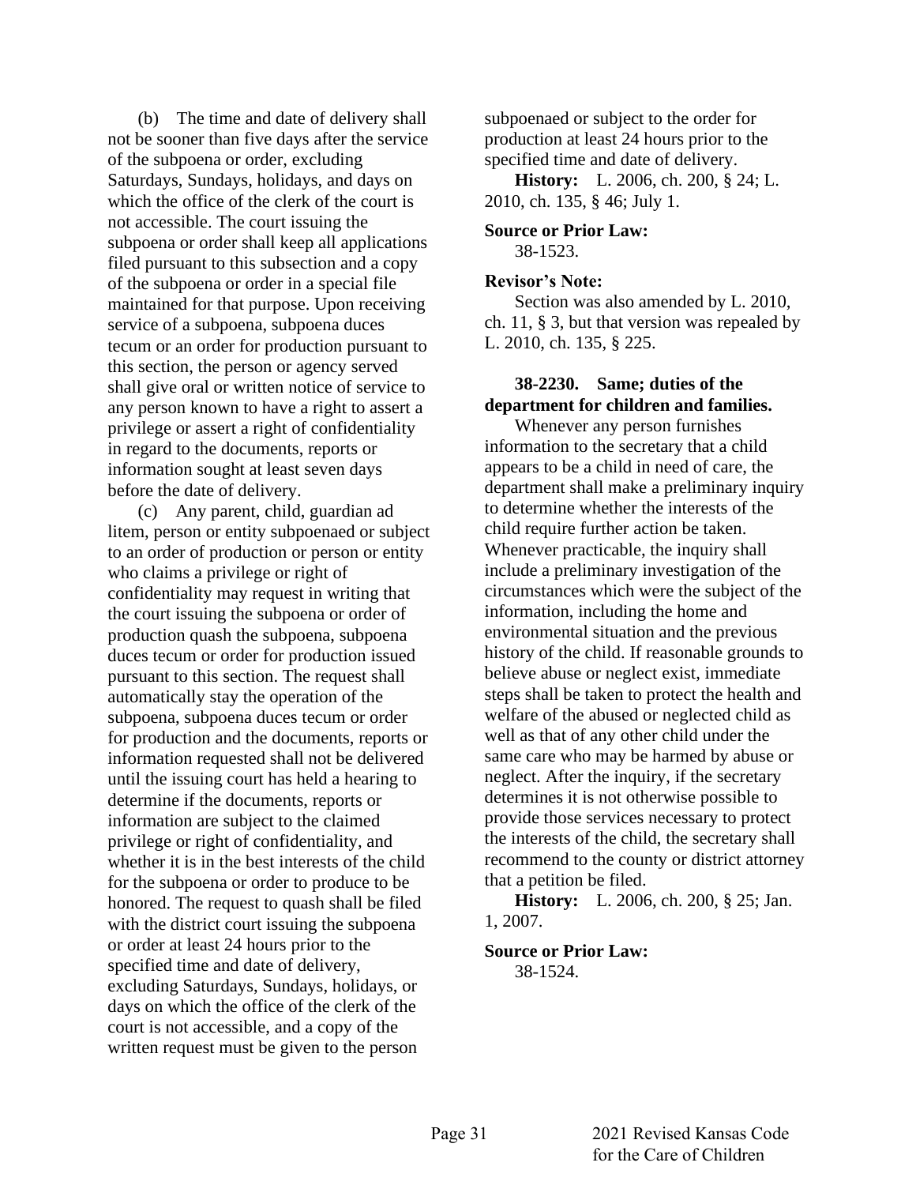(b) The time and date of delivery shall not be sooner than five days after the service of the subpoena or order, excluding Saturdays, Sundays, holidays, and days on which the office of the clerk of the court is not accessible. The court issuing the subpoena or order shall keep all applications filed pursuant to this subsection and a copy of the subpoena or order in a special file maintained for that purpose. Upon receiving service of a subpoena, subpoena duces tecum or an order for production pursuant to this section, the person or agency served shall give oral or written notice of service to any person known to have a right to assert a privilege or assert a right of confidentiality in regard to the documents, reports or information sought at least seven days before the date of delivery.

(c) Any parent, child, guardian ad litem, person or entity subpoenaed or subject to an order of production or person or entity who claims a privilege or right of confidentiality may request in writing that the court issuing the subpoena or order of production quash the subpoena, subpoena duces tecum or order for production issued pursuant to this section. The request shall automatically stay the operation of the subpoena, subpoena duces tecum or order for production and the documents, reports or information requested shall not be delivered until the issuing court has held a hearing to determine if the documents, reports or information are subject to the claimed privilege or right of confidentiality, and whether it is in the best interests of the child for the subpoena or order to produce to be honored. The request to quash shall be filed with the district court issuing the subpoena or order at least 24 hours prior to the specified time and date of delivery, excluding Saturdays, Sundays, holidays, or days on which the office of the clerk of the court is not accessible, and a copy of the written request must be given to the person subpoenaed or subject to the order for production at least 24 hours prior to the specified time and date of delivery.

**History:** L. 2006, ch. 200, § 24; L. 2010, ch. 135, § 46; July 1.

**Source or Prior Law:**
38-1523.

**Revisor's Note:**
Section was also amended by L. 2010, ch. 11, § 3, but that version was repealed by L. 2010, ch. 135, § 225.

**38-2230. Same; duties of the department for children and families.**

Whenever any person furnishes information to the secretary that a child appears to be a child in need of care, the department shall make a preliminary inquiry to determine whether the interests of the child require further action be taken. Whenever practicable, the inquiry shall include a preliminary investigation of the circumstances which were the subject of the information, including the home and environmental situation and the previous history of the child. If reasonable grounds to believe abuse or neglect exist, immediate steps shall be taken to protect the health and welfare of the abused or neglected child as well as that of any other child under the same care who may be harmed by abuse or neglect. After the inquiry, if the secretary determines it is not otherwise possible to provide those services necessary to protect the interests of the child, the secretary shall recommend to the county or district attorney that a petition be filed.

**History:** L. 2006, ch. 200, § 25; Jan. 1, 2007.

**Source or Prior Law:**
38-1524.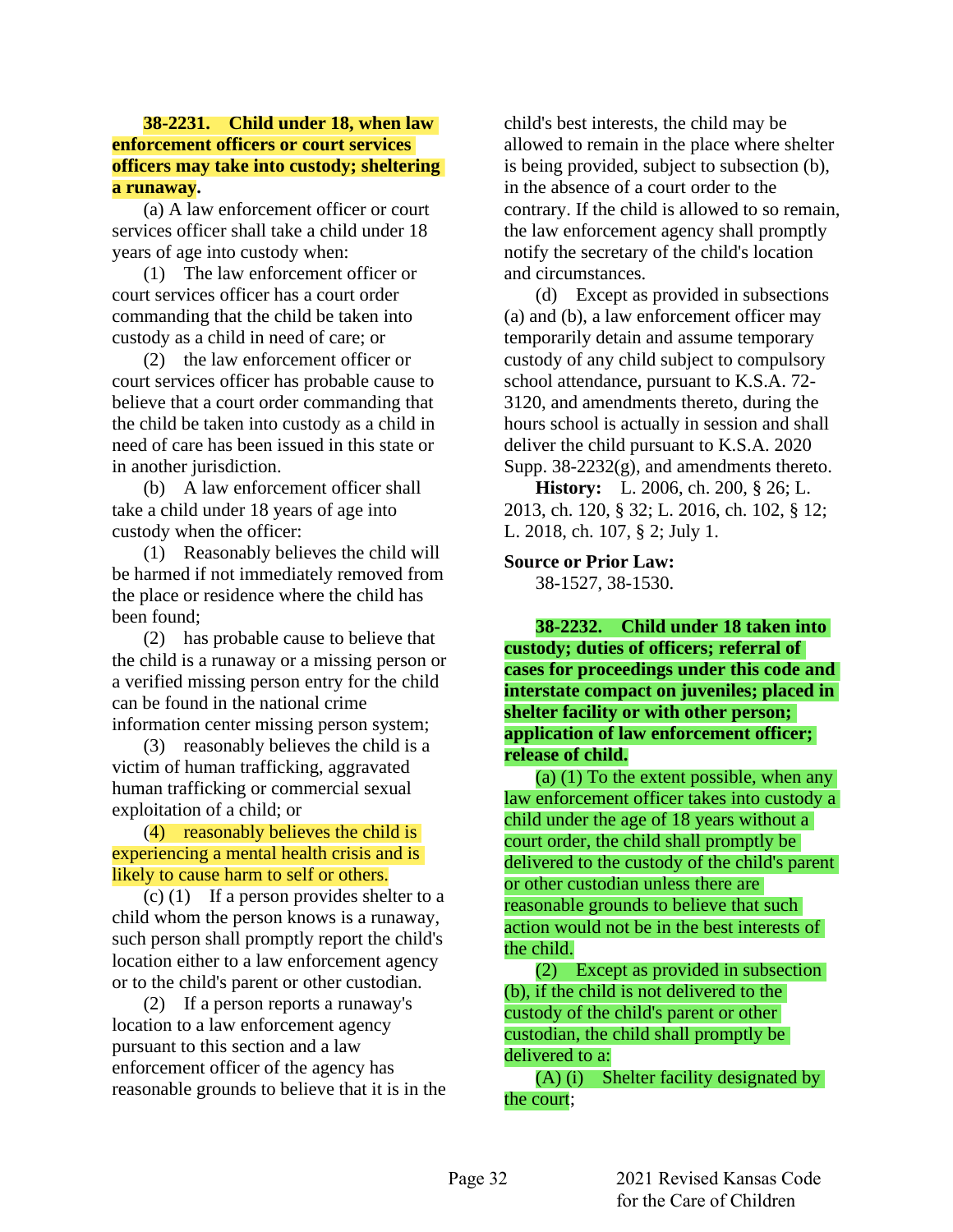**38-2231. Child under 18, when law enforcement officers or court services officers may take into custody; sheltering a runaway.**

(a) A law enforcement officer or court services officer shall take a child under 18 years of age into custody when:

(1) The law enforcement officer or court services officer has a court order commanding that the child be taken into custody as a child in need of care; or

(2) the law enforcement officer or court services officer has probable cause to believe that a court order commanding that the child be taken into custody as a child in need of care has been issued in this state or in another jurisdiction.

(b) A law enforcement officer shall take a child under 18 years of age into custody when the officer:

(1) Reasonably believes the child will be harmed if not immediately removed from the place or residence where the child has been found;

(2) has probable cause to believe that the child is a runaway or a missing person or a verified missing person entry for the child can be found in the national crime information center missing person system;

(3) reasonably believes the child is a victim of human trafficking, aggravated human trafficking or commercial sexual exploitation of a child; or

(4) reasonably believes the child is experiencing a mental health crisis and is likely to cause harm to self or others.

(c) (1) If a person provides shelter to a child whom the person knows is a runaway, such person shall promptly report the child's location either to a law enforcement agency or to the child's parent or other custodian.

(2) If a person reports a runaway's location to a law enforcement agency pursuant to this section and a law enforcement officer of the agency has reasonable grounds to believe that it is in the child's best interests, the child may be allowed to remain in the place where shelter is being provided, subject to subsection (b), in the absence of a court order to the contrary. If the child is allowed to so remain, the law enforcement agency shall promptly notify the secretary of the child's location and circumstances.

(d) Except as provided in subsections (a) and (b), a law enforcement officer may temporarily detain and assume temporary custody of any child subject to compulsory school attendance, pursuant to K.S.A. 72-3120, and amendments thereto, during the hours school is actually in session and shall deliver the child pursuant to K.S.A. 2020 Supp. 38-2232(g), and amendments thereto.

**History:** L. 2006, ch. 200, § 26; L. 2013, ch. 120, § 32; L. 2016, ch. 102, § 12; L. 2018, ch. 107, § 2; July 1.

**Source or Prior Law:**

38-1527, 38-1530.

**38-2232. Child under 18 taken into custody; duties of officers; referral of cases for proceedings under this code and interstate compact on juveniles; placed in shelter facility or with other person; application of law enforcement officer; release of child.**

(a) (1) To the extent possible, when any law enforcement officer takes into custody a child under the age of 18 years without a court order, the child shall promptly be delivered to the custody of the child's parent or other custodian unless there are reasonable grounds to believe that such action would not be in the best interests of the child.

(2) Except as provided in subsection (b), if the child is not delivered to the custody of the child's parent or other custodian, the child shall promptly be delivered to a:

(A) (i) Shelter facility designated by the court;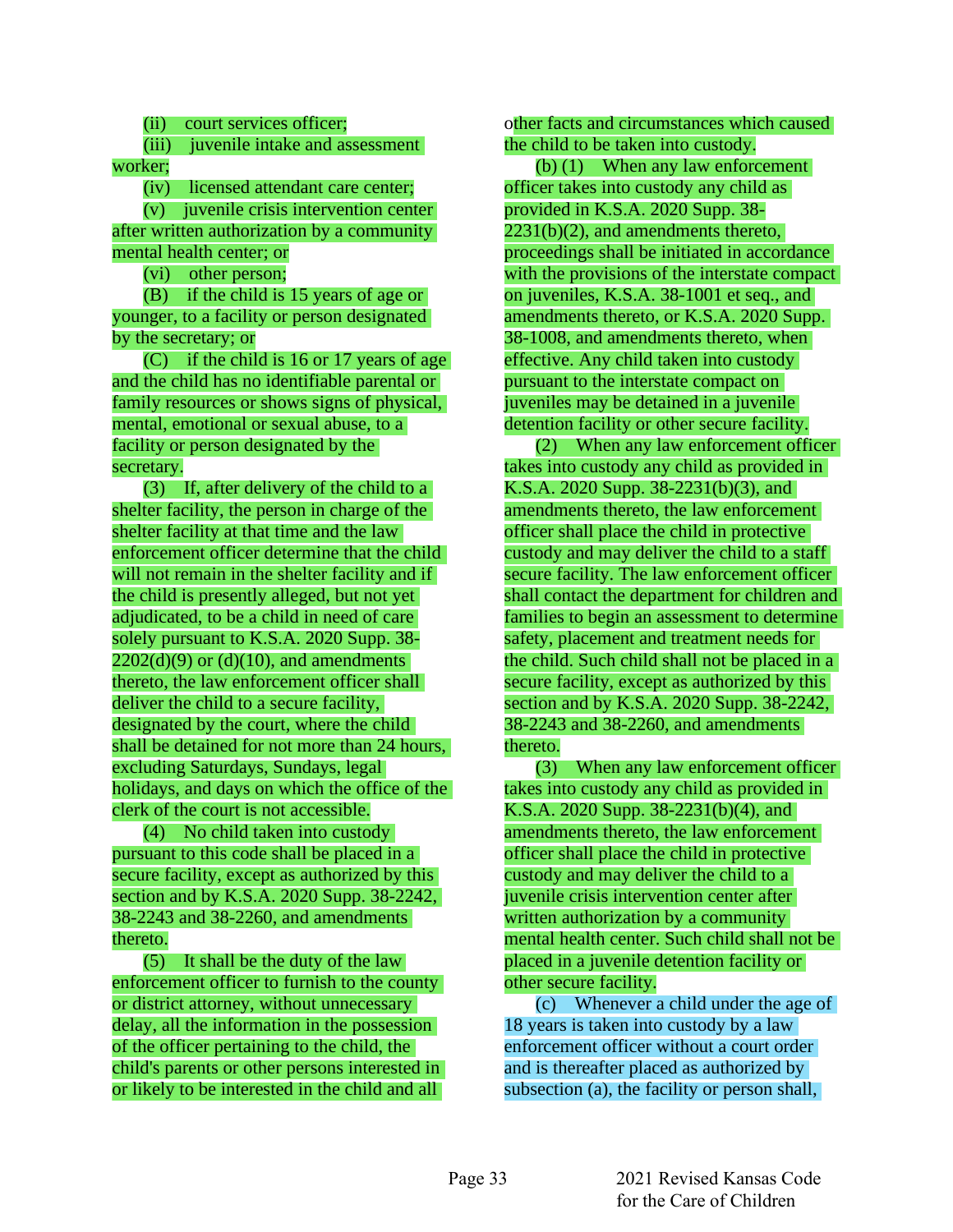(ii) court services officer;

(iii) juvenile intake and assessment worker;

(iv) licensed attendant care center;

(v) juvenile crisis intervention center after written authorization by a community mental health center; or

(vi) other person;

(B) if the child is 15 years of age or younger, to a facility or person designated by the secretary; or

(C) if the child is 16 or 17 years of age and the child has no identifiable parental or family resources or shows signs of physical, mental, emotional or sexual abuse, to a facility or person designated by the secretary.

(3) If, after delivery of the child to a shelter facility, the person in charge of the shelter facility at that time and the law enforcement officer determine that the child will not remain in the shelter facility and if the child is presently alleged, but not yet adjudicated, to be a child in need of care solely pursuant to K.S.A. 2020 Supp. 38-2202(d)(9) or (d)(10), and amendments thereto, the law enforcement officer shall deliver the child to a secure facility, designated by the court, where the child shall be detained for not more than 24 hours, excluding Saturdays, Sundays, legal holidays, and days on which the office of the clerk of the court is not accessible.

(4) No child taken into custody pursuant to this code shall be placed in a secure facility, except as authorized by this section and by K.S.A. 2020 Supp. 38-2242, 38-2243 and 38-2260, and amendments thereto.

(5) It shall be the duty of the law enforcement officer to furnish to the county or district attorney, without unnecessary delay, all the information in the possession of the officer pertaining to the child, the child's parents or other persons interested in or likely to be interested in the child and all other facts and circumstances which caused the child to be taken into custody.

(b) (1) When any law enforcement officer takes into custody any child as provided in K.S.A. 2020 Supp. 38-2231(b)(2), and amendments thereto, proceedings shall be initiated in accordance with the provisions of the interstate compact on juveniles, K.S.A. 38-1001 et seq., and amendments thereto, or K.S.A. 2020 Supp. 38-1008, and amendments thereto, when effective. Any child taken into custody pursuant to the interstate compact on juveniles may be detained in a juvenile detention facility or other secure facility.

(2) When any law enforcement officer takes into custody any child as provided in K.S.A. 2020 Supp. 38-2231(b)(3), and amendments thereto, the law enforcement officer shall place the child in protective custody and may deliver the child to a staff secure facility. The law enforcement officer shall contact the department for children and families to begin an assessment to determine safety, placement and treatment needs for the child. Such child shall not be placed in a secure facility, except as authorized by this section and by K.S.A. 2020 Supp. 38-2242, 38-2243 and 38-2260, and amendments thereto.

(3) When any law enforcement officer takes into custody any child as provided in K.S.A. 2020 Supp. 38-2231(b)(4), and amendments thereto, the law enforcement officer shall place the child in protective custody and may deliver the child to a juvenile crisis intervention center after written authorization by a community mental health center. Such child shall not be placed in a juvenile detention facility or other secure facility.

(c) Whenever a child under the age of 18 years is taken into custody by a law enforcement officer without a court order and is thereafter placed as authorized by subsection (a), the facility or person shall,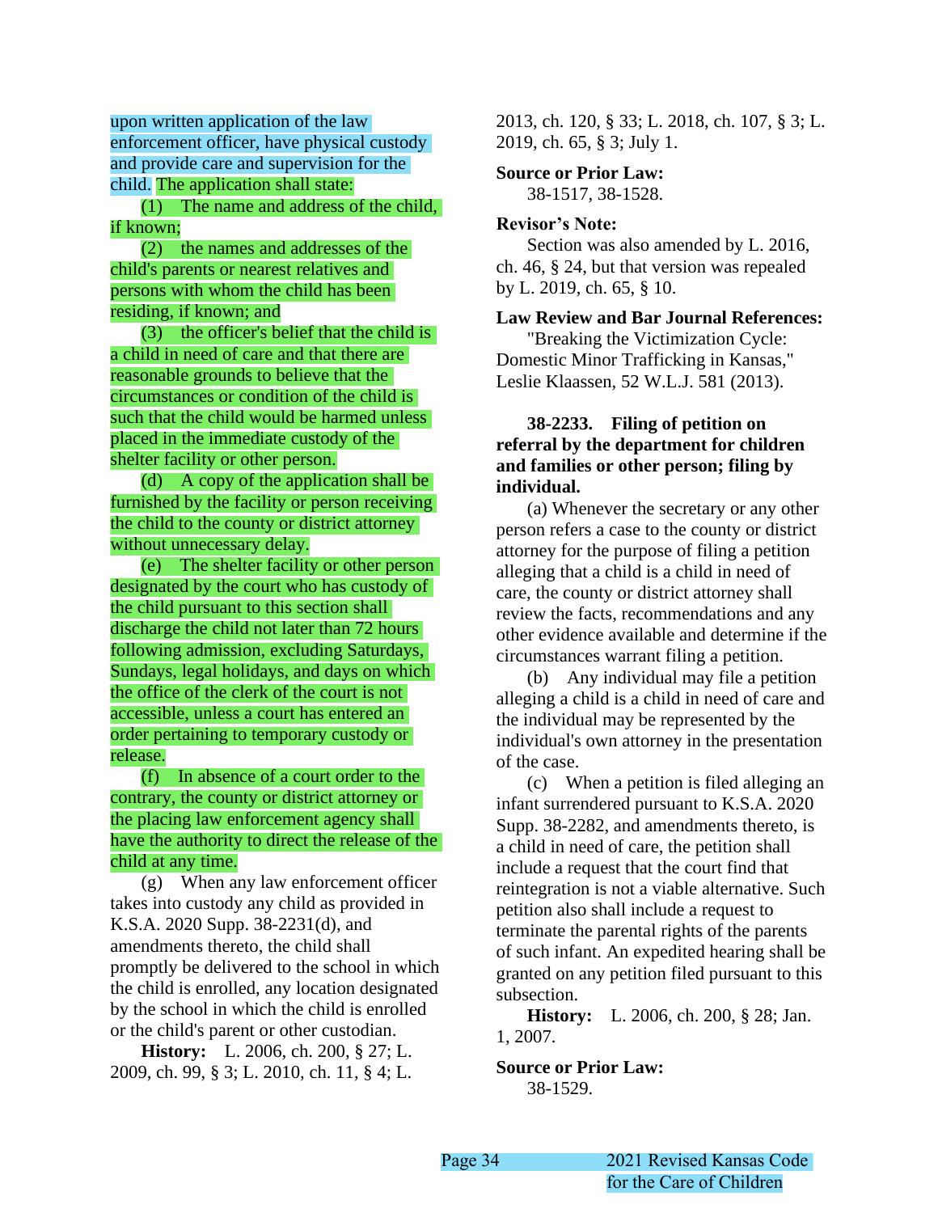upon written application of the law enforcement officer, have physical custody and provide care and supervision for the child. The application shall state:

(1) The name and address of the child, if known;

(2) the names and addresses of the child's parents or nearest relatives and persons with whom the child has been residing, if known; and

(3) the officer's belief that the child is a child in need of care and that there are reasonable grounds to believe that the circumstances or condition of the child is such that the child would be harmed unless placed in the immediate custody of the shelter facility or other person.

(d) A copy of the application shall be furnished by the facility or person receiving the child to the county or district attorney without unnecessary delay.

(e) The shelter facility or other person designated by the court who has custody of the child pursuant to this section shall discharge the child not later than 72 hours following admission, excluding Saturdays, Sundays, legal holidays, and days on which the office of the clerk of the court is not accessible, unless a court has entered an order pertaining to temporary custody or release.

(f) In absence of a court order to the contrary, the county or district attorney or the placing law enforcement agency shall have the authority to direct the release of the child at any time.

(g) When any law enforcement officer takes into custody any child as provided in K.S.A. 2020 Supp. 38-2231(d), and amendments thereto, the child shall promptly be delivered to the school in which the child is enrolled, any location designated by the school in which the child is enrolled or the child's parent or other custodian.

**History:** L. 2006, ch. 200, § 27; L. 2009, ch. 99, § 3; L. 2010, ch. 11, § 4; L. 2013, ch. 120, § 33; L. 2018, ch. 107, § 3; L. 2019, ch. 65, § 3; July 1.

**Source or Prior Law:**
38-1517, 38-1528.

**Revisor's Note:**
Section was also amended by L. 2016, ch. 46, § 24, but that version was repealed by L. 2019, ch. 65, § 10.

**Law Review and Bar Journal References:**
"Breaking the Victimization Cycle: Domestic Minor Trafficking in Kansas," Leslie Klaassen, 52 W.L.J. 581 (2013).

**38-2233. Filing of petition on referral by the department for children and families or other person; filing by individual.**

(a) Whenever the secretary or any other person refers a case to the county or district attorney for the purpose of filing a petition alleging that a child is a child in need of care, the county or district attorney shall review the facts, recommendations and any other evidence available and determine if the circumstances warrant filing a petition.

(b) Any individual may file a petition alleging a child is a child in need of care and the individual may be represented by the individual's own attorney in the presentation of the case.

(c) When a petition is filed alleging an infant surrendered pursuant to K.S.A. 2020 Supp. 38-2282, and amendments thereto, is a child in need of care, the petition shall include a request that the court find that reintegration is not a viable alternative. Such petition also shall include a request to terminate the parental rights of the parents of such infant. An expedited hearing shall be granted on any petition filed pursuant to this subsection.

**History:** L. 2006, ch. 200, § 28; Jan. 1, 2007.

**Source or Prior Law:**
38-1529.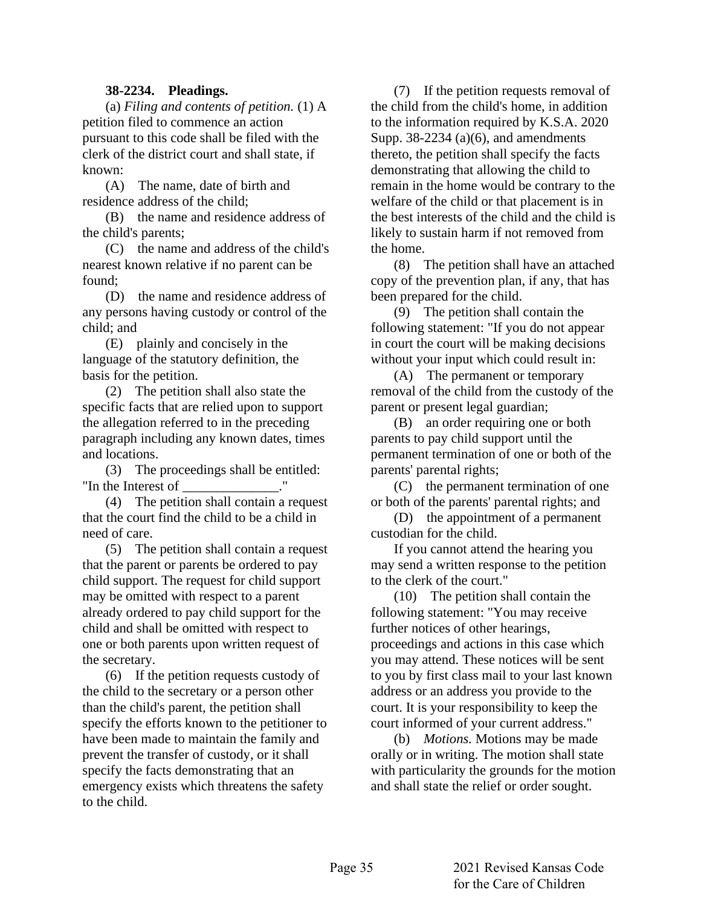**38-2234. Pleadings.**

(a) *Filing and contents of petition.* (1) A petition filed to commence an action pursuant to this code shall be filed with the clerk of the district court and shall state, if known:

(A) The name, date of birth and residence address of the child;

(B) the name and residence address of the child's parents;

(C) the name and address of the child's nearest known relative if no parent can be found;

(D) the name and residence address of any persons having custody or control of the child; and

(E) plainly and concisely in the language of the statutory definition, the basis for the petition.

(2) The petition shall also state the specific facts that are relied upon to support the allegation referred to in the preceding paragraph including any known dates, times and locations.

(3) The proceedings shall be entitled: "In the Interest of ______________."

(4) The petition shall contain a request that the court find the child to be a child in need of care.

(5) The petition shall contain a request that the parent or parents be ordered to pay child support. The request for child support may be omitted with respect to a parent already ordered to pay child support for the child and shall be omitted with respect to one or both parents upon written request of the secretary.

(6) If the petition requests custody of the child to the secretary or a person other than the child's parent, the petition shall specify the efforts known to the petitioner to have been made to maintain the family and prevent the transfer of custody, or it shall specify the facts demonstrating that an emergency exists which threatens the safety to the child.

(7) If the petition requests removal of the child from the child's home, in addition to the information required by K.S.A. 2020 Supp. 38-2234 (a)(6), and amendments thereto, the petition shall specify the facts demonstrating that allowing the child to remain in the home would be contrary to the welfare of the child or that placement is in the best interests of the child and the child is likely to sustain harm if not removed from the home.

(8) The petition shall have an attached copy of the prevention plan, if any, that has been prepared for the child.

(9) The petition shall contain the following statement: "If you do not appear in court the court will be making decisions without your input which could result in:

(A) The permanent or temporary removal of the child from the custody of the parent or present legal guardian;

(B) an order requiring one or both parents to pay child support until the permanent termination of one or both of the parents' parental rights;

(C) the permanent termination of one or both of the parents' parental rights; and

(D) the appointment of a permanent custodian for the child.

If you cannot attend the hearing you may send a written response to the petition to the clerk of the court."

(10) The petition shall contain the following statement: "You may receive further notices of other hearings, proceedings and actions in this case which you may attend. These notices will be sent to you by first class mail to your last known address or an address you provide to the court. It is your responsibility to keep the court informed of your current address."

(b) *Motions.* Motions may be made orally or in writing. The motion shall state with particularity the grounds for the motion and shall state the relief or order sought.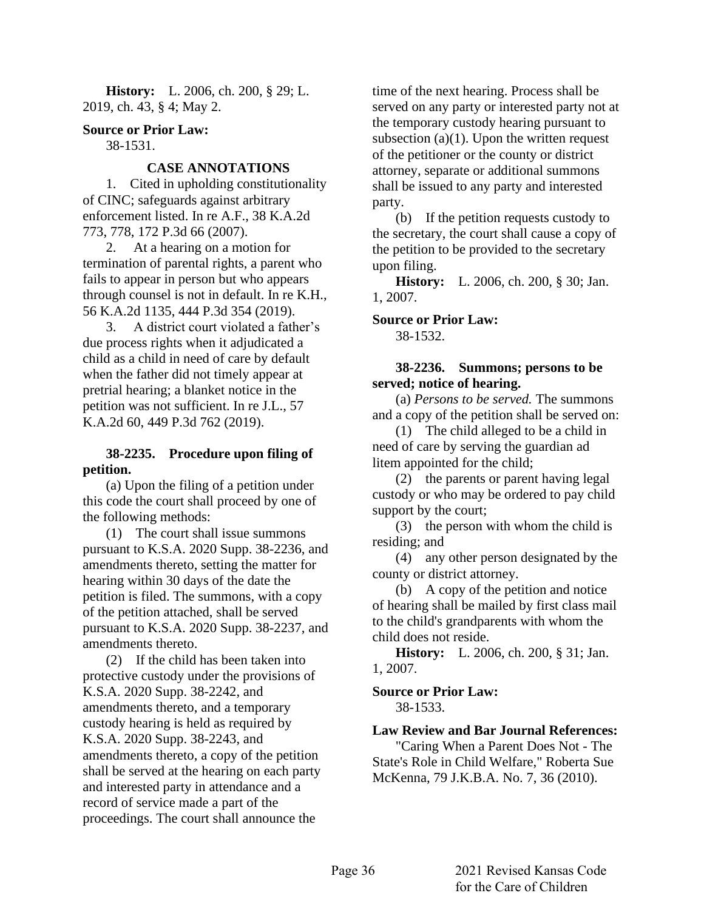**History:** L. 2006, ch. 200, § 29; L. 2019, ch. 43, § 4; May 2.

**Source or Prior Law:**

38-1531.

**CASE ANNOTATIONS**

1. Cited in upholding constitutionality of CINC; safeguards against arbitrary enforcement listed. In re A.F., 38 K.A.2d 773, 778, 172 P.3d 66 (2007).

2. At a hearing on a motion for termination of parental rights, a parent who fails to appear in person but who appears through counsel is not in default. In re K.H., 56 K.A.2d 1135, 444 P.3d 354 (2019).

3. A district court violated a father's due process rights when it adjudicated a child as a child in need of care by default when the father did not timely appear at pretrial hearing; a blanket notice in the petition was not sufficient. In re J.L., 57 K.A.2d 60, 449 P.3d 762 (2019).

**38-2235. Procedure upon filing of petition.**

(a) Upon the filing of a petition under this code the court shall proceed by one of the following methods:

(1) The court shall issue summons pursuant to K.S.A. 2020 Supp. 38-2236, and amendments thereto, setting the matter for hearing within 30 days of the date the petition is filed. The summons, with a copy of the petition attached, shall be served pursuant to K.S.A. 2020 Supp. 38-2237, and amendments thereto.

(2) If the child has been taken into protective custody under the provisions of K.S.A. 2020 Supp. 38-2242, and amendments thereto, and a temporary custody hearing is held as required by K.S.A. 2020 Supp. 38-2243, and amendments thereto, a copy of the petition shall be served at the hearing on each party and interested party in attendance and a record of service made a part of the proceedings. The court shall announce the time of the next hearing. Process shall be served on any party or interested party not at the temporary custody hearing pursuant to subsection (a)(1). Upon the written request of the petitioner or the county or district attorney, separate or additional summons shall be issued to any party and interested party.

(b) If the petition requests custody to the secretary, the court shall cause a copy of the petition to be provided to the secretary upon filing.

**History:** L. 2006, ch. 200, § 30; Jan. 1, 2007.

**Source or Prior Law:**

38-1532.

**38-2236. Summons; persons to be served; notice of hearing.**

(a) *Persons to be served.* The summons and a copy of the petition shall be served on:

(1) The child alleged to be a child in need of care by serving the guardian ad litem appointed for the child;

(2) the parents or parent having legal custody or who may be ordered to pay child support by the court;

(3) the person with whom the child is residing; and

(4) any other person designated by the county or district attorney.

(b) A copy of the petition and notice of hearing shall be mailed by first class mail to the child's grandparents with whom the child does not reside.

**History:** L. 2006, ch. 200, § 31; Jan. 1, 2007.

**Source or Prior Law:**

38-1533.

**Law Review and Bar Journal References:**

"Caring When a Parent Does Not - The State's Role in Child Welfare," Roberta Sue McKenna, 79 J.K.B.A. No. 7, 36 (2010).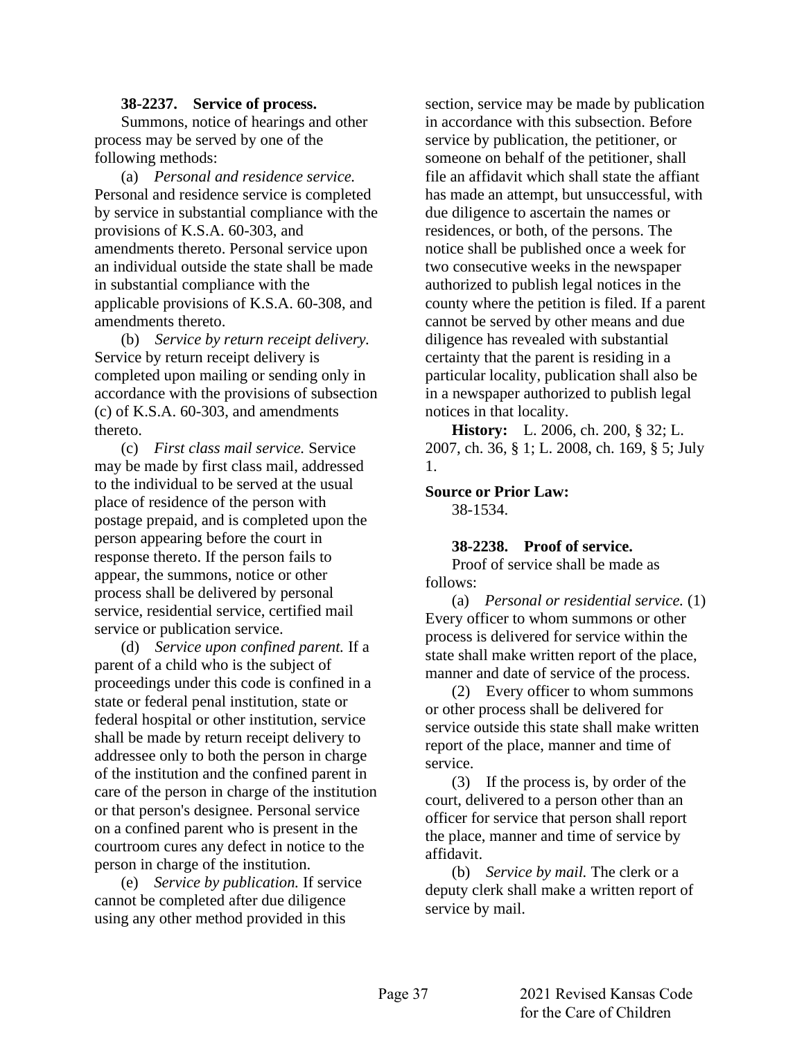**38-2237. Service of process.**

Summons, notice of hearings and other process may be served by one of the following methods:

(a) *Personal and residence service.* Personal and residence service is completed by service in substantial compliance with the provisions of K.S.A. 60-303, and amendments thereto. Personal service upon an individual outside the state shall be made in substantial compliance with the applicable provisions of K.S.A. 60-308, and amendments thereto.

(b) *Service by return receipt delivery.* Service by return receipt delivery is completed upon mailing or sending only in accordance with the provisions of subsection (c) of K.S.A. 60-303, and amendments thereto.

(c) *First class mail service.* Service may be made by first class mail, addressed to the individual to be served at the usual place of residence of the person with postage prepaid, and is completed upon the person appearing before the court in response thereto. If the person fails to appear, the summons, notice or other process shall be delivered by personal service, residential service, certified mail service or publication service.

(d) *Service upon confined parent.* If a parent of a child who is the subject of proceedings under this code is confined in a state or federal penal institution, state or federal hospital or other institution, service shall be made by return receipt delivery to addressee only to both the person in charge of the institution and the confined parent in care of the person in charge of the institution or that person's designee. Personal service on a confined parent who is present in the courtroom cures any defect in notice to the person in charge of the institution.

(e) *Service by publication.* If service cannot be completed after due diligence using any other method provided in this section, service may be made by publication in accordance with this subsection. Before service by publication, the petitioner, or someone on behalf of the petitioner, shall file an affidavit which shall state the affiant has made an attempt, but unsuccessful, with due diligence to ascertain the names or residences, or both, of the persons. The notice shall be published once a week for two consecutive weeks in the newspaper authorized to publish legal notices in the county where the petition is filed. If a parent cannot be served by other means and due diligence has revealed with substantial certainty that the parent is residing in a particular locality, publication shall also be in a newspaper authorized to publish legal notices in that locality.

**History:** L. 2006, ch. 200, § 32; L. 2007, ch. 36, § 1; L. 2008, ch. 169, § 5; July 1.

**Source or Prior Law:**

38-1534.

**38-2238. Proof of service.**

Proof of service shall be made as follows:

(a) *Personal or residential service.* (1) Every officer to whom summons or other process is delivered for service within the state shall make written report of the place, manner and date of service of the process.

(2) Every officer to whom summons or other process shall be delivered for service outside this state shall make written report of the place, manner and time of service.

(3) If the process is, by order of the court, delivered to a person other than an officer for service that person shall report the place, manner and time of service by affidavit.

(b) *Service by mail.* The clerk or a deputy clerk shall make a written report of service by mail.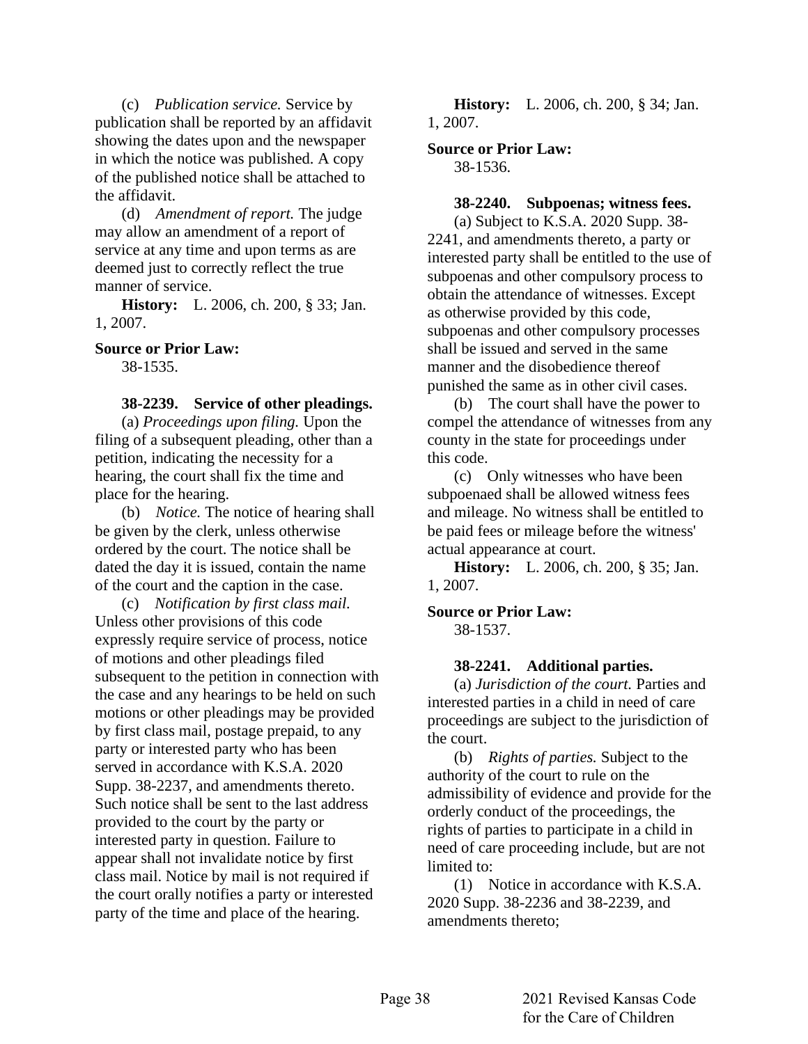(c) *Publication service.* Service by publication shall be reported by an affidavit showing the dates upon and the newspaper in which the notice was published. A copy of the published notice shall be attached to the affidavit.

(d) *Amendment of report.* The judge may allow an amendment of a report of service at any time and upon terms as are deemed just to correctly reflect the true manner of service.

**History:** L. 2006, ch. 200, § 33; Jan. 1, 2007.

**Source or Prior Law:**
38-1535.

**38-2239. Service of other pleadings.**

(a) *Proceedings upon filing.* Upon the filing of a subsequent pleading, other than a petition, indicating the necessity for a hearing, the court shall fix the time and place for the hearing.

(b) *Notice.* The notice of hearing shall be given by the clerk, unless otherwise ordered by the court. The notice shall be dated the day it is issued, contain the name of the court and the caption in the case.

(c) *Notification by first class mail.* Unless other provisions of this code expressly require service of process, notice of motions and other pleadings filed subsequent to the petition in connection with the case and any hearings to be held on such motions or other pleadings may be provided by first class mail, postage prepaid, to any party or interested party who has been served in accordance with K.S.A. 2020 Supp. 38-2237, and amendments thereto. Such notice shall be sent to the last address provided to the court by the party or interested party in question. Failure to appear shall not invalidate notice by first class mail. Notice by mail is not required if the court orally notifies a party or interested party of the time and place of the hearing.

**History:** L. 2006, ch. 200, § 34; Jan. 1, 2007.

**Source or Prior Law:**
38-1536.

**38-2240. Subpoenas; witness fees.**

(a) Subject to K.S.A. 2020 Supp. 38-2241, and amendments thereto, a party or interested party shall be entitled to the use of subpoenas and other compulsory process to obtain the attendance of witnesses. Except as otherwise provided by this code, subpoenas and other compulsory processes shall be issued and served in the same manner and the disobedience thereof punished the same as in other civil cases.

(b) The court shall have the power to compel the attendance of witnesses from any county in the state for proceedings under this code.

(c) Only witnesses who have been subpoenaed shall be allowed witness fees and mileage. No witness shall be entitled to be paid fees or mileage before the witness' actual appearance at court.

**History:** L. 2006, ch. 200, § 35; Jan. 1, 2007.

**Source or Prior Law:**
38-1537.

**38-2241. Additional parties.**

(a) *Jurisdiction of the court.* Parties and interested parties in a child in need of care proceedings are subject to the jurisdiction of the court.

(b) *Rights of parties.* Subject to the authority of the court to rule on the admissibility of evidence and provide for the orderly conduct of the proceedings, the rights of parties to participate in a child in need of care proceeding include, but are not limited to:

(1) Notice in accordance with K.S.A. 2020 Supp. 38-2236 and 38-2239, and amendments thereto;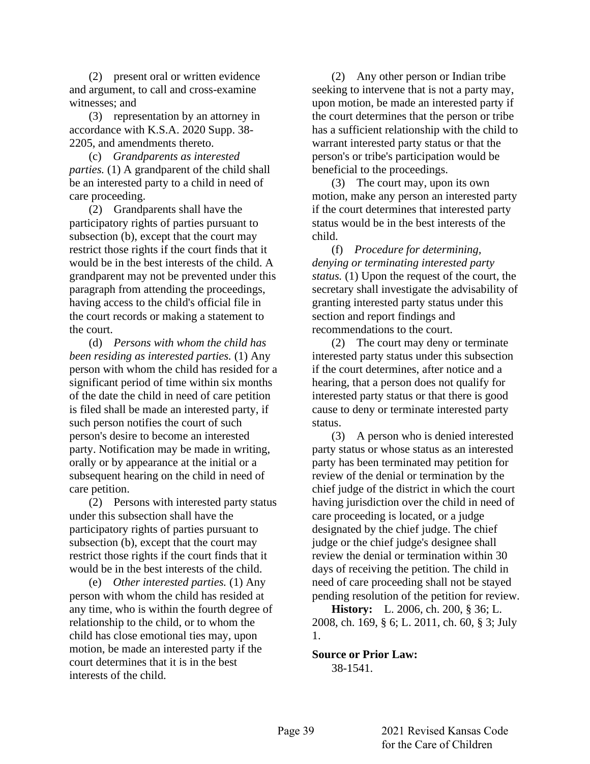(2) present oral or written evidence and argument, to call and cross-examine witnesses; and

(3) representation by an attorney in accordance with K.S.A. 2020 Supp. 38-2205, and amendments thereto.

(c) *Grandparents as interested parties.* (1) A grandparent of the child shall be an interested party to a child in need of care proceeding.

(2) Grandparents shall have the participatory rights of parties pursuant to subsection (b), except that the court may restrict those rights if the court finds that it would be in the best interests of the child. A grandparent may not be prevented under this paragraph from attending the proceedings, having access to the child's official file in the court records or making a statement to the court.

(d) *Persons with whom the child has been residing as interested parties.* (1) Any person with whom the child has resided for a significant period of time within six months of the date the child in need of care petition is filed shall be made an interested party, if such person notifies the court of such person's desire to become an interested party. Notification may be made in writing, orally or by appearance at the initial or a subsequent hearing on the child in need of care petition.

(2) Persons with interested party status under this subsection shall have the participatory rights of parties pursuant to subsection (b), except that the court may restrict those rights if the court finds that it would be in the best interests of the child.

(e) *Other interested parties.* (1) Any person with whom the child has resided at any time, who is within the fourth degree of relationship to the child, or to whom the child has close emotional ties may, upon motion, be made an interested party if the court determines that it is in the best interests of the child.

(2) Any other person or Indian tribe seeking to intervene that is not a party may, upon motion, be made an interested party if the court determines that the person or tribe has a sufficient relationship with the child to warrant interested party status or that the person's or tribe's participation would be beneficial to the proceedings.

(3) The court may, upon its own motion, make any person an interested party if the court determines that interested party status would be in the best interests of the child.

(f) *Procedure for determining, denying or terminating interested party status.* (1) Upon the request of the court, the secretary shall investigate the advisability of granting interested party status under this section and report findings and recommendations to the court.

(2) The court may deny or terminate interested party status under this subsection if the court determines, after notice and a hearing, that a person does not qualify for interested party status or that there is good cause to deny or terminate interested party status.

(3) A person who is denied interested party status or whose status as an interested party has been terminated may petition for review of the denial or termination by the chief judge of the district in which the court having jurisdiction over the child in need of care proceeding is located, or a judge designated by the chief judge. The chief judge or the chief judge's designee shall review the denial or termination within 30 days of receiving the petition. The child in need of care proceeding shall not be stayed pending resolution of the petition for review.

**History:** L. 2006, ch. 200, § 36; L. 2008, ch. 169, § 6; L. 2011, ch. 60, § 3; July 1.

**Source or Prior Law:**
38-1541.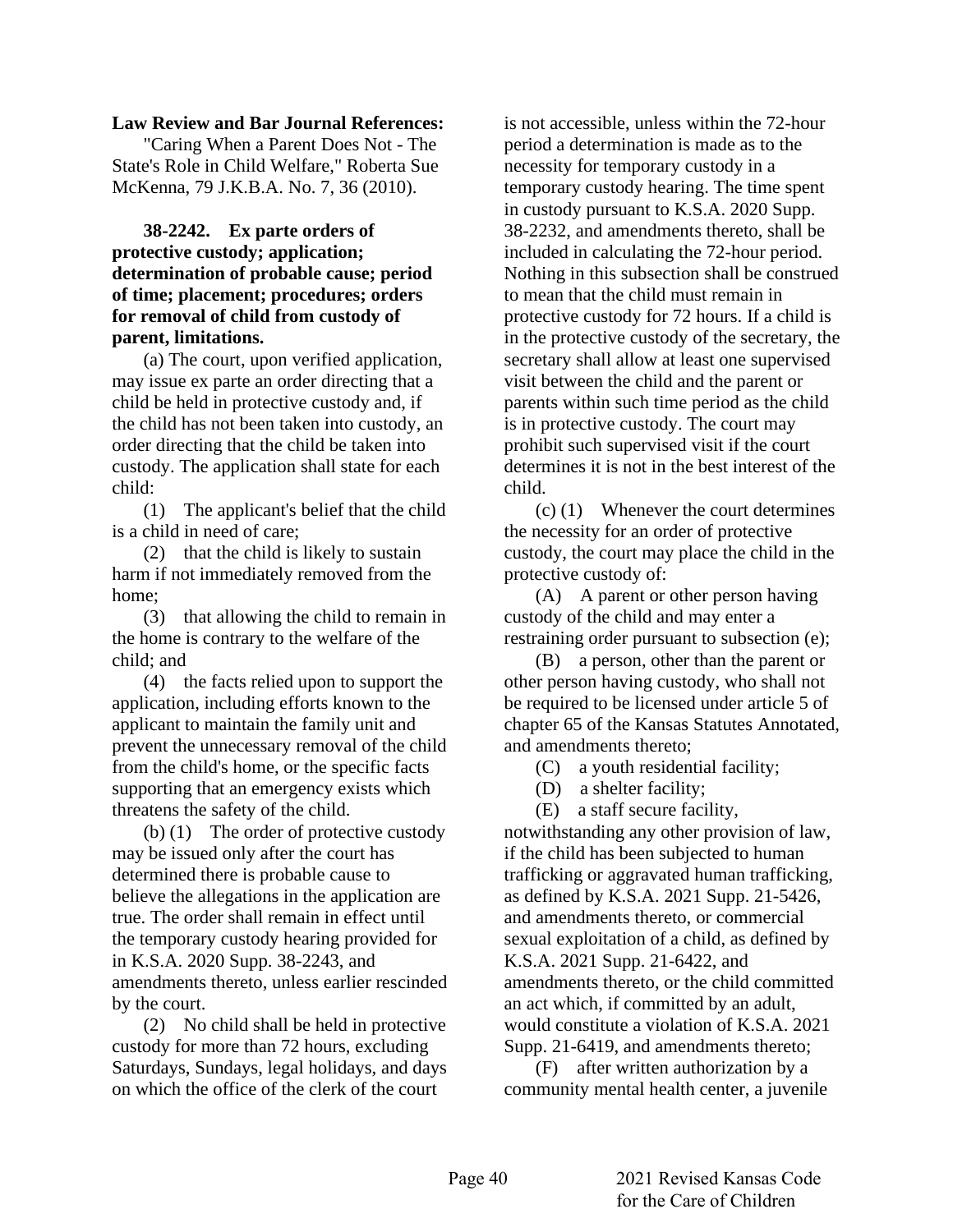**Law Review and Bar Journal References:**

"Caring When a Parent Does Not - The State's Role in Child Welfare," Roberta Sue McKenna, 79 J.K.B.A. No. 7, 36 (2010).

**38-2242. Ex parte orders of protective custody; application; determination of probable cause; period of time; placement; procedures; orders for removal of child from custody of parent, limitations.**

(a) The court, upon verified application, may issue ex parte an order directing that a child be held in protective custody and, if the child has not been taken into custody, an order directing that the child be taken into custody. The application shall state for each child:

(1) The applicant's belief that the child is a child in need of care;

(2) that the child is likely to sustain harm if not immediately removed from the home;

(3) that allowing the child to remain in the home is contrary to the welfare of the child; and

(4) the facts relied upon to support the application, including efforts known to the applicant to maintain the family unit and prevent the unnecessary removal of the child from the child's home, or the specific facts supporting that an emergency exists which threatens the safety of the child.

(b) (1) The order of protective custody may be issued only after the court has determined there is probable cause to believe the allegations in the application are true. The order shall remain in effect until the temporary custody hearing provided for in K.S.A. 2020 Supp. 38-2243, and amendments thereto, unless earlier rescinded by the court.

(2) No child shall be held in protective custody for more than 72 hours, excluding Saturdays, Sundays, legal holidays, and days on which the office of the clerk of the court is not accessible, unless within the 72-hour period a determination is made as to the necessity for temporary custody in a temporary custody hearing. The time spent in custody pursuant to K.S.A. 2020 Supp. 38-2232, and amendments thereto, shall be included in calculating the 72-hour period. Nothing in this subsection shall be construed to mean that the child must remain in protective custody for 72 hours. If a child is in the protective custody of the secretary, the secretary shall allow at least one supervised visit between the child and the parent or parents within such time period as the child is in protective custody. The court may prohibit such supervised visit if the court determines it is not in the best interest of the child.

(c) (1) Whenever the court determines the necessity for an order of protective custody, the court may place the child in the protective custody of:

(A) A parent or other person having custody of the child and may enter a restraining order pursuant to subsection (e);

(B) a person, other than the parent or other person having custody, who shall not be required to be licensed under article 5 of chapter 65 of the Kansas Statutes Annotated, and amendments thereto;

(C) a youth residential facility;

(D) a shelter facility;

(E) a staff secure facility, notwithstanding any other provision of law, if the child has been subjected to human trafficking or aggravated human trafficking, as defined by K.S.A. 2021 Supp. 21-5426, and amendments thereto, or commercial sexual exploitation of a child, as defined by K.S.A. 2021 Supp. 21-6422, and amendments thereto, or the child committed an act which, if committed by an adult, would constitute a violation of K.S.A. 2021 Supp. 21-6419, and amendments thereto;

(F) after written authorization by a community mental health center, a juvenile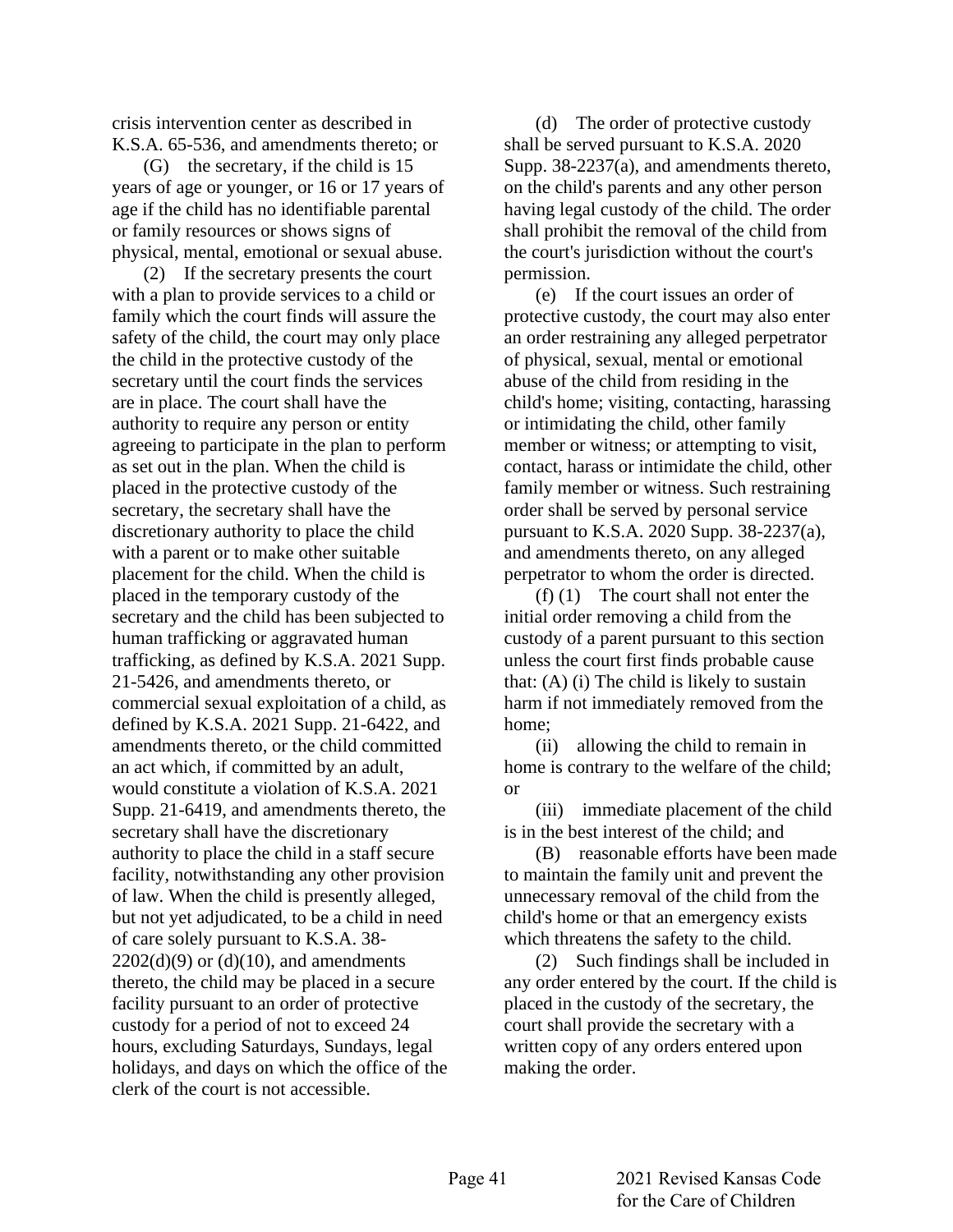crisis intervention center as described in K.S.A. 65-536, and amendments thereto; or

(G) the secretary, if the child is 15 years of age or younger, or 16 or 17 years of age if the child has no identifiable parental or family resources or shows signs of physical, mental, emotional or sexual abuse.

(2) If the secretary presents the court with a plan to provide services to a child or family which the court finds will assure the safety of the child, the court may only place the child in the protective custody of the secretary until the court finds the services are in place. The court shall have the authority to require any person or entity agreeing to participate in the plan to perform as set out in the plan. When the child is placed in the protective custody of the secretary, the secretary shall have the discretionary authority to place the child with a parent or to make other suitable placement for the child. When the child is placed in the temporary custody of the secretary and the child has been subjected to human trafficking or aggravated human trafficking, as defined by K.S.A. 2021 Supp. 21-5426, and amendments thereto, or commercial sexual exploitation of a child, as defined by K.S.A. 2021 Supp. 21-6422, and amendments thereto, or the child committed an act which, if committed by an adult, would constitute a violation of K.S.A. 2021 Supp. 21-6419, and amendments thereto, the secretary shall have the discretionary authority to place the child in a staff secure facility, notwithstanding any other provision of law. When the child is presently alleged, but not yet adjudicated, to be a child in need of care solely pursuant to K.S.A. 38-2202(d)(9) or (d)(10), and amendments thereto, the child may be placed in a secure facility pursuant to an order of protective custody for a period of not to exceed 24 hours, excluding Saturdays, Sundays, legal holidays, and days on which the office of the clerk of the court is not accessible.

(d) The order of protective custody shall be served pursuant to K.S.A. 2020 Supp. 38-2237(a), and amendments thereto, on the child's parents and any other person having legal custody of the child. The order shall prohibit the removal of the child from the court's jurisdiction without the court's permission.

(e) If the court issues an order of protective custody, the court may also enter an order restraining any alleged perpetrator of physical, sexual, mental or emotional abuse of the child from residing in the child's home; visiting, contacting, harassing or intimidating the child, other family member or witness; or attempting to visit, contact, harass or intimidate the child, other family member or witness. Such restraining order shall be served by personal service pursuant to K.S.A. 2020 Supp. 38-2237(a), and amendments thereto, on any alleged perpetrator to whom the order is directed.

(f) (1) The court shall not enter the initial order removing a child from the custody of a parent pursuant to this section unless the court first finds probable cause that: (A) (i) The child is likely to sustain harm if not immediately removed from the home;

(ii) allowing the child to remain in home is contrary to the welfare of the child; or

(iii) immediate placement of the child is in the best interest of the child; and

(B) reasonable efforts have been made to maintain the family unit and prevent the unnecessary removal of the child from the child's home or that an emergency exists which threatens the safety to the child.

(2) Such findings shall be included in any order entered by the court. If the child is placed in the custody of the secretary, the court shall provide the secretary with a written copy of any orders entered upon making the order.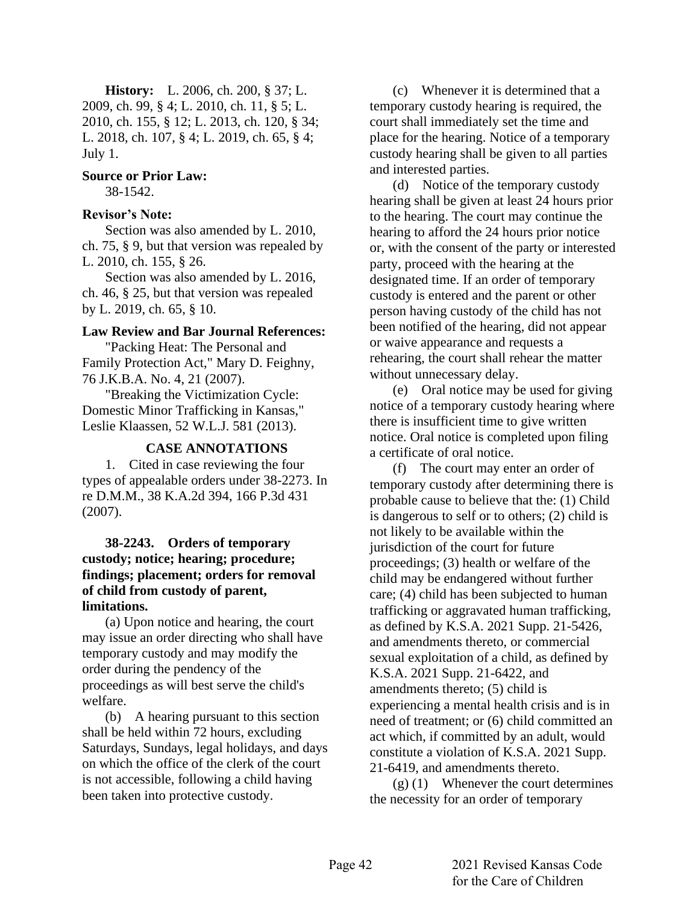**History:** L. 2006, ch. 200, § 37; L. 2009, ch. 99, § 4; L. 2010, ch. 11, § 5; L. 2010, ch. 155, § 12; L. 2013, ch. 120, § 34; L. 2018, ch. 107, § 4; L. 2019, ch. 65, § 4; July 1.

**Source or Prior Law:**

38-1542.

**Revisor's Note:**

Section was also amended by L. 2010, ch. 75, § 9, but that version was repealed by L. 2010, ch. 155, § 26.

Section was also amended by L. 2016, ch. 46, § 25, but that version was repealed by L. 2019, ch. 65, § 10.

**Law Review and Bar Journal References:**

"Packing Heat: The Personal and Family Protection Act," Mary D. Feighny, 76 J.K.B.A. No. 4, 21 (2007).

"Breaking the Victimization Cycle: Domestic Minor Trafficking in Kansas," Leslie Klaassen, 52 W.L.J. 581 (2013).

**CASE ANNOTATIONS**

1. Cited in case reviewing the four types of appealable orders under 38-2273. In re D.M.M., 38 K.A.2d 394, 166 P.3d 431 (2007).

**38-2243. Orders of temporary custody; notice; hearing; procedure; findings; placement; orders for removal of child from custody of parent, limitations.**

(a) Upon notice and hearing, the court may issue an order directing who shall have temporary custody and may modify the order during the pendency of the proceedings as will best serve the child's welfare.

(b) A hearing pursuant to this section shall be held within 72 hours, excluding Saturdays, Sundays, legal holidays, and days on which the office of the clerk of the court is not accessible, following a child having been taken into protective custody.

(c) Whenever it is determined that a temporary custody hearing is required, the court shall immediately set the time and place for the hearing. Notice of a temporary custody hearing shall be given to all parties and interested parties.

(d) Notice of the temporary custody hearing shall be given at least 24 hours prior to the hearing. The court may continue the hearing to afford the 24 hours prior notice or, with the consent of the party or interested party, proceed with the hearing at the designated time. If an order of temporary custody is entered and the parent or other person having custody of the child has not been notified of the hearing, did not appear or waive appearance and requests a rehearing, the court shall rehear the matter without unnecessary delay.

(e) Oral notice may be used for giving notice of a temporary custody hearing where there is insufficient time to give written notice. Oral notice is completed upon filing a certificate of oral notice.

(f) The court may enter an order of temporary custody after determining there is probable cause to believe that the: (1) Child is dangerous to self or to others; (2) child is not likely to be available within the jurisdiction of the court for future proceedings; (3) health or welfare of the child may be endangered without further care; (4) child has been subjected to human trafficking or aggravated human trafficking, as defined by K.S.A. 2021 Supp. 21-5426, and amendments thereto, or commercial sexual exploitation of a child, as defined by K.S.A. 2021 Supp. 21-6422, and amendments thereto; (5) child is experiencing a mental health crisis and is in need of treatment; or (6) child committed an act which, if committed by an adult, would constitute a violation of K.S.A. 2021 Supp. 21-6419, and amendments thereto.

(g) (1) Whenever the court determines the necessity for an order of temporary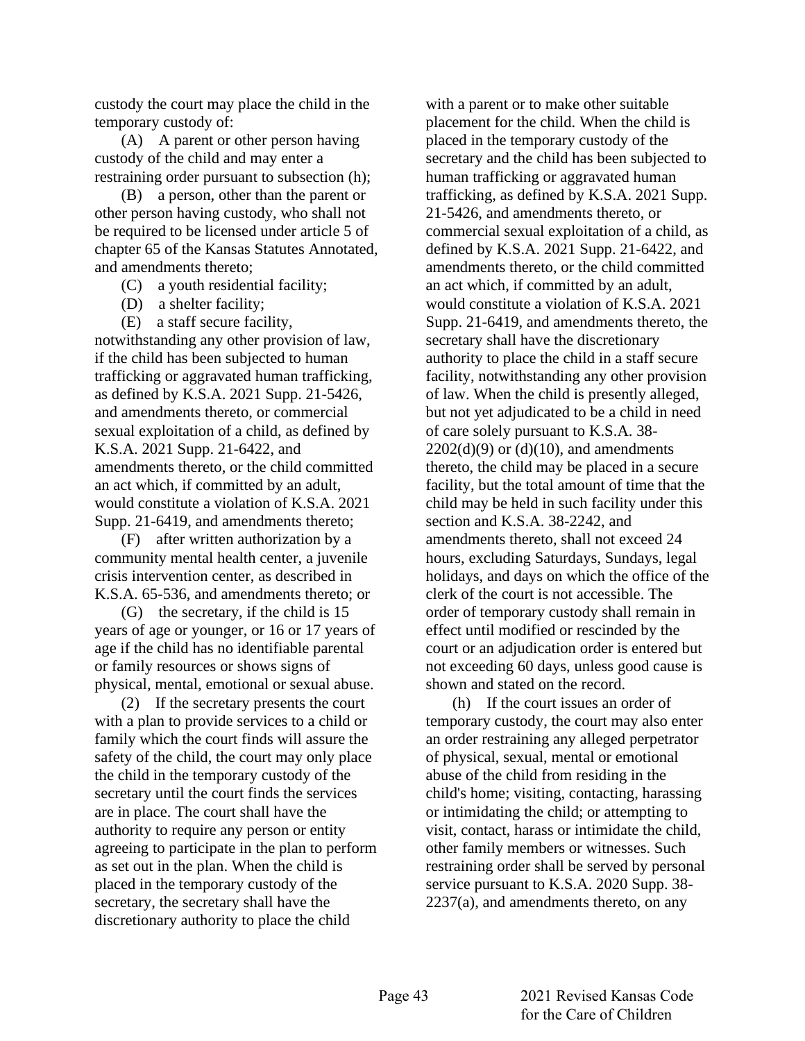custody the court may place the child in the temporary custody of:

(A) A parent or other person having custody of the child and may enter a restraining order pursuant to subsection (h);

(B) a person, other than the parent or other person having custody, who shall not be required to be licensed under article 5 of chapter 65 of the Kansas Statutes Annotated, and amendments thereto;

(C) a youth residential facility;

(D) a shelter facility;

(E) a staff secure facility, notwithstanding any other provision of law, if the child has been subjected to human trafficking or aggravated human trafficking, as defined by K.S.A. 2021 Supp. 21-5426, and amendments thereto, or commercial sexual exploitation of a child, as defined by K.S.A. 2021 Supp. 21-6422, and amendments thereto, or the child committed an act which, if committed by an adult, would constitute a violation of K.S.A. 2021 Supp. 21-6419, and amendments thereto;

(F) after written authorization by a community mental health center, a juvenile crisis intervention center, as described in K.S.A. 65-536, and amendments thereto; or

(G) the secretary, if the child is 15 years of age or younger, or 16 or 17 years of age if the child has no identifiable parental or family resources or shows signs of physical, mental, emotional or sexual abuse.

(2) If the secretary presents the court with a plan to provide services to a child or family which the court finds will assure the safety of the child, the court may only place the child in the temporary custody of the secretary until the court finds the services are in place. The court shall have the authority to require any person or entity agreeing to participate in the plan to perform as set out in the plan. When the child is placed in the temporary custody of the secretary, the secretary shall have the discretionary authority to place the child with a parent or to make other suitable placement for the child. When the child is placed in the temporary custody of the secretary and the child has been subjected to human trafficking or aggravated human trafficking, as defined by K.S.A. 2021 Supp. 21-5426, and amendments thereto, or commercial sexual exploitation of a child, as defined by K.S.A. 2021 Supp. 21-6422, and amendments thereto, or the child committed an act which, if committed by an adult, would constitute a violation of K.S.A. 2021 Supp. 21-6419, and amendments thereto, the secretary shall have the discretionary authority to place the child in a staff secure facility, notwithstanding any other provision of law. When the child is presently alleged, but not yet adjudicated to be a child in need of care solely pursuant to K.S.A. 38-2202(d)(9) or (d)(10), and amendments thereto, the child may be placed in a secure facility, but the total amount of time that the child may be held in such facility under this section and K.S.A. 38-2242, and amendments thereto, shall not exceed 24 hours, excluding Saturdays, Sundays, legal holidays, and days on which the office of the clerk of the court is not accessible. The order of temporary custody shall remain in effect until modified or rescinded by the court or an adjudication order is entered but not exceeding 60 days, unless good cause is shown and stated on the record.

(h) If the court issues an order of temporary custody, the court may also enter an order restraining any alleged perpetrator of physical, sexual, mental or emotional abuse of the child from residing in the child's home; visiting, contacting, harassing or intimidating the child; or attempting to visit, contact, harass or intimidate the child, other family members or witnesses. Such restraining order shall be served by personal service pursuant to K.S.A. 2020 Supp. 38-2237(a), and amendments thereto, on any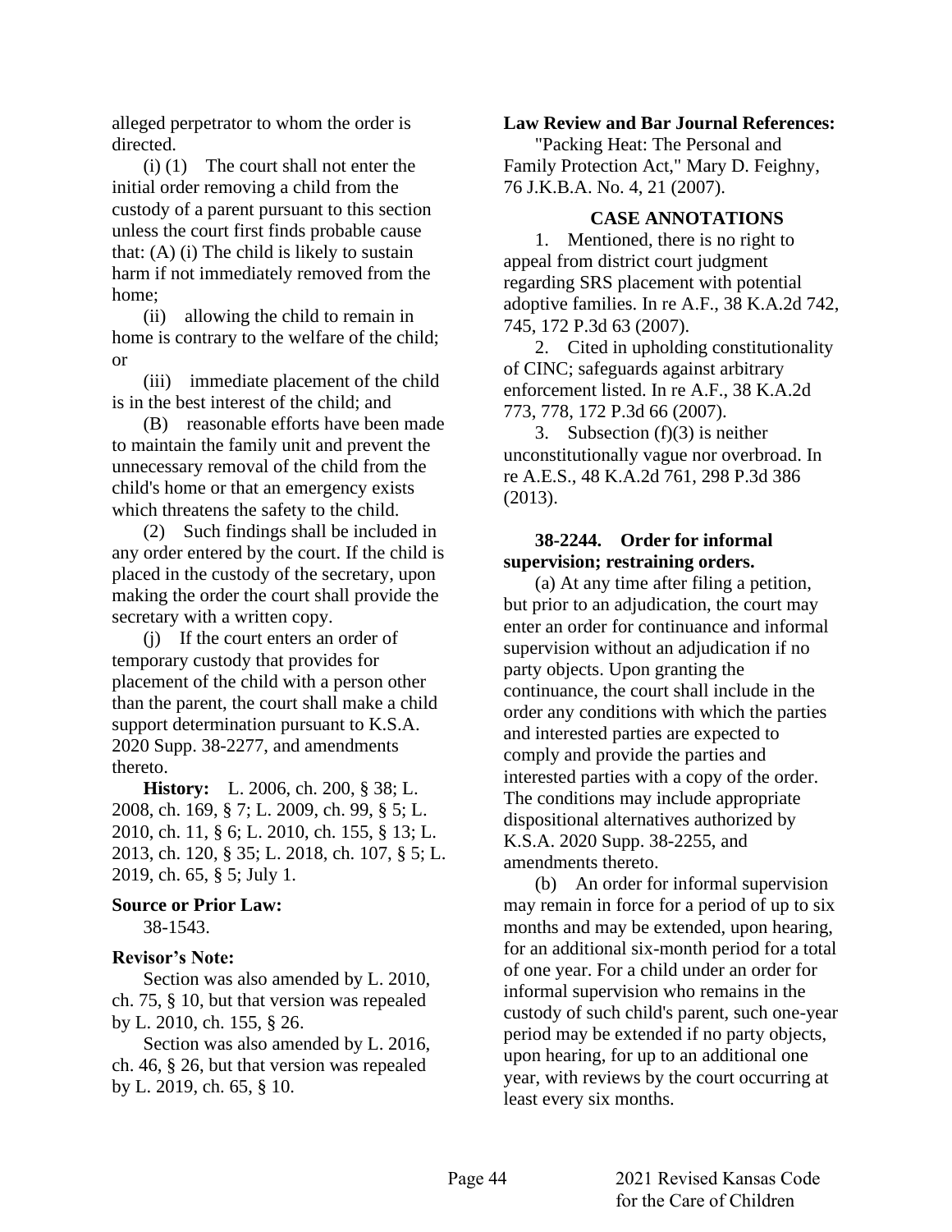alleged perpetrator to whom the order is directed.

(i) (1) The court shall not enter the initial order removing a child from the custody of a parent pursuant to this section unless the court first finds probable cause that: (A) (i) The child is likely to sustain harm if not immediately removed from the home;

(ii) allowing the child to remain in home is contrary to the welfare of the child; or

(iii) immediate placement of the child is in the best interest of the child; and

(B) reasonable efforts have been made to maintain the family unit and prevent the unnecessary removal of the child from the child's home or that an emergency exists which threatens the safety to the child.

(2) Such findings shall be included in any order entered by the court. If the child is placed in the custody of the secretary, upon making the order the court shall provide the secretary with a written copy.

(j) If the court enters an order of temporary custody that provides for placement of the child with a person other than the parent, the court shall make a child support determination pursuant to K.S.A. 2020 Supp. 38-2277, and amendments thereto.

**History:** L. 2006, ch. 200, § 38; L. 2008, ch. 169, § 7; L. 2009, ch. 99, § 5; L. 2010, ch. 11, § 6; L. 2010, ch. 155, § 13; L. 2013, ch. 120, § 35; L. 2018, ch. 107, § 5; L. 2019, ch. 65, § 5; July 1.

**Source or Prior Law:**

38-1543.

**Revisor's Note:**

Section was also amended by L. 2010, ch. 75, § 10, but that version was repealed by L. 2010, ch. 155, § 26.

Section was also amended by L. 2016, ch. 46, § 26, but that version was repealed by L. 2019, ch. 65, § 10.

**Law Review and Bar Journal References:**

"Packing Heat: The Personal and Family Protection Act," Mary D. Feighny, 76 J.K.B.A. No. 4, 21 (2007).

**CASE ANNOTATIONS**

1. Mentioned, there is no right to appeal from district court judgment regarding SRS placement with potential adoptive families. In re A.F., 38 K.A.2d 742, 745, 172 P.3d 63 (2007).

2. Cited in upholding constitutionality of CINC; safeguards against arbitrary enforcement listed. In re A.F., 38 K.A.2d 773, 778, 172 P.3d 66 (2007).

3. Subsection (f)(3) is neither unconstitutionally vague nor overbroad. In re A.E.S., 48 K.A.2d 761, 298 P.3d 386 (2013).

**38-2244. Order for informal supervision; restraining orders.**

(a) At any time after filing a petition, but prior to an adjudication, the court may enter an order for continuance and informal supervision without an adjudication if no party objects. Upon granting the continuance, the court shall include in the order any conditions with which the parties and interested parties are expected to comply and provide the parties and interested parties with a copy of the order. The conditions may include appropriate dispositional alternatives authorized by K.S.A. 2020 Supp. 38-2255, and amendments thereto.

(b) An order for informal supervision may remain in force for a period of up to six months and may be extended, upon hearing, for an additional six-month period for a total of one year. For a child under an order for informal supervision who remains in the custody of such child's parent, such one-year period may be extended if no party objects, upon hearing, for up to an additional one year, with reviews by the court occurring at least every six months.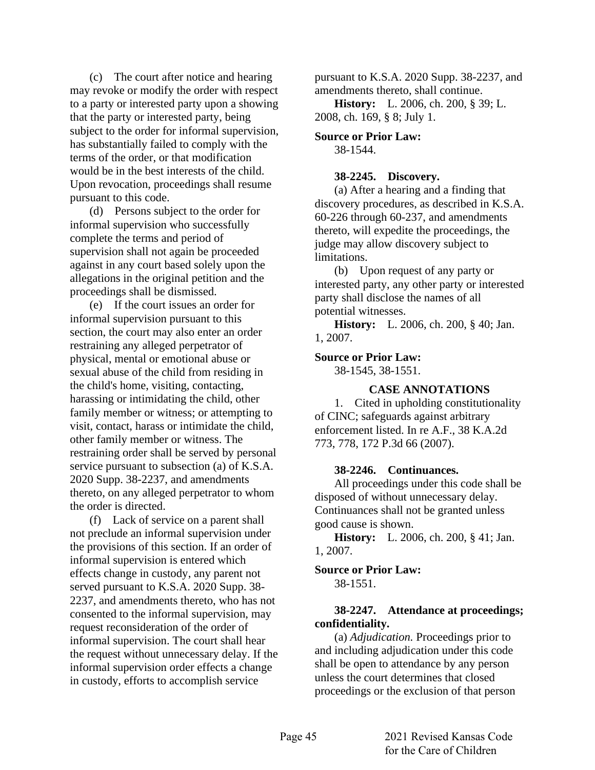(c) The court after notice and hearing may revoke or modify the order with respect to a party or interested party upon a showing that the party or interested party, being subject to the order for informal supervision, has substantially failed to comply with the terms of the order, or that modification would be in the best interests of the child. Upon revocation, proceedings shall resume pursuant to this code.

(d) Persons subject to the order for informal supervision who successfully complete the terms and period of supervision shall not again be proceeded against in any court based solely upon the allegations in the original petition and the proceedings shall be dismissed.

(e) If the court issues an order for informal supervision pursuant to this section, the court may also enter an order restraining any alleged perpetrator of physical, mental or emotional abuse or sexual abuse of the child from residing in the child's home, visiting, contacting, harassing or intimidating the child, other family member or witness; or attempting to visit, contact, harass or intimidate the child, other family member or witness. The restraining order shall be served by personal service pursuant to subsection (a) of K.S.A. 2020 Supp. 38-2237, and amendments thereto, on any alleged perpetrator to whom the order is directed.

(f) Lack of service on a parent shall not preclude an informal supervision under the provisions of this section. If an order of informal supervision is entered which effects change in custody, any parent not served pursuant to K.S.A. 2020 Supp. 38-2237, and amendments thereto, who has not consented to the informal supervision, may request reconsideration of the order of informal supervision. The court shall hear the request without unnecessary delay. If the informal supervision order effects a change in custody, efforts to accomplish service pursuant to K.S.A. 2020 Supp. 38-2237, and amendments thereto, shall continue.

**History:** L. 2006, ch. 200, § 39; L. 2008, ch. 169, § 8; July 1.

**Source or Prior Law:**

38-1544.

**38-2245. Discovery.**

(a) After a hearing and a finding that discovery procedures, as described in K.S.A. 60-226 through 60-237, and amendments thereto, will expedite the proceedings, the judge may allow discovery subject to limitations.

(b) Upon request of any party or interested party, any other party or interested party shall disclose the names of all potential witnesses.

**History:** L. 2006, ch. 200, § 40; Jan. 1, 2007.

**Source or Prior Law:**

38-1545, 38-1551.

**CASE ANNOTATIONS**

1. Cited in upholding constitutionality of CINC; safeguards against arbitrary enforcement listed. In re A.F., 38 K.A.2d 773, 778, 172 P.3d 66 (2007).

**38-2246. Continuances.**

All proceedings under this code shall be disposed of without unnecessary delay. Continuances shall not be granted unless good cause is shown.

**History:** L. 2006, ch. 200, § 41; Jan. 1, 2007.

**Source or Prior Law:**

38-1551.

**38-2247. Attendance at proceedings; confidentiality.**

(a) *Adjudication.* Proceedings prior to and including adjudication under this code shall be open to attendance by any person unless the court determines that closed proceedings or the exclusion of that person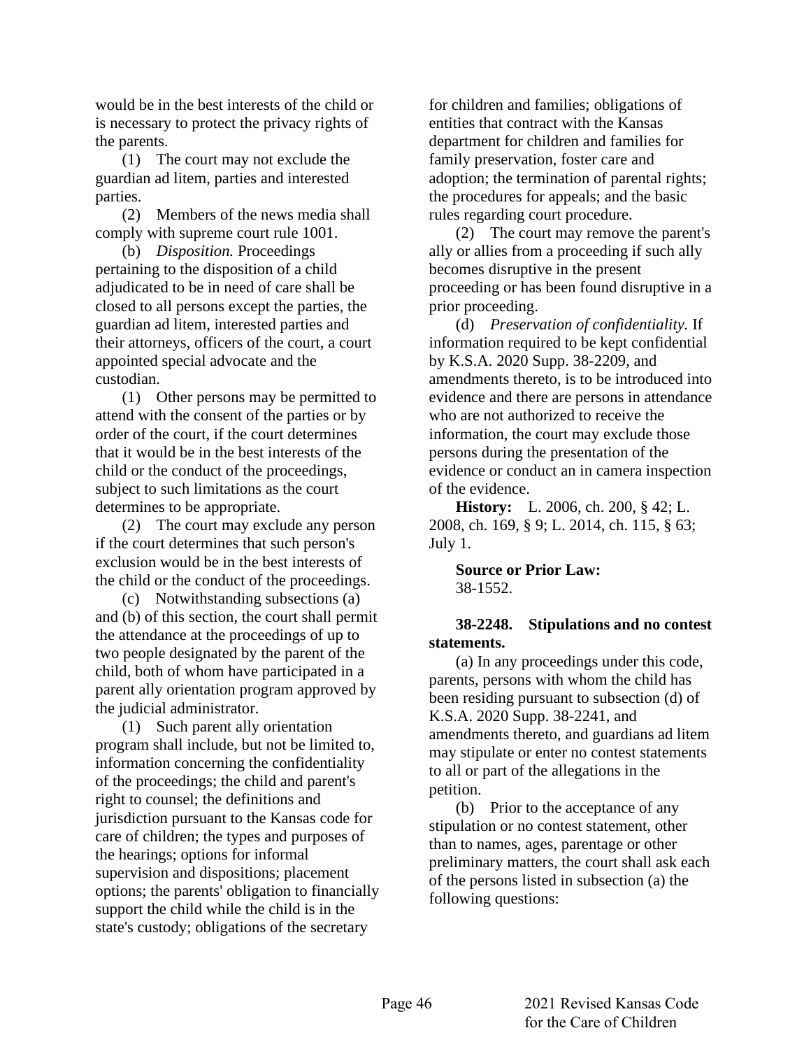would be in the best interests of the child or is necessary to protect the privacy rights of the parents.

(1) The court may not exclude the guardian ad litem, parties and interested parties.

(2) Members of the news media shall comply with supreme court rule 1001.

(b) *Disposition.* Proceedings pertaining to the disposition of a child adjudicated to be in need of care shall be closed to all persons except the parties, the guardian ad litem, interested parties and their attorneys, officers of the court, a court appointed special advocate and the custodian.

(1) Other persons may be permitted to attend with the consent of the parties or by order of the court, if the court determines that it would be in the best interests of the child or the conduct of the proceedings, subject to such limitations as the court determines to be appropriate.

(2) The court may exclude any person if the court determines that such person's exclusion would be in the best interests of the child or the conduct of the proceedings.

(c) Notwithstanding subsections (a) and (b) of this section, the court shall permit the attendance at the proceedings of up to two people designated by the parent of the child, both of whom have participated in a parent ally orientation program approved by the judicial administrator.

(1) Such parent ally orientation program shall include, but not be limited to, information concerning the confidentiality of the proceedings; the child and parent's right to counsel; the definitions and jurisdiction pursuant to the Kansas code for care of children; the types and purposes of the hearings; options for informal supervision and dispositions; placement options; the parents' obligation to financially support the child while the child is in the state's custody; obligations of the secretary for children and families; obligations of entities that contract with the Kansas department for children and families for family preservation, foster care and adoption; the termination of parental rights; the procedures for appeals; and the basic rules regarding court procedure.

(2) The court may remove the parent's ally or allies from a proceeding if such ally becomes disruptive in the present proceeding or has been found disruptive in a prior proceeding.

(d) *Preservation of confidentiality.* If information required to be kept confidential by K.S.A. 2020 Supp. 38-2209, and amendments thereto, is to be introduced into evidence and there are persons in attendance who are not authorized to receive the information, the court may exclude those persons during the presentation of the evidence or conduct an in camera inspection of the evidence.

**History:** L. 2006, ch. 200, § 42; L. 2008, ch. 169, § 9; L. 2014, ch. 115, § 63; July 1.

**Source or Prior Law:**
38-1552.

**38-2248. Stipulations and no contest statements.**

(a) In any proceedings under this code, parents, persons with whom the child has been residing pursuant to subsection (d) of K.S.A. 2020 Supp. 38-2241, and amendments thereto, and guardians ad litem may stipulate or enter no contest statements to all or part of the allegations in the petition.

(b) Prior to the acceptance of any stipulation or no contest statement, other than to names, ages, parentage or other preliminary matters, the court shall ask each of the persons listed in subsection (a) the following questions: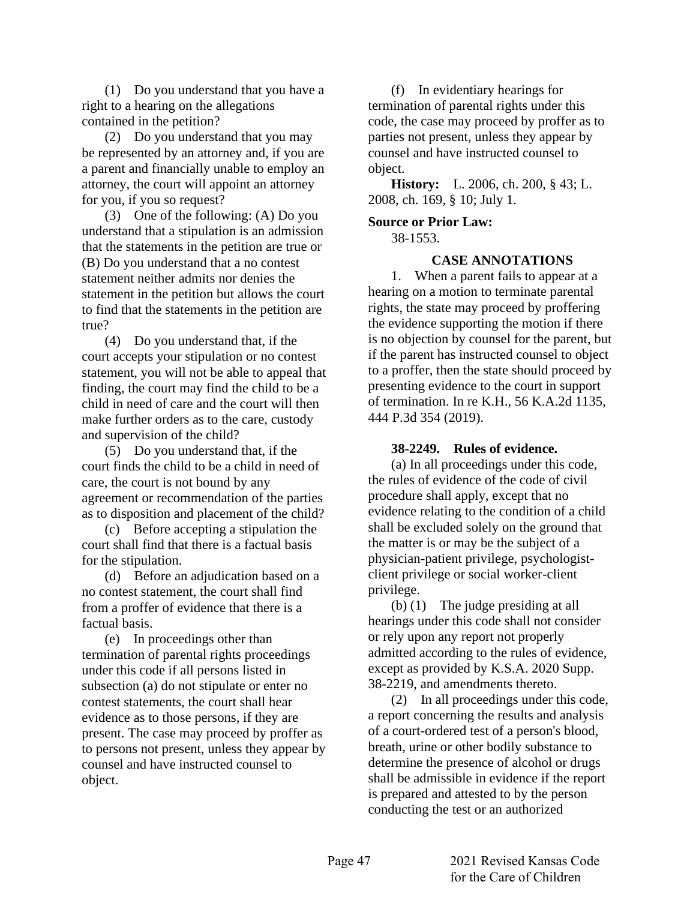(1) Do you understand that you have a right to a hearing on the allegations contained in the petition?

(2) Do you understand that you may be represented by an attorney and, if you are a parent and financially unable to employ an attorney, the court will appoint an attorney for you, if you so request?

(3) One of the following: (A) Do you understand that a stipulation is an admission that the statements in the petition are true or (B) Do you understand that a no contest statement neither admits nor denies the statement in the petition but allows the court to find that the statements in the petition are true?

(4) Do you understand that, if the court accepts your stipulation or no contest statement, you will not be able to appeal that finding, the court may find the child to be a child in need of care and the court will then make further orders as to the care, custody and supervision of the child?

(5) Do you understand that, if the court finds the child to be a child in need of care, the court is not bound by any agreement or recommendation of the parties as to disposition and placement of the child?

(c) Before accepting a stipulation the court shall find that there is a factual basis for the stipulation.

(d) Before an adjudication based on a no contest statement, the court shall find from a proffer of evidence that there is a factual basis.

(e) In proceedings other than termination of parental rights proceedings under this code if all persons listed in subsection (a) do not stipulate or enter no contest statements, the court shall hear evidence as to those persons, if they are present. The case may proceed by proffer as to persons not present, unless they appear by counsel and have instructed counsel to object.

(f) In evidentiary hearings for termination of parental rights under this code, the case may proceed by proffer as to parties not present, unless they appear by counsel and have instructed counsel to object.

**History:** L. 2006, ch. 200, § 43; L. 2008, ch. 169, § 10; July 1.

**Source or Prior Law:**
38-1553.

**CASE ANNOTATIONS**

1. When a parent fails to appear at a hearing on a motion to terminate parental rights, the state may proceed by proffering the evidence supporting the motion if there is no objection by counsel for the parent, but if the parent has instructed counsel to object to a proffer, then the state should proceed by presenting evidence to the court in support of termination. In re K.H., 56 K.A.2d 1135, 444 P.3d 354 (2019).

**38-2249. Rules of evidence.**

(a) In all proceedings under this code, the rules of evidence of the code of civil procedure shall apply, except that no evidence relating to the condition of a child shall be excluded solely on the ground that the matter is or may be the subject of a physician-patient privilege, psychologist-client privilege or social worker-client privilege.

(b) (1) The judge presiding at all hearings under this code shall not consider or rely upon any report not properly admitted according to the rules of evidence, except as provided by K.S.A. 2020 Supp. 38-2219, and amendments thereto.

(2) In all proceedings under this code, a report concerning the results and analysis of a court-ordered test of a person's blood, breath, urine or other bodily substance to determine the presence of alcohol or drugs shall be admissible in evidence if the report is prepared and attested to by the person conducting the test or an authorized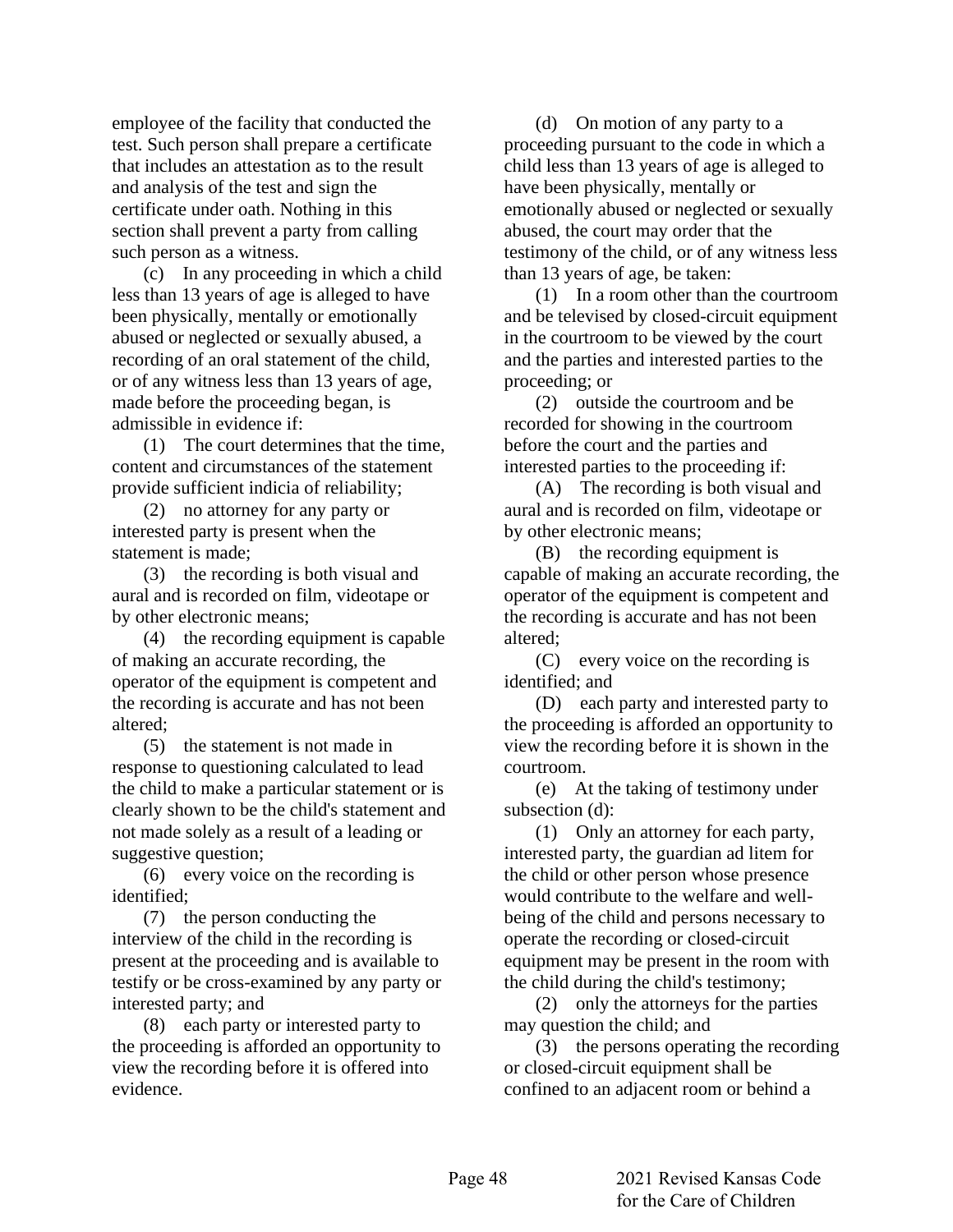employee of the facility that conducted the test. Such person shall prepare a certificate that includes an attestation as to the result and analysis of the test and sign the certificate under oath. Nothing in this section shall prevent a party from calling such person as a witness.

(c) In any proceeding in which a child less than 13 years of age is alleged to have been physically, mentally or emotionally abused or neglected or sexually abused, a recording of an oral statement of the child, or of any witness less than 13 years of age, made before the proceeding began, is admissible in evidence if:

(1) The court determines that the time, content and circumstances of the statement provide sufficient indicia of reliability;

(2) no attorney for any party or interested party is present when the statement is made;

(3) the recording is both visual and aural and is recorded on film, videotape or by other electronic means;

(4) the recording equipment is capable of making an accurate recording, the operator of the equipment is competent and the recording is accurate and has not been altered;

(5) the statement is not made in response to questioning calculated to lead the child to make a particular statement or is clearly shown to be the child's statement and not made solely as a result of a leading or suggestive question;

(6) every voice on the recording is identified;

(7) the person conducting the interview of the child in the recording is present at the proceeding and is available to testify or be cross-examined by any party or interested party; and

(8) each party or interested party to the proceeding is afforded an opportunity to view the recording before it is offered into evidence.

(d) On motion of any party to a proceeding pursuant to the code in which a child less than 13 years of age is alleged to have been physically, mentally or emotionally abused or neglected or sexually abused, the court may order that the testimony of the child, or of any witness less than 13 years of age, be taken:

(1) In a room other than the courtroom and be televised by closed-circuit equipment in the courtroom to be viewed by the court and the parties and interested parties to the proceeding; or

(2) outside the courtroom and be recorded for showing in the courtroom before the court and the parties and interested parties to the proceeding if:

(A) The recording is both visual and aural and is recorded on film, videotape or by other electronic means;

(B) the recording equipment is capable of making an accurate recording, the operator of the equipment is competent and the recording is accurate and has not been altered;

(C) every voice on the recording is identified; and

(D) each party and interested party to the proceeding is afforded an opportunity to view the recording before it is shown in the courtroom.

(e) At the taking of testimony under subsection (d):

(1) Only an attorney for each party, interested party, the guardian ad litem for the child or other person whose presence would contribute to the welfare and well-being of the child and persons necessary to operate the recording or closed-circuit equipment may be present in the room with the child during the child's testimony;

(2) only the attorneys for the parties may question the child; and

(3) the persons operating the recording or closed-circuit equipment shall be confined to an adjacent room or behind a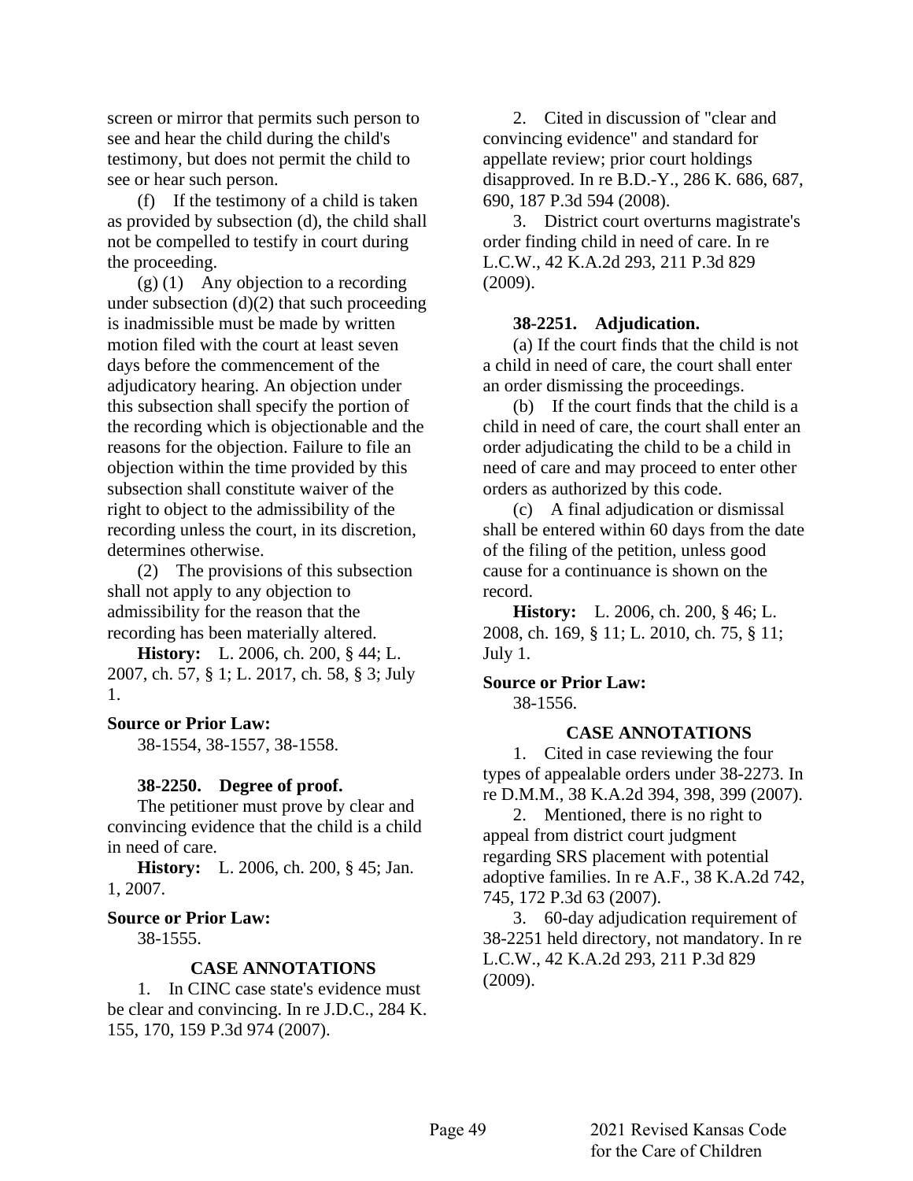screen or mirror that permits such person to see and hear the child during the child's testimony, but does not permit the child to see or hear such person.

(f) If the testimony of a child is taken as provided by subsection (d), the child shall not be compelled to testify in court during the proceeding.

(g) (1) Any objection to a recording under subsection (d)(2) that such proceeding is inadmissible must be made by written motion filed with the court at least seven days before the commencement of the adjudicatory hearing. An objection under this subsection shall specify the portion of the recording which is objectionable and the reasons for the objection. Failure to file an objection within the time provided by this subsection shall constitute waiver of the right to object to the admissibility of the recording unless the court, in its discretion, determines otherwise.

(2) The provisions of this subsection shall not apply to any objection to admissibility for the reason that the recording has been materially altered.

**History:** L. 2006, ch. 200, § 44; L. 2007, ch. 57, § 1; L. 2017, ch. 58, § 3; July 1.

**Source or Prior Law:**
38-1554, 38-1557, 38-1558.

### 38-2250. Degree of proof.

The petitioner must prove by clear and convincing evidence that the child is a child in need of care.

**History:** L. 2006, ch. 200, § 45; Jan. 1, 2007.

**Source or Prior Law:**
38-1555.

**CASE ANNOTATIONS**

1. In CINC case state's evidence must be clear and convincing. In re J.D.C., 284 K. 155, 170, 159 P.3d 974 (2007).

2. Cited in discussion of "clear and convincing evidence" and standard for appellate review; prior court holdings disapproved. In re B.D.-Y., 286 K. 686, 687, 690, 187 P.3d 594 (2008).

3. District court overturns magistrate's order finding child in need of care. In re L.C.W., 42 K.A.2d 293, 211 P.3d 829 (2009).

### 38-2251. Adjudication.

(a) If the court finds that the child is not a child in need of care, the court shall enter an order dismissing the proceedings.

(b) If the court finds that the child is a child in need of care, the court shall enter an order adjudicating the child to be a child in need of care and may proceed to enter other orders as authorized by this code.

(c) A final adjudication or dismissal shall be entered within 60 days from the date of the filing of the petition, unless good cause for a continuance is shown on the record.

**History:** L. 2006, ch. 200, § 46; L. 2008, ch. 169, § 11; L. 2010, ch. 75, § 11; July 1.

**Source or Prior Law:**
38-1556.

**CASE ANNOTATIONS**

1. Cited in case reviewing the four types of appealable orders under 38-2273. In re D.M.M., 38 K.A.2d 394, 398, 399 (2007).

2. Mentioned, there is no right to appeal from district court judgment regarding SRS placement with potential adoptive families. In re A.F., 38 K.A.2d 742, 745, 172 P.3d 63 (2007).

3. 60-day adjudication requirement of 38-2251 held directory, not mandatory. In re L.C.W., 42 K.A.2d 293, 211 P.3d 829 (2009).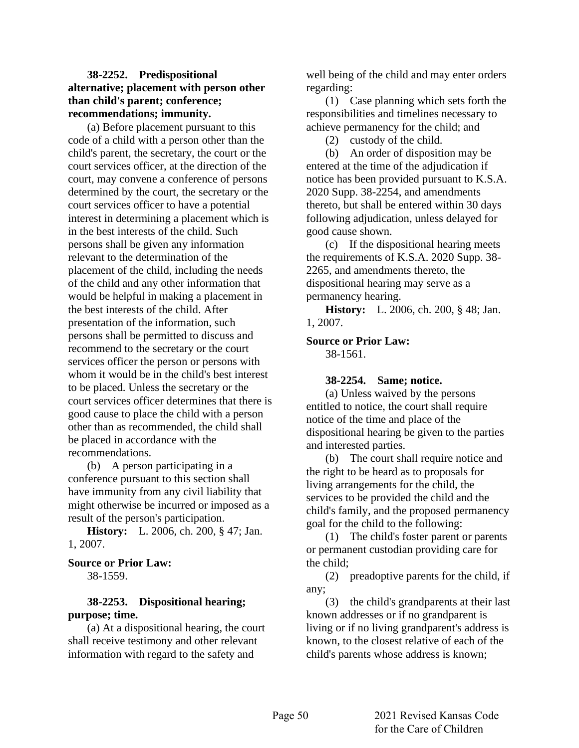**38-2252. Predispositional alternative; placement with person other than child's parent; conference; recommendations; immunity.**

(a) Before placement pursuant to this code of a child with a person other than the child's parent, the secretary, the court or the court services officer, at the direction of the court, may convene a conference of persons determined by the court, the secretary or the court services officer to have a potential interest in determining a placement which is in the best interests of the child. Such persons shall be given any information relevant to the determination of the placement of the child, including the needs of the child and any other information that would be helpful in making a placement in the best interests of the child. After presentation of the information, such persons shall be permitted to discuss and recommend to the secretary or the court services officer the person or persons with whom it would be in the child's best interest to be placed. Unless the secretary or the court services officer determines that there is good cause to place the child with a person other than as recommended, the child shall be placed in accordance with the recommendations.

(b) A person participating in a conference pursuant to this section shall have immunity from any civil liability that might otherwise be incurred or imposed as a result of the person's participation.

**History:** L. 2006, ch. 200, § 47; Jan. 1, 2007.

**Source or Prior Law:**

38-1559.

**38-2253. Dispositional hearing; purpose; time.**

(a) At a dispositional hearing, the court shall receive testimony and other relevant information with regard to the safety and well being of the child and may enter orders regarding:

(1) Case planning which sets forth the responsibilities and timelines necessary to achieve permanency for the child; and

(2) custody of the child.

(b) An order of disposition may be entered at the time of the adjudication if notice has been provided pursuant to K.S.A. 2020 Supp. 38-2254, and amendments thereto, but shall be entered within 30 days following adjudication, unless delayed for good cause shown.

(c) If the dispositional hearing meets the requirements of K.S.A. 2020 Supp. 38-2265, and amendments thereto, the dispositional hearing may serve as a permanency hearing.

**History:** L. 2006, ch. 200, § 48; Jan. 1, 2007.

**Source or Prior Law:**

38-1561.

**38-2254. Same; notice.**

(a) Unless waived by the persons entitled to notice, the court shall require notice of the time and place of the dispositional hearing be given to the parties and interested parties.

(b) The court shall require notice and the right to be heard as to proposals for living arrangements for the child, the services to be provided the child and the child's family, and the proposed permanency goal for the child to the following:

(1) The child's foster parent or parents or permanent custodian providing care for the child;

(2) preadoptive parents for the child, if any;

(3) the child's grandparents at their last known addresses or if no grandparent is living or if no living grandparent's address is known, to the closest relative of each of the child's parents whose address is known;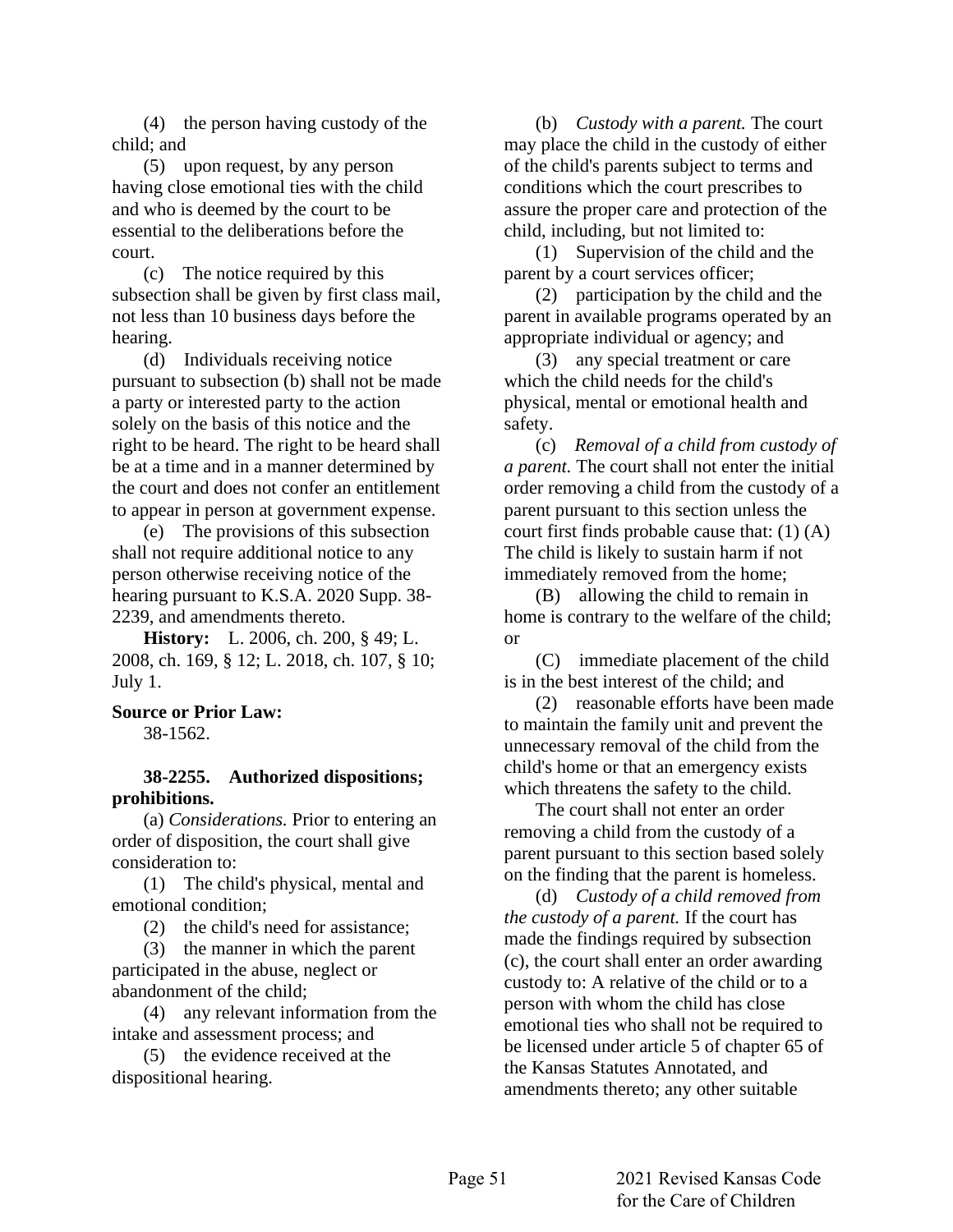(4) the person having custody of the child; and

(5) upon request, by any person having close emotional ties with the child and who is deemed by the court to be essential to the deliberations before the court.

(c) The notice required by this subsection shall be given by first class mail, not less than 10 business days before the hearing.

(d) Individuals receiving notice pursuant to subsection (b) shall not be made a party or interested party to the action solely on the basis of this notice and the right to be heard. The right to be heard shall be at a time and in a manner determined by the court and does not confer an entitlement to appear in person at government expense.

(e) The provisions of this subsection shall not require additional notice to any person otherwise receiving notice of the hearing pursuant to K.S.A. 2020 Supp. 38-2239, and amendments thereto.

**History:** L. 2006, ch. 200, § 49; L. 2008, ch. 169, § 12; L. 2018, ch. 107, § 10; July 1.

**Source or Prior Law:**
38-1562.

**38-2255. Authorized dispositions; prohibitions.**

(a) *Considerations.* Prior to entering an order of disposition, the court shall give consideration to:

(1) The child's physical, mental and emotional condition;

(2) the child's need for assistance;

(3) the manner in which the parent participated in the abuse, neglect or abandonment of the child;

(4) any relevant information from the intake and assessment process; and

(5) the evidence received at the dispositional hearing.

(b) *Custody with a parent.* The court may place the child in the custody of either of the child's parents subject to terms and conditions which the court prescribes to assure the proper care and protection of the child, including, but not limited to:

(1) Supervision of the child and the parent by a court services officer;

(2) participation by the child and the parent in available programs operated by an appropriate individual or agency; and

(3) any special treatment or care which the child needs for the child's physical, mental or emotional health and safety.

(c) *Removal of a child from custody of a parent.* The court shall not enter the initial order removing a child from the custody of a parent pursuant to this section unless the court first finds probable cause that: (1) (A) The child is likely to sustain harm if not immediately removed from the home;

(B) allowing the child to remain in home is contrary to the welfare of the child; or

(C) immediate placement of the child is in the best interest of the child; and

(2) reasonable efforts have been made to maintain the family unit and prevent the unnecessary removal of the child from the child's home or that an emergency exists which threatens the safety to the child.

The court shall not enter an order removing a child from the custody of a parent pursuant to this section based solely on the finding that the parent is homeless.

(d) *Custody of a child removed from the custody of a parent.* If the court has made the findings required by subsection (c), the court shall enter an order awarding custody to: A relative of the child or to a person with whom the child has close emotional ties who shall not be required to be licensed under article 5 of chapter 65 of the Kansas Statutes Annotated, and amendments thereto; any other suitable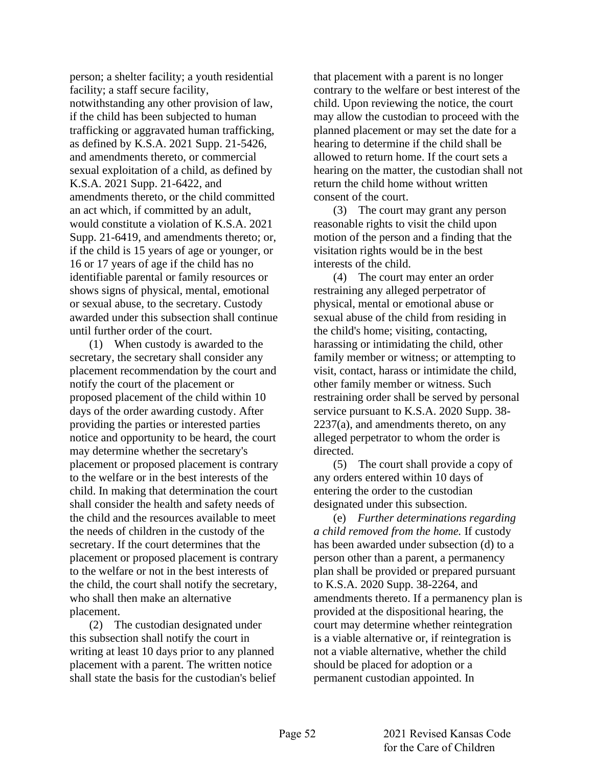person; a shelter facility; a youth residential facility; a staff secure facility, notwithstanding any other provision of law, if the child has been subjected to human trafficking or aggravated human trafficking, as defined by K.S.A. 2021 Supp. 21-5426, and amendments thereto, or commercial sexual exploitation of a child, as defined by K.S.A. 2021 Supp. 21-6422, and amendments thereto, or the child committed an act which, if committed by an adult, would constitute a violation of K.S.A. 2021 Supp. 21-6419, and amendments thereto; or, if the child is 15 years of age or younger, or 16 or 17 years of age if the child has no identifiable parental or family resources or shows signs of physical, mental, emotional or sexual abuse, to the secretary. Custody awarded under this subsection shall continue until further order of the court.

(1) When custody is awarded to the secretary, the secretary shall consider any placement recommendation by the court and notify the court of the placement or proposed placement of the child within 10 days of the order awarding custody. After providing the parties or interested parties notice and opportunity to be heard, the court may determine whether the secretary's placement or proposed placement is contrary to the welfare or in the best interests of the child. In making that determination the court shall consider the health and safety needs of the child and the resources available to meet the needs of children in the custody of the secretary. If the court determines that the placement or proposed placement is contrary to the welfare or not in the best interests of the child, the court shall notify the secretary, who shall then make an alternative placement.

(2) The custodian designated under this subsection shall notify the court in writing at least 10 days prior to any planned placement with a parent. The written notice shall state the basis for the custodian's belief that placement with a parent is no longer contrary to the welfare or best interest of the child. Upon reviewing the notice, the court may allow the custodian to proceed with the planned placement or may set the date for a hearing to determine if the child shall be allowed to return home. If the court sets a hearing on the matter, the custodian shall not return the child home without written consent of the court.

(3) The court may grant any person reasonable rights to visit the child upon motion of the person and a finding that the visitation rights would be in the best interests of the child.

(4) The court may enter an order restraining any alleged perpetrator of physical, mental or emotional abuse or sexual abuse of the child from residing in the child's home; visiting, contacting, harassing or intimidating the child, other family member or witness; or attempting to visit, contact, harass or intimidate the child, other family member or witness. Such restraining order shall be served by personal service pursuant to K.S.A. 2020 Supp. 38-2237(a), and amendments thereto, on any alleged perpetrator to whom the order is directed.

(5) The court shall provide a copy of any orders entered within 10 days of entering the order to the custodian designated under this subsection.

(e) *Further determinations regarding a child removed from the home.* If custody has been awarded under subsection (d) to a person other than a parent, a permanency plan shall be provided or prepared pursuant to K.S.A. 2020 Supp. 38-2264, and amendments thereto. If a permanency plan is provided at the dispositional hearing, the court may determine whether reintegration is a viable alternative or, if reintegration is not a viable alternative, whether the child should be placed for adoption or a permanent custodian appointed. In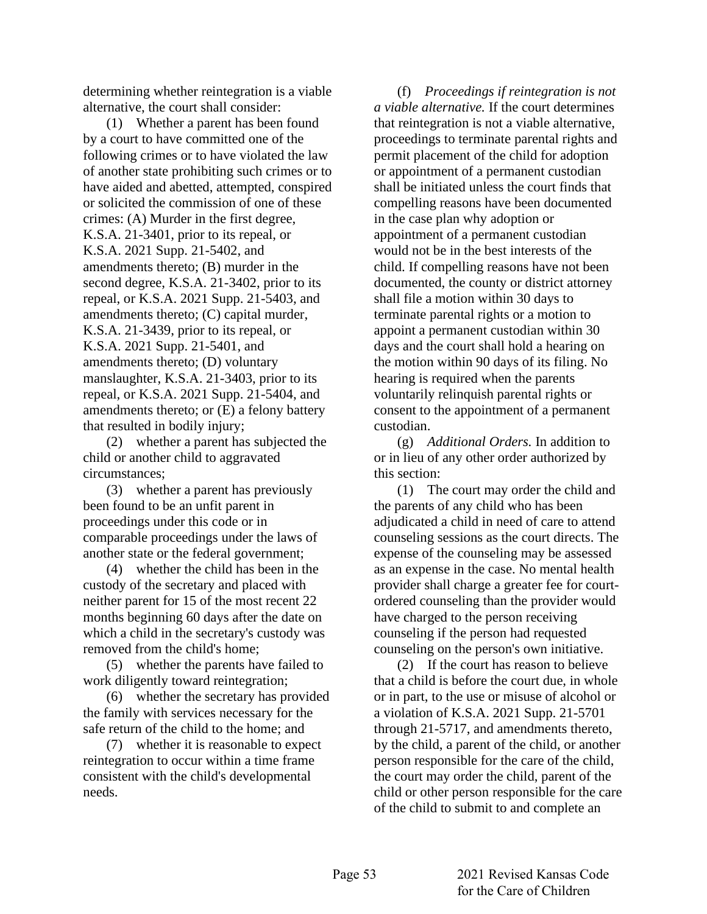determining whether reintegration is a viable alternative, the court shall consider:

(1) Whether a parent has been found by a court to have committed one of the following crimes or to have violated the law of another state prohibiting such crimes or to have aided and abetted, attempted, conspired or solicited the commission of one of these crimes: (A) Murder in the first degree, K.S.A. 21-3401, prior to its repeal, or K.S.A. 2021 Supp. 21-5402, and amendments thereto; (B) murder in the second degree, K.S.A. 21-3402, prior to its repeal, or K.S.A. 2021 Supp. 21-5403, and amendments thereto; (C) capital murder, K.S.A. 21-3439, prior to its repeal, or K.S.A. 2021 Supp. 21-5401, and amendments thereto; (D) voluntary manslaughter, K.S.A. 21-3403, prior to its repeal, or K.S.A. 2021 Supp. 21-5404, and amendments thereto; or (E) a felony battery that resulted in bodily injury;

(2) whether a parent has subjected the child or another child to aggravated circumstances;

(3) whether a parent has previously been found to be an unfit parent in proceedings under this code or in comparable proceedings under the laws of another state or the federal government;

(4) whether the child has been in the custody of the secretary and placed with neither parent for 15 of the most recent 22 months beginning 60 days after the date on which a child in the secretary's custody was removed from the child's home;

(5) whether the parents have failed to work diligently toward reintegration;

(6) whether the secretary has provided the family with services necessary for the safe return of the child to the home; and

(7) whether it is reasonable to expect reintegration to occur within a time frame consistent with the child's developmental needs.

(f) *Proceedings if reintegration is not a viable alternative.* If the court determines that reintegration is not a viable alternative, proceedings to terminate parental rights and permit placement of the child for adoption or appointment of a permanent custodian shall be initiated unless the court finds that compelling reasons have been documented in the case plan why adoption or appointment of a permanent custodian would not be in the best interests of the child. If compelling reasons have not been documented, the county or district attorney shall file a motion within 30 days to terminate parental rights or a motion to appoint a permanent custodian within 30 days and the court shall hold a hearing on the motion within 90 days of its filing. No hearing is required when the parents voluntarily relinquish parental rights or consent to the appointment of a permanent custodian.

(g) *Additional Orders.* In addition to or in lieu of any other order authorized by this section:

(1) The court may order the child and the parents of any child who has been adjudicated a child in need of care to attend counseling sessions as the court directs. The expense of the counseling may be assessed as an expense in the case. No mental health provider shall charge a greater fee for court-ordered counseling than the provider would have charged to the person receiving counseling if the person had requested counseling on the person's own initiative.

(2) If the court has reason to believe that a child is before the court due, in whole or in part, to the use or misuse of alcohol or a violation of K.S.A. 2021 Supp. 21-5701 through 21-5717, and amendments thereto, by the child, a parent of the child, or another person responsible for the care of the child, the court may order the child, parent of the child or other person responsible for the care of the child to submit to and complete an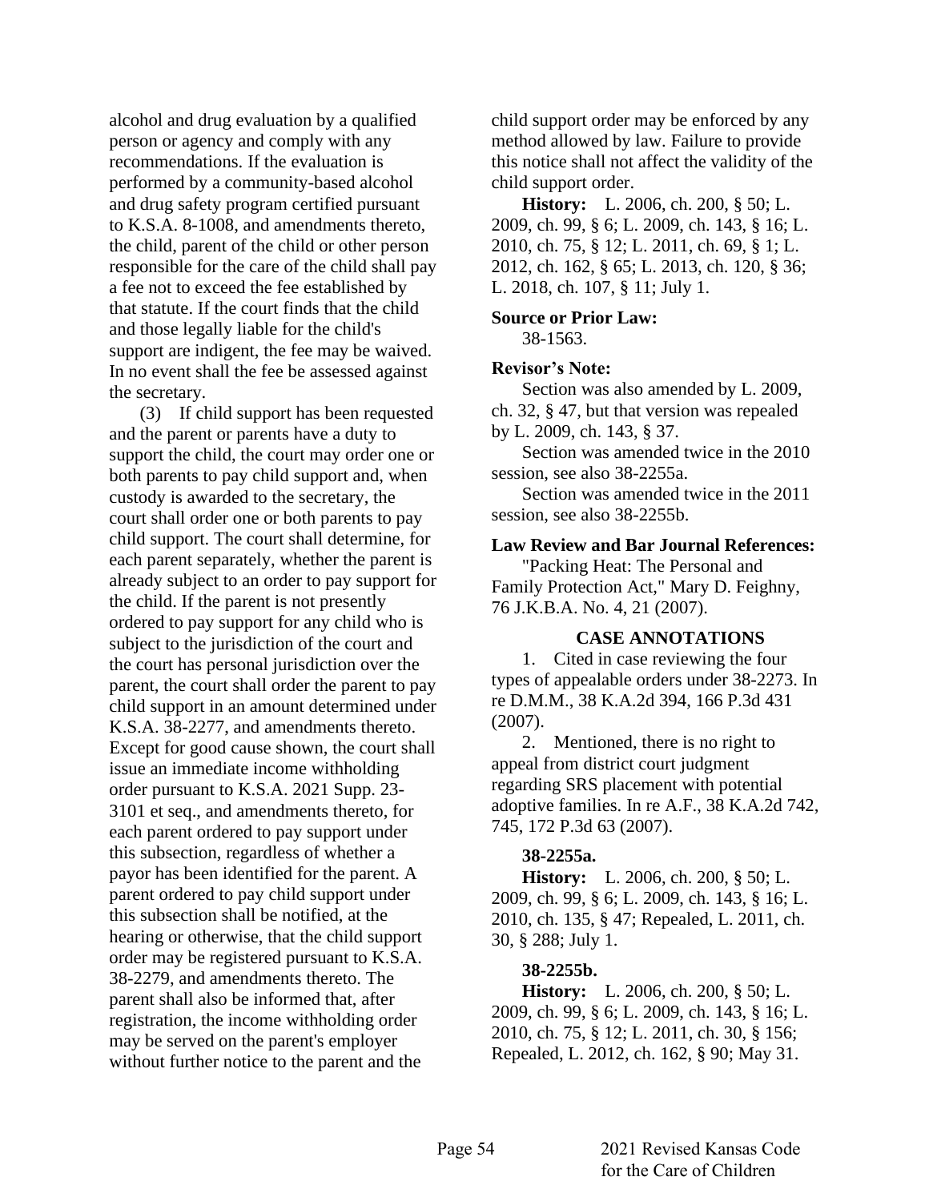alcohol and drug evaluation by a qualified person or agency and comply with any recommendations. If the evaluation is performed by a community-based alcohol and drug safety program certified pursuant to K.S.A. 8-1008, and amendments thereto, the child, parent of the child or other person responsible for the care of the child shall pay a fee not to exceed the fee established by that statute. If the court finds that the child and those legally liable for the child's support are indigent, the fee may be waived. In no event shall the fee be assessed against the secretary.

(3) If child support has been requested and the parent or parents have a duty to support the child, the court may order one or both parents to pay child support and, when custody is awarded to the secretary, the court shall order one or both parents to pay child support. The court shall determine, for each parent separately, whether the parent is already subject to an order to pay support for the child. If the parent is not presently ordered to pay support for any child who is subject to the jurisdiction of the court and the court has personal jurisdiction over the parent, the court shall order the parent to pay child support in an amount determined under K.S.A. 38-2277, and amendments thereto. Except for good cause shown, the court shall issue an immediate income withholding order pursuant to K.S.A. 2021 Supp. 23-3101 et seq., and amendments thereto, for each parent ordered to pay support under this subsection, regardless of whether a payor has been identified for the parent. A parent ordered to pay child support under this subsection shall be notified, at the hearing or otherwise, that the child support order may be registered pursuant to K.S.A. 38-2279, and amendments thereto. The parent shall also be informed that, after registration, the income withholding order may be served on the parent's employer without further notice to the parent and the child support order may be enforced by any method allowed by law. Failure to provide this notice shall not affect the validity of the child support order.

**History:** L. 2006, ch. 200, § 50; L. 2009, ch. 99, § 6; L. 2009, ch. 143, § 16; L. 2010, ch. 75, § 12; L. 2011, ch. 69, § 1; L. 2012, ch. 162, § 65; L. 2013, ch. 120, § 36; L. 2018, ch. 107, § 11; July 1.

**Source or Prior Law:**

38-1563.

**Revisor's Note:**

Section was also amended by L. 2009, ch. 32, § 47, but that version was repealed by L. 2009, ch. 143, § 37.

Section was amended twice in the 2010 session, see also 38-2255a.

Section was amended twice in the 2011 session, see also 38-2255b.

**Law Review and Bar Journal References:**

"Packing Heat: The Personal and Family Protection Act," Mary D. Feighny, 76 J.K.B.A. No. 4, 21 (2007).

**CASE ANNOTATIONS**

1. Cited in case reviewing the four types of appealable orders under 38-2273. In re D.M.M., 38 K.A.2d 394, 166 P.3d 431 (2007).

2. Mentioned, there is no right to appeal from district court judgment regarding SRS placement with potential adoptive families. In re A.F., 38 K.A.2d 742, 745, 172 P.3d 63 (2007).

**38-2255a.**

**History:** L. 2006, ch. 200, § 50; L. 2009, ch. 99, § 6; L. 2009, ch. 143, § 16; L. 2010, ch. 135, § 47; Repealed, L. 2011, ch. 30, § 288; July 1.

**38-2255b.**

**History:** L. 2006, ch. 200, § 50; L. 2009, ch. 99, § 6; L. 2009, ch. 143, § 16; L. 2010, ch. 75, § 12; L. 2011, ch. 30, § 156; Repealed, L. 2012, ch. 162, § 90; May 31.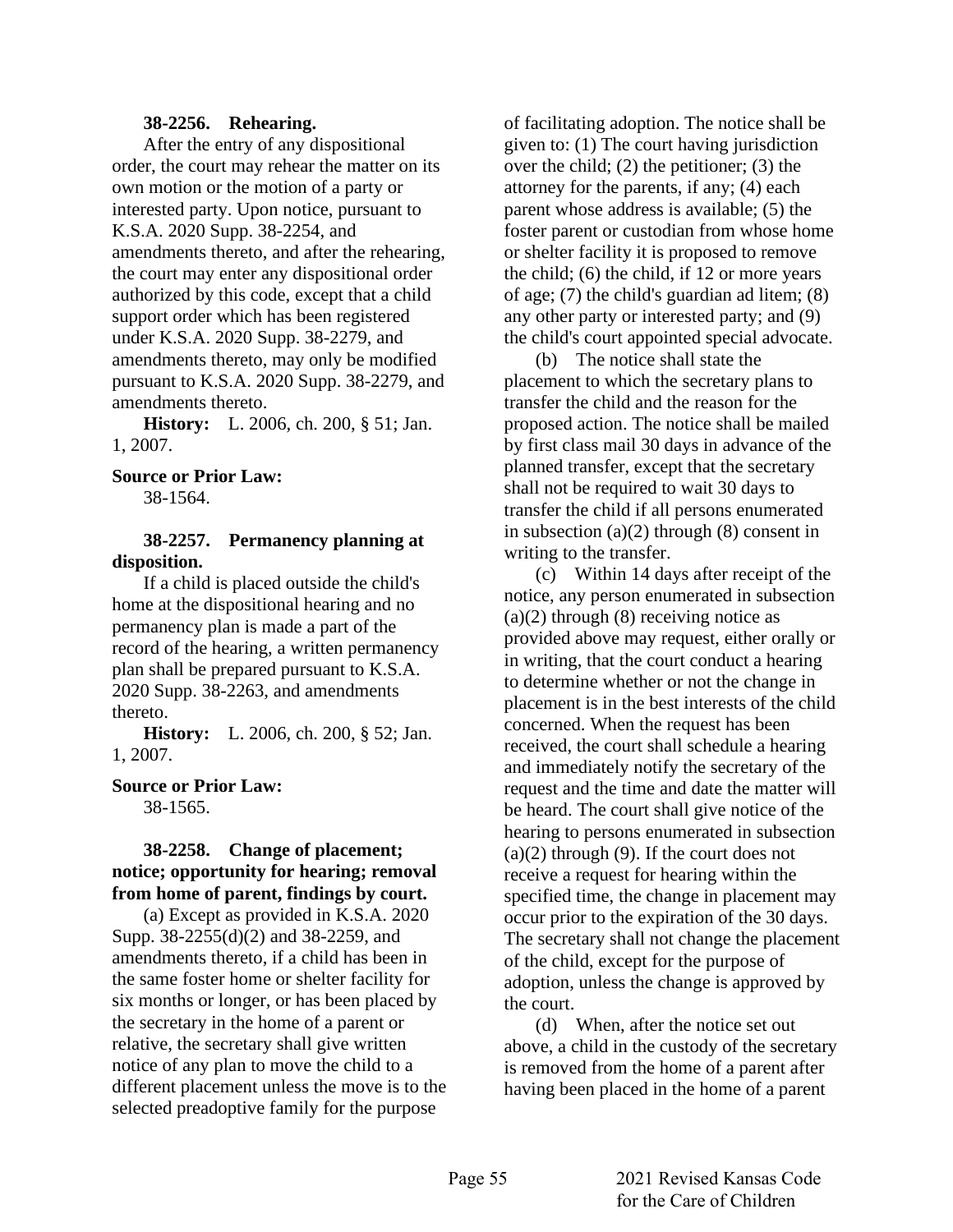**38-2256. Rehearing.**

After the entry of any dispositional order, the court may rehear the matter on its own motion or the motion of a party or interested party. Upon notice, pursuant to K.S.A. 2020 Supp. 38-2254, and amendments thereto, and after the rehearing, the court may enter any dispositional order authorized by this code, except that a child support order which has been registered under K.S.A. 2020 Supp. 38-2279, and amendments thereto, may only be modified pursuant to K.S.A. 2020 Supp. 38-2279, and amendments thereto.

**History:** L. 2006, ch. 200, § 51; Jan. 1, 2007.

**Source or Prior Law:**

38-1564.

**38-2257. Permanency planning at disposition.**

If a child is placed outside the child's home at the dispositional hearing and no permanency plan is made a part of the record of the hearing, a written permanency plan shall be prepared pursuant to K.S.A. 2020 Supp. 38-2263, and amendments thereto.

**History:** L. 2006, ch. 200, § 52; Jan. 1, 2007.

**Source or Prior Law:**

38-1565.

**38-2258. Change of placement; notice; opportunity for hearing; removal from home of parent, findings by court.**

(a) Except as provided in K.S.A. 2020 Supp. 38-2255(d)(2) and 38-2259, and amendments thereto, if a child has been in the same foster home or shelter facility for six months or longer, or has been placed by the secretary in the home of a parent or relative, the secretary shall give written notice of any plan to move the child to a different placement unless the move is to the selected preadoptive family for the purpose of facilitating adoption. The notice shall be given to: (1) The court having jurisdiction over the child; (2) the petitioner; (3) the attorney for the parents, if any; (4) each parent whose address is available; (5) the foster parent or custodian from whose home or shelter facility it is proposed to remove the child; (6) the child, if 12 or more years of age; (7) the child's guardian ad litem; (8) any other party or interested party; and (9) the child's court appointed special advocate.

(b) The notice shall state the placement to which the secretary plans to transfer the child and the reason for the proposed action. The notice shall be mailed by first class mail 30 days in advance of the planned transfer, except that the secretary shall not be required to wait 30 days to transfer the child if all persons enumerated in subsection (a)(2) through (8) consent in writing to the transfer.

(c) Within 14 days after receipt of the notice, any person enumerated in subsection (a)(2) through (8) receiving notice as provided above may request, either orally or in writing, that the court conduct a hearing to determine whether or not the change in placement is in the best interests of the child concerned. When the request has been received, the court shall schedule a hearing and immediately notify the secretary of the request and the time and date the matter will be heard. The court shall give notice of the hearing to persons enumerated in subsection (a)(2) through (9). If the court does not receive a request for hearing within the specified time, the change in placement may occur prior to the expiration of the 30 days. The secretary shall not change the placement of the child, except for the purpose of adoption, unless the change is approved by the court.

(d) When, after the notice set out above, a child in the custody of the secretary is removed from the home of a parent after having been placed in the home of a parent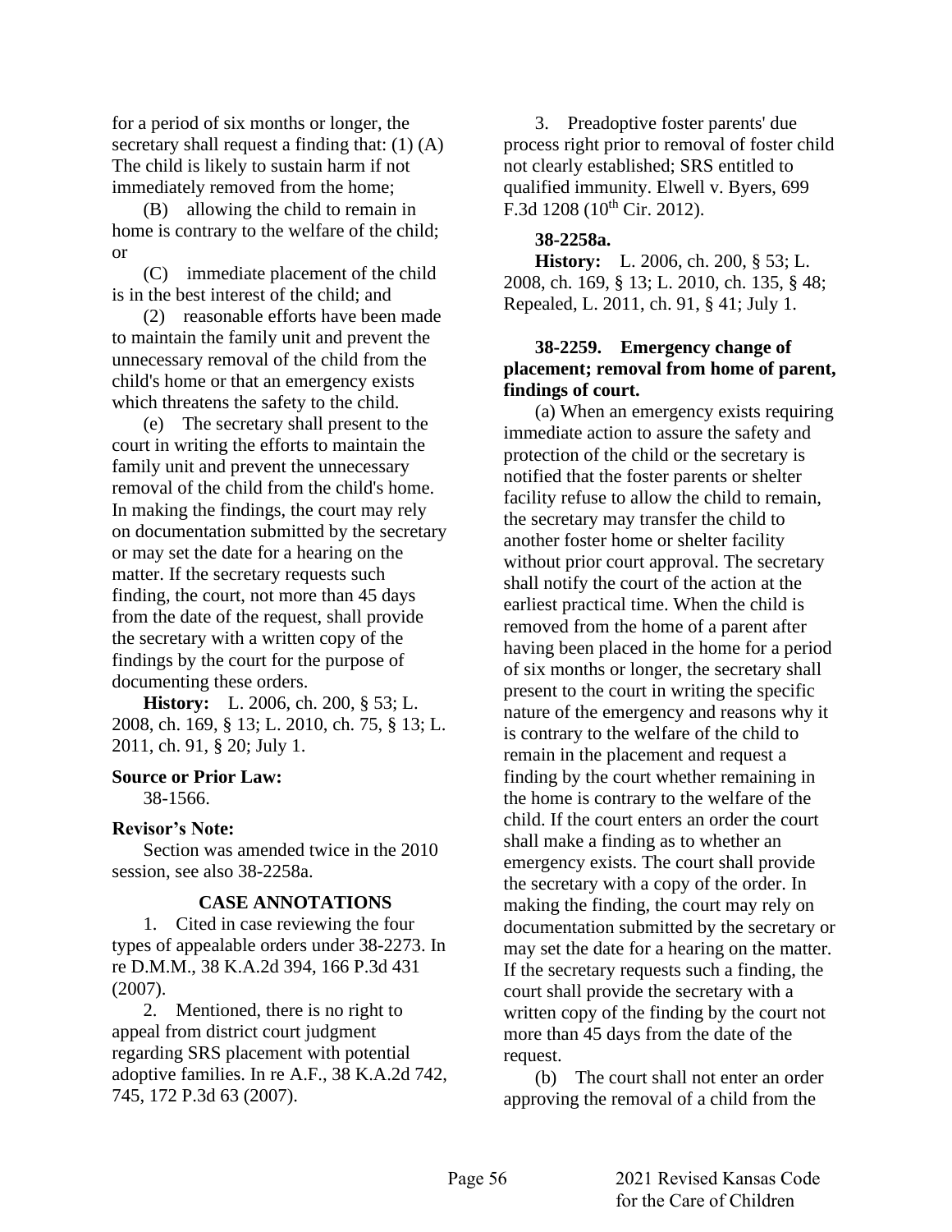for a period of six months or longer, the secretary shall request a finding that: (1) (A) The child is likely to sustain harm if not immediately removed from the home;

(B) allowing the child to remain in home is contrary to the welfare of the child; or

(C) immediate placement of the child is in the best interest of the child; and

(2) reasonable efforts have been made to maintain the family unit and prevent the unnecessary removal of the child from the child's home or that an emergency exists which threatens the safety to the child.

(e) The secretary shall present to the court in writing the efforts to maintain the family unit and prevent the unnecessary removal of the child from the child's home. In making the findings, the court may rely on documentation submitted by the secretary or may set the date for a hearing on the matter. If the secretary requests such finding, the court, not more than 45 days from the date of the request, shall provide the secretary with a written copy of the findings by the court for the purpose of documenting these orders.

**History:** L. 2006, ch. 200, § 53; L. 2008, ch. 169, § 13; L. 2010, ch. 75, § 13; L. 2011, ch. 91, § 20; July 1.

**Source or Prior Law:**

38-1566.

**Revisor's Note:**

Section was amended twice in the 2010 session, see also 38-2258a.

**CASE ANNOTATIONS**

1. Cited in case reviewing the four types of appealable orders under 38-2273. In re D.M.M., 38 K.A.2d 394, 166 P.3d 431 (2007).

2. Mentioned, there is no right to appeal from district court judgment regarding SRS placement with potential adoptive families. In re A.F., 38 K.A.2d 742, 745, 172 P.3d 63 (2007).

3. Preadoptive foster parents' due process right prior to removal of foster child not clearly established; SRS entitled to qualified immunity. Elwell v. Byers, 699 F.3d 1208 (10th Cir. 2012).

**38-2258a.**

**History:** L. 2006, ch. 200, § 53; L. 2008, ch. 169, § 13; L. 2010, ch. 135, § 48; Repealed, L. 2011, ch. 91, § 41; July 1.

**38-2259. Emergency change of placement; removal from home of parent, findings of court.**

(a) When an emergency exists requiring immediate action to assure the safety and protection of the child or the secretary is notified that the foster parents or shelter facility refuse to allow the child to remain, the secretary may transfer the child to another foster home or shelter facility without prior court approval. The secretary shall notify the court of the action at the earliest practical time. When the child is removed from the home of a parent after having been placed in the home for a period of six months or longer, the secretary shall present to the court in writing the specific nature of the emergency and reasons why it is contrary to the welfare of the child to remain in the placement and request a finding by the court whether remaining in the home is contrary to the welfare of the child. If the court enters an order the court shall make a finding as to whether an emergency exists. The court shall provide the secretary with a copy of the order. In making the finding, the court may rely on documentation submitted by the secretary or may set the date for a hearing on the matter. If the secretary requests such a finding, the court shall provide the secretary with a written copy of the finding by the court not more than 45 days from the date of the request.

(b) The court shall not enter an order approving the removal of a child from the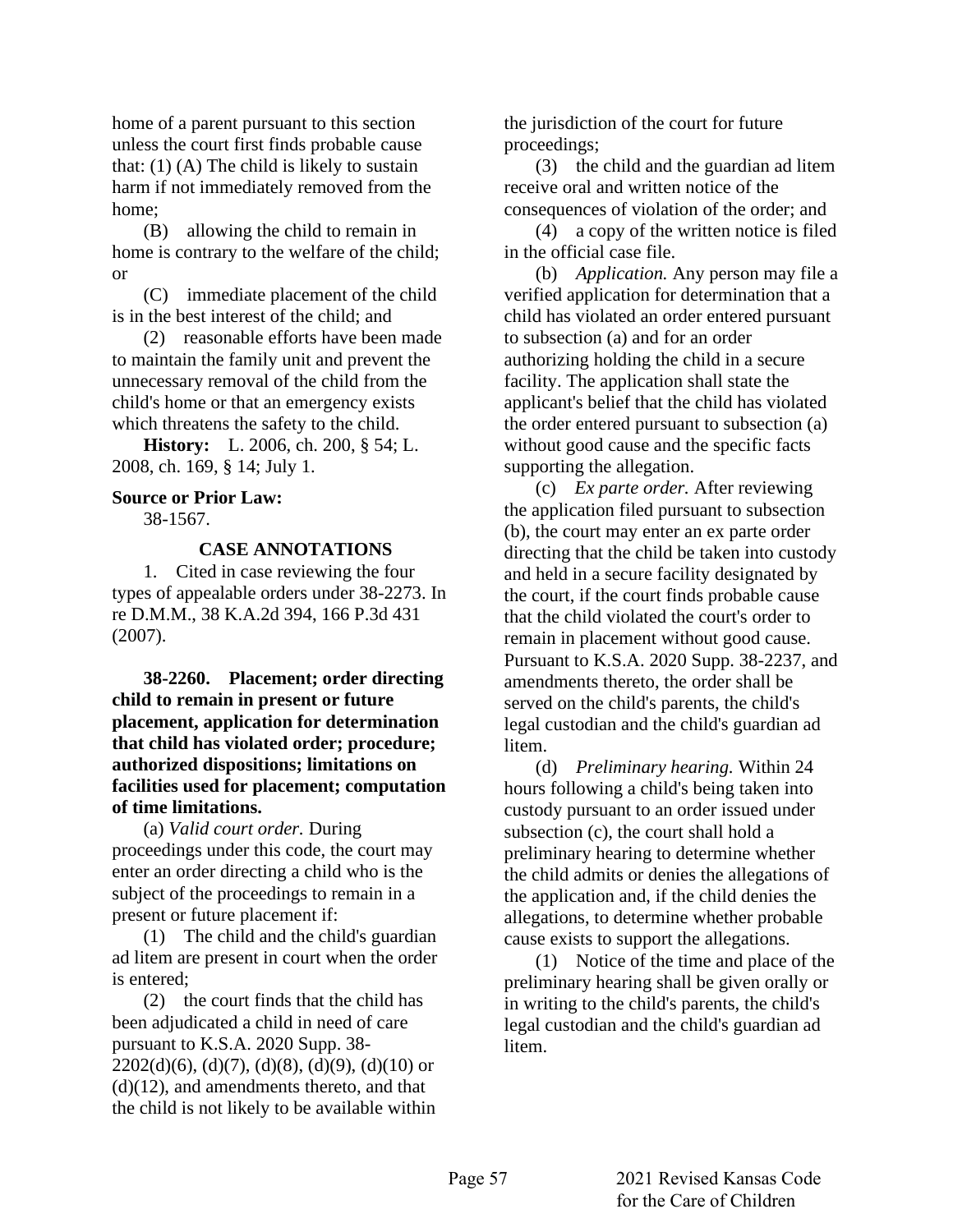home of a parent pursuant to this section unless the court first finds probable cause that: (1) (A) The child is likely to sustain harm if not immediately removed from the home;

(B) allowing the child to remain in home is contrary to the welfare of the child; or

(C) immediate placement of the child is in the best interest of the child; and

(2) reasonable efforts have been made to maintain the family unit and prevent the unnecessary removal of the child from the child's home or that an emergency exists which threatens the safety to the child.

**History:** L. 2006, ch. 200, § 54; L. 2008, ch. 169, § 14; July 1.

**Source or Prior Law:**

38-1567.

**CASE ANNOTATIONS**

1. Cited in case reviewing the four types of appealable orders under 38-2273. In re D.M.M., 38 K.A.2d 394, 166 P.3d 431 (2007).

**38-2260. Placement; order directing child to remain in present or future placement, application for determination that child has violated order; procedure; authorized dispositions; limitations on facilities used for placement; computation of time limitations.**

(a) *Valid court order.* During proceedings under this code, the court may enter an order directing a child who is the subject of the proceedings to remain in a present or future placement if:

(1) The child and the child's guardian ad litem are present in court when the order is entered;

(2) the court finds that the child has been adjudicated a child in need of care pursuant to K.S.A. 2020 Supp. 38-2202(d)(6), (d)(7), (d)(8), (d)(9), (d)(10) or (d)(12), and amendments thereto, and that the child is not likely to be available within the jurisdiction of the court for future proceedings;

(3) the child and the guardian ad litem receive oral and written notice of the consequences of violation of the order; and

(4) a copy of the written notice is filed in the official case file.

(b) *Application.* Any person may file a verified application for determination that a child has violated an order entered pursuant to subsection (a) and for an order authorizing holding the child in a secure facility. The application shall state the applicant's belief that the child has violated the order entered pursuant to subsection (a) without good cause and the specific facts supporting the allegation.

(c) *Ex parte order.* After reviewing the application filed pursuant to subsection (b), the court may enter an ex parte order directing that the child be taken into custody and held in a secure facility designated by the court, if the court finds probable cause that the child violated the court's order to remain in placement without good cause. Pursuant to K.S.A. 2020 Supp. 38-2237, and amendments thereto, the order shall be served on the child's parents, the child's legal custodian and the child's guardian ad litem.

(d) *Preliminary hearing.* Within 24 hours following a child's being taken into custody pursuant to an order issued under subsection (c), the court shall hold a preliminary hearing to determine whether the child admits or denies the allegations of the application and, if the child denies the allegations, to determine whether probable cause exists to support the allegations.

(1) Notice of the time and place of the preliminary hearing shall be given orally or in writing to the child's parents, the child's legal custodian and the child's guardian ad litem.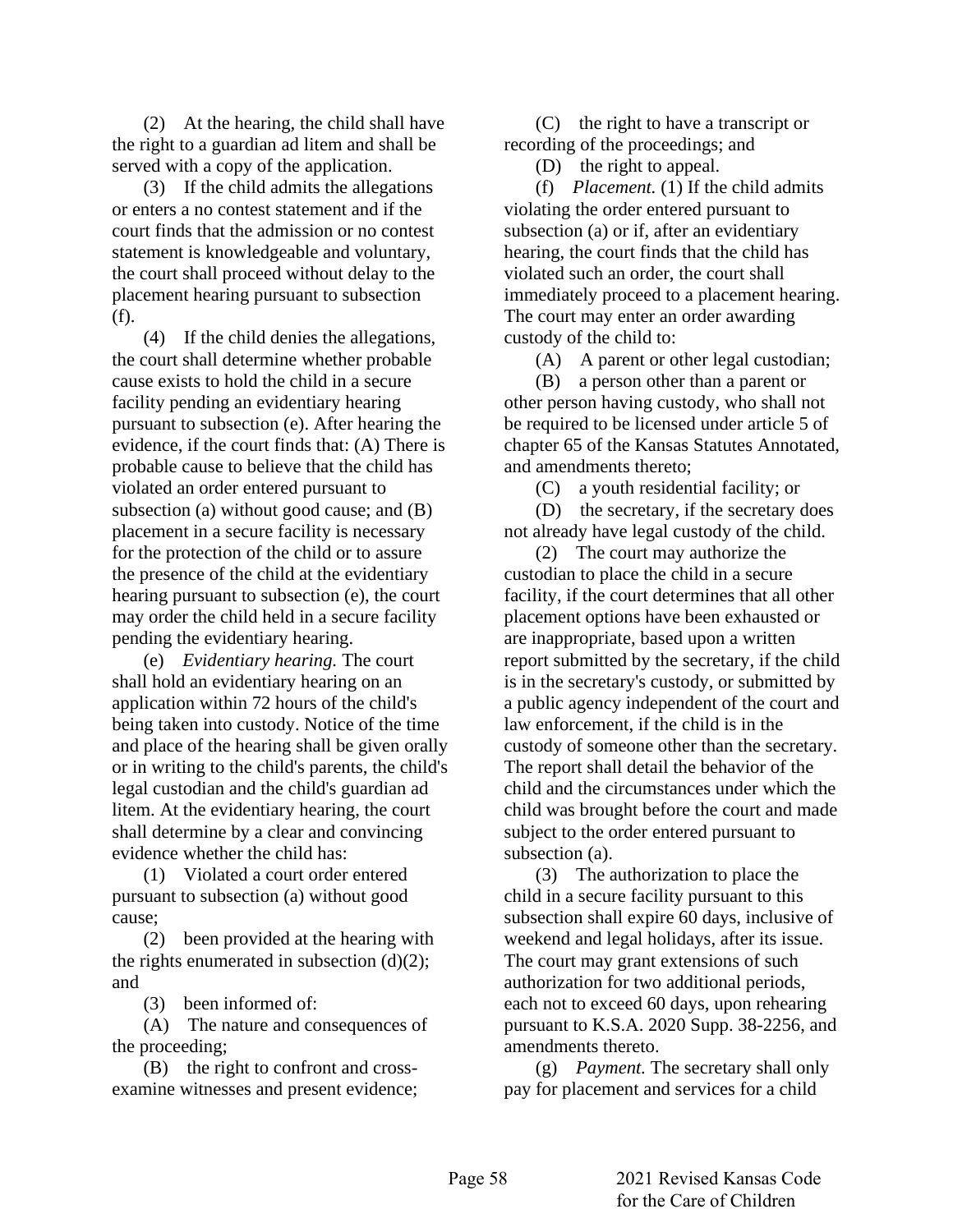(2) At the hearing, the child shall have the right to a guardian ad litem and shall be served with a copy of the application.

(3) If the child admits the allegations or enters a no contest statement and if the court finds that the admission or no contest statement is knowledgeable and voluntary, the court shall proceed without delay to the placement hearing pursuant to subsection (f).

(4) If the child denies the allegations, the court shall determine whether probable cause exists to hold the child in a secure facility pending an evidentiary hearing pursuant to subsection (e). After hearing the evidence, if the court finds that: (A) There is probable cause to believe that the child has violated an order entered pursuant to subsection (a) without good cause; and (B) placement in a secure facility is necessary for the protection of the child or to assure the presence of the child at the evidentiary hearing pursuant to subsection (e), the court may order the child held in a secure facility pending the evidentiary hearing.

(e) *Evidentiary hearing.* The court shall hold an evidentiary hearing on an application within 72 hours of the child's being taken into custody. Notice of the time and place of the hearing shall be given orally or in writing to the child's parents, the child's legal custodian and the child's guardian ad litem. At the evidentiary hearing, the court shall determine by a clear and convincing evidence whether the child has:

(1) Violated a court order entered pursuant to subsection (a) without good cause;

(2) been provided at the hearing with the rights enumerated in subsection (d)(2); and

(3) been informed of:

(A) The nature and consequences of the proceeding;

(B) the right to confront and cross-examine witnesses and present evidence;

(C) the right to have a transcript or recording of the proceedings; and

(D) the right to appeal.

(f) *Placement.* (1) If the child admits violating the order entered pursuant to subsection (a) or if, after an evidentiary hearing, the court finds that the child has violated such an order, the court shall immediately proceed to a placement hearing. The court may enter an order awarding custody of the child to:

(A) A parent or other legal custodian;

(B) a person other than a parent or other person having custody, who shall not be required to be licensed under article 5 of chapter 65 of the Kansas Statutes Annotated, and amendments thereto;

(C) a youth residential facility; or

(D) the secretary, if the secretary does not already have legal custody of the child.

(2) The court may authorize the custodian to place the child in a secure facility, if the court determines that all other placement options have been exhausted or are inappropriate, based upon a written report submitted by the secretary, if the child is in the secretary's custody, or submitted by a public agency independent of the court and law enforcement, if the child is in the custody of someone other than the secretary. The report shall detail the behavior of the child and the circumstances under which the child was brought before the court and made subject to the order entered pursuant to subsection (a).

(3) The authorization to place the child in a secure facility pursuant to this subsection shall expire 60 days, inclusive of weekend and legal holidays, after its issue. The court may grant extensions of such authorization for two additional periods, each not to exceed 60 days, upon rehearing pursuant to K.S.A. 2020 Supp. 38-2256, and amendments thereto.

(g) *Payment.* The secretary shall only pay for placement and services for a child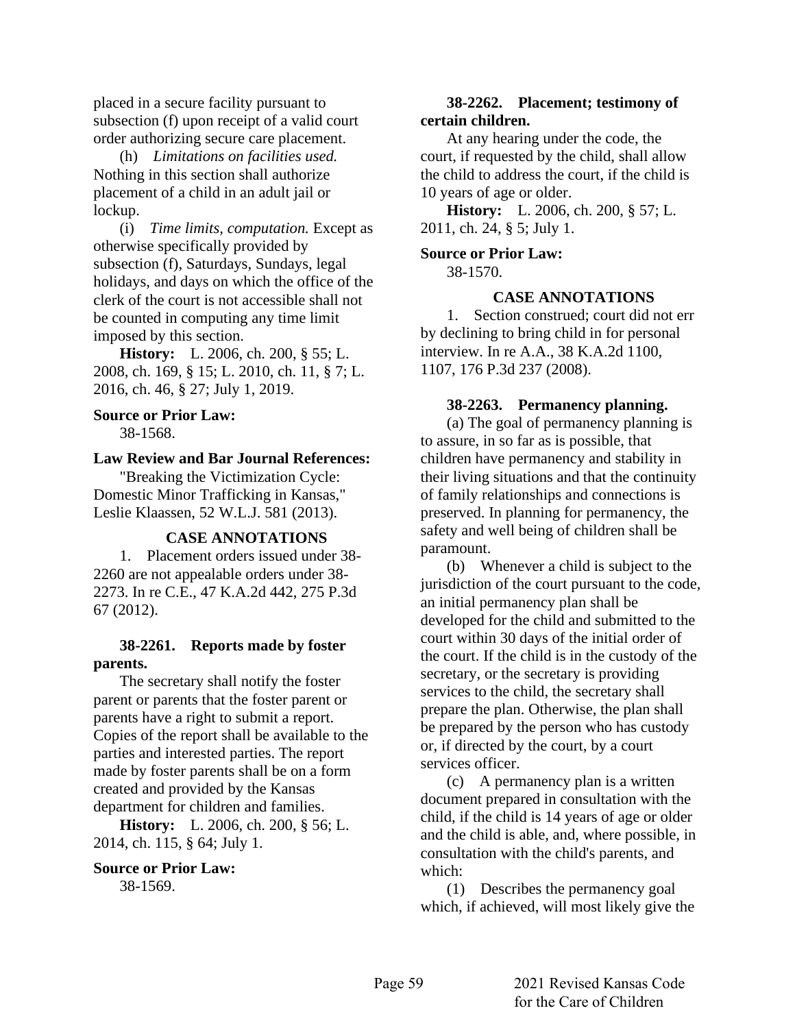placed in a secure facility pursuant to subsection (f) upon receipt of a valid court order authorizing secure care placement.

(h) *Limitations on facilities used.* Nothing in this section shall authorize placement of a child in an adult jail or lockup.

(i) *Time limits, computation.* Except as otherwise specifically provided by subsection (f), Saturdays, Sundays, legal holidays, and days on which the office of the clerk of the court is not accessible shall not be counted in computing any time limit imposed by this section.

**History:** L. 2006, ch. 200, § 55; L. 2008, ch. 169, § 15; L. 2010, ch. 11, § 7; L. 2016, ch. 46, § 27; July 1, 2019.

**Source or Prior Law:**

38-1568.

**Law Review and Bar Journal References:**

"Breaking the Victimization Cycle: Domestic Minor Trafficking in Kansas," Leslie Klaassen, 52 W.L.J. 581 (2013).

**CASE ANNOTATIONS**

1. Placement orders issued under 38-2260 are not appealable orders under 38-2273. In re C.E., 47 K.A.2d 442, 275 P.3d 67 (2012).

**38-2261. Reports made by foster parents.**

The secretary shall notify the foster parent or parents that the foster parent or parents have a right to submit a report. Copies of the report shall be available to the parties and interested parties. The report made by foster parents shall be on a form created and provided by the Kansas department for children and families.

**History:** L. 2006, ch. 200, § 56; L. 2014, ch. 115, § 64; July 1.

**Source or Prior Law:**

38-1569.

**38-2262. Placement; testimony of certain children.**

At any hearing under the code, the court, if requested by the child, shall allow the child to address the court, if the child is 10 years of age or older.

**History:** L. 2006, ch. 200, § 57; L. 2011, ch. 24, § 5; July 1.

**Source or Prior Law:**

38-1570.

**CASE ANNOTATIONS**

1. Section construed; court did not err by declining to bring child in for personal interview. In re A.A., 38 K.A.2d 1100, 1107, 176 P.3d 237 (2008).

**38-2263. Permanency planning.**

(a) The goal of permanency planning is to assure, in so far as is possible, that children have permanency and stability in their living situations and that the continuity of family relationships and connections is preserved. In planning for permanency, the safety and well being of children shall be paramount.

(b) Whenever a child is subject to the jurisdiction of the court pursuant to the code, an initial permanency plan shall be developed for the child and submitted to the court within 30 days of the initial order of the court. If the child is in the custody of the secretary, or the secretary is providing services to the child, the secretary shall prepare the plan. Otherwise, the plan shall be prepared by the person who has custody or, if directed by the court, by a court services officer.

(c) A permanency plan is a written document prepared in consultation with the child, if the child is 14 years of age or older and the child is able, and, where possible, in consultation with the child's parents, and which:

(1) Describes the permanency goal which, if achieved, will most likely give the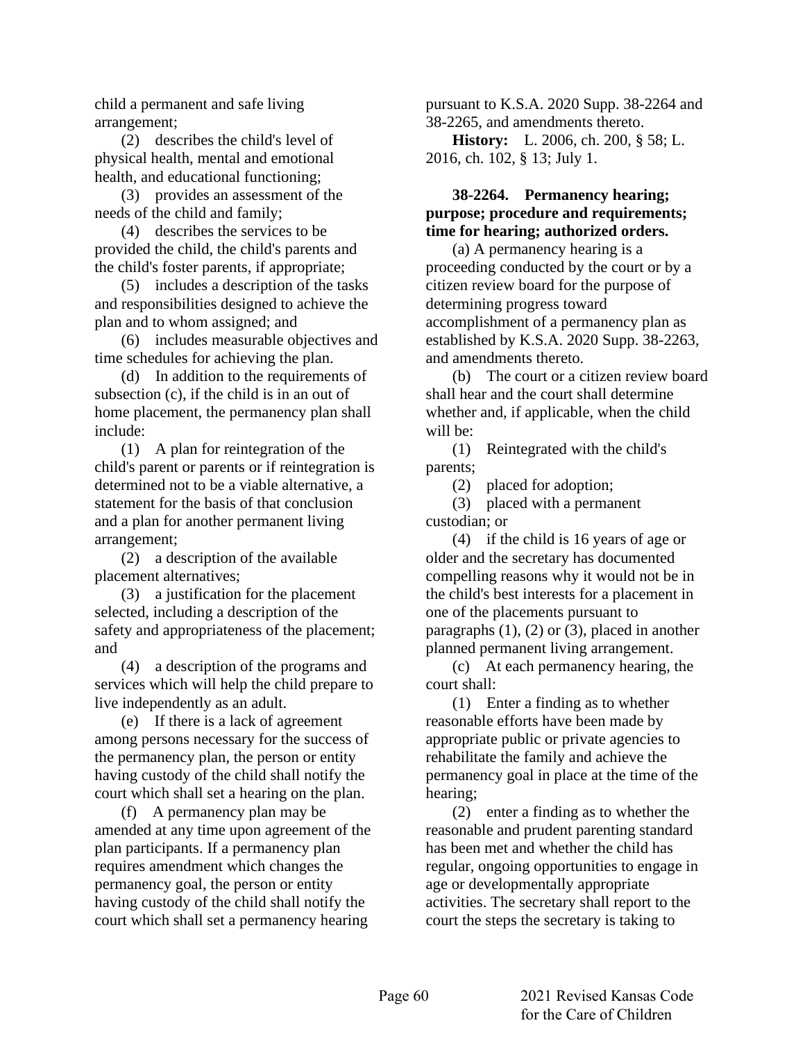child a permanent and safe living arrangement;

(2) describes the child's level of physical health, mental and emotional health, and educational functioning;

(3) provides an assessment of the needs of the child and family;

(4) describes the services to be provided the child, the child's parents and the child's foster parents, if appropriate;

(5) includes a description of the tasks and responsibilities designed to achieve the plan and to whom assigned; and

(6) includes measurable objectives and time schedules for achieving the plan.

(d) In addition to the requirements of subsection (c), if the child is in an out of home placement, the permanency plan shall include:

(1) A plan for reintegration of the child's parent or parents or if reintegration is determined not to be a viable alternative, a statement for the basis of that conclusion and a plan for another permanent living arrangement;

(2) a description of the available placement alternatives;

(3) a justification for the placement selected, including a description of the safety and appropriateness of the placement; and

(4) a description of the programs and services which will help the child prepare to live independently as an adult.

(e) If there is a lack of agreement among persons necessary for the success of the permanency plan, the person or entity having custody of the child shall notify the court which shall set a hearing on the plan.

(f) A permanency plan may be amended at any time upon agreement of the plan participants. If a permanency plan requires amendment which changes the permanency goal, the person or entity having custody of the child shall notify the court which shall set a permanency hearing pursuant to K.S.A. 2020 Supp. 38-2264 and 38-2265, and amendments thereto.

**History:** L. 2006, ch. 200, § 58; L. 2016, ch. 102, § 13; July 1.

**38-2264. Permanency hearing; purpose; procedure and requirements; time for hearing; authorized orders.**

(a) A permanency hearing is a proceeding conducted by the court or by a citizen review board for the purpose of determining progress toward accomplishment of a permanency plan as established by K.S.A. 2020 Supp. 38-2263, and amendments thereto.

(b) The court or a citizen review board shall hear and the court shall determine whether and, if applicable, when the child will be:

(1) Reintegrated with the child's parents;

(2) placed for adoption;

(3) placed with a permanent custodian; or

(4) if the child is 16 years of age or older and the secretary has documented compelling reasons why it would not be in the child's best interests for a placement in one of the placements pursuant to paragraphs (1), (2) or (3), placed in another planned permanent living arrangement.

(c) At each permanency hearing, the court shall:

(1) Enter a finding as to whether reasonable efforts have been made by appropriate public or private agencies to rehabilitate the family and achieve the permanency goal in place at the time of the hearing;

(2) enter a finding as to whether the reasonable and prudent parenting standard has been met and whether the child has regular, ongoing opportunities to engage in age or developmentally appropriate activities. The secretary shall report to the court the steps the secretary is taking to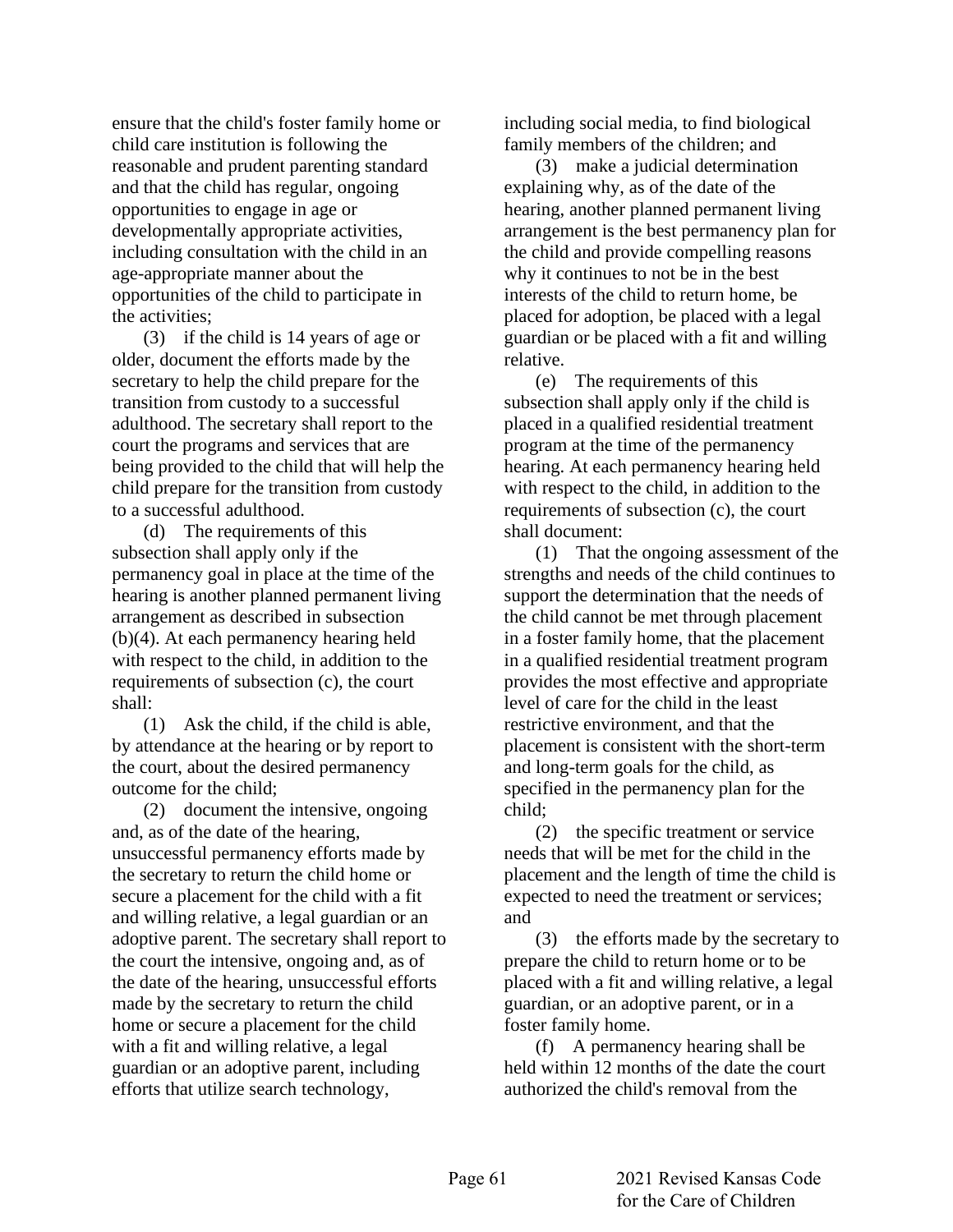ensure that the child's foster family home or child care institution is following the reasonable and prudent parenting standard and that the child has regular, ongoing opportunities to engage in age or developmentally appropriate activities, including consultation with the child in an age-appropriate manner about the opportunities of the child to participate in the activities;

(3) if the child is 14 years of age or older, document the efforts made by the secretary to help the child prepare for the transition from custody to a successful adulthood. The secretary shall report to the court the programs and services that are being provided to the child that will help the child prepare for the transition from custody to a successful adulthood.

(d) The requirements of this subsection shall apply only if the permanency goal in place at the time of the hearing is another planned permanent living arrangement as described in subsection (b)(4). At each permanency hearing held with respect to the child, in addition to the requirements of subsection (c), the court shall:

(1) Ask the child, if the child is able, by attendance at the hearing or by report to the court, about the desired permanency outcome for the child;

(2) document the intensive, ongoing and, as of the date of the hearing, unsuccessful permanency efforts made by the secretary to return the child home or secure a placement for the child with a fit and willing relative, a legal guardian or an adoptive parent. The secretary shall report to the court the intensive, ongoing and, as of the date of the hearing, unsuccessful efforts made by the secretary to return the child home or secure a placement for the child with a fit and willing relative, a legal guardian or an adoptive parent, including efforts that utilize search technology, including social media, to find biological family members of the children; and

(3) make a judicial determination explaining why, as of the date of the hearing, another planned permanent living arrangement is the best permanency plan for the child and provide compelling reasons why it continues to not be in the best interests of the child to return home, be placed for adoption, be placed with a legal guardian or be placed with a fit and willing relative.

(e) The requirements of this subsection shall apply only if the child is placed in a qualified residential treatment program at the time of the permanency hearing. At each permanency hearing held with respect to the child, in addition to the requirements of subsection (c), the court shall document:

(1) That the ongoing assessment of the strengths and needs of the child continues to support the determination that the needs of the child cannot be met through placement in a foster family home, that the placement in a qualified residential treatment program provides the most effective and appropriate level of care for the child in the least restrictive environment, and that the placement is consistent with the short-term and long-term goals for the child, as specified in the permanency plan for the child;

(2) the specific treatment or service needs that will be met for the child in the placement and the length of time the child is expected to need the treatment or services; and

(3) the efforts made by the secretary to prepare the child to return home or to be placed with a fit and willing relative, a legal guardian, or an adoptive parent, or in a foster family home.

(f) A permanency hearing shall be held within 12 months of the date the court authorized the child's removal from the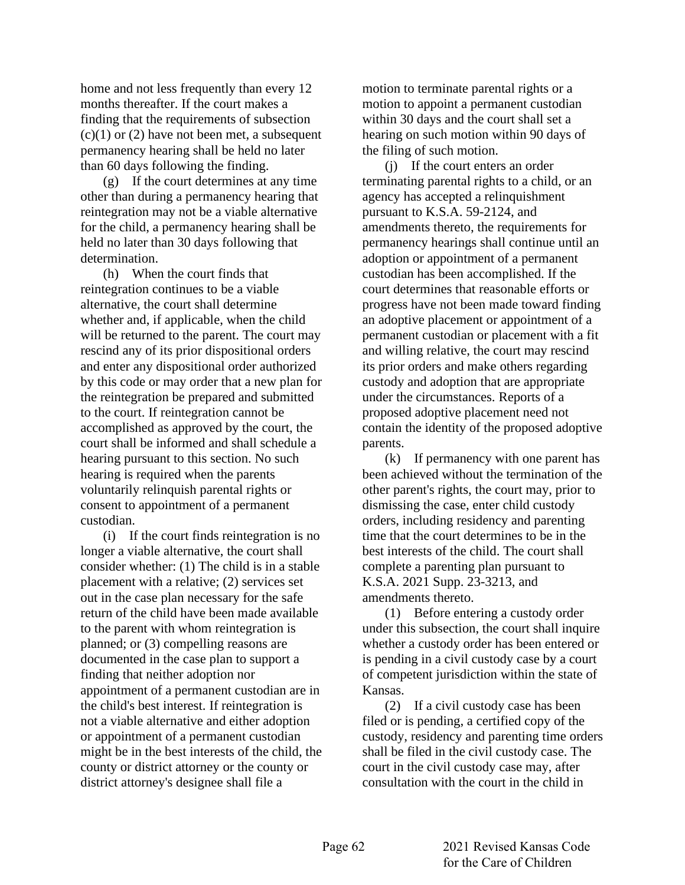home and not less frequently than every 12 months thereafter. If the court makes a finding that the requirements of subsection (c)(1) or (2) have not been met, a subsequent permanency hearing shall be held no later than 60 days following the finding.

(g) If the court determines at any time other than during a permanency hearing that reintegration may not be a viable alternative for the child, a permanency hearing shall be held no later than 30 days following that determination.

(h) When the court finds that reintegration continues to be a viable alternative, the court shall determine whether and, if applicable, when the child will be returned to the parent. The court may rescind any of its prior dispositional orders and enter any dispositional order authorized by this code or may order that a new plan for the reintegration be prepared and submitted to the court. If reintegration cannot be accomplished as approved by the court, the court shall be informed and shall schedule a hearing pursuant to this section. No such hearing is required when the parents voluntarily relinquish parental rights or consent to appointment of a permanent custodian.

(i) If the court finds reintegration is no longer a viable alternative, the court shall consider whether: (1) The child is in a stable placement with a relative; (2) services set out in the case plan necessary for the safe return of the child have been made available to the parent with whom reintegration is planned; or (3) compelling reasons are documented in the case plan to support a finding that neither adoption nor appointment of a permanent custodian are in the child's best interest. If reintegration is not a viable alternative and either adoption or appointment of a permanent custodian might be in the best interests of the child, the county or district attorney or the county or district attorney's designee shall file a motion to terminate parental rights or a motion to appoint a permanent custodian within 30 days and the court shall set a hearing on such motion within 90 days of the filing of such motion.

(j) If the court enters an order terminating parental rights to a child, or an agency has accepted a relinquishment pursuant to K.S.A. 59-2124, and amendments thereto, the requirements for permanency hearings shall continue until an adoption or appointment of a permanent custodian has been accomplished. If the court determines that reasonable efforts or progress have not been made toward finding an adoptive placement or appointment of a permanent custodian or placement with a fit and willing relative, the court may rescind its prior orders and make others regarding custody and adoption that are appropriate under the circumstances. Reports of a proposed adoptive placement need not contain the identity of the proposed adoptive parents.

(k) If permanency with one parent has been achieved without the termination of the other parent's rights, the court may, prior to dismissing the case, enter child custody orders, including residency and parenting time that the court determines to be in the best interests of the child. The court shall complete a parenting plan pursuant to K.S.A. 2021 Supp. 23-3213, and amendments thereto.

(1) Before entering a custody order under this subsection, the court shall inquire whether a custody order has been entered or is pending in a civil custody case by a court of competent jurisdiction within the state of Kansas.

(2) If a civil custody case has been filed or is pending, a certified copy of the custody, residency and parenting time orders shall be filed in the civil custody case. The court in the civil custody case may, after consultation with the court in the child in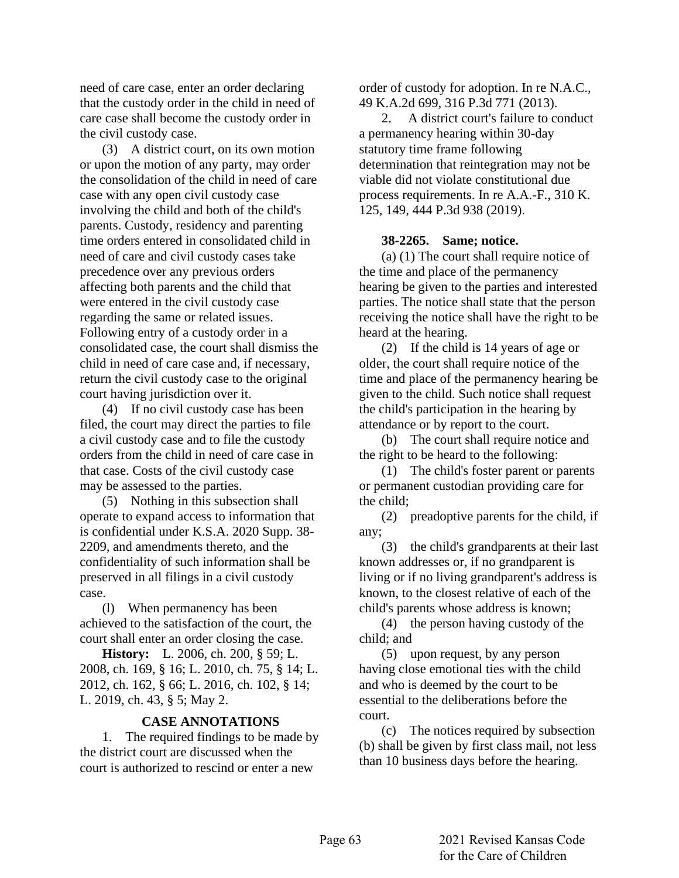need of care case, enter an order declaring that the custody order in the child in need of care case shall become the custody order in the civil custody case.

(3) A district court, on its own motion or upon the motion of any party, may order the consolidation of the child in need of care case with any open civil custody case involving the child and both of the child's parents. Custody, residency and parenting time orders entered in consolidated child in need of care and civil custody cases take precedence over any previous orders affecting both parents and the child that were entered in the civil custody case regarding the same or related issues. Following entry of a custody order in a consolidated case, the court shall dismiss the child in need of care case and, if necessary, return the civil custody case to the original court having jurisdiction over it.

(4) If no civil custody case has been filed, the court may direct the parties to file a civil custody case and to file the custody orders from the child in need of care case in that case. Costs of the civil custody case may be assessed to the parties.

(5) Nothing in this subsection shall operate to expand access to information that is confidential under K.S.A. 2020 Supp. 38-2209, and amendments thereto, and the confidentiality of such information shall be preserved in all filings in a civil custody case.

(l) When permanency has been achieved to the satisfaction of the court, the court shall enter an order closing the case.

**History:** L. 2006, ch. 200, § 59; L. 2008, ch. 169, § 16; L. 2010, ch. 75, § 14; L. 2012, ch. 162, § 66; L. 2016, ch. 102, § 14; L. 2019, ch. 43, § 5; May 2.

**CASE ANNOTATIONS**

1. The required findings to be made by the district court are discussed when the court is authorized to rescind or enter a new order of custody for adoption. In re N.A.C., 49 K.A.2d 699, 316 P.3d 771 (2013).

2. A district court's failure to conduct a permanency hearing within 30-day statutory time frame following determination that reintegration may not be viable did not violate constitutional due process requirements. In re A.A.-F., 310 K. 125, 149, 444 P.3d 938 (2019).

**38-2265. Same; notice.**

(a) (1) The court shall require notice of the time and place of the permanency hearing be given to the parties and interested parties. The notice shall state that the person receiving the notice shall have the right to be heard at the hearing.

(2) If the child is 14 years of age or older, the court shall require notice of the time and place of the permanency hearing be given to the child. Such notice shall request the child's participation in the hearing by attendance or by report to the court.

(b) The court shall require notice and the right to be heard to the following:

(1) The child's foster parent or parents or permanent custodian providing care for the child;

(2) preadoptive parents for the child, if any;

(3) the child's grandparents at their last known addresses or, if no grandparent is living or if no living grandparent's address is known, to the closest relative of each of the child's parents whose address is known;

(4) the person having custody of the child; and

(5) upon request, by any person having close emotional ties with the child and who is deemed by the court to be essential to the deliberations before the court.

(c) The notices required by subsection (b) shall be given by first class mail, not less than 10 business days before the hearing.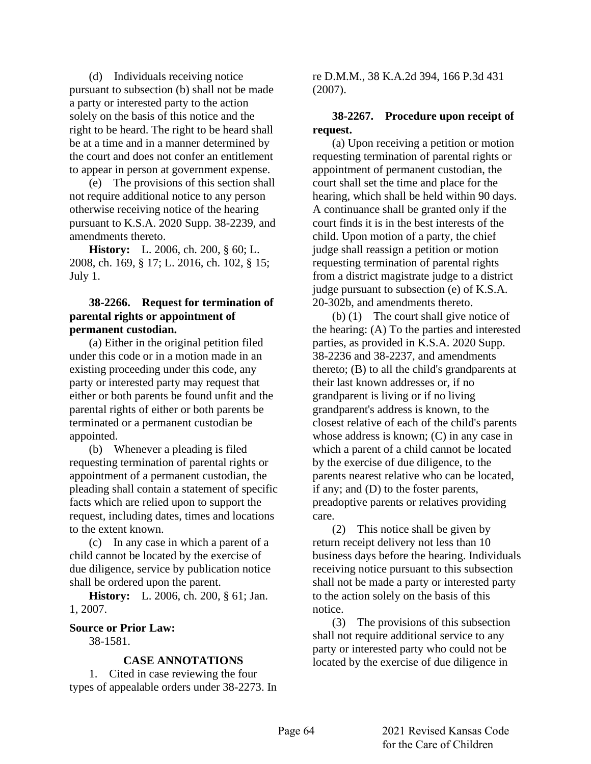(d) Individuals receiving notice pursuant to subsection (b) shall not be made a party or interested party to the action solely on the basis of this notice and the right to be heard. The right to be heard shall be at a time and in a manner determined by the court and does not confer an entitlement to appear in person at government expense.

(e) The provisions of this section shall not require additional notice to any person otherwise receiving notice of the hearing pursuant to K.S.A. 2020 Supp. 38-2239, and amendments thereto.

**History:** L. 2006, ch. 200, § 60; L. 2008, ch. 169, § 17; L. 2016, ch. 102, § 15; July 1.

**38-2266. Request for termination of parental rights or appointment of permanent custodian.**

(a) Either in the original petition filed under this code or in a motion made in an existing proceeding under this code, any party or interested party may request that either or both parents be found unfit and the parental rights of either or both parents be terminated or a permanent custodian be appointed.

(b) Whenever a pleading is filed requesting termination of parental rights or appointment of a permanent custodian, the pleading shall contain a statement of specific facts which are relied upon to support the request, including dates, times and locations to the extent known.

(c) In any case in which a parent of a child cannot be located by the exercise of due diligence, service by publication notice shall be ordered upon the parent.

**History:** L. 2006, ch. 200, § 61; Jan. 1, 2007.

**Source or Prior Law:**

38-1581.

**CASE ANNOTATIONS**

1. Cited in case reviewing the four types of appealable orders under 38-2273. In re D.M.M., 38 K.A.2d 394, 166 P.3d 431 (2007).

**38-2267. Procedure upon receipt of request.**

(a) Upon receiving a petition or motion requesting termination of parental rights or appointment of permanent custodian, the court shall set the time and place for the hearing, which shall be held within 90 days. A continuance shall be granted only if the court finds it is in the best interests of the child. Upon motion of a party, the chief judge shall reassign a petition or motion requesting termination of parental rights from a district magistrate judge to a district judge pursuant to subsection (e) of K.S.A. 20-302b, and amendments thereto.

(b) (1) The court shall give notice of the hearing: (A) To the parties and interested parties, as provided in K.S.A. 2020 Supp. 38-2236 and 38-2237, and amendments thereto; (B) to all the child's grandparents at their last known addresses or, if no grandparent is living or if no living grandparent's address is known, to the closest relative of each of the child's parents whose address is known; (C) in any case in which a parent of a child cannot be located by the exercise of due diligence, to the parents nearest relative who can be located, if any; and (D) to the foster parents, preadoptive parents or relatives providing care.

(2) This notice shall be given by return receipt delivery not less than 10 business days before the hearing. Individuals receiving notice pursuant to this subsection shall not be made a party or interested party to the action solely on the basis of this notice.

(3) The provisions of this subsection shall not require additional service to any party or interested party who could not be located by the exercise of due diligence in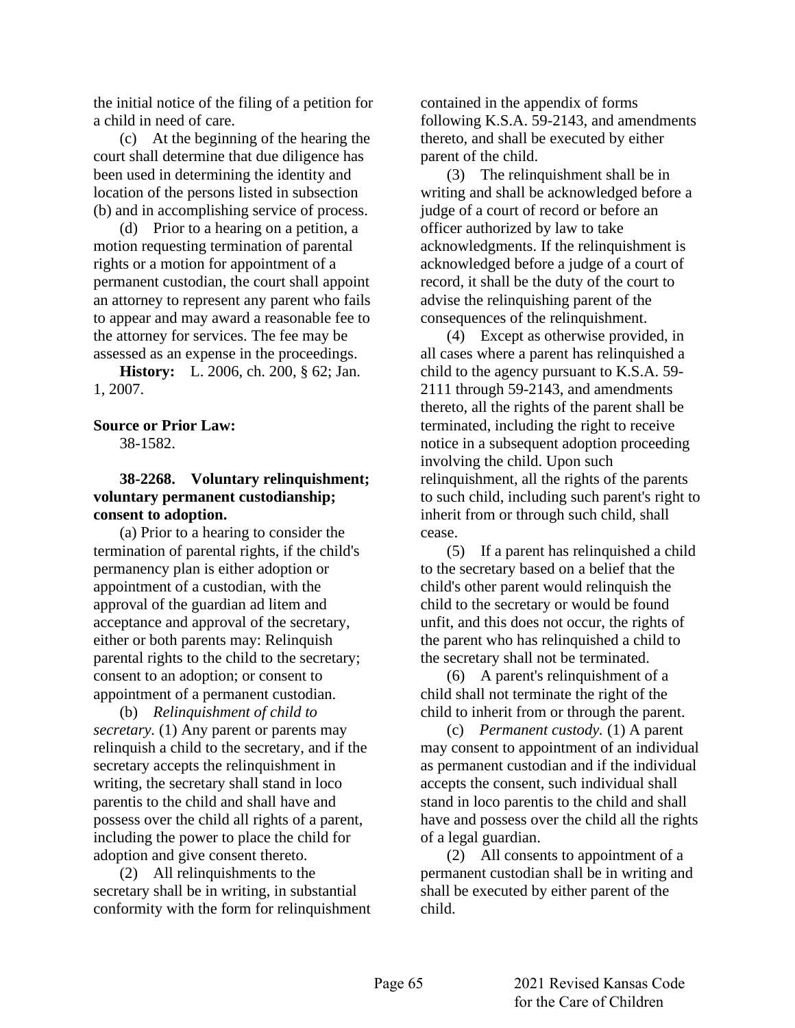the initial notice of the filing of a petition for a child in need of care.

(c) At the beginning of the hearing the court shall determine that due diligence has been used in determining the identity and location of the persons listed in subsection (b) and in accomplishing service of process.

(d) Prior to a hearing on a petition, a motion requesting termination of parental rights or a motion for appointment of a permanent custodian, the court shall appoint an attorney to represent any parent who fails to appear and may award a reasonable fee to the attorney for services. The fee may be assessed as an expense in the proceedings.

**History:** L. 2006, ch. 200, § 62; Jan. 1, 2007.

**Source or Prior Law:**

38-1582.

**38-2268. Voluntary relinquishment; voluntary permanent custodianship; consent to adoption.**

(a) Prior to a hearing to consider the termination of parental rights, if the child's permanency plan is either adoption or appointment of a custodian, with the approval of the guardian ad litem and acceptance and approval of the secretary, either or both parents may: Relinquish parental rights to the child to the secretary; consent to an adoption; or consent to appointment of a permanent custodian.

(b) *Relinquishment of child to secretary.* (1) Any parent or parents may relinquish a child to the secretary, and if the secretary accepts the relinquishment in writing, the secretary shall stand in loco parentis to the child and shall have and possess over the child all rights of a parent, including the power to place the child for adoption and give consent thereto.

(2) All relinquishments to the secretary shall be in writing, in substantial conformity with the form for relinquishment contained in the appendix of forms following K.S.A. 59-2143, and amendments thereto, and shall be executed by either parent of the child.

(3) The relinquishment shall be in writing and shall be acknowledged before a judge of a court of record or before an officer authorized by law to take acknowledgments. If the relinquishment is acknowledged before a judge of a court of record, it shall be the duty of the court to advise the relinquishing parent of the consequences of the relinquishment.

(4) Except as otherwise provided, in all cases where a parent has relinquished a child to the agency pursuant to K.S.A. 59-2111 through 59-2143, and amendments thereto, all the rights of the parent shall be terminated, including the right to receive notice in a subsequent adoption proceeding involving the child. Upon such relinquishment, all the rights of the parents to such child, including such parent's right to inherit from or through such child, shall cease.

(5) If a parent has relinquished a child to the secretary based on a belief that the child's other parent would relinquish the child to the secretary or would be found unfit, and this does not occur, the rights of the parent who has relinquished a child to the secretary shall not be terminated.

(6) A parent's relinquishment of a child shall not terminate the right of the child to inherit from or through the parent.

(c) *Permanent custody.* (1) A parent may consent to appointment of an individual as permanent custodian and if the individual accepts the consent, such individual shall stand in loco parentis to the child and shall have and possess over the child all the rights of a legal guardian.

(2) All consents to appointment of a permanent custodian shall be in writing and shall be executed by either parent of the child.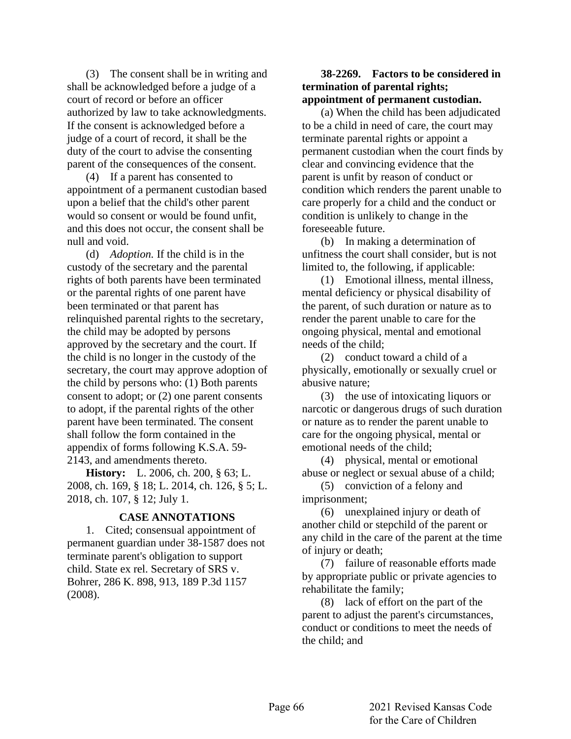(3) The consent shall be in writing and shall be acknowledged before a judge of a court of record or before an officer authorized by law to take acknowledgments. If the consent is acknowledged before a judge of a court of record, it shall be the duty of the court to advise the consenting parent of the consequences of the consent.

(4) If a parent has consented to appointment of a permanent custodian based upon a belief that the child's other parent would so consent or would be found unfit, and this does not occur, the consent shall be null and void.

(d) *Adoption.* If the child is in the custody of the secretary and the parental rights of both parents have been terminated or the parental rights of one parent have been terminated or that parent has relinquished parental rights to the secretary, the child may be adopted by persons approved by the secretary and the court. If the child is no longer in the custody of the secretary, the court may approve adoption of the child by persons who: (1) Both parents consent to adopt; or (2) one parent consents to adopt, if the parental rights of the other parent have been terminated. The consent shall follow the form contained in the appendix of forms following K.S.A. 59-2143, and amendments thereto.

**History:** L. 2006, ch. 200, § 63; L. 2008, ch. 169, § 18; L. 2014, ch. 126, § 5; L. 2018, ch. 107, § 12; July 1.

**CASE ANNOTATIONS**

1. Cited; consensual appointment of permanent guardian under 38-1587 does not terminate parent's obligation to support child. State ex rel. Secretary of SRS v. Bohrer, 286 K. 898, 913, 189 P.3d 1157 (2008).

**38-2269. Factors to be considered in termination of parental rights; appointment of permanent custodian.**

(a) When the child has been adjudicated to be a child in need of care, the court may terminate parental rights or appoint a permanent custodian when the court finds by clear and convincing evidence that the parent is unfit by reason of conduct or condition which renders the parent unable to care properly for a child and the conduct or condition is unlikely to change in the foreseeable future.

(b) In making a determination of unfitness the court shall consider, but is not limited to, the following, if applicable:

(1) Emotional illness, mental illness, mental deficiency or physical disability of the parent, of such duration or nature as to render the parent unable to care for the ongoing physical, mental and emotional needs of the child;

(2) conduct toward a child of a physically, emotionally or sexually cruel or abusive nature;

(3) the use of intoxicating liquors or narcotic or dangerous drugs of such duration or nature as to render the parent unable to care for the ongoing physical, mental or emotional needs of the child;

(4) physical, mental or emotional abuse or neglect or sexual abuse of a child;

(5) conviction of a felony and imprisonment;

(6) unexplained injury or death of another child or stepchild of the parent or any child in the care of the parent at the time of injury or death;

(7) failure of reasonable efforts made by appropriate public or private agencies to rehabilitate the family;

(8) lack of effort on the part of the parent to adjust the parent's circumstances, conduct or conditions to meet the needs of the child; and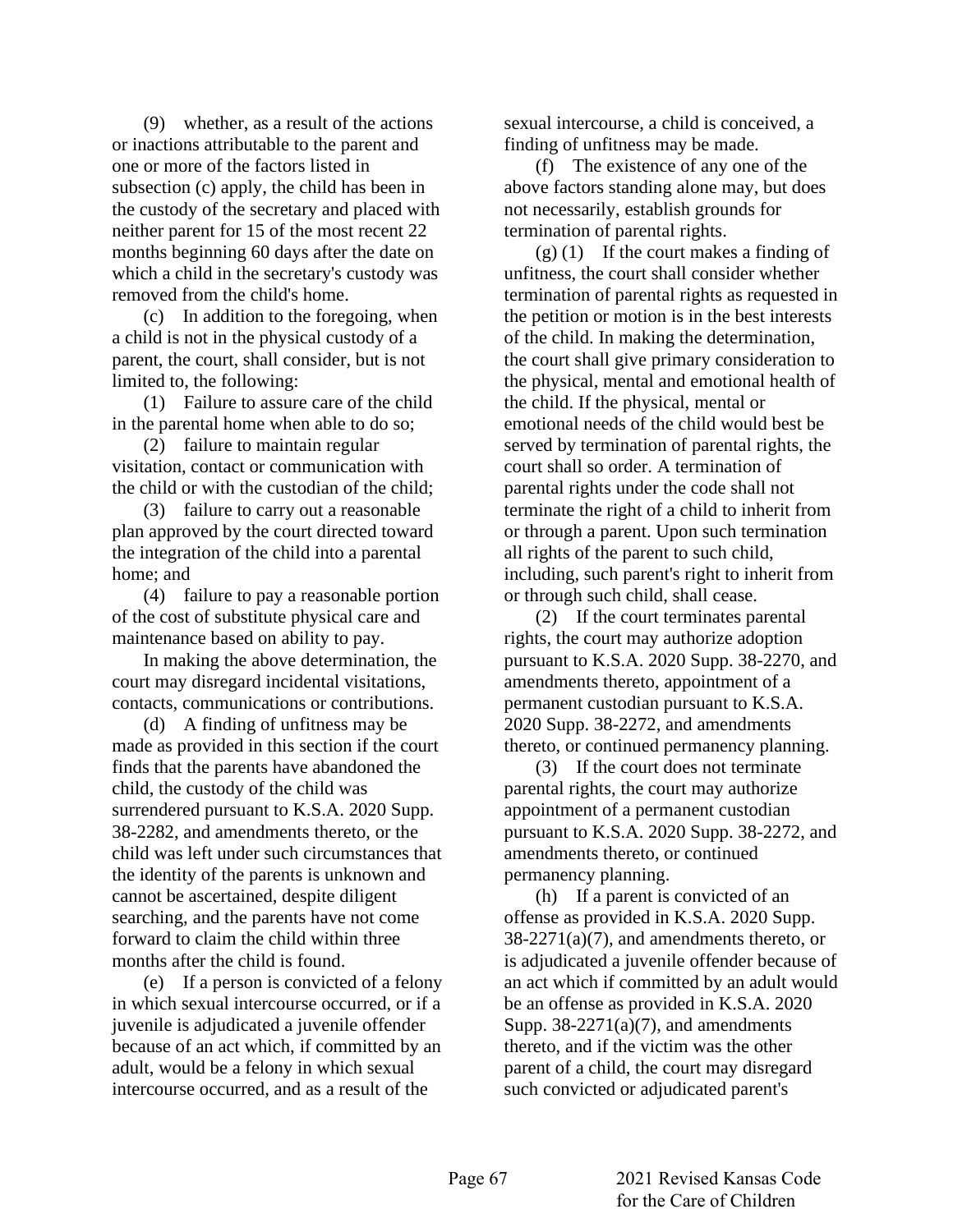(9) whether, as a result of the actions or inactions attributable to the parent and one or more of the factors listed in subsection (c) apply, the child has been in the custody of the secretary and placed with neither parent for 15 of the most recent 22 months beginning 60 days after the date on which a child in the secretary's custody was removed from the child's home.

(c) In addition to the foregoing, when a child is not in the physical custody of a parent, the court, shall consider, but is not limited to, the following:

(1) Failure to assure care of the child in the parental home when able to do so;

(2) failure to maintain regular visitation, contact or communication with the child or with the custodian of the child;

(3) failure to carry out a reasonable plan approved by the court directed toward the integration of the child into a parental home; and

(4) failure to pay a reasonable portion of the cost of substitute physical care and maintenance based on ability to pay.

In making the above determination, the court may disregard incidental visitations, contacts, communications or contributions.

(d) A finding of unfitness may be made as provided in this section if the court finds that the parents have abandoned the child, the custody of the child was surrendered pursuant to K.S.A. 2020 Supp. 38-2282, and amendments thereto, or the child was left under such circumstances that the identity of the parents is unknown and cannot be ascertained, despite diligent searching, and the parents have not come forward to claim the child within three months after the child is found.

(e) If a person is convicted of a felony in which sexual intercourse occurred, or if a juvenile is adjudicated a juvenile offender because of an act which, if committed by an adult, would be a felony in which sexual intercourse occurred, and as a result of the sexual intercourse, a child is conceived, a finding of unfitness may be made.

(f) The existence of any one of the above factors standing alone may, but does not necessarily, establish grounds for termination of parental rights.

(g) (1) If the court makes a finding of unfitness, the court shall consider whether termination of parental rights as requested in the petition or motion is in the best interests of the child. In making the determination, the court shall give primary consideration to the physical, mental and emotional health of the child. If the physical, mental or emotional needs of the child would best be served by termination of parental rights, the court shall so order. A termination of parental rights under the code shall not terminate the right of a child to inherit from or through a parent. Upon such termination all rights of the parent to such child, including, such parent's right to inherit from or through such child, shall cease.

(2) If the court terminates parental rights, the court may authorize adoption pursuant to K.S.A. 2020 Supp. 38-2270, and amendments thereto, appointment of a permanent custodian pursuant to K.S.A. 2020 Supp. 38-2272, and amendments thereto, or continued permanency planning.

(3) If the court does not terminate parental rights, the court may authorize appointment of a permanent custodian pursuant to K.S.A. 2020 Supp. 38-2272, and amendments thereto, or continued permanency planning.

(h) If a parent is convicted of an offense as provided in K.S.A. 2020 Supp. 38-2271(a)(7), and amendments thereto, or is adjudicated a juvenile offender because of an act which if committed by an adult would be an offense as provided in K.S.A. 2020 Supp. 38-2271(a)(7), and amendments thereto, and if the victim was the other parent of a child, the court may disregard such convicted or adjudicated parent's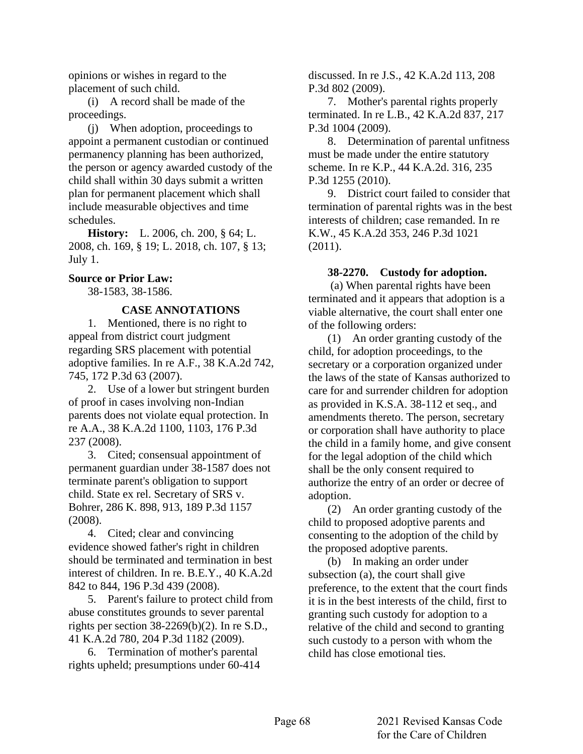opinions or wishes in regard to the placement of such child.

(i) A record shall be made of the proceedings.

(j) When adoption, proceedings to appoint a permanent custodian or continued permanency planning has been authorized, the person or agency awarded custody of the child shall within 30 days submit a written plan for permanent placement which shall include measurable objectives and time schedules.

**History:** L. 2006, ch. 200, § 64; L. 2008, ch. 169, § 19; L. 2018, ch. 107, § 13; July 1.

**Source or Prior Law:**

38-1583, 38-1586.

**CASE ANNOTATIONS**

1. Mentioned, there is no right to appeal from district court judgment regarding SRS placement with potential adoptive families. In re A.F., 38 K.A.2d 742, 745, 172 P.3d 63 (2007).

2. Use of a lower but stringent burden of proof in cases involving non-Indian parents does not violate equal protection. In re A.A., 38 K.A.2d 1100, 1103, 176 P.3d 237 (2008).

3. Cited; consensual appointment of permanent guardian under 38-1587 does not terminate parent's obligation to support child. State ex rel. Secretary of SRS v. Bohrer, 286 K. 898, 913, 189 P.3d 1157 (2008).

4. Cited; clear and convincing evidence showed father's right in children should be terminated and termination in best interest of children. In re. B.E.Y., 40 K.A.2d 842 to 844, 196 P.3d 439 (2008).

5. Parent's failure to protect child from abuse constitutes grounds to sever parental rights per section 38-2269(b)(2). In re S.D., 41 K.A.2d 780, 204 P.3d 1182 (2009).

6. Termination of mother's parental rights upheld; presumptions under 60-414 discussed. In re J.S., 42 K.A.2d 113, 208 P.3d 802 (2009).

7. Mother's parental rights properly terminated. In re L.B., 42 K.A.2d 837, 217 P.3d 1004 (2009).

8. Determination of parental unfitness must be made under the entire statutory scheme. In re K.P., 44 K.A.2d. 316, 235 P.3d 1255 (2010).

9. District court failed to consider that termination of parental rights was in the best interests of children; case remanded. In re K.W., 45 K.A.2d 353, 246 P.3d 1021 (2011).

**38-2270. Custody for adoption.**

(a) When parental rights have been terminated and it appears that adoption is a viable alternative, the court shall enter one of the following orders:

(1) An order granting custody of the child, for adoption proceedings, to the secretary or a corporation organized under the laws of the state of Kansas authorized to care for and surrender children for adoption as provided in K.S.A. 38-112 et seq., and amendments thereto. The person, secretary or corporation shall have authority to place the child in a family home, and give consent for the legal adoption of the child which shall be the only consent required to authorize the entry of an order or decree of adoption.

(2) An order granting custody of the child to proposed adoptive parents and consenting to the adoption of the child by the proposed adoptive parents.

(b) In making an order under subsection (a), the court shall give preference, to the extent that the court finds it is in the best interests of the child, first to granting such custody for adoption to a relative of the child and second to granting such custody to a person with whom the child has close emotional ties.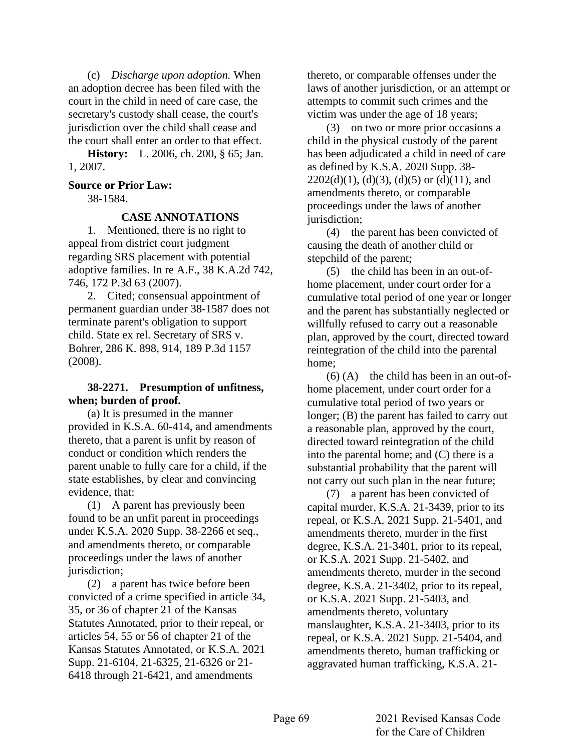(c) *Discharge upon adoption.* When an adoption decree has been filed with the court in the child in need of care case, the secretary's custody shall cease, the court's jurisdiction over the child shall cease and the court shall enter an order to that effect.

**History:** L. 2006, ch. 200, § 65; Jan. 1, 2007.

**Source or Prior Law:**

38-1584.

**CASE ANNOTATIONS**

1. Mentioned, there is no right to appeal from district court judgment regarding SRS placement with potential adoptive families. In re A.F., 38 K.A.2d 742, 746, 172 P.3d 63 (2007).

2. Cited; consensual appointment of permanent guardian under 38-1587 does not terminate parent's obligation to support child. State ex rel. Secretary of SRS v. Bohrer, 286 K. 898, 914, 189 P.3d 1157 (2008).

**38-2271. Presumption of unfitness, when; burden of proof.**

(a) It is presumed in the manner provided in K.S.A. 60-414, and amendments thereto, that a parent is unfit by reason of conduct or condition which renders the parent unable to fully care for a child, if the state establishes, by clear and convincing evidence, that:

(1) A parent has previously been found to be an unfit parent in proceedings under K.S.A. 2020 Supp. 38-2266 et seq., and amendments thereto, or comparable proceedings under the laws of another jurisdiction;

(2) a parent has twice before been convicted of a crime specified in article 34, 35, or 36 of chapter 21 of the Kansas Statutes Annotated, prior to their repeal, or articles 54, 55 or 56 of chapter 21 of the Kansas Statutes Annotated, or K.S.A. 2021 Supp. 21-6104, 21-6325, 21-6326 or 21-6418 through 21-6421, and amendments thereto, or comparable offenses under the laws of another jurisdiction, or an attempt or attempts to commit such crimes and the victim was under the age of 18 years;

(3) on two or more prior occasions a child in the physical custody of the parent has been adjudicated a child in need of care as defined by K.S.A. 2020 Supp. 38-2202(d)(1), (d)(3), (d)(5) or (d)(11), and amendments thereto, or comparable proceedings under the laws of another jurisdiction;

(4) the parent has been convicted of causing the death of another child or stepchild of the parent;

(5) the child has been in an out-of-home placement, under court order for a cumulative total period of one year or longer and the parent has substantially neglected or willfully refused to carry out a reasonable plan, approved by the court, directed toward reintegration of the child into the parental home;

(6) (A) the child has been in an out-of-home placement, under court order for a cumulative total period of two years or longer; (B) the parent has failed to carry out a reasonable plan, approved by the court, directed toward reintegration of the child into the parental home; and (C) there is a substantial probability that the parent will not carry out such plan in the near future;

(7) a parent has been convicted of capital murder, K.S.A. 21-3439, prior to its repeal, or K.S.A. 2021 Supp. 21-5401, and amendments thereto, murder in the first degree, K.S.A. 21-3401, prior to its repeal, or K.S.A. 2021 Supp. 21-5402, and amendments thereto, murder in the second degree, K.S.A. 21-3402, prior to its repeal, or K.S.A. 2021 Supp. 21-5403, and amendments thereto, voluntary manslaughter, K.S.A. 21-3403, prior to its repeal, or K.S.A. 2021 Supp. 21-5404, and amendments thereto, human trafficking or aggravated human trafficking, K.S.A. 21-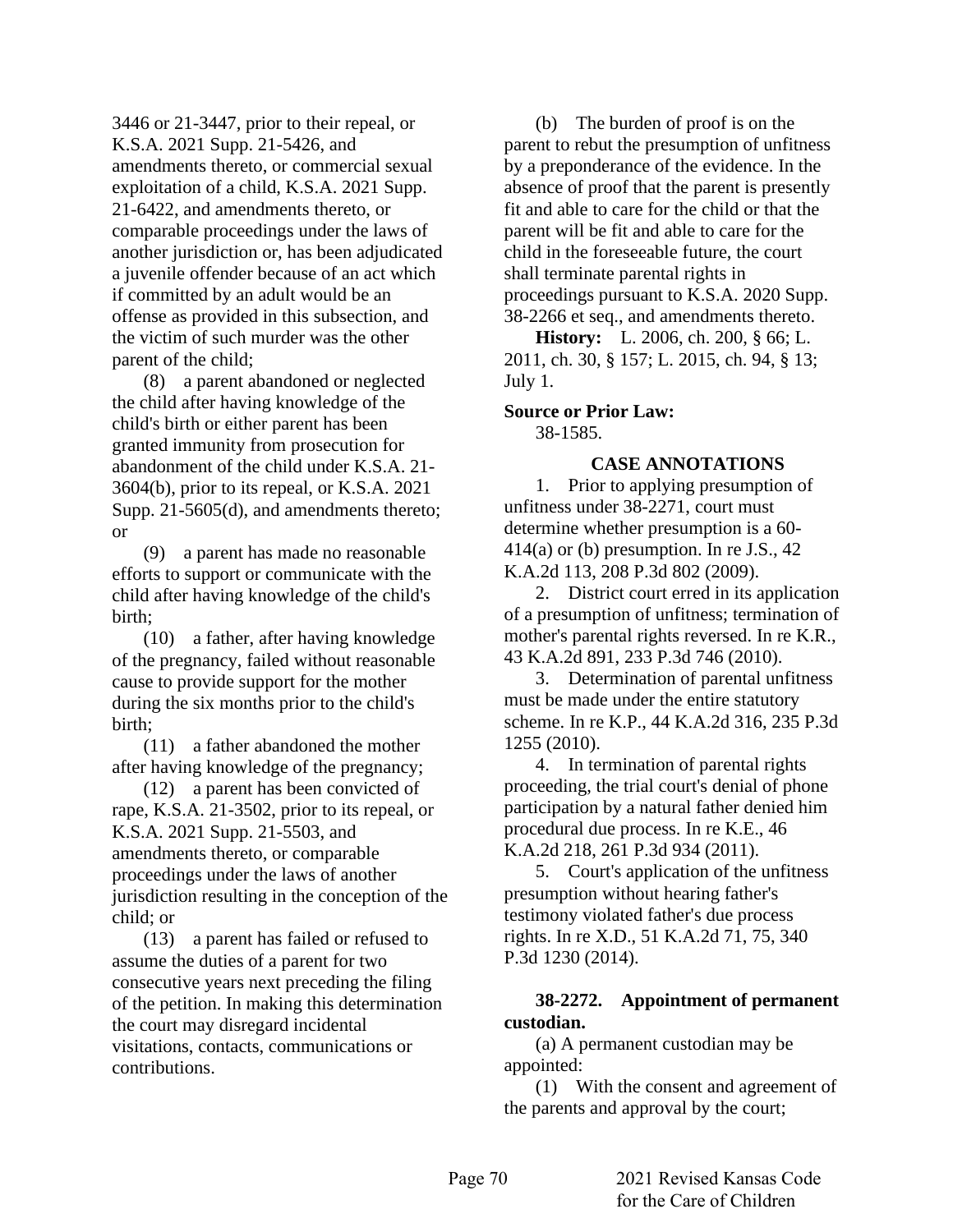3446 or 21-3447, prior to their repeal, or K.S.A. 2021 Supp. 21-5426, and amendments thereto, or commercial sexual exploitation of a child, K.S.A. 2021 Supp. 21-6422, and amendments thereto, or comparable proceedings under the laws of another jurisdiction or, has been adjudicated a juvenile offender because of an act which if committed by an adult would be an offense as provided in this subsection, and the victim of such murder was the other parent of the child;

(8) a parent abandoned or neglected the child after having knowledge of the child's birth or either parent has been granted immunity from prosecution for abandonment of the child under K.S.A. 21-3604(b), prior to its repeal, or K.S.A. 2021 Supp. 21-5605(d), and amendments thereto; or

(9) a parent has made no reasonable efforts to support or communicate with the child after having knowledge of the child's birth;

(10) a father, after having knowledge of the pregnancy, failed without reasonable cause to provide support for the mother during the six months prior to the child's birth;

(11) a father abandoned the mother after having knowledge of the pregnancy;

(12) a parent has been convicted of rape, K.S.A. 21-3502, prior to its repeal, or K.S.A. 2021 Supp. 21-5503, and amendments thereto, or comparable proceedings under the laws of another jurisdiction resulting in the conception of the child; or

(13) a parent has failed or refused to assume the duties of a parent for two consecutive years next preceding the filing of the petition. In making this determination the court may disregard incidental visitations, contacts, communications or contributions.

(b) The burden of proof is on the parent to rebut the presumption of unfitness by a preponderance of the evidence. In the absence of proof that the parent is presently fit and able to care for the child or that the parent will be fit and able to care for the child in the foreseeable future, the court shall terminate parental rights in proceedings pursuant to K.S.A. 2020 Supp. 38-2266 et seq., and amendments thereto.

**History:** L. 2006, ch. 200, § 66; L. 2011, ch. 30, § 157; L. 2015, ch. 94, § 13; July 1.

**Source or Prior Law:**
38-1585.

**CASE ANNOTATIONS**

1. Prior to applying presumption of unfitness under 38-2271, court must determine whether presumption is a 60-414(a) or (b) presumption. In re J.S., 42 K.A.2d 113, 208 P.3d 802 (2009).

2. District court erred in its application of a presumption of unfitness; termination of mother's parental rights reversed. In re K.R., 43 K.A.2d 891, 233 P.3d 746 (2010).

3. Determination of parental unfitness must be made under the entire statutory scheme. In re K.P., 44 K.A.2d 316, 235 P.3d 1255 (2010).

4. In termination of parental rights proceeding, the trial court's denial of phone participation by a natural father denied him procedural due process. In re K.E., 46 K.A.2d 218, 261 P.3d 934 (2011).

5. Court's application of the unfitness presumption without hearing father's testimony violated father's due process rights. In re X.D., 51 K.A.2d 71, 75, 340 P.3d 1230 (2014).

**38-2272. Appointment of permanent custodian.**

(a) A permanent custodian may be appointed:

(1) With the consent and agreement of the parents and approval by the court;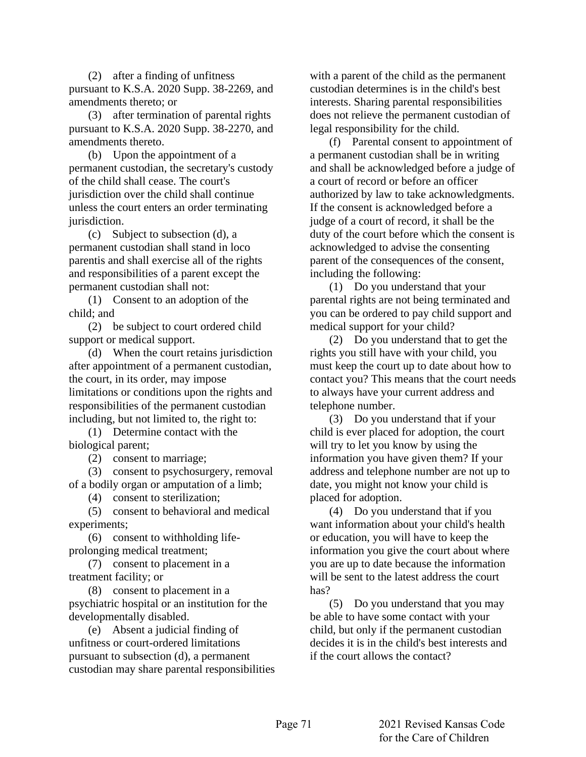(2) after a finding of unfitness pursuant to K.S.A. 2020 Supp. 38-2269, and amendments thereto; or

(3) after termination of parental rights pursuant to K.S.A. 2020 Supp. 38-2270, and amendments thereto.

(b) Upon the appointment of a permanent custodian, the secretary's custody of the child shall cease. The court's jurisdiction over the child shall continue unless the court enters an order terminating jurisdiction.

(c) Subject to subsection (d), a permanent custodian shall stand in loco parentis and shall exercise all of the rights and responsibilities of a parent except the permanent custodian shall not:

(1) Consent to an adoption of the child; and

(2) be subject to court ordered child support or medical support.

(d) When the court retains jurisdiction after appointment of a permanent custodian, the court, in its order, may impose limitations or conditions upon the rights and responsibilities of the permanent custodian including, but not limited to, the right to:

(1) Determine contact with the biological parent;

(2) consent to marriage;

(3) consent to psychosurgery, removal of a bodily organ or amputation of a limb;

(4) consent to sterilization;

(5) consent to behavioral and medical experiments;

(6) consent to withholding life-prolonging medical treatment;

(7) consent to placement in a treatment facility; or

(8) consent to placement in a psychiatric hospital or an institution for the developmentally disabled.

(e) Absent a judicial finding of unfitness or court-ordered limitations pursuant to subsection (d), a permanent custodian may share parental responsibilities with a parent of the child as the permanent custodian determines is in the child's best interests. Sharing parental responsibilities does not relieve the permanent custodian of legal responsibility for the child.

(f) Parental consent to appointment of a permanent custodian shall be in writing and shall be acknowledged before a judge of a court of record or before an officer authorized by law to take acknowledgments. If the consent is acknowledged before a judge of a court of record, it shall be the duty of the court before which the consent is acknowledged to advise the consenting parent of the consequences of the consent, including the following:

(1) Do you understand that your parental rights are not being terminated and you can be ordered to pay child support and medical support for your child?

(2) Do you understand that to get the rights you still have with your child, you must keep the court up to date about how to contact you? This means that the court needs to always have your current address and telephone number.

(3) Do you understand that if your child is ever placed for adoption, the court will try to let you know by using the information you have given them? If your address and telephone number are not up to date, you might not know your child is placed for adoption.

(4) Do you understand that if you want information about your child's health or education, you will have to keep the information you give the court about where you are up to date because the information will be sent to the latest address the court has?

(5) Do you understand that you may be able to have some contact with your child, but only if the permanent custodian decides it is in the child's best interests and if the court allows the contact?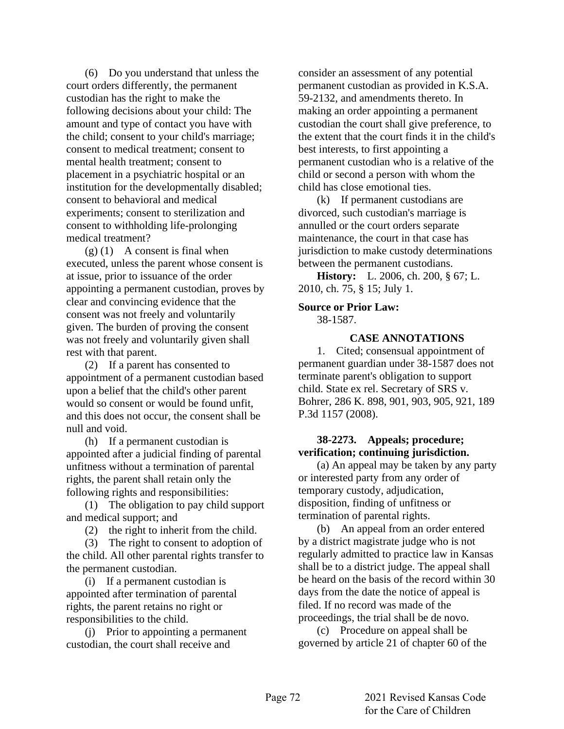(6) Do you understand that unless the court orders differently, the permanent custodian has the right to make the following decisions about your child: The amount and type of contact you have with the child; consent to your child's marriage; consent to medical treatment; consent to mental health treatment; consent to placement in a psychiatric hospital or an institution for the developmentally disabled; consent to behavioral and medical experiments; consent to sterilization and consent to withholding life-prolonging medical treatment?

(g) (1) A consent is final when executed, unless the parent whose consent is at issue, prior to issuance of the order appointing a permanent custodian, proves by clear and convincing evidence that the consent was not freely and voluntarily given. The burden of proving the consent was not freely and voluntarily given shall rest with that parent.

(2) If a parent has consented to appointment of a permanent custodian based upon a belief that the child's other parent would so consent or would be found unfit, and this does not occur, the consent shall be null and void.

(h) If a permanent custodian is appointed after a judicial finding of parental unfitness without a termination of parental rights, the parent shall retain only the following rights and responsibilities:

(1) The obligation to pay child support and medical support; and

(2) the right to inherit from the child.

(3) The right to consent to adoption of the child. All other parental rights transfer to the permanent custodian.

(i) If a permanent custodian is appointed after termination of parental rights, the parent retains no right or responsibilities to the child.

(j) Prior to appointing a permanent custodian, the court shall receive and consider an assessment of any potential permanent custodian as provided in K.S.A. 59-2132, and amendments thereto. In making an order appointing a permanent custodian the court shall give preference, to the extent that the court finds it in the child's best interests, to first appointing a permanent custodian who is a relative of the child or second a person with whom the child has close emotional ties.

(k) If permanent custodians are divorced, such custodian's marriage is annulled or the court orders separate maintenance, the court in that case has jurisdiction to make custody determinations between the permanent custodians.

**History:** L. 2006, ch. 200, § 67; L. 2010, ch. 75, § 15; July 1.

**Source or Prior Law:**

38-1587.

**CASE ANNOTATIONS**

1. Cited; consensual appointment of permanent guardian under 38-1587 does not terminate parent's obligation to support child. State ex rel. Secretary of SRS v. Bohrer, 286 K. 898, 901, 903, 905, 921, 189 P.3d 1157 (2008).

**38-2273. Appeals; procedure; verification; continuing jurisdiction.**

(a) An appeal may be taken by any party or interested party from any order of temporary custody, adjudication, disposition, finding of unfitness or termination of parental rights.

(b) An appeal from an order entered by a district magistrate judge who is not regularly admitted to practice law in Kansas shall be to a district judge. The appeal shall be heard on the basis of the record within 30 days from the date the notice of appeal is filed. If no record was made of the proceedings, the trial shall be de novo.

(c) Procedure on appeal shall be governed by article 21 of chapter 60 of the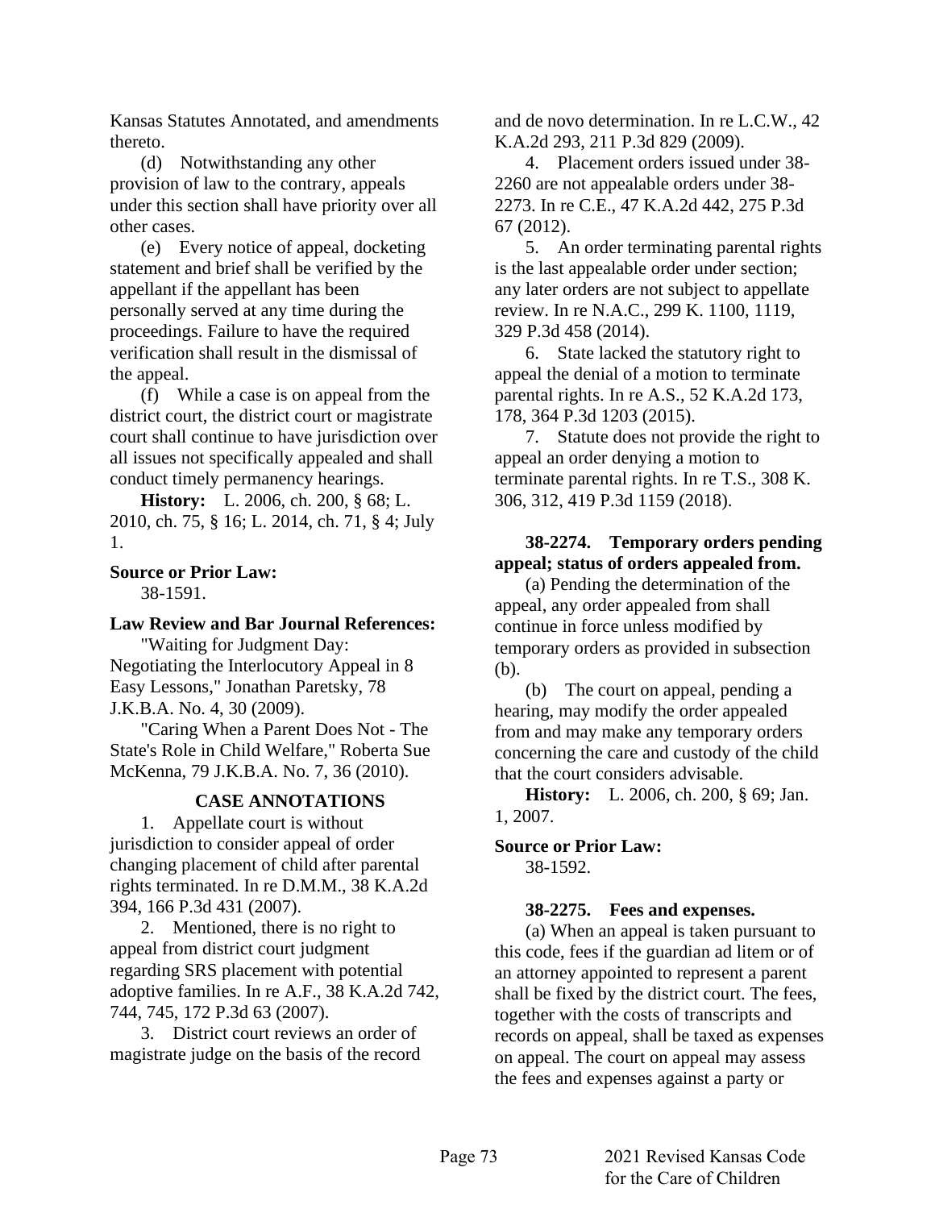Kansas Statutes Annotated, and amendments thereto.

(d) Notwithstanding any other provision of law to the contrary, appeals under this section shall have priority over all other cases.

(e) Every notice of appeal, docketing statement and brief shall be verified by the appellant if the appellant has been personally served at any time during the proceedings. Failure to have the required verification shall result in the dismissal of the appeal.

(f) While a case is on appeal from the district court, the district court or magistrate court shall continue to have jurisdiction over all issues not specifically appealed and shall conduct timely permanency hearings.

**History:** L. 2006, ch. 200, § 68; L. 2010, ch. 75, § 16; L. 2014, ch. 71, § 4; July 1.

**Source or Prior Law:**

38-1591.

**Law Review and Bar Journal References:**

"Waiting for Judgment Day: Negotiating the Interlocutory Appeal in 8 Easy Lessons," Jonathan Paretsky, 78 J.K.B.A. No. 4, 30 (2009).

"Caring When a Parent Does Not - The State's Role in Child Welfare," Roberta Sue McKenna, 79 J.K.B.A. No. 7, 36 (2010).

**CASE ANNOTATIONS**

1. Appellate court is without jurisdiction to consider appeal of order changing placement of child after parental rights terminated. In re D.M.M., 38 K.A.2d 394, 166 P.3d 431 (2007).

2. Mentioned, there is no right to appeal from district court judgment regarding SRS placement with potential adoptive families. In re A.F., 38 K.A.2d 742, 744, 745, 172 P.3d 63 (2007).

3. District court reviews an order of magistrate judge on the basis of the record and de novo determination. In re L.C.W., 42 K.A.2d 293, 211 P.3d 829 (2009).

4. Placement orders issued under 38-2260 are not appealable orders under 38-2273. In re C.E., 47 K.A.2d 442, 275 P.3d 67 (2012).

5. An order terminating parental rights is the last appealable order under section; any later orders are not subject to appellate review. In re N.A.C., 299 K. 1100, 1119, 329 P.3d 458 (2014).

6. State lacked the statutory right to appeal the denial of a motion to terminate parental rights. In re A.S., 52 K.A.2d 173, 178, 364 P.3d 1203 (2015).

7. Statute does not provide the right to appeal an order denying a motion to terminate parental rights. In re T.S., 308 K. 306, 312, 419 P.3d 1159 (2018).

**38-2274. Temporary orders pending appeal; status of orders appealed from.**

(a) Pending the determination of the appeal, any order appealed from shall continue in force unless modified by temporary orders as provided in subsection (b).

(b) The court on appeal, pending a hearing, may modify the order appealed from and may make any temporary orders concerning the care and custody of the child that the court considers advisable.

**History:** L. 2006, ch. 200, § 69; Jan. 1, 2007.

**Source or Prior Law:**

38-1592.

**38-2275. Fees and expenses.**

(a) When an appeal is taken pursuant to this code, fees if the guardian ad litem or of an attorney appointed to represent a parent shall be fixed by the district court. The fees, together with the costs of transcripts and records on appeal, shall be taxed as expenses on appeal. The court on appeal may assess the fees and expenses against a party or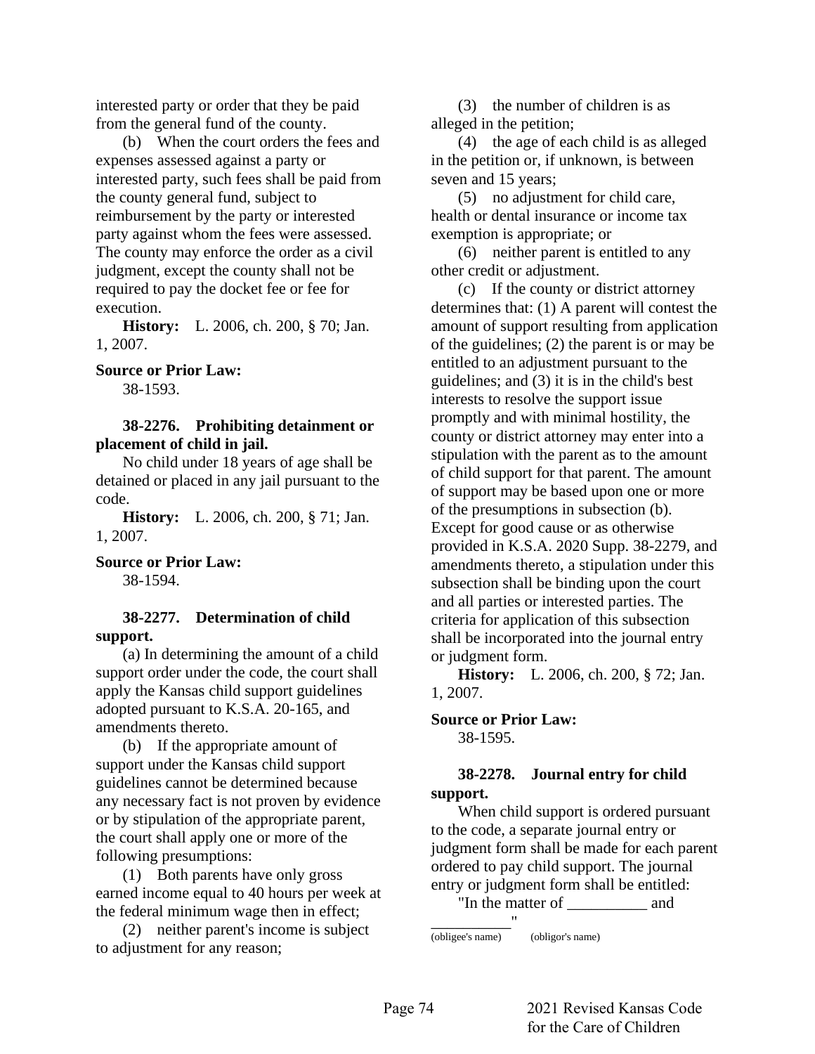interested party or order that they be paid from the general fund of the county.

(b) When the court orders the fees and expenses assessed against a party or interested party, such fees shall be paid from the county general fund, subject to reimbursement by the party or interested party against whom the fees were assessed. The county may enforce the order as a civil judgment, except the county shall not be required to pay the docket fee or fee for execution.

**History:** L. 2006, ch. 200, § 70; Jan. 1, 2007.

**Source or Prior Law:**

38-1593.

**38-2276. Prohibiting detainment or placement of child in jail.**

No child under 18 years of age shall be detained or placed in any jail pursuant to the code.

**History:** L. 2006, ch. 200, § 71; Jan. 1, 2007.

**Source or Prior Law:**

38-1594.

**38-2277. Determination of child support.**

(a) In determining the amount of a child support order under the code, the court shall apply the Kansas child support guidelines adopted pursuant to K.S.A. 20-165, and amendments thereto.

(b) If the appropriate amount of support under the Kansas child support guidelines cannot be determined because any necessary fact is not proven by evidence or by stipulation of the appropriate parent, the court shall apply one or more of the following presumptions:

(1) Both parents have only gross earned income equal to 40 hours per week at the federal minimum wage then in effect;

(2) neither parent's income is subject to adjustment for any reason;

(3) the number of children is as alleged in the petition;

(4) the age of each child is as alleged in the petition or, if unknown, is between seven and 15 years;

(5) no adjustment for child care, health or dental insurance or income tax exemption is appropriate; or

(6) neither parent is entitled to any other credit or adjustment.

(c) If the county or district attorney determines that: (1) A parent will contest the amount of support resulting from application of the guidelines; (2) the parent is or may be entitled to an adjustment pursuant to the guidelines; and (3) it is in the child's best interests to resolve the support issue promptly and with minimal hostility, the county or district attorney may enter into a stipulation with the parent as to the amount of child support for that parent. The amount of support may be based upon one or more of the presumptions in subsection (b). Except for good cause or as otherwise provided in K.S.A. 2020 Supp. 38-2279, and amendments thereto, a stipulation under this subsection shall be binding upon the court and all parties or interested parties. The criteria for application of this subsection shall be incorporated into the journal entry or judgment form.

**History:** L. 2006, ch. 200, § 72; Jan. 1, 2007.

**Source or Prior Law:**

38-1595.

**38-2278. Journal entry for child support.**

When child support is ordered pursuant to the code, a separate journal entry or judgment form shall be made for each parent ordered to pay child support. The journal entry or judgment form shall be entitled:

"In the matter of __________ and __________"

(obligee's name) (obligor's name)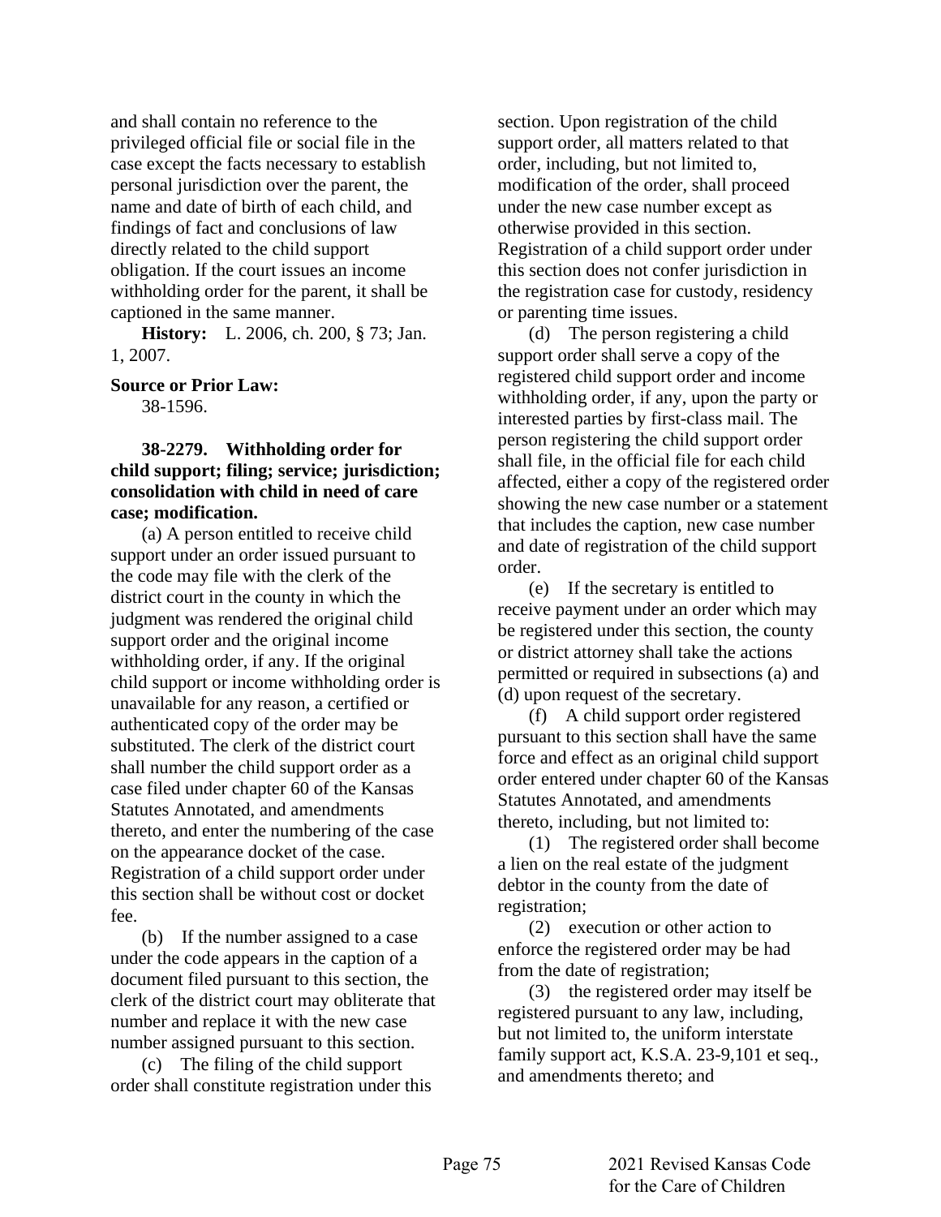and shall contain no reference to the privileged official file or social file in the case except the facts necessary to establish personal jurisdiction over the parent, the name and date of birth of each child, and findings of fact and conclusions of law directly related to the child support obligation. If the court issues an income withholding order for the parent, it shall be captioned in the same manner.

**History:** L. 2006, ch. 200, § 73; Jan. 1, 2007.

**Source or Prior Law:**
38-1596.

**38-2279. Withholding order for child support; filing; service; jurisdiction; consolidation with child in need of care case; modification.**

(a) A person entitled to receive child support under an order issued pursuant to the code may file with the clerk of the district court in the county in which the judgment was rendered the original child support order and the original income withholding order, if any. If the original child support or income withholding order is unavailable for any reason, a certified or authenticated copy of the order may be substituted. The clerk of the district court shall number the child support order as a case filed under chapter 60 of the Kansas Statutes Annotated, and amendments thereto, and enter the numbering of the case on the appearance docket of the case. Registration of a child support order under this section shall be without cost or docket fee.

(b) If the number assigned to a case under the code appears in the caption of a document filed pursuant to this section, the clerk of the district court may obliterate that number and replace it with the new case number assigned pursuant to this section.

(c) The filing of the child support order shall constitute registration under this section. Upon registration of the child support order, all matters related to that order, including, but not limited to, modification of the order, shall proceed under the new case number except as otherwise provided in this section. Registration of a child support order under this section does not confer jurisdiction in the registration case for custody, residency or parenting time issues.

(d) The person registering a child support order shall serve a copy of the registered child support order and income withholding order, if any, upon the party or interested parties by first-class mail. The person registering the child support order shall file, in the official file for each child affected, either a copy of the registered order showing the new case number or a statement that includes the caption, new case number and date of registration of the child support order.

(e) If the secretary is entitled to receive payment under an order which may be registered under this section, the county or district attorney shall take the actions permitted or required in subsections (a) and (d) upon request of the secretary.

(f) A child support order registered pursuant to this section shall have the same force and effect as an original child support order entered under chapter 60 of the Kansas Statutes Annotated, and amendments thereto, including, but not limited to:

(1) The registered order shall become a lien on the real estate of the judgment debtor in the county from the date of registration;

(2) execution or other action to enforce the registered order may be had from the date of registration;

(3) the registered order may itself be registered pursuant to any law, including, but not limited to, the uniform interstate family support act, K.S.A. 23-9,101 et seq., and amendments thereto; and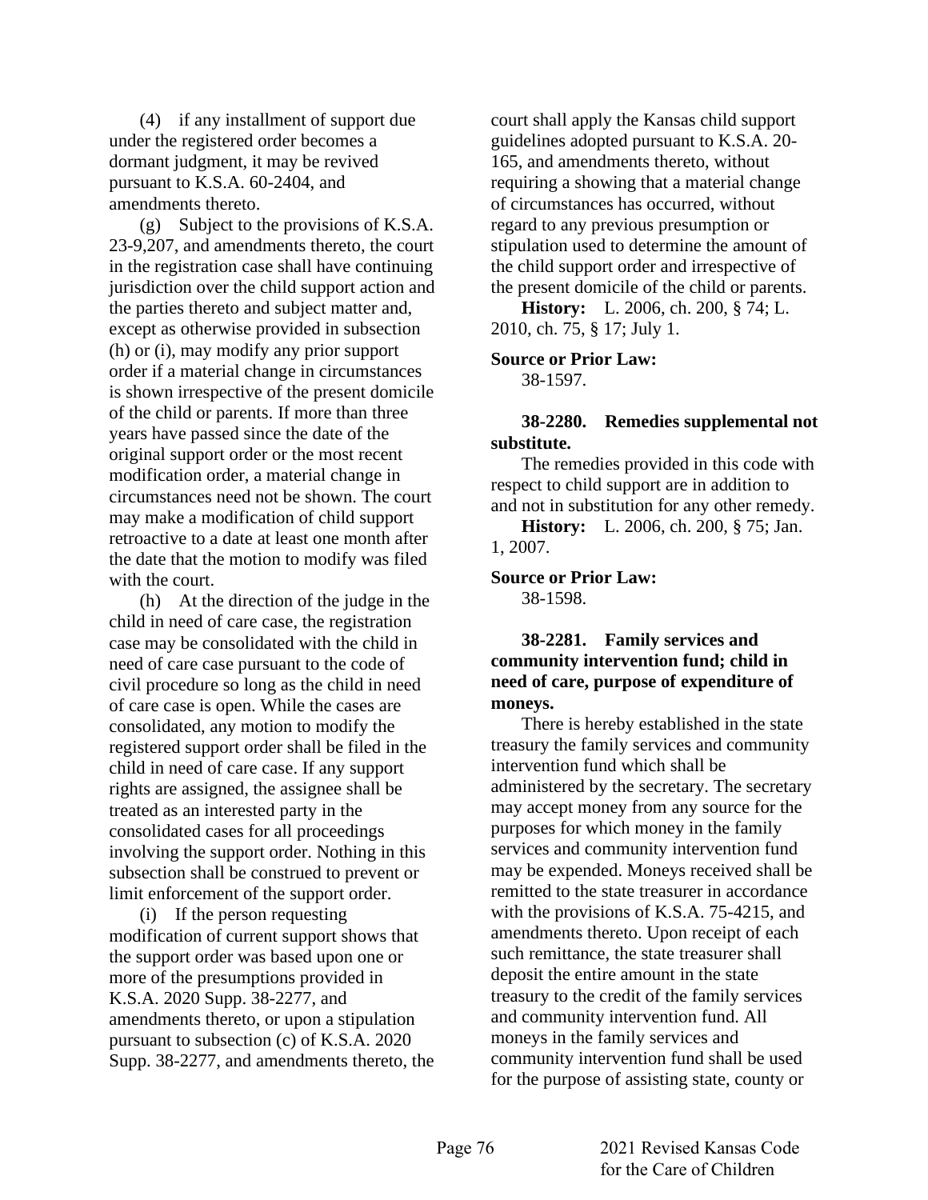(4) if any installment of support due under the registered order becomes a dormant judgment, it may be revived pursuant to K.S.A. 60-2404, and amendments thereto.

(g) Subject to the provisions of K.S.A. 23-9,207, and amendments thereto, the court in the registration case shall have continuing jurisdiction over the child support action and the parties thereto and subject matter and, except as otherwise provided in subsection (h) or (i), may modify any prior support order if a material change in circumstances is shown irrespective of the present domicile of the child or parents. If more than three years have passed since the date of the original support order or the most recent modification order, a material change in circumstances need not be shown. The court may make a modification of child support retroactive to a date at least one month after the date that the motion to modify was filed with the court.

(h) At the direction of the judge in the child in need of care case, the registration case may be consolidated with the child in need of care case pursuant to the code of civil procedure so long as the child in need of care case is open. While the cases are consolidated, any motion to modify the registered support order shall be filed in the child in need of care case. If any support rights are assigned, the assignee shall be treated as an interested party in the consolidated cases for all proceedings involving the support order. Nothing in this subsection shall be construed to prevent or limit enforcement of the support order.

(i) If the person requesting modification of current support shows that the support order was based upon one or more of the presumptions provided in K.S.A. 2020 Supp. 38-2277, and amendments thereto, or upon a stipulation pursuant to subsection (c) of K.S.A. 2020 Supp. 38-2277, and amendments thereto, the court shall apply the Kansas child support guidelines adopted pursuant to K.S.A. 20-165, and amendments thereto, without requiring a showing that a material change of circumstances has occurred, without regard to any previous presumption or stipulation used to determine the amount of the child support order and irrespective of the present domicile of the child or parents.

**History:** L. 2006, ch. 200, § 74; L. 2010, ch. 75, § 17; July 1.

**Source or Prior Law:**
38-1597.

**38-2280. Remedies supplemental not substitute.**

The remedies provided in this code with respect to child support are in addition to and not in substitution for any other remedy.

**History:** L. 2006, ch. 200, § 75; Jan. 1, 2007.

**Source or Prior Law:**
38-1598.

**38-2281. Family services and community intervention fund; child in need of care, purpose of expenditure of moneys.**

There is hereby established in the state treasury the family services and community intervention fund which shall be administered by the secretary. The secretary may accept money from any source for the purposes for which money in the family services and community intervention fund may be expended. Moneys received shall be remitted to the state treasurer in accordance with the provisions of K.S.A. 75-4215, and amendments thereto. Upon receipt of each such remittance, the state treasurer shall deposit the entire amount in the state treasury to the credit of the family services and community intervention fund. All moneys in the family services and community intervention fund shall be used for the purpose of assisting state, county or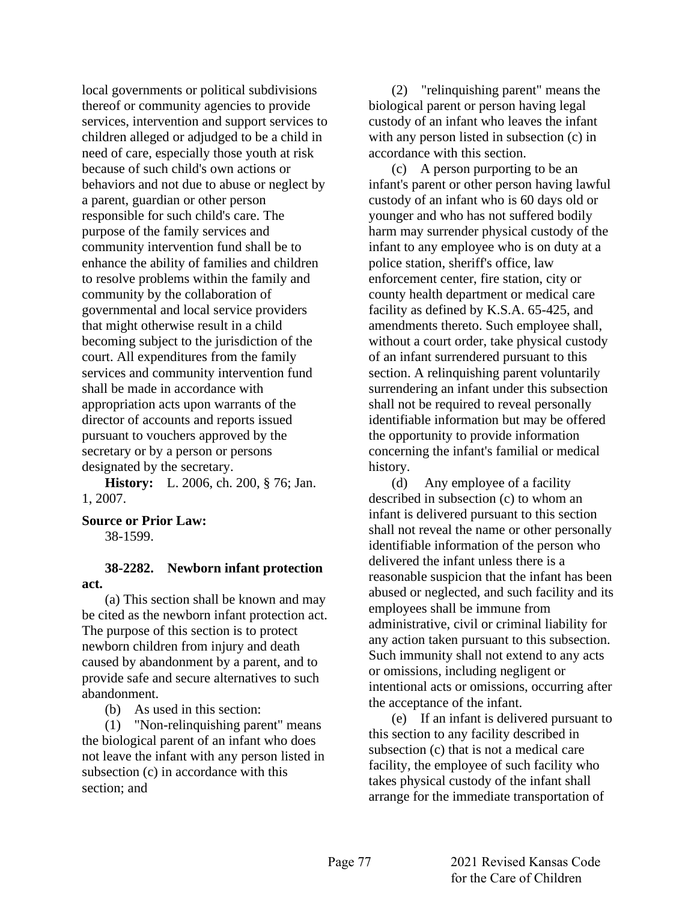local governments or political subdivisions thereof or community agencies to provide services, intervention and support services to children alleged or adjudged to be a child in need of care, especially those youth at risk because of such child's own actions or behaviors and not due to abuse or neglect by a parent, guardian or other person responsible for such child's care. The purpose of the family services and community intervention fund shall be to enhance the ability of families and children to resolve problems within the family and community by the collaboration of governmental and local service providers that might otherwise result in a child becoming subject to the jurisdiction of the court. All expenditures from the family services and community intervention fund shall be made in accordance with appropriation acts upon warrants of the director of accounts and reports issued pursuant to vouchers approved by the secretary or by a person or persons designated by the secretary.

**History:** L. 2006, ch. 200, § 76; Jan. 1, 2007.

**Source or Prior Law:**
38-1599.

**38-2282. Newborn infant protection act.**

(a) This section shall be known and may be cited as the newborn infant protection act. The purpose of this section is to protect newborn children from injury and death caused by abandonment by a parent, and to provide safe and secure alternatives to such abandonment.

(b) As used in this section:

(1) "Non-relinquishing parent" means the biological parent of an infant who does not leave the infant with any person listed in subsection (c) in accordance with this section; and

(2) "relinquishing parent" means the biological parent or person having legal custody of an infant who leaves the infant with any person listed in subsection (c) in accordance with this section.

(c) A person purporting to be an infant's parent or other person having lawful custody of an infant who is 60 days old or younger and who has not suffered bodily harm may surrender physical custody of the infant to any employee who is on duty at a police station, sheriff's office, law enforcement center, fire station, city or county health department or medical care facility as defined by K.S.A. 65-425, and amendments thereto. Such employee shall, without a court order, take physical custody of an infant surrendered pursuant to this section. A relinquishing parent voluntarily surrendering an infant under this subsection shall not be required to reveal personally identifiable information but may be offered the opportunity to provide information concerning the infant's familial or medical history.

(d) Any employee of a facility described in subsection (c) to whom an infant is delivered pursuant to this section shall not reveal the name or other personally identifiable information of the person who delivered the infant unless there is a reasonable suspicion that the infant has been abused or neglected, and such facility and its employees shall be immune from administrative, civil or criminal liability for any action taken pursuant to this subsection. Such immunity shall not extend to any acts or omissions, including negligent or intentional acts or omissions, occurring after the acceptance of the infant.

(e) If an infant is delivered pursuant to this section to any facility described in subsection (c) that is not a medical care facility, the employee of such facility who takes physical custody of the infant shall arrange for the immediate transportation of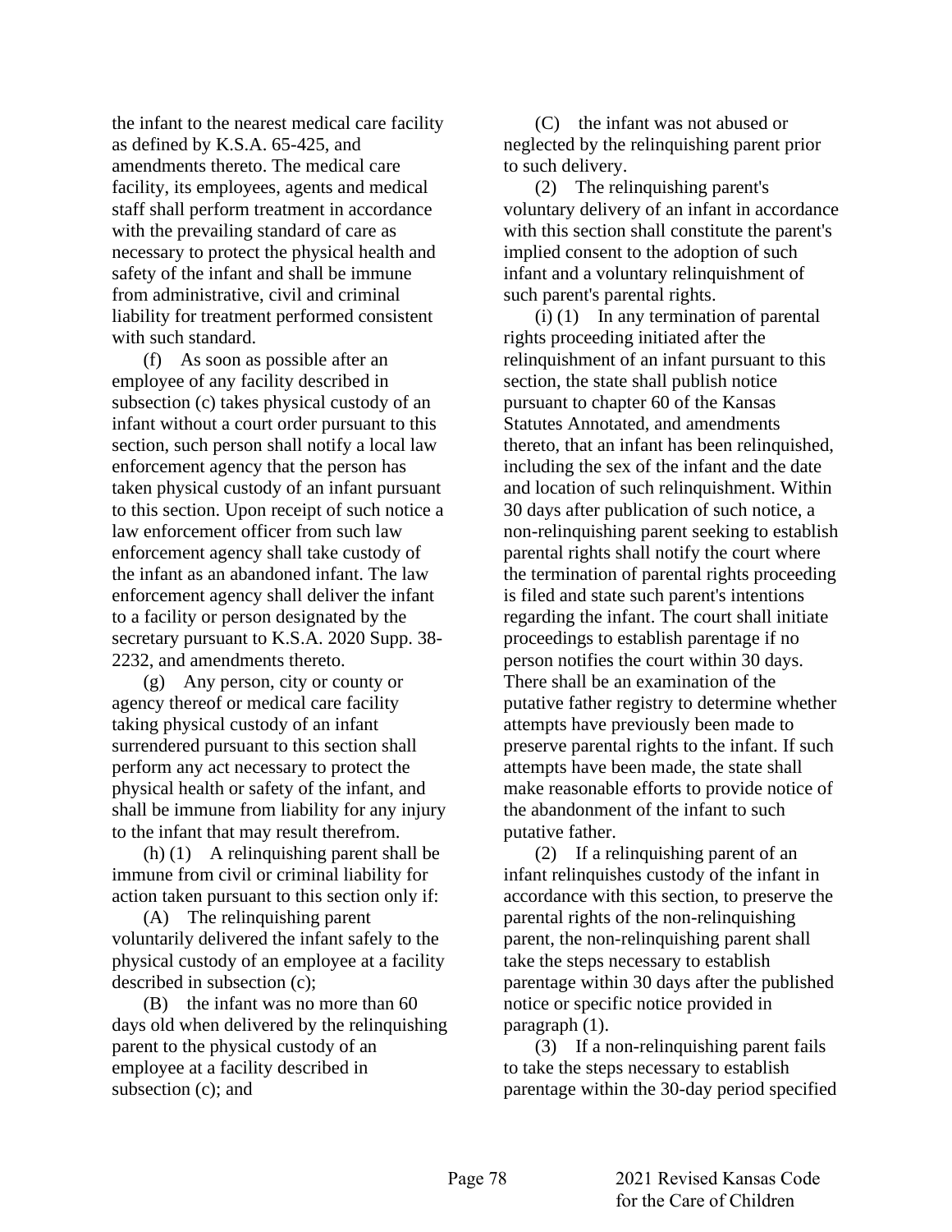the infant to the nearest medical care facility as defined by K.S.A. 65-425, and amendments thereto. The medical care facility, its employees, agents and medical staff shall perform treatment in accordance with the prevailing standard of care as necessary to protect the physical health and safety of the infant and shall be immune from administrative, civil and criminal liability for treatment performed consistent with such standard.

(f) As soon as possible after an employee of any facility described in subsection (c) takes physical custody of an infant without a court order pursuant to this section, such person shall notify a local law enforcement agency that the person has taken physical custody of an infant pursuant to this section. Upon receipt of such notice a law enforcement officer from such law enforcement agency shall take custody of the infant as an abandoned infant. The law enforcement agency shall deliver the infant to a facility or person designated by the secretary pursuant to K.S.A. 2020 Supp. 38-2232, and amendments thereto.

(g) Any person, city or county or agency thereof or medical care facility taking physical custody of an infant surrendered pursuant to this section shall perform any act necessary to protect the physical health or safety of the infant, and shall be immune from liability for any injury to the infant that may result therefrom.

(h) (1) A relinquishing parent shall be immune from civil or criminal liability for action taken pursuant to this section only if:

(A) The relinquishing parent voluntarily delivered the infant safely to the physical custody of an employee at a facility described in subsection (c);

(B) the infant was no more than 60 days old when delivered by the relinquishing parent to the physical custody of an employee at a facility described in subsection (c); and

(C) the infant was not abused or neglected by the relinquishing parent prior to such delivery.

(2) The relinquishing parent's voluntary delivery of an infant in accordance with this section shall constitute the parent's implied consent to the adoption of such infant and a voluntary relinquishment of such parent's parental rights.

(i) (1) In any termination of parental rights proceeding initiated after the relinquishment of an infant pursuant to this section, the state shall publish notice pursuant to chapter 60 of the Kansas Statutes Annotated, and amendments thereto, that an infant has been relinquished, including the sex of the infant and the date and location of such relinquishment. Within 30 days after publication of such notice, a non-relinquishing parent seeking to establish parental rights shall notify the court where the termination of parental rights proceeding is filed and state such parent's intentions regarding the infant. The court shall initiate proceedings to establish parentage if no person notifies the court within 30 days. There shall be an examination of the putative father registry to determine whether attempts have previously been made to preserve parental rights to the infant. If such attempts have been made, the state shall make reasonable efforts to provide notice of the abandonment of the infant to such putative father.

(2) If a relinquishing parent of an infant relinquishes custody of the infant in accordance with this section, to preserve the parental rights of the non-relinquishing parent, the non-relinquishing parent shall take the steps necessary to establish parentage within 30 days after the published notice or specific notice provided in paragraph (1).

(3) If a non-relinquishing parent fails to take the steps necessary to establish parentage within the 30-day period specified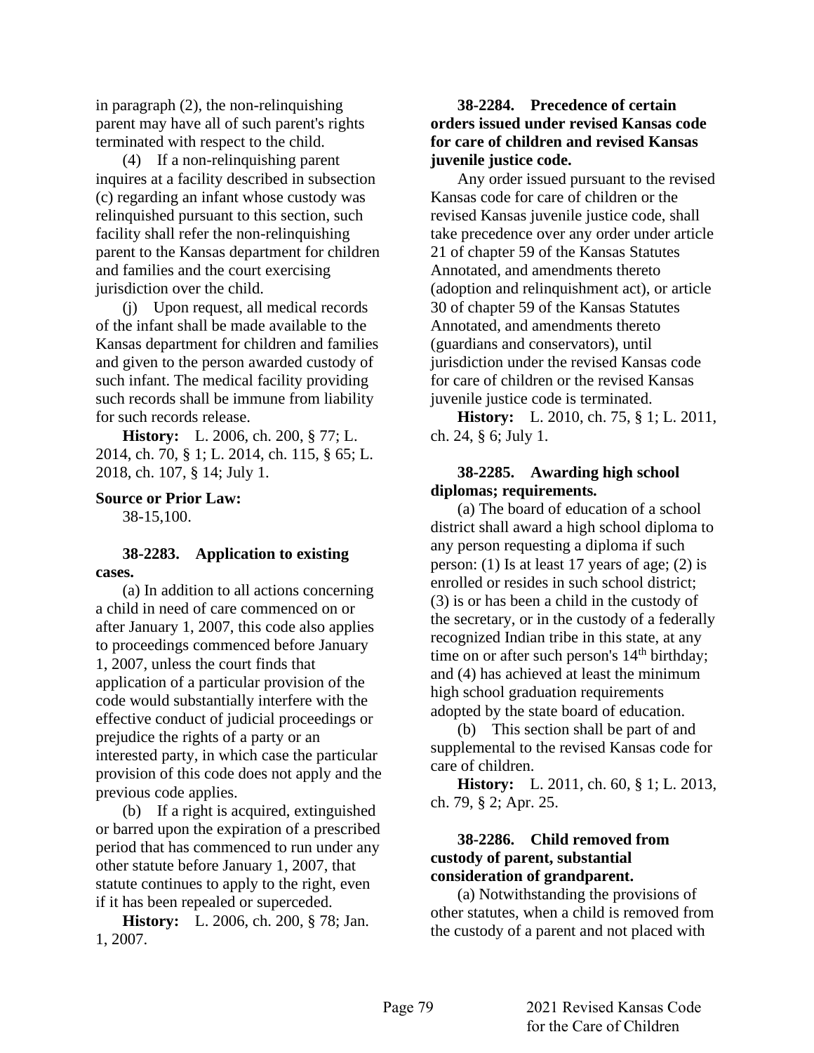in paragraph (2), the non-relinquishing parent may have all of such parent's rights terminated with respect to the child.

(4) If a non-relinquishing parent inquires at a facility described in subsection (c) regarding an infant whose custody was relinquished pursuant to this section, such facility shall refer the non-relinquishing parent to the Kansas department for children and families and the court exercising jurisdiction over the child.

(j) Upon request, all medical records of the infant shall be made available to the Kansas department for children and families and given to the person awarded custody of such infant. The medical facility providing such records shall be immune from liability for such records release.

**History:** L. 2006, ch. 200, § 77; L. 2014, ch. 70, § 1; L. 2014, ch. 115, § 65; L. 2018, ch. 107, § 14; July 1.

**Source or Prior Law:**

38-15,100.

**38-2283. Application to existing cases.**

(a) In addition to all actions concerning a child in need of care commenced on or after January 1, 2007, this code also applies to proceedings commenced before January 1, 2007, unless the court finds that application of a particular provision of the code would substantially interfere with the effective conduct of judicial proceedings or prejudice the rights of a party or an interested party, in which case the particular provision of this code does not apply and the previous code applies.

(b) If a right is acquired, extinguished or barred upon the expiration of a prescribed period that has commenced to run under any other statute before January 1, 2007, that statute continues to apply to the right, even if it has been repealed or superceded.

**History:** L. 2006, ch. 200, § 78; Jan. 1, 2007.

**38-2284. Precedence of certain orders issued under revised Kansas code for care of children and revised Kansas juvenile justice code.**

Any order issued pursuant to the revised Kansas code for care of children or the revised Kansas juvenile justice code, shall take precedence over any order under article 21 of chapter 59 of the Kansas Statutes Annotated, and amendments thereto (adoption and relinquishment act), or article 30 of chapter 59 of the Kansas Statutes Annotated, and amendments thereto (guardians and conservators), until jurisdiction under the revised Kansas code for care of children or the revised Kansas juvenile justice code is terminated.

**History:** L. 2010, ch. 75, § 1; L. 2011, ch. 24, § 6; July 1.

**38-2285. Awarding high school diplomas; requirements.**

(a) The board of education of a school district shall award a high school diploma to any person requesting a diploma if such person: (1) Is at least 17 years of age; (2) is enrolled or resides in such school district; (3) is or has been a child in the custody of the secretary, or in the custody of a federally recognized Indian tribe in this state, at any time on or after such person's 14th birthday; and (4) has achieved at least the minimum high school graduation requirements adopted by the state board of education.

(b) This section shall be part of and supplemental to the revised Kansas code for care of children.

**History:** L. 2011, ch. 60, § 1; L. 2013, ch. 79, § 2; Apr. 25.

**38-2286. Child removed from custody of parent, substantial consideration of grandparent.**

(a) Notwithstanding the provisions of other statutes, when a child is removed from the custody of a parent and not placed with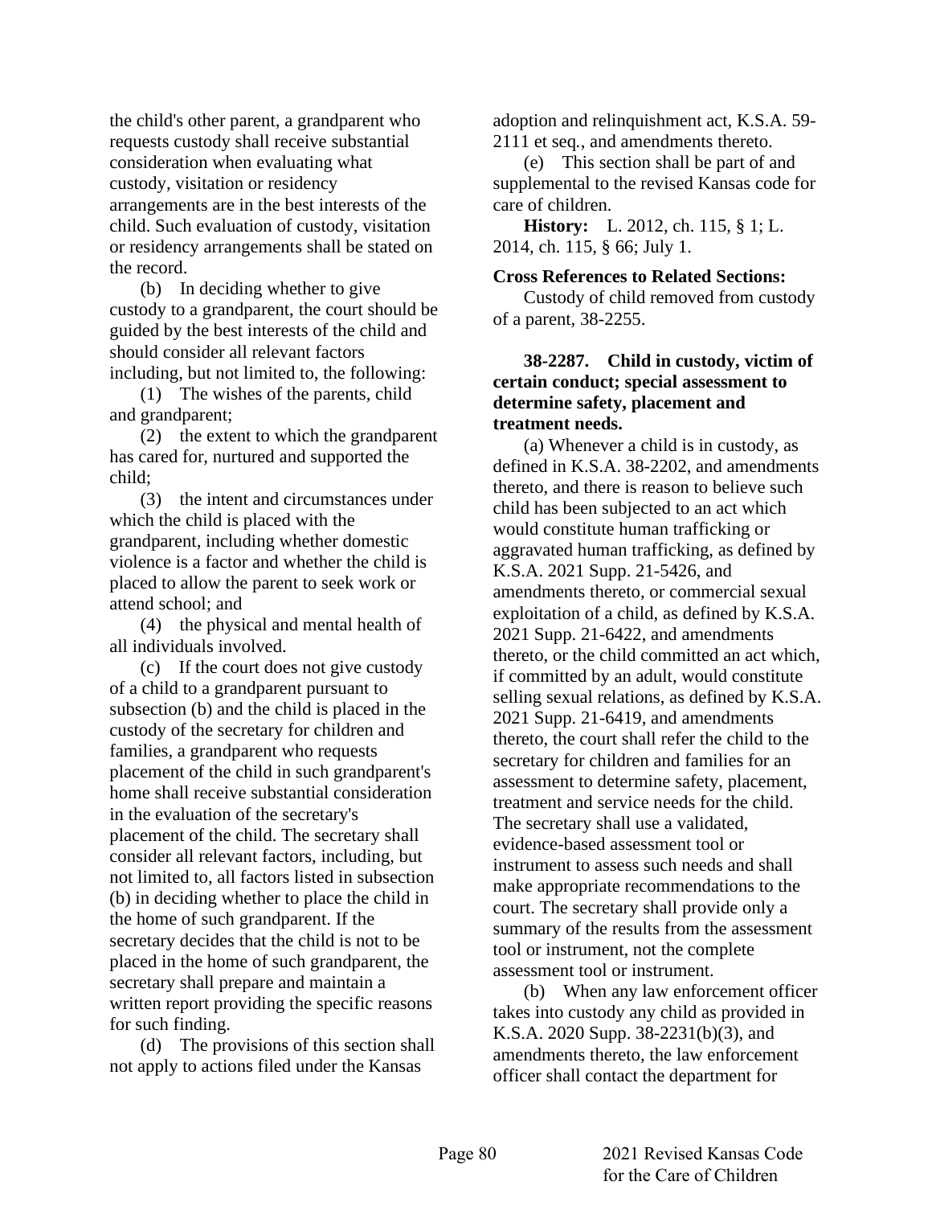the child's other parent, a grandparent who requests custody shall receive substantial consideration when evaluating what custody, visitation or residency arrangements are in the best interests of the child. Such evaluation of custody, visitation or residency arrangements shall be stated on the record.

(b) In deciding whether to give custody to a grandparent, the court should be guided by the best interests of the child and should consider all relevant factors including, but not limited to, the following:

(1) The wishes of the parents, child and grandparent;

(2) the extent to which the grandparent has cared for, nurtured and supported the child;

(3) the intent and circumstances under which the child is placed with the grandparent, including whether domestic violence is a factor and whether the child is placed to allow the parent to seek work or attend school; and

(4) the physical and mental health of all individuals involved.

(c) If the court does not give custody of a child to a grandparent pursuant to subsection (b) and the child is placed in the custody of the secretary for children and families, a grandparent who requests placement of the child in such grandparent's home shall receive substantial consideration in the evaluation of the secretary's placement of the child. The secretary shall consider all relevant factors, including, but not limited to, all factors listed in subsection (b) in deciding whether to place the child in the home of such grandparent. If the secretary decides that the child is not to be placed in the home of such grandparent, the secretary shall prepare and maintain a written report providing the specific reasons for such finding.

(d) The provisions of this section shall not apply to actions filed under the Kansas adoption and relinquishment act, K.S.A. 59-2111 et seq., and amendments thereto.

(e) This section shall be part of and supplemental to the revised Kansas code for care of children.

**History:** L. 2012, ch. 115, § 1; L. 2014, ch. 115, § 66; July 1.

**Cross References to Related Sections:**

Custody of child removed from custody of a parent, 38-2255.

**38-2287. Child in custody, victim of certain conduct; special assessment to determine safety, placement and treatment needs.**

(a) Whenever a child is in custody, as defined in K.S.A. 38-2202, and amendments thereto, and there is reason to believe such child has been subjected to an act which would constitute human trafficking or aggravated human trafficking, as defined by K.S.A. 2021 Supp. 21-5426, and amendments thereto, or commercial sexual exploitation of a child, as defined by K.S.A. 2021 Supp. 21-6422, and amendments thereto, or the child committed an act which, if committed by an adult, would constitute selling sexual relations, as defined by K.S.A. 2021 Supp. 21-6419, and amendments thereto, the court shall refer the child to the secretary for children and families for an assessment to determine safety, placement, treatment and service needs for the child. The secretary shall use a validated, evidence-based assessment tool or instrument to assess such needs and shall make appropriate recommendations to the court. The secretary shall provide only a summary of the results from the assessment tool or instrument, not the complete assessment tool or instrument.

(b) When any law enforcement officer takes into custody any child as provided in K.S.A. 2020 Supp. 38-2231(b)(3), and amendments thereto, the law enforcement officer shall contact the department for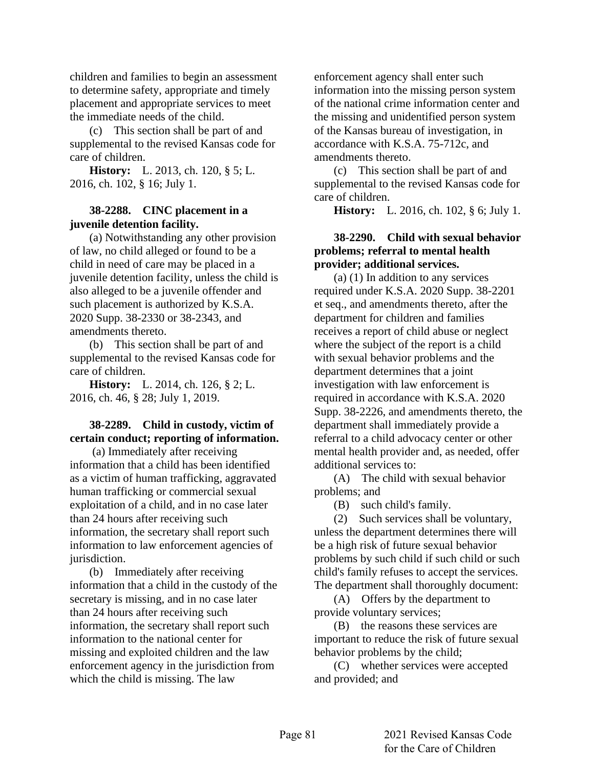children and families to begin an assessment to determine safety, appropriate and timely placement and appropriate services to meet the immediate needs of the child.

(c) This section shall be part of and supplemental to the revised Kansas code for care of children.

**History:** L. 2013, ch. 120, § 5; L. 2016, ch. 102, § 16; July 1.

**38-2288. CINC placement in a juvenile detention facility.**

(a) Notwithstanding any other provision of law, no child alleged or found to be a child in need of care may be placed in a juvenile detention facility, unless the child is also alleged to be a juvenile offender and such placement is authorized by K.S.A. 2020 Supp. 38-2330 or 38-2343, and amendments thereto.

(b) This section shall be part of and supplemental to the revised Kansas code for care of children.

**History:** L. 2014, ch. 126, § 2; L. 2016, ch. 46, § 28; July 1, 2019.

**38-2289. Child in custody, victim of certain conduct; reporting of information.**

(a) Immediately after receiving information that a child has been identified as a victim of human trafficking, aggravated human trafficking or commercial sexual exploitation of a child, and in no case later than 24 hours after receiving such information, the secretary shall report such information to law enforcement agencies of jurisdiction.

(b) Immediately after receiving information that a child in the custody of the secretary is missing, and in no case later than 24 hours after receiving such information, the secretary shall report such information to the national center for missing and exploited children and the law enforcement agency in the jurisdiction from which the child is missing. The law enforcement agency shall enter such information into the missing person system of the national crime information center and the missing and unidentified person system of the Kansas bureau of investigation, in accordance with K.S.A. 75-712c, and amendments thereto.

(c) This section shall be part of and supplemental to the revised Kansas code for care of children.

**History:** L. 2016, ch. 102, § 6; July 1.

**38-2290. Child with sexual behavior problems; referral to mental health provider; additional services.**

(a) (1) In addition to any services required under K.S.A. 2020 Supp. 38-2201 et seq., and amendments thereto, after the department for children and families receives a report of child abuse or neglect where the subject of the report is a child with sexual behavior problems and the department determines that a joint investigation with law enforcement is required in accordance with K.S.A. 2020 Supp. 38-2226, and amendments thereto, the department shall immediately provide a referral to a child advocacy center or other mental health provider and, as needed, offer additional services to:

(A) The child with sexual behavior problems; and

(B) such child's family.

(2) Such services shall be voluntary, unless the department determines there will be a high risk of future sexual behavior problems by such child if such child or such child's family refuses to accept the services. The department shall thoroughly document:

(A) Offers by the department to provide voluntary services;

(B) the reasons these services are important to reduce the risk of future sexual behavior problems by the child;

(C) whether services were accepted and provided; and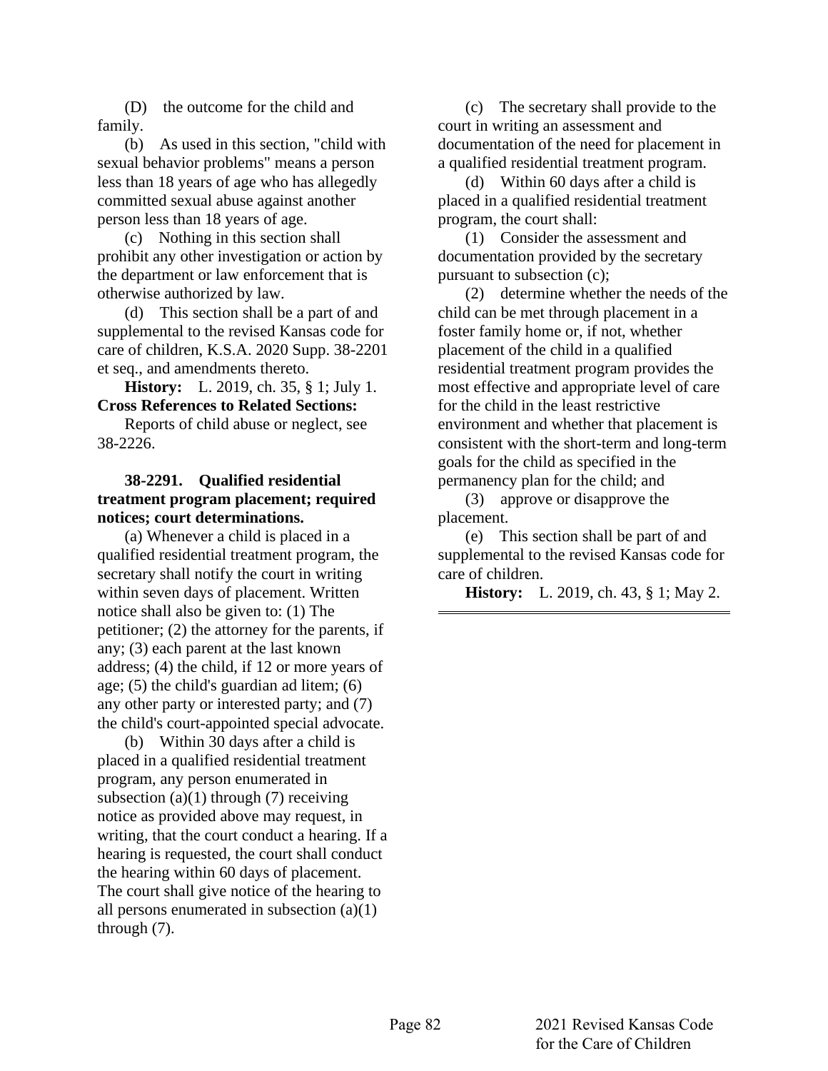(D) the outcome for the child and family.

(b) As used in this section, "child with sexual behavior problems" means a person less than 18 years of age who has allegedly committed sexual abuse against another person less than 18 years of age.

(c) Nothing in this section shall prohibit any other investigation or action by the department or law enforcement that is otherwise authorized by law.

(d) This section shall be a part of and supplemental to the revised Kansas code for care of children, K.S.A. 2020 Supp. 38-2201 et seq., and amendments thereto.

**History:** L. 2019, ch. 35, § 1; July 1.

**Cross References to Related Sections:**

Reports of child abuse or neglect, see 38-2226.

**38-2291. Qualified residential treatment program placement; required notices; court determinations.**

(a) Whenever a child is placed in a qualified residential treatment program, the secretary shall notify the court in writing within seven days of placement. Written notice shall also be given to: (1) The petitioner; (2) the attorney for the parents, if any; (3) each parent at the last known address; (4) the child, if 12 or more years of age; (5) the child's guardian ad litem; (6) any other party or interested party; and (7) the child's court-appointed special advocate.

(b) Within 30 days after a child is placed in a qualified residential treatment program, any person enumerated in subsection (a)(1) through (7) receiving notice as provided above may request, in writing, that the court conduct a hearing. If a hearing is requested, the court shall conduct the hearing within 60 days of placement. The court shall give notice of the hearing to all persons enumerated in subsection (a)(1) through (7).

(c) The secretary shall provide to the court in writing an assessment and documentation of the need for placement in a qualified residential treatment program.

(d) Within 60 days after a child is placed in a qualified residential treatment program, the court shall:

(1) Consider the assessment and documentation provided by the secretary pursuant to subsection (c);

(2) determine whether the needs of the child can be met through placement in a foster family home or, if not, whether placement of the child in a qualified residential treatment program provides the most effective and appropriate level of care for the child in the least restrictive environment and whether that placement is consistent with the short-term and long-term goals for the child as specified in the permanency plan for the child; and

(3) approve or disapprove the placement.

(e) This section shall be part of and supplemental to the revised Kansas code for care of children.

**History:** L. 2019, ch. 43, § 1; May 2.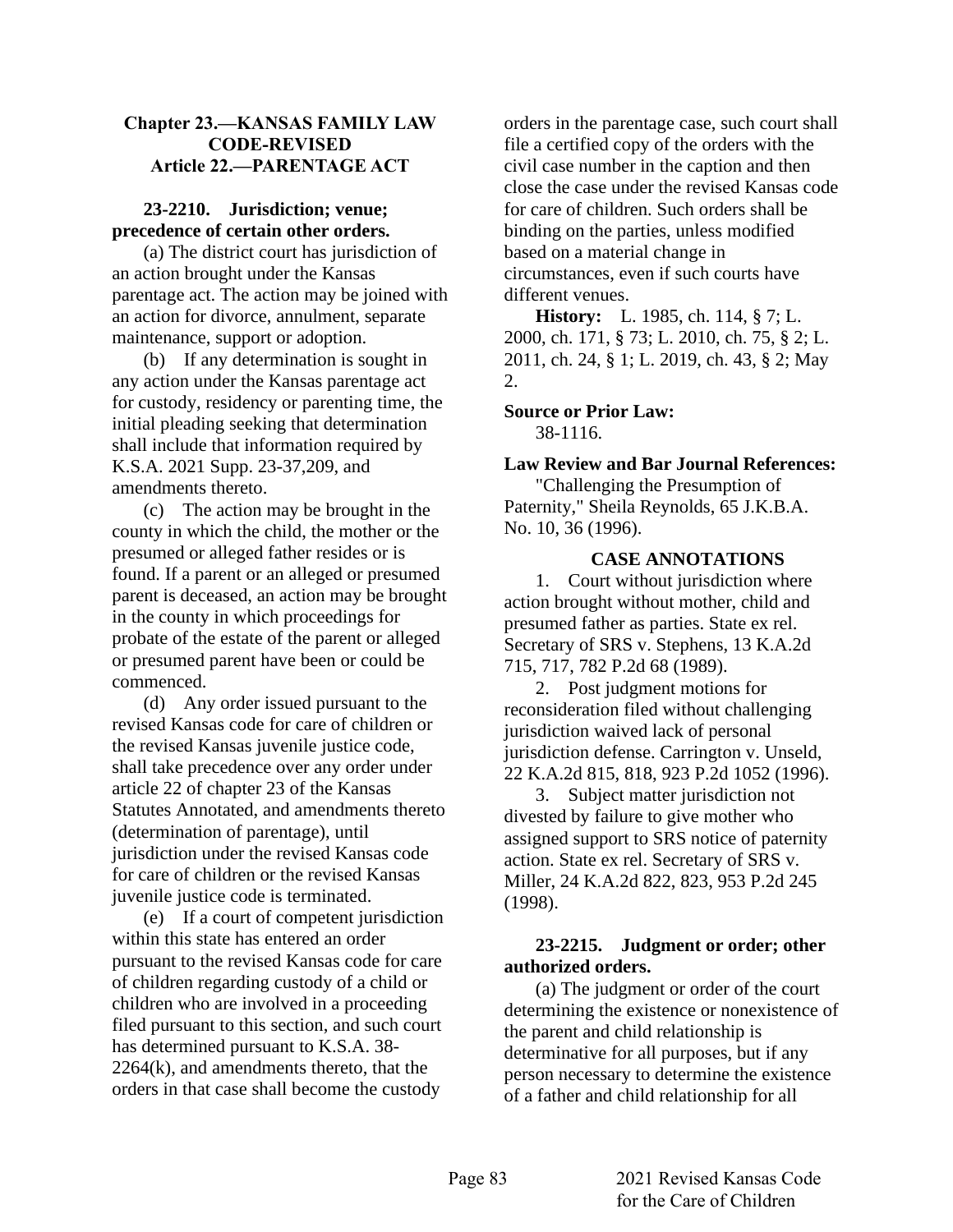### Chapter 23.—KANSAS FAMILY LAW CODE-REVISED
### Article 22.—PARENTAGE ACT

**23-2210. Jurisdiction; venue; precedence of certain other orders.**

(a) The district court has jurisdiction of an action brought under the Kansas parentage act. The action may be joined with an action for divorce, annulment, separate maintenance, support or adoption.

(b) If any determination is sought in any action under the Kansas parentage act for custody, residency or parenting time, the initial pleading seeking that determination shall include that information required by K.S.A. 2021 Supp. 23-37,209, and amendments thereto.

(c) The action may be brought in the county in which the child, the mother or the presumed or alleged father resides or is found. If a parent or an alleged or presumed parent is deceased, an action may be brought in the county in which proceedings for probate of the estate of the parent or alleged or presumed parent have been or could be commenced.

(d) Any order issued pursuant to the revised Kansas code for care of children or the revised Kansas juvenile justice code, shall take precedence over any order under article 22 of chapter 23 of the Kansas Statutes Annotated, and amendments thereto (determination of parentage), until jurisdiction under the revised Kansas code for care of children or the revised Kansas juvenile justice code is terminated.

(e) If a court of competent jurisdiction within this state has entered an order pursuant to the revised Kansas code for care of children regarding custody of a child or children who are involved in a proceeding filed pursuant to this section, and such court has determined pursuant to K.S.A. 38-2264(k), and amendments thereto, that the orders in that case shall become the custody orders in the parentage case, such court shall file a certified copy of the orders with the civil case number in the caption and then close the case under the revised Kansas code for care of children. Such orders shall be binding on the parties, unless modified based on a material change in circumstances, even if such courts have different venues.

**History:** L. 1985, ch. 114, § 7; L. 2000, ch. 171, § 73; L. 2010, ch. 75, § 2; L. 2011, ch. 24, § 1; L. 2019, ch. 43, § 2; May 2.

**Source or Prior Law:**

38-1116.

**Law Review and Bar Journal References:**

"Challenging the Presumption of Paternity," Sheila Reynolds, 65 J.K.B.A. No. 10, 36 (1996).

**CASE ANNOTATIONS**

1. Court without jurisdiction where action brought without mother, child and presumed father as parties. State ex rel. Secretary of SRS v. Stephens, 13 K.A.2d 715, 717, 782 P.2d 68 (1989).

2. Post judgment motions for reconsideration filed without challenging jurisdiction waived lack of personal jurisdiction defense. Carrington v. Unseld, 22 K.A.2d 815, 818, 923 P.2d 1052 (1996).

3. Subject matter jurisdiction not divested by failure to give mother who assigned support to SRS notice of paternity action. State ex rel. Secretary of SRS v. Miller, 24 K.A.2d 822, 823, 953 P.2d 245 (1998).

**23-2215. Judgment or order; other authorized orders.**

(a) The judgment or order of the court determining the existence or nonexistence of the parent and child relationship is determinative for all purposes, but if any person necessary to determine the existence of a father and child relationship for all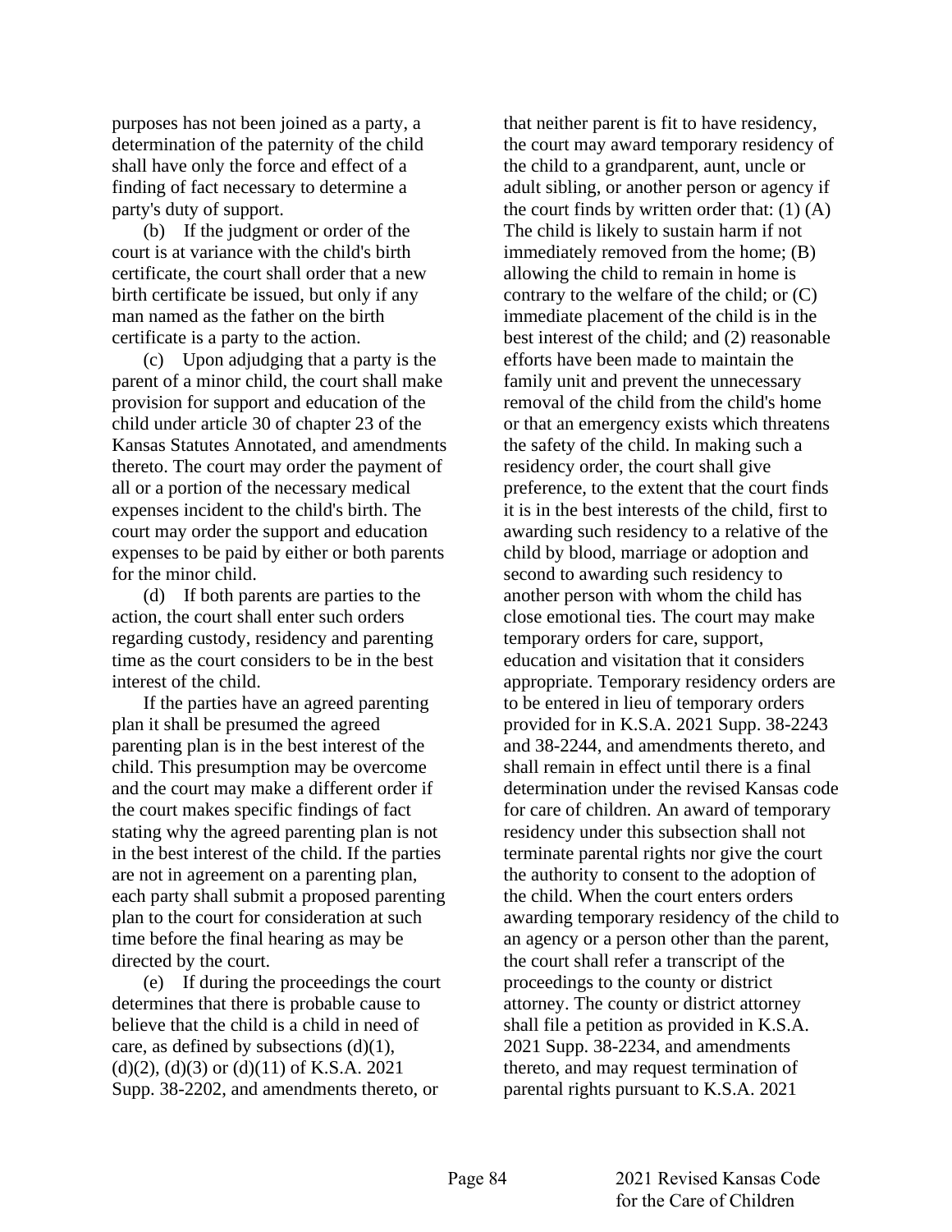purposes has not been joined as a party, a determination of the paternity of the child shall have only the force and effect of a finding of fact necessary to determine a party's duty of support.

(b) If the judgment or order of the court is at variance with the child's birth certificate, the court shall order that a new birth certificate be issued, but only if any man named as the father on the birth certificate is a party to the action.

(c) Upon adjudging that a party is the parent of a minor child, the court shall make provision for support and education of the child under article 30 of chapter 23 of the Kansas Statutes Annotated, and amendments thereto. The court may order the payment of all or a portion of the necessary medical expenses incident to the child's birth. The court may order the support and education expenses to be paid by either or both parents for the minor child.

(d) If both parents are parties to the action, the court shall enter such orders regarding custody, residency and parenting time as the court considers to be in the best interest of the child.

If the parties have an agreed parenting plan it shall be presumed the agreed parenting plan is in the best interest of the child. This presumption may be overcome and the court may make a different order if the court makes specific findings of fact stating why the agreed parenting plan is not in the best interest of the child. If the parties are not in agreement on a parenting plan, each party shall submit a proposed parenting plan to the court for consideration at such time before the final hearing as may be directed by the court.

(e) If during the proceedings the court determines that there is probable cause to believe that the child is a child in need of care, as defined by subsections (d)(1), (d)(2), (d)(3) or (d)(11) of K.S.A. 2021 Supp. 38-2202, and amendments thereto, or that neither parent is fit to have residency, the court may award temporary residency of the child to a grandparent, aunt, uncle or adult sibling, or another person or agency if the court finds by written order that: (1) (A) The child is likely to sustain harm if not immediately removed from the home; (B) allowing the child to remain in home is contrary to the welfare of the child; or (C) immediate placement of the child is in the best interest of the child; and (2) reasonable efforts have been made to maintain the family unit and prevent the unnecessary removal of the child from the child's home or that an emergency exists which threatens the safety of the child. In making such a residency order, the court shall give preference, to the extent that the court finds it is in the best interests of the child, first to awarding such residency to a relative of the child by blood, marriage or adoption and second to awarding such residency to another person with whom the child has close emotional ties. The court may make temporary orders for care, support, education and visitation that it considers appropriate. Temporary residency orders are to be entered in lieu of temporary orders provided for in K.S.A. 2021 Supp. 38-2243 and 38-2244, and amendments thereto, and shall remain in effect until there is a final determination under the revised Kansas code for care of children. An award of temporary residency under this subsection shall not terminate parental rights nor give the court the authority to consent to the adoption of the child. When the court enters orders awarding temporary residency of the child to an agency or a person other than the parent, the court shall refer a transcript of the proceedings to the county or district attorney. The county or district attorney shall file a petition as provided in K.S.A. 2021 Supp. 38-2234, and amendments thereto, and may request termination of parental rights pursuant to K.S.A. 2021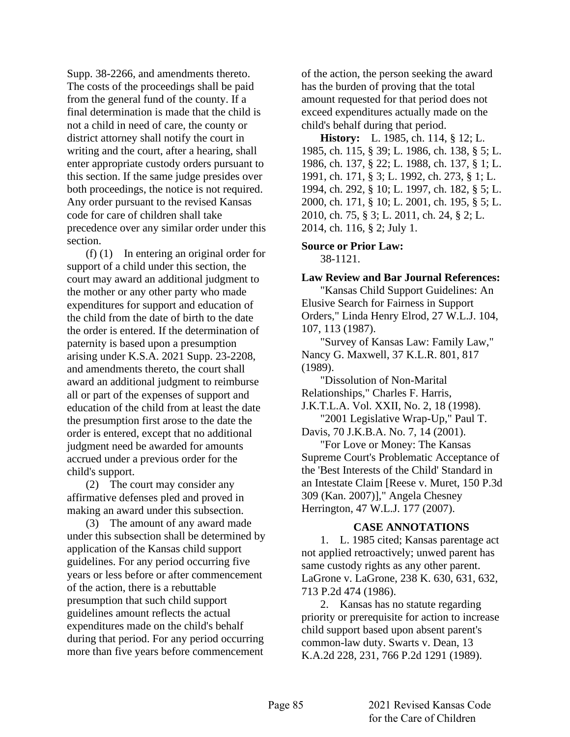Supp. 38-2266, and amendments thereto. The costs of the proceedings shall be paid from the general fund of the county. If a final determination is made that the child is not a child in need of care, the county or district attorney shall notify the court in writing and the court, after a hearing, shall enter appropriate custody orders pursuant to this section. If the same judge presides over both proceedings, the notice is not required. Any order pursuant to the revised Kansas code for care of children shall take precedence over any similar order under this section.

(f) (1) In entering an original order for support of a child under this section, the court may award an additional judgment to the mother or any other party who made expenditures for support and education of the child from the date of birth to the date the order is entered. If the determination of paternity is based upon a presumption arising under K.S.A. 2021 Supp. 23-2208, and amendments thereto, the court shall award an additional judgment to reimburse all or part of the expenses of support and education of the child from at least the date the presumption first arose to the date the order is entered, except that no additional judgment need be awarded for amounts accrued under a previous order for the child's support.

(2) The court may consider any affirmative defenses pled and proved in making an award under this subsection.

(3) The amount of any award made under this subsection shall be determined by application of the Kansas child support guidelines. For any period occurring five years or less before or after commencement of the action, there is a rebuttable presumption that such child support guidelines amount reflects the actual expenditures made on the child's behalf during that period. For any period occurring more than five years before commencement of the action, the person seeking the award has the burden of proving that the total amount requested for that period does not exceed expenditures actually made on the child's behalf during that period.

**History:** L. 1985, ch. 114, § 12; L. 1985, ch. 115, § 39; L. 1986, ch. 138, § 5; L. 1986, ch. 137, § 22; L. 1988, ch. 137, § 1; L. 1991, ch. 171, § 3; L. 1992, ch. 273, § 1; L. 1994, ch. 292, § 10; L. 1997, ch. 182, § 5; L. 2000, ch. 171, § 10; L. 2001, ch. 195, § 5; L. 2010, ch. 75, § 3; L. 2011, ch. 24, § 2; L. 2014, ch. 116, § 2; July 1.

**Source or Prior Law:**

38-1121.

**Law Review and Bar Journal References:**

"Kansas Child Support Guidelines: An Elusive Search for Fairness in Support Orders," Linda Henry Elrod, 27 W.L.J. 104, 107, 113 (1987).

"Survey of Kansas Law: Family Law," Nancy G. Maxwell, 37 K.L.R. 801, 817 (1989).

"Dissolution of Non-Marital Relationships," Charles F. Harris, J.K.T.L.A. Vol. XXII, No. 2, 18 (1998).

"2001 Legislative Wrap-Up," Paul T. Davis, 70 J.K.B.A. No. 7, 14 (2001).

"For Love or Money: The Kansas Supreme Court's Problematic Acceptance of the 'Best Interests of the Child' Standard in an Intestate Claim [Reese v. Muret, 150 P.3d 309 (Kan. 2007)]," Angela Chesney Herrington, 47 W.L.J. 177 (2007).

**CASE ANNOTATIONS**

1. L. 1985 cited; Kansas parentage act not applied retroactively; unwed parent has same custody rights as any other parent. LaGrone v. LaGrone, 238 K. 630, 631, 632, 713 P.2d 474 (1986).

2. Kansas has no statute regarding priority or prerequisite for action to increase child support based upon absent parent's common-law duty. Swarts v. Dean, 13 K.A.2d 228, 231, 766 P.2d 1291 (1989).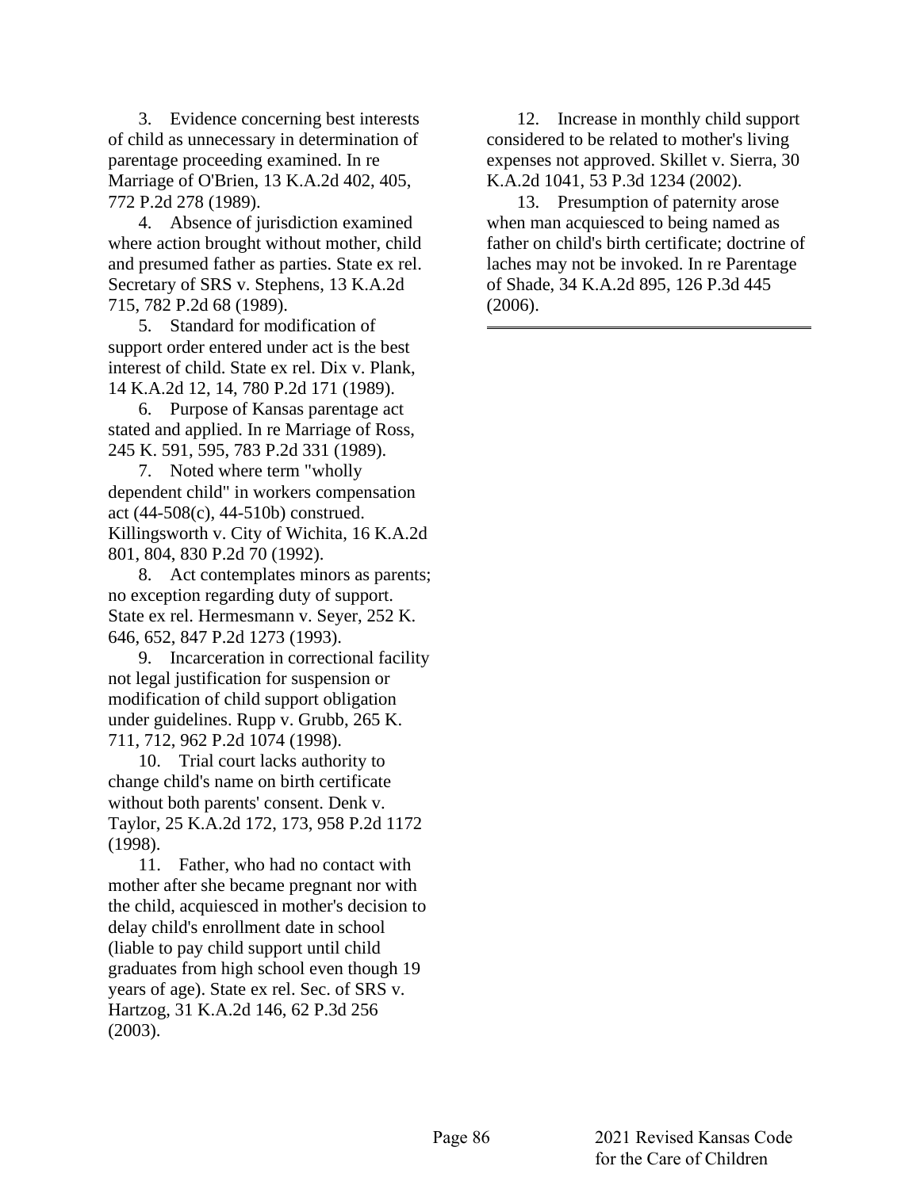3. Evidence concerning best interests of child as unnecessary in determination of parentage proceeding examined. In re Marriage of O'Brien, 13 K.A.2d 402, 405, 772 P.2d 278 (1989).

4. Absence of jurisdiction examined where action brought without mother, child and presumed father as parties. State ex rel. Secretary of SRS v. Stephens, 13 K.A.2d 715, 782 P.2d 68 (1989).

5. Standard for modification of support order entered under act is the best interest of child. State ex rel. Dix v. Plank, 14 K.A.2d 12, 14, 780 P.2d 171 (1989).

6. Purpose of Kansas parentage act stated and applied. In re Marriage of Ross, 245 K. 591, 595, 783 P.2d 331 (1989).

7. Noted where term "wholly dependent child" in workers compensation act (44-508(c), 44-510b) construed. Killingsworth v. City of Wichita, 16 K.A.2d 801, 804, 830 P.2d 70 (1992).

8. Act contemplates minors as parents; no exception regarding duty of support. State ex rel. Hermesmann v. Seyer, 252 K. 646, 652, 847 P.2d 1273 (1993).

9. Incarceration in correctional facility not legal justification for suspension or modification of child support obligation under guidelines. Rupp v. Grubb, 265 K. 711, 712, 962 P.2d 1074 (1998).

10. Trial court lacks authority to change child's name on birth certificate without both parents' consent. Denk v. Taylor, 25 K.A.2d 172, 173, 958 P.2d 1172 (1998).

11. Father, who had no contact with mother after she became pregnant nor with the child, acquiesced in mother's decision to delay child's enrollment date in school (liable to pay child support until child graduates from high school even though 19 years of age). State ex rel. Sec. of SRS v. Hartzog, 31 K.A.2d 146, 62 P.3d 256 (2003).

12. Increase in monthly child support considered to be related to mother's living expenses not approved. Skillet v. Sierra, 30 K.A.2d 1041, 53 P.3d 1234 (2002).

13. Presumption of paternity arose when man acquiesced to being named as father on child's birth certificate; doctrine of laches may not be invoked. In re Parentage of Shade, 34 K.A.2d 895, 126 P.3d 445 (2006).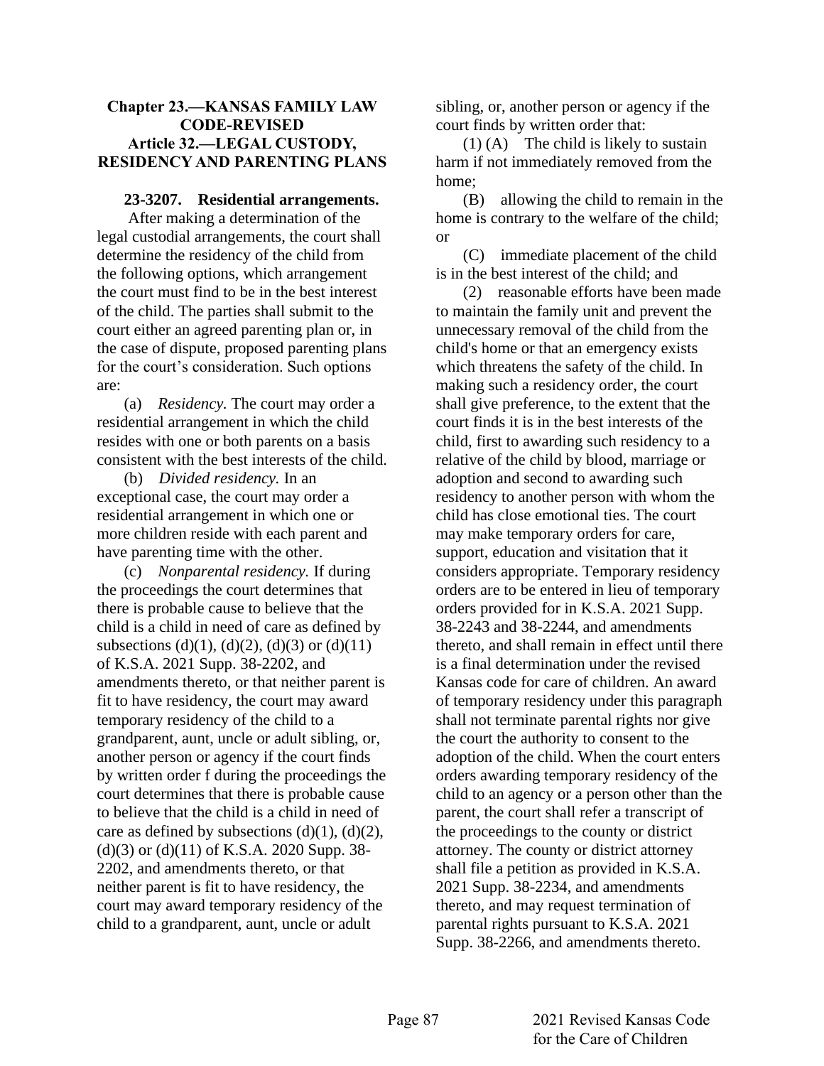**Chapter 23.—KANSAS FAMILY LAW CODE-REVISED**
**Article 32.—LEGAL CUSTODY, RESIDENCY AND PARENTING PLANS**

**23-3207. Residential arrangements.**

After making a determination of the legal custodial arrangements, the court shall determine the residency of the child from the following options, which arrangement the court must find to be in the best interest of the child. The parties shall submit to the court either an agreed parenting plan or, in the case of dispute, proposed parenting plans for the court's consideration. Such options are:

(a) *Residency.* The court may order a residential arrangement in which the child resides with one or both parents on a basis consistent with the best interests of the child.

(b) *Divided residency.* In an exceptional case, the court may order a residential arrangement in which one or more children reside with each parent and have parenting time with the other.

(c) *Nonparental residency.* If during the proceedings the court determines that there is probable cause to believe that the child is a child in need of care as defined by subsections (d)(1), (d)(2), (d)(3) or (d)(11) of K.S.A. 2021 Supp. 38-2202, and amendments thereto, or that neither parent is fit to have residency, the court may award temporary residency of the child to a grandparent, aunt, uncle or adult sibling, or, another person or agency if the court finds by written order f during the proceedings the court determines that there is probable cause to believe that the child is a child in need of care as defined by subsections (d)(1), (d)(2), (d)(3) or (d)(11) of K.S.A. 2020 Supp. 38-2202, and amendments thereto, or that neither parent is fit to have residency, the court may award temporary residency of the child to a grandparent, aunt, uncle or adult sibling, or, another person or agency if the court finds by written order that:

(1) (A) The child is likely to sustain harm if not immediately removed from the home;

(B) allowing the child to remain in the home is contrary to the welfare of the child; or

(C) immediate placement of the child is in the best interest of the child; and

(2) reasonable efforts have been made to maintain the family unit and prevent the unnecessary removal of the child from the child's home or that an emergency exists which threatens the safety of the child. In making such a residency order, the court shall give preference, to the extent that the court finds it is in the best interests of the child, first to awarding such residency to a relative of the child by blood, marriage or adoption and second to awarding such residency to another person with whom the child has close emotional ties. The court may make temporary orders for care, support, education and visitation that it considers appropriate. Temporary residency orders are to be entered in lieu of temporary orders provided for in K.S.A. 2021 Supp. 38-2243 and 38-2244, and amendments thereto, and shall remain in effect until there is a final determination under the revised Kansas code for care of children. An award of temporary residency under this paragraph shall not terminate parental rights nor give the court the authority to consent to the adoption of the child. When the court enters orders awarding temporary residency of the child to an agency or a person other than the parent, the court shall refer a transcript of the proceedings to the county or district attorney. The county or district attorney shall file a petition as provided in K.S.A. 2021 Supp. 38-2234, and amendments thereto, and may request termination of parental rights pursuant to K.S.A. 2021 Supp. 38-2266, and amendments thereto.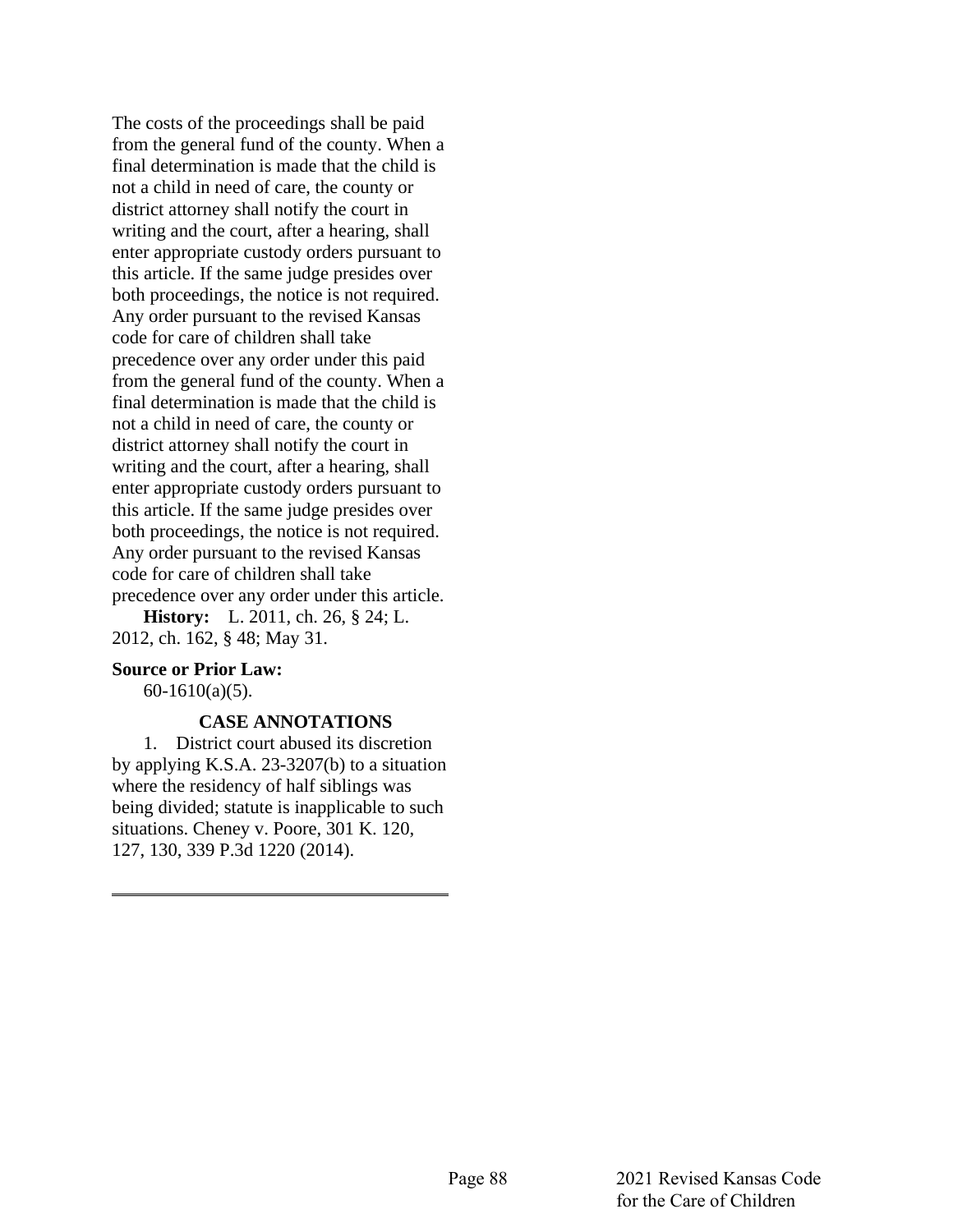The costs of the proceedings shall be paid from the general fund of the county. When a final determination is made that the child is not a child in need of care, the county or district attorney shall notify the court in writing and the court, after a hearing, shall enter appropriate custody orders pursuant to this article. If the same judge presides over both proceedings, the notice is not required. Any order pursuant to the revised Kansas code for care of children shall take precedence over any order under this paid from the general fund of the county. When a final determination is made that the child is not a child in need of care, the county or district attorney shall notify the court in writing and the court, after a hearing, shall enter appropriate custody orders pursuant to this article. If the same judge presides over both proceedings, the notice is not required. Any order pursuant to the revised Kansas code for care of children shall take precedence over any order under this article.

**History:** L. 2011, ch. 26, § 24; L. 2012, ch. 162, § 48; May 31.

**Source or Prior Law:**

60-1610(a)(5).

**CASE ANNOTATIONS**

1. District court abused its discretion by applying K.S.A. 23-3207(b) to a situation where the residency of half siblings was being divided; statute is inapplicable to such situations. Cheney v. Poore, 301 K. 120, 127, 130, 339 P.3d 1220 (2014).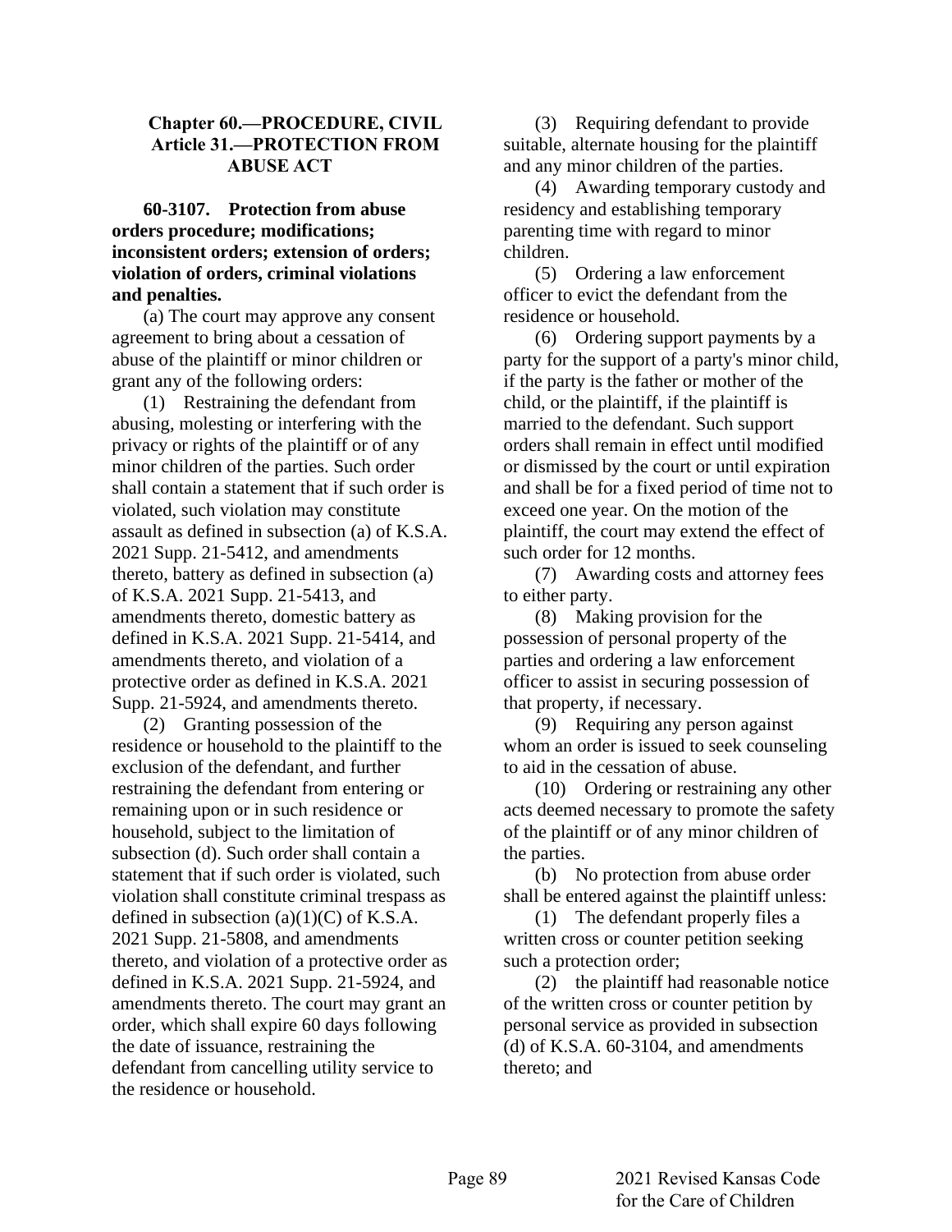**Chapter 60.—PROCEDURE, CIVIL**
**Article 31.—PROTECTION FROM ABUSE ACT**

**60-3107. Protection from abuse orders procedure; modifications; inconsistent orders; extension of orders; violation of orders, criminal violations and penalties.**

(a) The court may approve any consent agreement to bring about a cessation of abuse of the plaintiff or minor children or grant any of the following orders:

(1) Restraining the defendant from abusing, molesting or interfering with the privacy or rights of the plaintiff or of any minor children of the parties. Such order shall contain a statement that if such order is violated, such violation may constitute assault as defined in subsection (a) of K.S.A. 2021 Supp. 21-5412, and amendments thereto, battery as defined in subsection (a) of K.S.A. 2021 Supp. 21-5413, and amendments thereto, domestic battery as defined in K.S.A. 2021 Supp. 21-5414, and amendments thereto, and violation of a protective order as defined in K.S.A. 2021 Supp. 21-5924, and amendments thereto.

(2) Granting possession of the residence or household to the plaintiff to the exclusion of the defendant, and further restraining the defendant from entering or remaining upon or in such residence or household, subject to the limitation of subsection (d). Such order shall contain a statement that if such order is violated, such violation shall constitute criminal trespass as defined in subsection (a)(1)(C) of K.S.A. 2021 Supp. 21-5808, and amendments thereto, and violation of a protective order as defined in K.S.A. 2021 Supp. 21-5924, and amendments thereto. The court may grant an order, which shall expire 60 days following the date of issuance, restraining the defendant from cancelling utility service to the residence or household.

(3) Requiring defendant to provide suitable, alternate housing for the plaintiff and any minor children of the parties.

(4) Awarding temporary custody and residency and establishing temporary parenting time with regard to minor children.

(5) Ordering a law enforcement officer to evict the defendant from the residence or household.

(6) Ordering support payments by a party for the support of a party's minor child, if the party is the father or mother of the child, or the plaintiff, if the plaintiff is married to the defendant. Such support orders shall remain in effect until modified or dismissed by the court or until expiration and shall be for a fixed period of time not to exceed one year. On the motion of the plaintiff, the court may extend the effect of such order for 12 months.

(7) Awarding costs and attorney fees to either party.

(8) Making provision for the possession of personal property of the parties and ordering a law enforcement officer to assist in securing possession of that property, if necessary.

(9) Requiring any person against whom an order is issued to seek counseling to aid in the cessation of abuse.

(10) Ordering or restraining any other acts deemed necessary to promote the safety of the plaintiff or of any minor children of the parties.

(b) No protection from abuse order shall be entered against the plaintiff unless:

(1) The defendant properly files a written cross or counter petition seeking such a protection order;

(2) the plaintiff had reasonable notice of the written cross or counter petition by personal service as provided in subsection (d) of K.S.A. 60-3104, and amendments thereto; and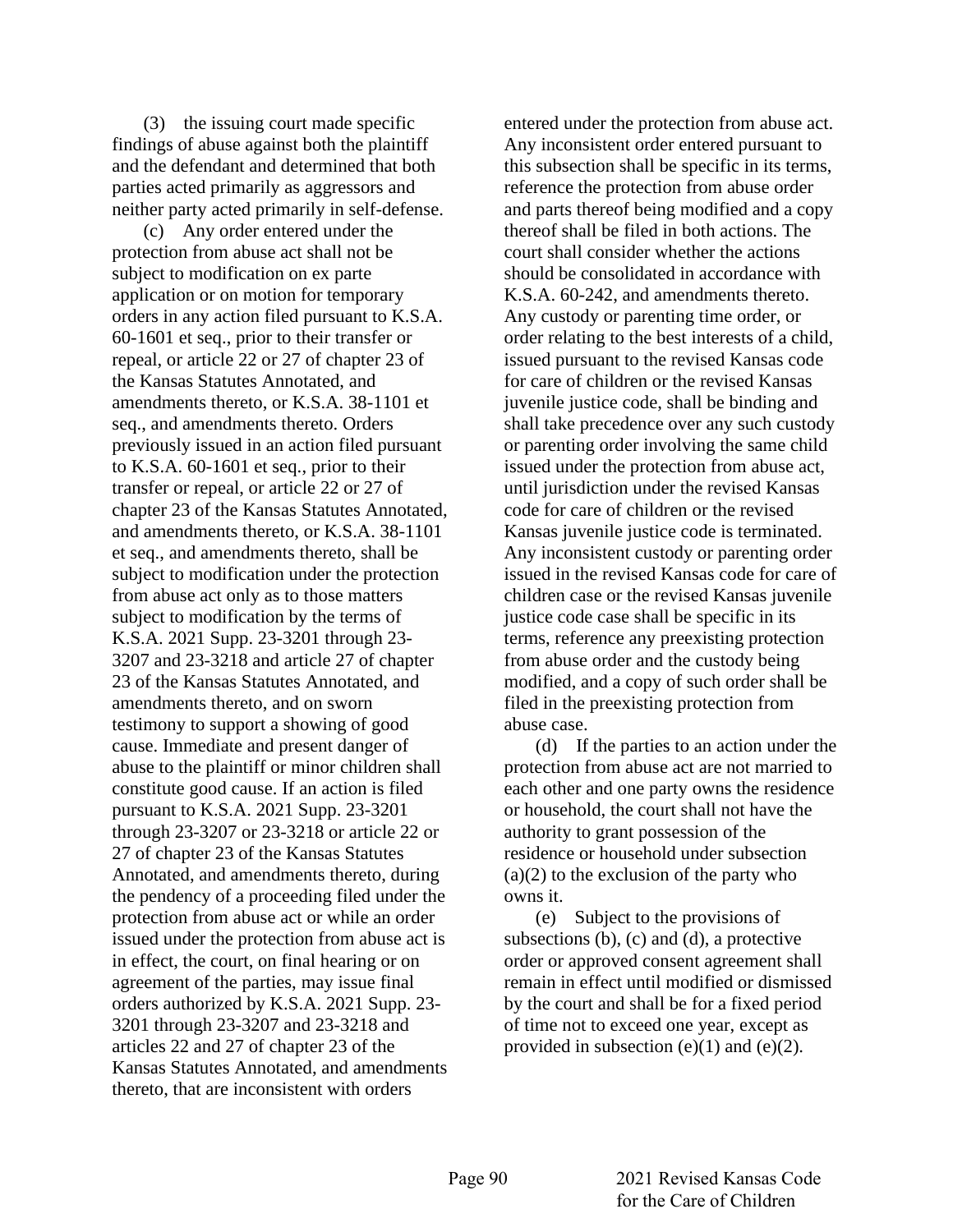(3) the issuing court made specific findings of abuse against both the plaintiff and the defendant and determined that both parties acted primarily as aggressors and neither party acted primarily in self-defense.

(c) Any order entered under the protection from abuse act shall not be subject to modification on ex parte application or on motion for temporary orders in any action filed pursuant to K.S.A. 60-1601 et seq., prior to their transfer or repeal, or article 22 or 27 of chapter 23 of the Kansas Statutes Annotated, and amendments thereto, or K.S.A. 38-1101 et seq., and amendments thereto. Orders previously issued in an action filed pursuant to K.S.A. 60-1601 et seq., prior to their transfer or repeal, or article 22 or 27 of chapter 23 of the Kansas Statutes Annotated, and amendments thereto, or K.S.A. 38-1101 et seq., and amendments thereto, shall be subject to modification under the protection from abuse act only as to those matters subject to modification by the terms of K.S.A. 2021 Supp. 23-3201 through 23-3207 and 23-3218 and article 27 of chapter 23 of the Kansas Statutes Annotated, and amendments thereto, and on sworn testimony to support a showing of good cause. Immediate and present danger of abuse to the plaintiff or minor children shall constitute good cause. If an action is filed pursuant to K.S.A. 2021 Supp. 23-3201 through 23-3207 or 23-3218 or article 22 or 27 of chapter 23 of the Kansas Statutes Annotated, and amendments thereto, during the pendency of a proceeding filed under the protection from abuse act or while an order issued under the protection from abuse act is in effect, the court, on final hearing or on agreement of the parties, may issue final orders authorized by K.S.A. 2021 Supp. 23-3201 through 23-3207 and 23-3218 and articles 22 and 27 of chapter 23 of the Kansas Statutes Annotated, and amendments thereto, that are inconsistent with orders entered under the protection from abuse act. Any inconsistent order entered pursuant to this subsection shall be specific in its terms, reference the protection from abuse order and parts thereof being modified and a copy thereof shall be filed in both actions. The court shall consider whether the actions should be consolidated in accordance with K.S.A. 60-242, and amendments thereto. Any custody or parenting time order, or order relating to the best interests of a child, issued pursuant to the revised Kansas code for care of children or the revised Kansas juvenile justice code, shall be binding and shall take precedence over any such custody or parenting order involving the same child issued under the protection from abuse act, until jurisdiction under the revised Kansas code for care of children or the revised Kansas juvenile justice code is terminated. Any inconsistent custody or parenting order issued in the revised Kansas code for care of children case or the revised Kansas juvenile justice code case shall be specific in its terms, reference any preexisting protection from abuse order and the custody being modified, and a copy of such order shall be filed in the preexisting protection from abuse case.

(d) If the parties to an action under the protection from abuse act are not married to each other and one party owns the residence or household, the court shall not have the authority to grant possession of the residence or household under subsection (a)(2) to the exclusion of the party who owns it.

(e) Subject to the provisions of subsections (b), (c) and (d), a protective order or approved consent agreement shall remain in effect until modified or dismissed by the court and shall be for a fixed period of time not to exceed one year, except as provided in subsection (e)(1) and (e)(2).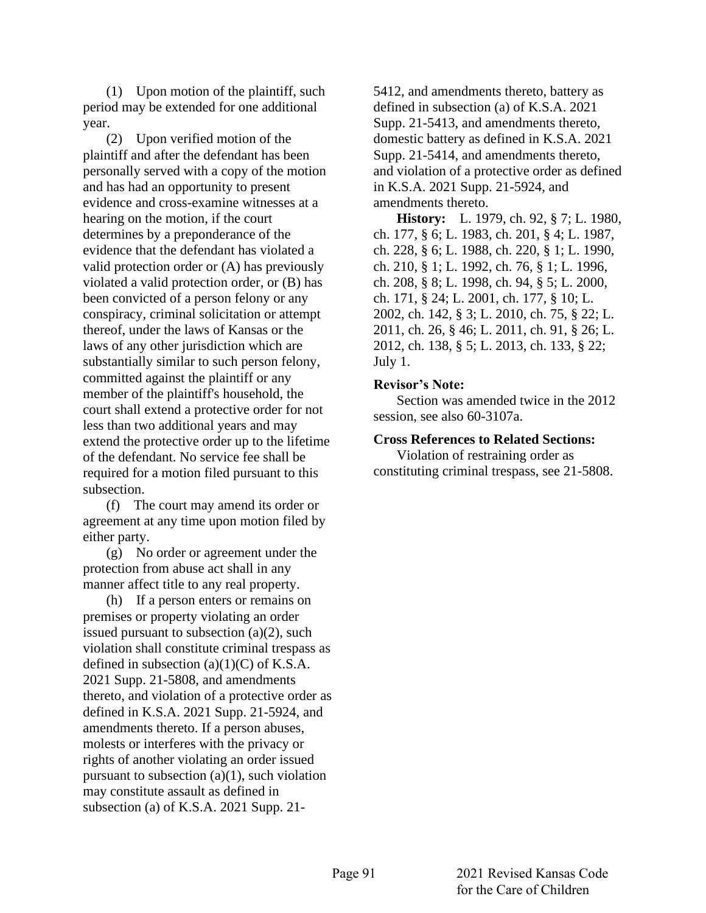(1) Upon motion of the plaintiff, such period may be extended for one additional year.

(2) Upon verified motion of the plaintiff and after the defendant has been personally served with a copy of the motion and has had an opportunity to present evidence and cross-examine witnesses at a hearing on the motion, if the court determines by a preponderance of the evidence that the defendant has violated a valid protection order or (A) has previously violated a valid protection order, or (B) has been convicted of a person felony or any conspiracy, criminal solicitation or attempt thereof, under the laws of Kansas or the laws of any other jurisdiction which are substantially similar to such person felony, committed against the plaintiff or any member of the plaintiff's household, the court shall extend a protective order for not less than two additional years and may extend the protective order up to the lifetime of the defendant. No service fee shall be required for a motion filed pursuant to this subsection.

(f) The court may amend its order or agreement at any time upon motion filed by either party.

(g) No order or agreement under the protection from abuse act shall in any manner affect title to any real property.

(h) If a person enters or remains on premises or property violating an order issued pursuant to subsection (a)(2), such violation shall constitute criminal trespass as defined in subsection (a)(1)(C) of K.S.A. 2021 Supp. 21-5808, and amendments thereto, and violation of a protective order as defined in K.S.A. 2021 Supp. 21-5924, and amendments thereto. If a person abuses, molests or interferes with the privacy or rights of another violating an order issued pursuant to subsection (a)(1), such violation may constitute assault as defined in subsection (a) of K.S.A. 2021 Supp. 21-5412, and amendments thereto, battery as defined in subsection (a) of K.S.A. 2021 Supp. 21-5413, and amendments thereto, domestic battery as defined in K.S.A. 2021 Supp. 21-5414, and amendments thereto, and violation of a protective order as defined in K.S.A. 2021 Supp. 21-5924, and amendments thereto.

**History:** L. 1979, ch. 92, § 7; L. 1980, ch. 177, § 6; L. 1983, ch. 201, § 4; L. 1987, ch. 228, § 6; L. 1988, ch. 220, § 1; L. 1990, ch. 210, § 1; L. 1992, ch. 76, § 1; L. 1996, ch. 208, § 8; L. 1998, ch. 94, § 5; L. 2000, ch. 171, § 24; L. 2001, ch. 177, § 10; L. 2002, ch. 142, § 3; L. 2010, ch. 75, § 22; L. 2011, ch. 26, § 46; L. 2011, ch. 91, § 26; L. 2012, ch. 138, § 5; L. 2013, ch. 133, § 22; July 1.

**Revisor's Note:**

Section was amended twice in the 2012 session, see also 60-3107a.

**Cross References to Related Sections:**

Violation of restraining order as constituting criminal trespass, see 21-5808.